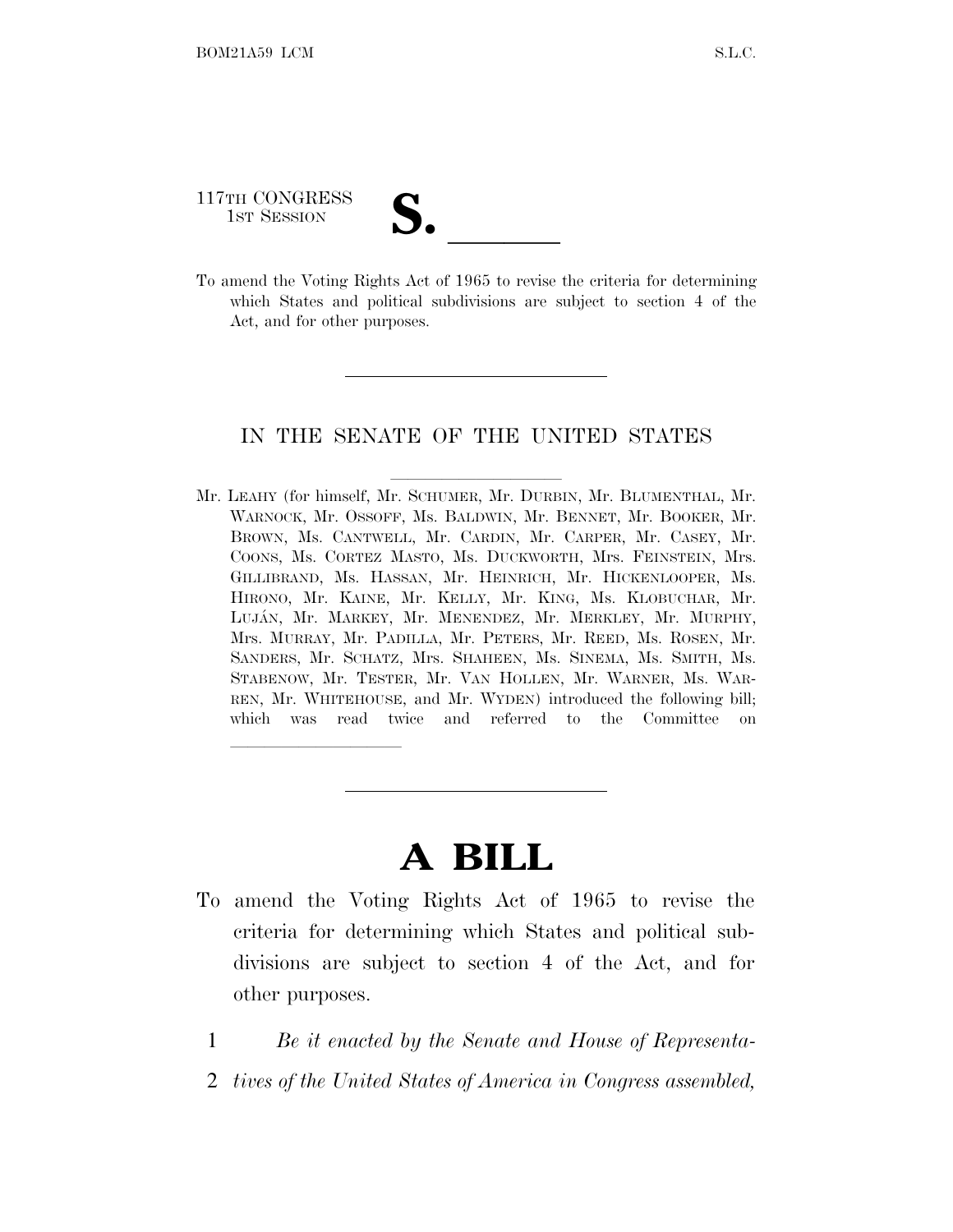117TH CONGRESS
1ST SESSION

# S. ______

To amend the Voting Rights Act of 1965 to revise the criteria for determining which States and political subdivisions are subject to section 4 of the Act, and for other purposes.

---

IN THE SENATE OF THE UNITED STATES

Mr. LEAHY (for himself, Mr. SCHUMER, Mr. DURBIN, Mr. BLUMENTHAL, Mr. WARNOCK, Mr. OSSOFF, Ms. BALDWIN, Mr. BENNET, Mr. BOOKER, Mr. BROWN, Ms. CANTWELL, Mr. CARDIN, Mr. CARPER, Mr. CASEY, Mr. COONS, Ms. CORTEZ MASTO, Ms. DUCKWORTH, Mrs. FEINSTEIN, Mrs. GILLIBRAND, Ms. HASSAN, Mr. HEINRICH, Mr. HICKENLOOPER, Ms. HIRONO, Mr. KAINE, Mr. KELLY, Mr. KING, Ms. KLOBUCHAR, Mr. LUJÁN, Mr. MARKEY, Mr. MENENDEZ, Mr. MERKLEY, Mr. MURPHY, Mrs. MURRAY, Mr. PADILLA, Mr. PETERS, Mr. REED, Ms. ROSEN, Mr. SANDERS, Mr. SCHATZ, Mrs. SHAHEEN, Ms. SINEMA, Ms. SMITH, Ms. STABENOW, Mr. TESTER, Mr. VAN HOLLEN, Mr. WARNER, Ms. WARREN, Mr. WHITEHOUSE, and Mr. WYDEN) introduced the following bill; which was read twice and referred to the Committee on ______________

---

# A BILL

To amend the Voting Rights Act of 1965 to revise the criteria for determining which States and political subdivisions are subject to section 4 of the Act, and for other purposes.

1 *Be it enacted by the Senate and House of Representa-*
2 *tives of the United States of America in Congress assembled,*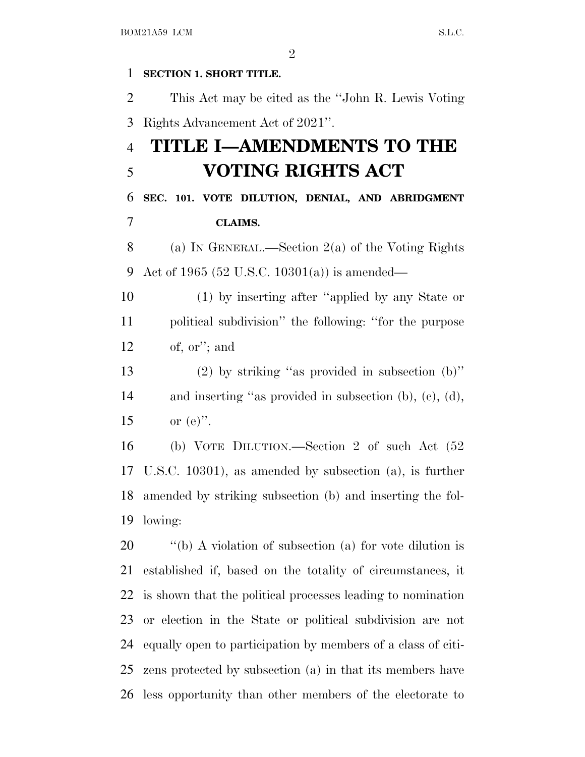**SECTION 1. SHORT TITLE.**

This Act may be cited as the ''John R. Lewis Voting Rights Advancement Act of 2021''.

# TITLE I—AMENDMENTS TO THE VOTING RIGHTS ACT

**SEC. 101. VOTE DILUTION, DENIAL, AND ABRIDGMENT CLAIMS.**

(a) IN GENERAL.—Section 2(a) of the Voting Rights Act of 1965 (52 U.S.C. 10301(a)) is amended—

(1) by inserting after ''applied by any State or political subdivision'' the following: ''for the purpose of, or''; and

(2) by striking ''as provided in subsection (b)'' and inserting ''as provided in subsection (b), (c), (d), or (e)''.

(b) VOTE DILUTION.—Section 2 of such Act (52 U.S.C. 10301), as amended by subsection (a), is further amended by striking subsection (b) and inserting the following:

''(b) A violation of subsection (a) for vote dilution is established if, based on the totality of circumstances, it is shown that the political processes leading to nomination or election in the State or political subdivision are not equally open to participation by members of a class of citizens protected by subsection (a) in that its members have less opportunity than other members of the electorate to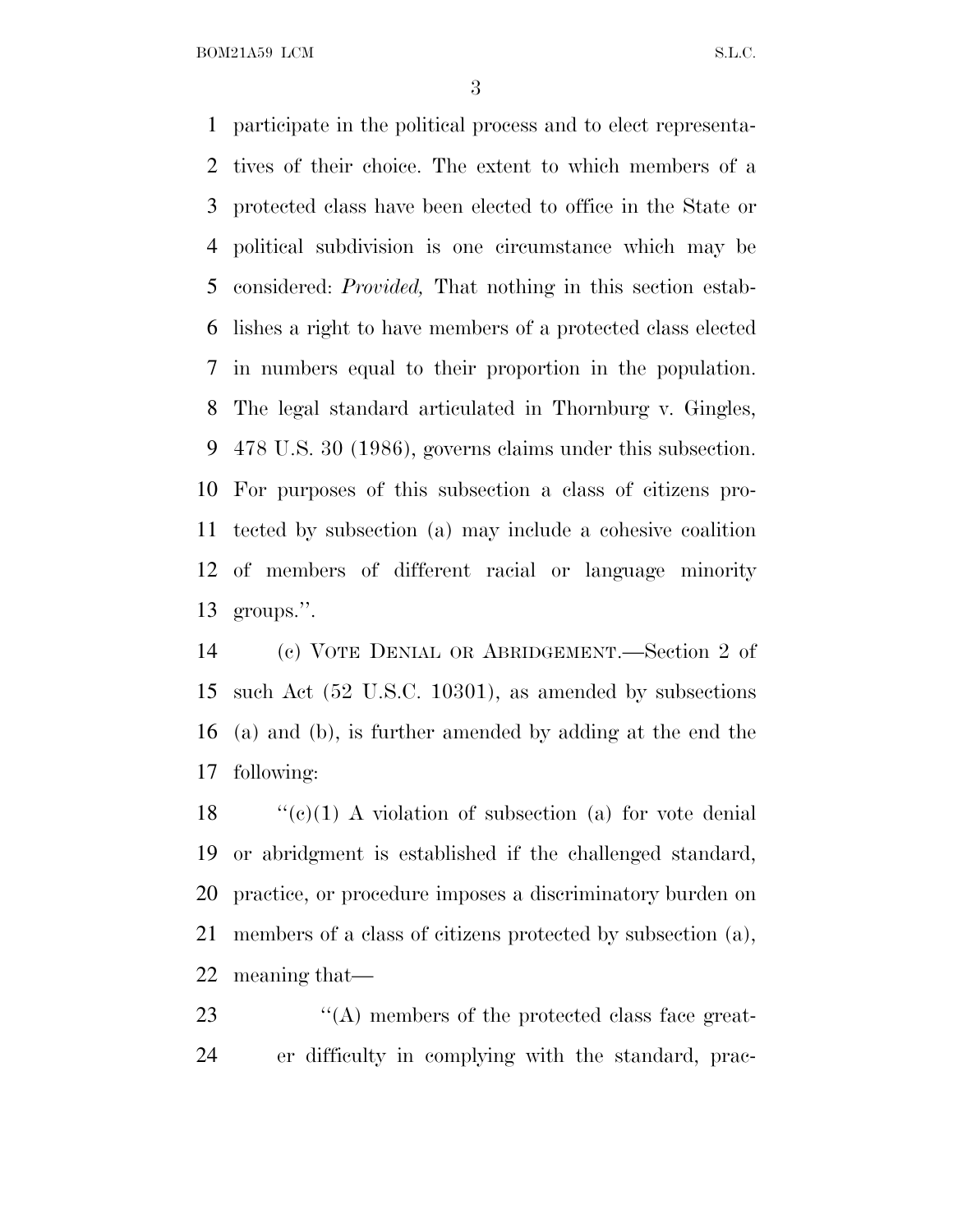participate in the political process and to elect representatives of their choice. The extent to which members of a protected class have been elected to office in the State or political subdivision is one circumstance which may be considered: *Provided,* That nothing in this section establishes a right to have members of a protected class elected in numbers equal to their proportion in the population. The legal standard articulated in Thornburg v. Gingles, 478 U.S. 30 (1986), governs claims under this subsection. For purposes of this subsection a class of citizens protected by subsection (a) may include a cohesive coalition of members of different racial or language minority groups.''.

(c) VOTE DENIAL OR ABRIDGEMENT.—Section 2 of such Act (52 U.S.C. 10301), as amended by subsections (a) and (b), is further amended by adding at the end the following:

''(c)(1) A violation of subsection (a) for vote denial or abridgment is established if the challenged standard, practice, or procedure imposes a discriminatory burden on members of a class of citizens protected by subsection (a), meaning that—

''(A) members of the protected class face greater difficulty in complying with the standard, prac-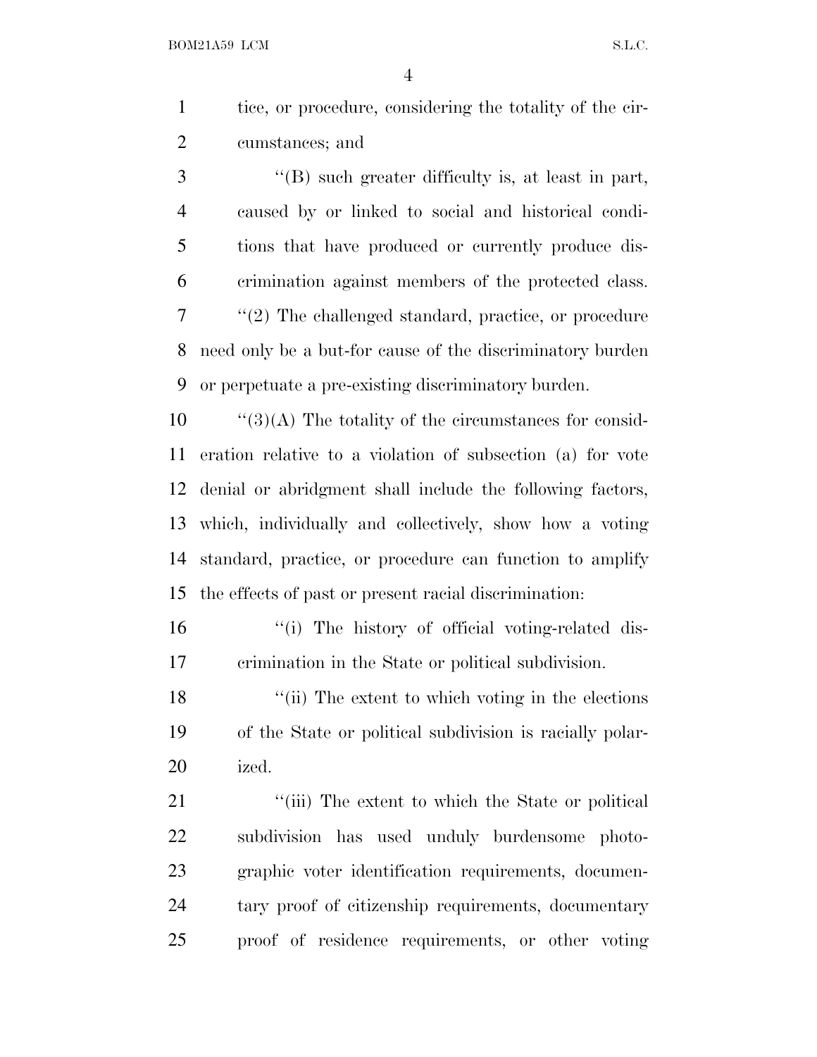tice, or procedure, considering the totality of the circumstances; and

''(B) such greater difficulty is, at least in part, caused by or linked to social and historical conditions that have produced or currently produce discrimination against members of the protected class.

''(2) The challenged standard, practice, or procedure need only be a but-for cause of the discriminatory burden or perpetuate a pre-existing discriminatory burden.

''(3)(A) The totality of the circumstances for consideration relative to a violation of subsection (a) for vote denial or abridgment shall include the following factors, which, individually and collectively, show how a voting standard, practice, or procedure can function to amplify the effects of past or present racial discrimination:

''(i) The history of official voting-related discrimination in the State or political subdivision.

''(ii) The extent to which voting in the elections of the State or political subdivision is racially polarized.

''(iii) The extent to which the State or political subdivision has used unduly burdensome photographic voter identification requirements, documentary proof of citizenship requirements, documentary proof of residence requirements, or other voting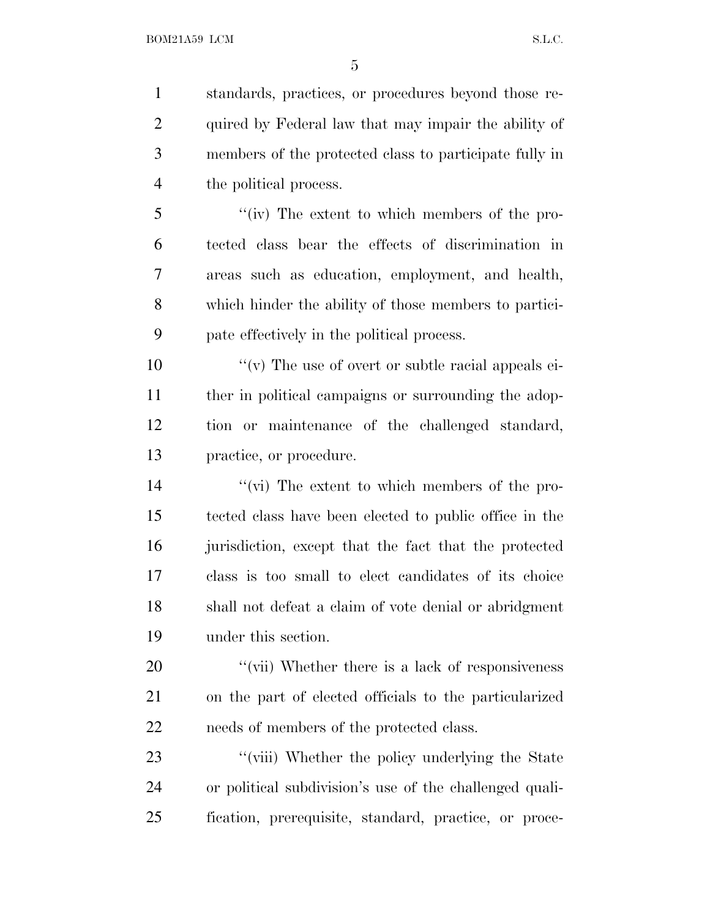standards, practices, or procedures beyond those required by Federal law that may impair the ability of members of the protected class to participate fully in the political process.

''(iv) The extent to which members of the protected class bear the effects of discrimination in areas such as education, employment, and health, which hinder the ability of those members to participate effectively in the political process.

''(v) The use of overt or subtle racial appeals either in political campaigns or surrounding the adoption or maintenance of the challenged standard, practice, or procedure.

''(vi) The extent to which members of the protected class have been elected to public office in the jurisdiction, except that the fact that the protected class is too small to elect candidates of its choice shall not defeat a claim of vote denial or abridgment under this section.

''(vii) Whether there is a lack of responsiveness on the part of elected officials to the particularized needs of members of the protected class.

''(viii) Whether the policy underlying the State or political subdivision's use of the challenged qualification, prerequisite, standard, practice, or proce-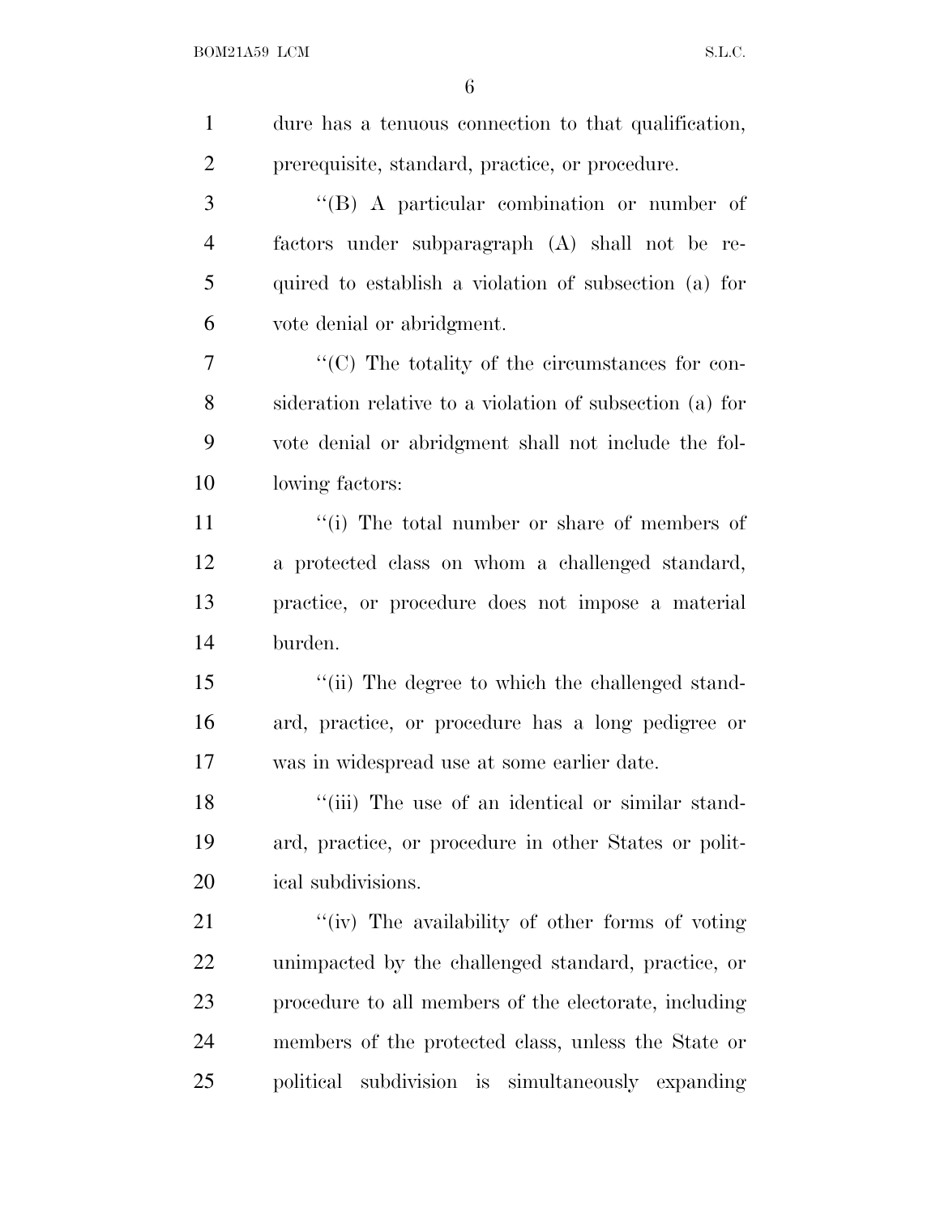dure has a tenuous connection to that qualification, prerequisite, standard, practice, or procedure.

''(B) A particular combination or number of factors under subparagraph (A) shall not be required to establish a violation of subsection (a) for vote denial or abridgment.

''(C) The totality of the circumstances for consideration relative to a violation of subsection (a) for vote denial or abridgment shall not include the following factors:

''(i) The total number or share of members of a protected class on whom a challenged standard, practice, or procedure does not impose a material burden.

''(ii) The degree to which the challenged standard, practice, or procedure has a long pedigree or was in widespread use at some earlier date.

''(iii) The use of an identical or similar standard, practice, or procedure in other States or political subdivisions.

''(iv) The availability of other forms of voting unimpacted by the challenged standard, practice, or procedure to all members of the electorate, including members of the protected class, unless the State or political subdivision is simultaneously expanding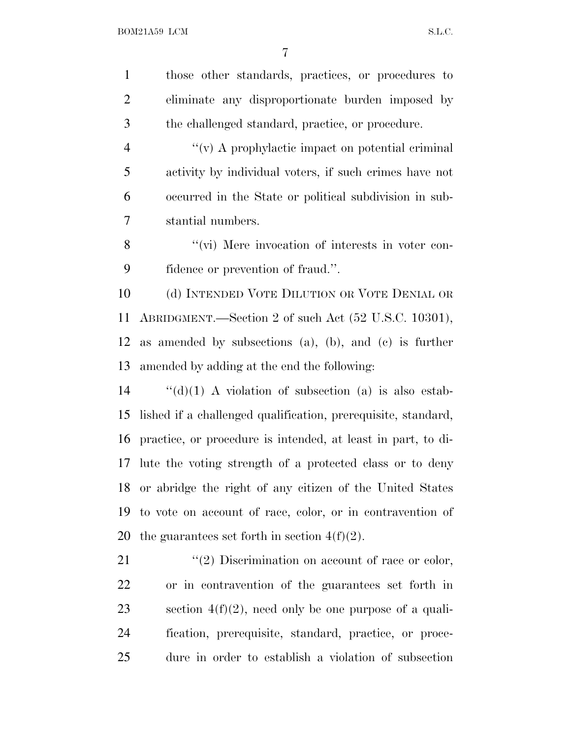those other standards, practices, or procedures to eliminate any disproportionate burden imposed by the challenged standard, practice, or procedure.

''(v) A prophylactic impact on potential criminal activity by individual voters, if such crimes have not occurred in the State or political subdivision in substantial numbers.

''(vi) Mere invocation of interests in voter confidence or prevention of fraud.''.

(d) INTENDED VOTE DILUTION OR VOTE DENIAL OR ABRIDGMENT.—Section 2 of such Act (52 U.S.C. 10301), as amended by subsections (a), (b), and (c) is further amended by adding at the end the following:

''(d)(1) A violation of subsection (a) is also established if a challenged qualification, prerequisite, standard, practice, or procedure is intended, at least in part, to dilute the voting strength of a protected class or to deny or abridge the right of any citizen of the United States to vote on account of race, color, or in contravention of the guarantees set forth in section 4(f)(2).

''(2) Discrimination on account of race or color, or in contravention of the guarantees set forth in section 4(f)(2), need only be one purpose of a qualification, prerequisite, standard, practice, or procedure in order to establish a violation of subsection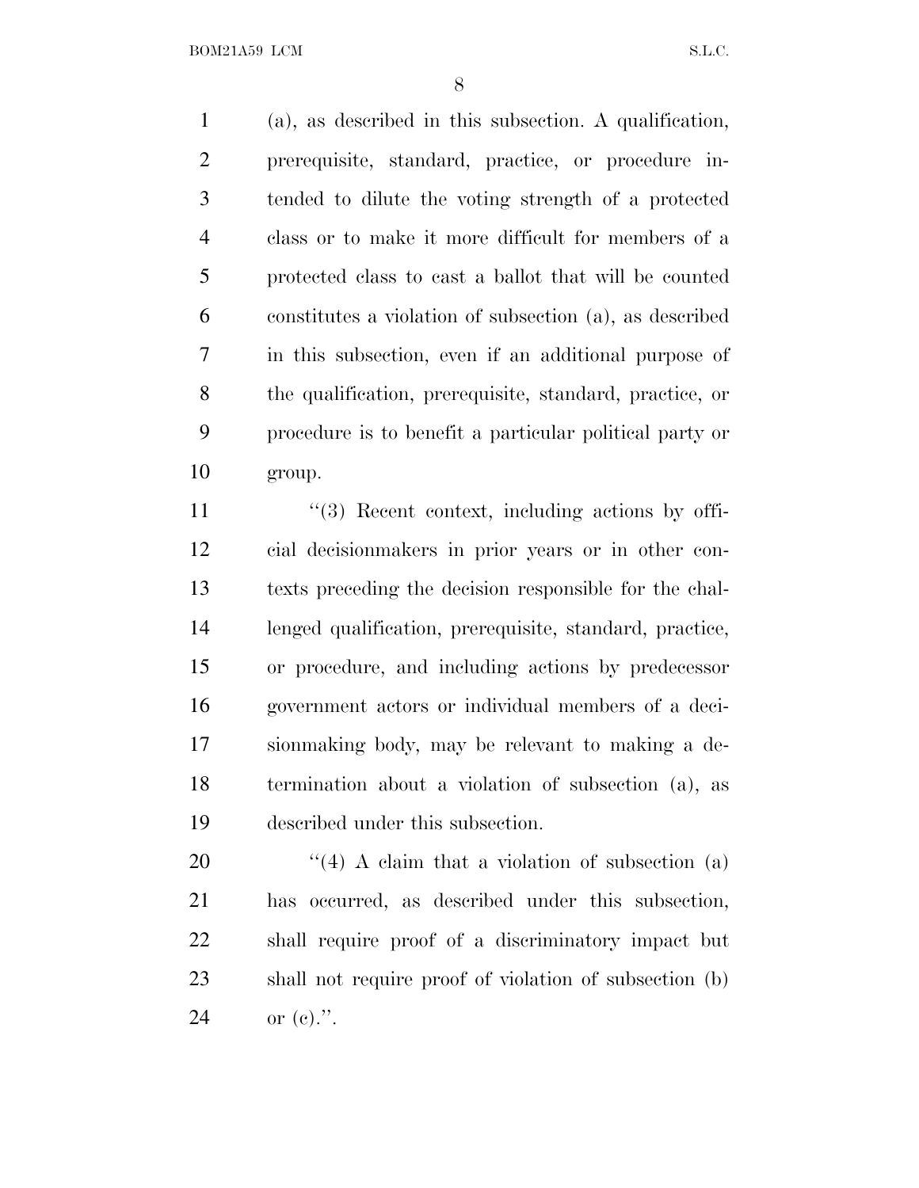(a), as described in this subsection. A qualification, prerequisite, standard, practice, or procedure intended to dilute the voting strength of a protected class or to make it more difficult for members of a protected class to cast a ballot that will be counted constitutes a violation of subsection (a), as described in this subsection, even if an additional purpose of the qualification, prerequisite, standard, practice, or procedure is to benefit a particular political party or group.

"(3) Recent context, including actions by official decisionmakers in prior years or in other contexts preceding the decision responsible for the challenged qualification, prerequisite, standard, practice, or procedure, and including actions by predecessor government actors or individual members of a decisionmaking body, may be relevant to making a determination about a violation of subsection (a), as described under this subsection.

"(4) A claim that a violation of subsection (a) has occurred, as described under this subsection, shall require proof of a discriminatory impact but shall not require proof of violation of subsection (b) or (c).".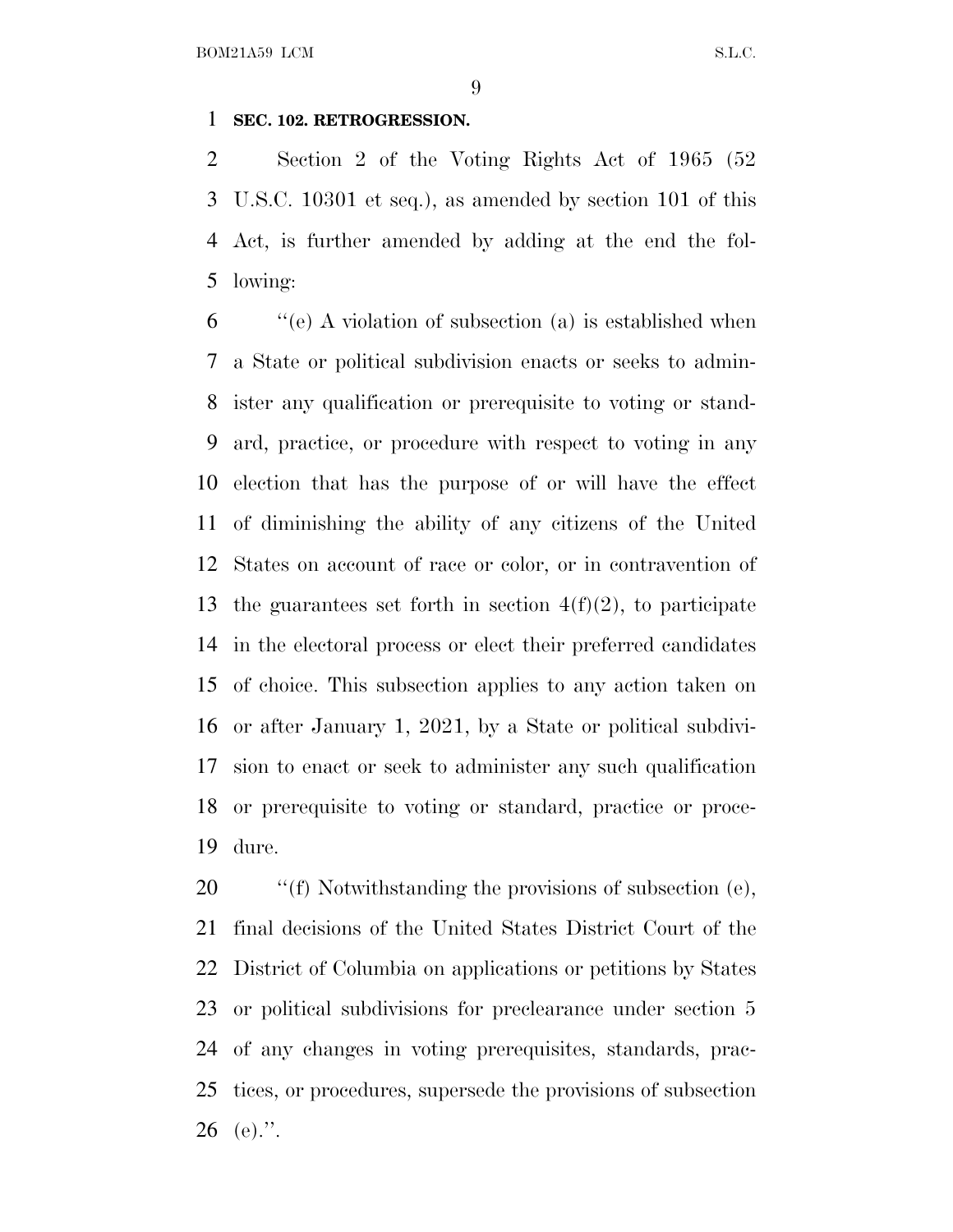**SEC. 102. RETROGRESSION.**

Section 2 of the Voting Rights Act of 1965 (52 U.S.C. 10301 et seq.), as amended by section 101 of this Act, is further amended by adding at the end the following:

"(e) A violation of subsection (a) is established when a State or political subdivision enacts or seeks to administer any qualification or prerequisite to voting or standard, practice, or procedure with respect to voting in any election that has the purpose of or will have the effect of diminishing the ability of any citizens of the United States on account of race or color, or in contravention of the guarantees set forth in section 4(f)(2), to participate in the electoral process or elect their preferred candidates of choice. This subsection applies to any action taken on or after January 1, 2021, by a State or political subdivision to enact or seek to administer any such qualification or prerequisite to voting or standard, practice or procedure.

"(f) Notwithstanding the provisions of subsection (e), final decisions of the United States District Court of the District of Columbia on applications or petitions by States or political subdivisions for preclearance under section 5 of any changes in voting prerequisites, standards, practices, or procedures, supersede the provisions of subsection (e).".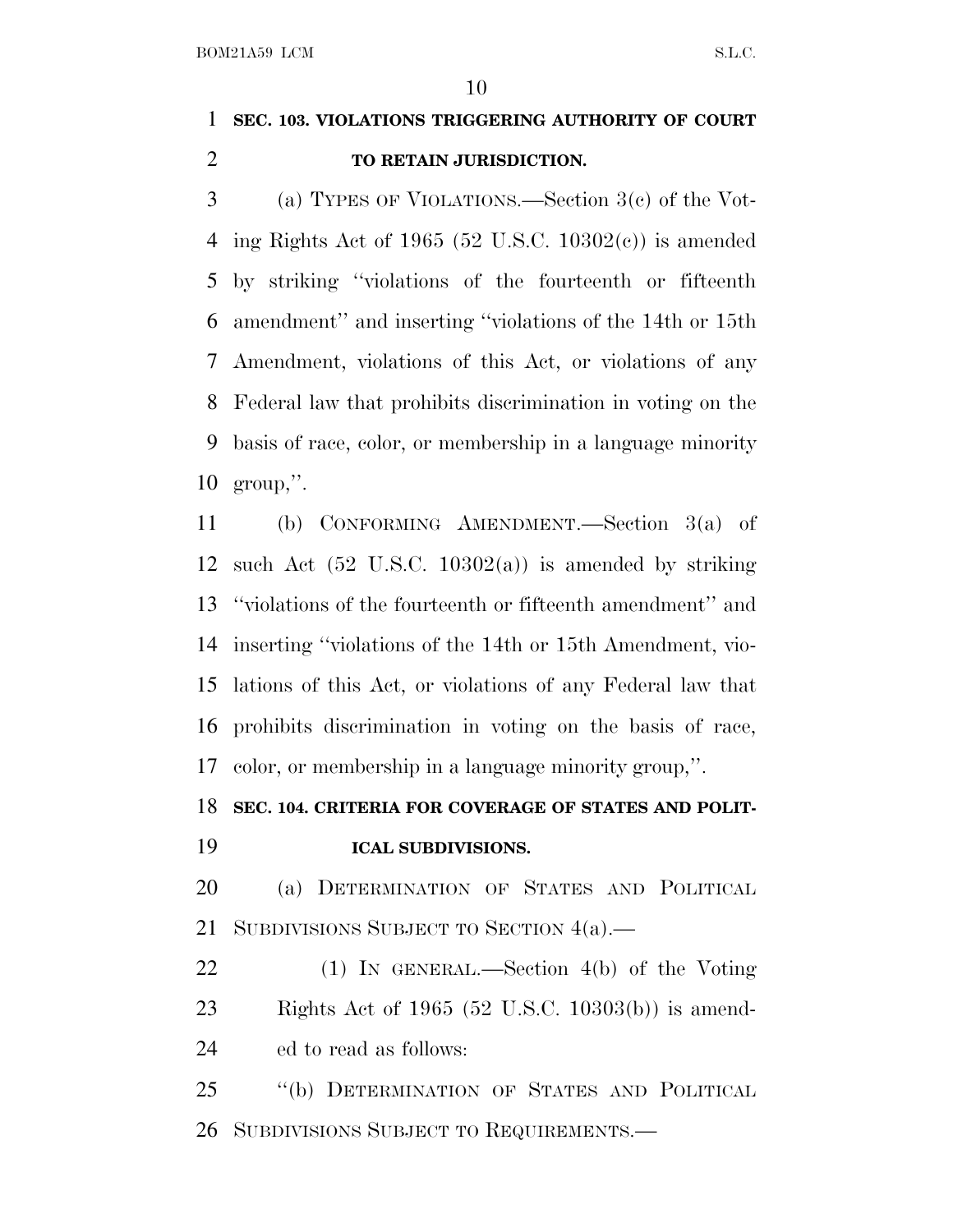**SEC. 103. VIOLATIONS TRIGGERING AUTHORITY OF COURT TO RETAIN JURISDICTION.**

(a) TYPES OF VIOLATIONS.—Section 3(c) of the Voting Rights Act of 1965 (52 U.S.C. 10302(c)) is amended by striking ''violations of the fourteenth or fifteenth amendment'' and inserting ''violations of the 14th or 15th Amendment, violations of this Act, or violations of any Federal law that prohibits discrimination in voting on the basis of race, color, or membership in a language minority group,''.

(b) CONFORMING AMENDMENT.—Section 3(a) of such Act (52 U.S.C. 10302(a)) is amended by striking ''violations of the fourteenth or fifteenth amendment'' and inserting ''violations of the 14th or 15th Amendment, violations of this Act, or violations of any Federal law that prohibits discrimination in voting on the basis of race, color, or membership in a language minority group,''.

**SEC. 104. CRITERIA FOR COVERAGE OF STATES AND POLITICAL SUBDIVISIONS.**

(a) DETERMINATION OF STATES AND POLITICAL SUBDIVISIONS SUBJECT TO SECTION 4(a).—

(1) IN GENERAL.—Section 4(b) of the Voting Rights Act of 1965 (52 U.S.C. 10303(b)) is amended to read as follows:

''(b) DETERMINATION OF STATES AND POLITICAL SUBDIVISIONS SUBJECT TO REQUIREMENTS.—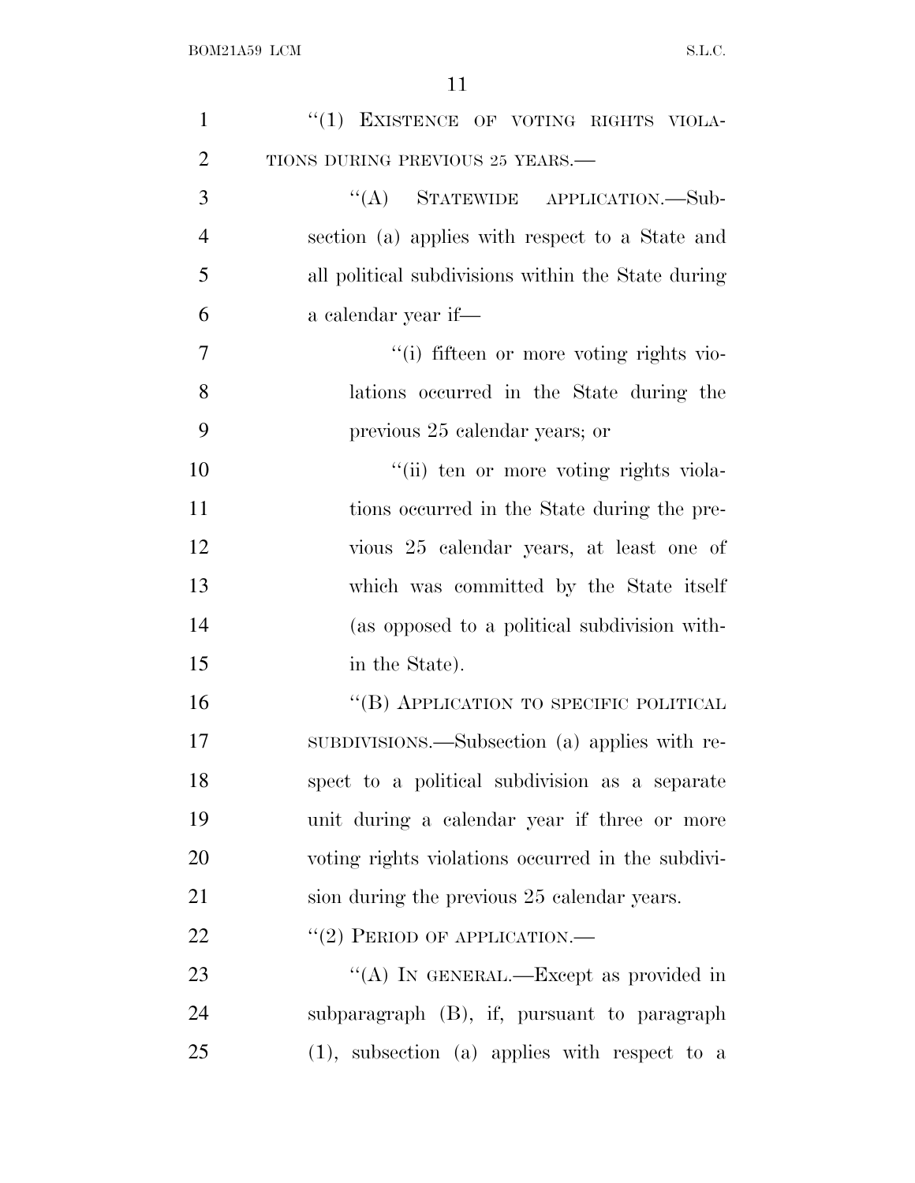"(1) EXISTENCE OF VOTING RIGHTS VIOLATIONS DURING PREVIOUS 25 YEARS.—

"(A) STATEWIDE APPLICATION.—Subsection (a) applies with respect to a State and all political subdivisions within the State during a calendar year if—

"(i) fifteen or more voting rights violations occurred in the State during the previous 25 calendar years; or

"(ii) ten or more voting rights violations occurred in the State during the previous 25 calendar years, at least one of which was committed by the State itself (as opposed to a political subdivision within the State).

"(B) APPLICATION TO SPECIFIC POLITICAL SUBDIVISIONS.—Subsection (a) applies with respect to a political subdivision as a separate unit during a calendar year if three or more voting rights violations occurred in the subdivision during the previous 25 calendar years.

"(2) PERIOD OF APPLICATION.—

"(A) IN GENERAL.—Except as provided in subparagraph (B), if, pursuant to paragraph (1), subsection (a) applies with respect to a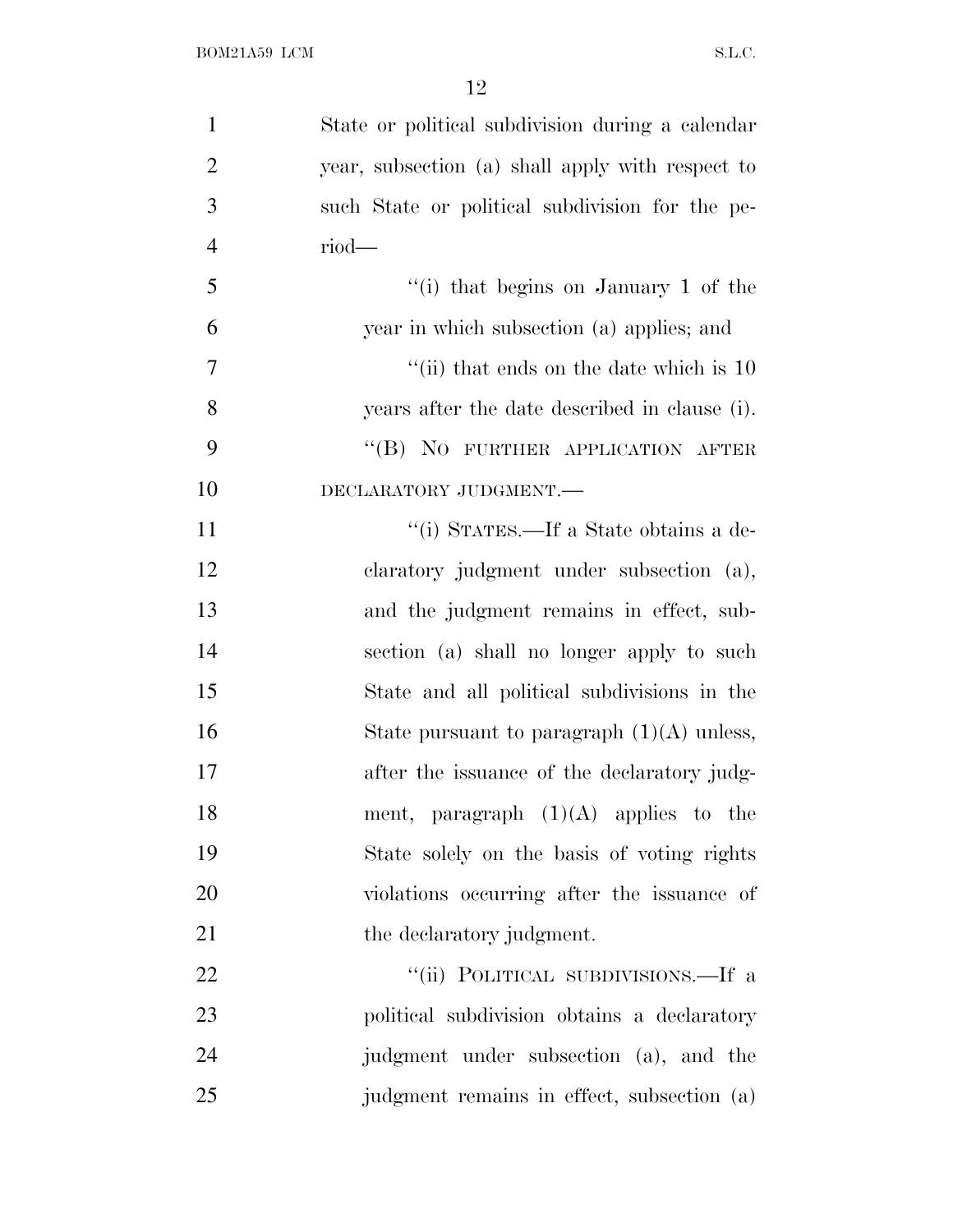State or political subdivision during a calendar year, subsection (a) shall apply with respect to such State or political subdivision for the period—

"(i) that begins on January 1 of the year in which subsection (a) applies; and

"(ii) that ends on the date which is 10 years after the date described in clause (i).

"(B) NO FURTHER APPLICATION AFTER DECLARATORY JUDGMENT.—

"(i) STATES.—If a State obtains a declaratory judgment under subsection (a), and the judgment remains in effect, subsection (a) shall no longer apply to such State and all political subdivisions in the State pursuant to paragraph (1)(A) unless, after the issuance of the declaratory judgment, paragraph (1)(A) applies to the State solely on the basis of voting rights violations occurring after the issuance of the declaratory judgment.

"(ii) POLITICAL SUBDIVISIONS.—If a political subdivision obtains a declaratory judgment under subsection (a), and the judgment remains in effect, subsection (a)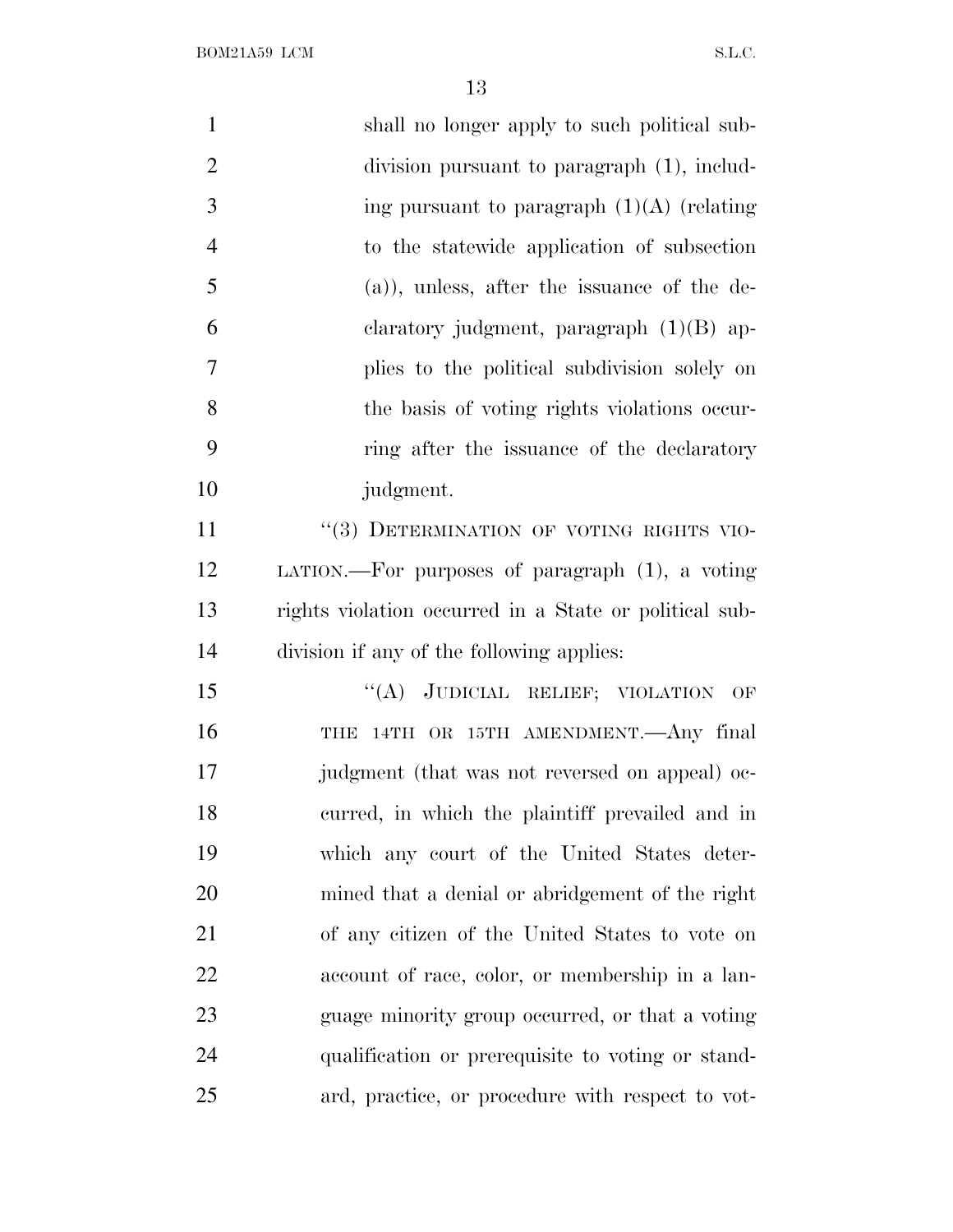shall no longer apply to such political subdivision pursuant to paragraph (1), including pursuant to paragraph (1)(A) (relating to the statewide application of subsection (a)), unless, after the issuance of the declaratory judgment, paragraph (1)(B) applies to the political subdivision solely on the basis of voting rights violations occurring after the issuance of the declaratory judgment.

"(3) DETERMINATION OF VOTING RIGHTS VIOLATION.—For purposes of paragraph (1), a voting rights violation occurred in a State or political subdivision if any of the following applies:

"(A) JUDICIAL RELIEF; VIOLATION OF THE 14TH OR 15TH AMENDMENT.—Any final judgment (that was not reversed on appeal) occurred, in which the plaintiff prevailed and in which any court of the United States determined that a denial or abridgement of the right of any citizen of the United States to vote on account of race, color, or membership in a language minority group occurred, or that a voting qualification or prerequisite to voting or standard, practice, or procedure with respect to vot-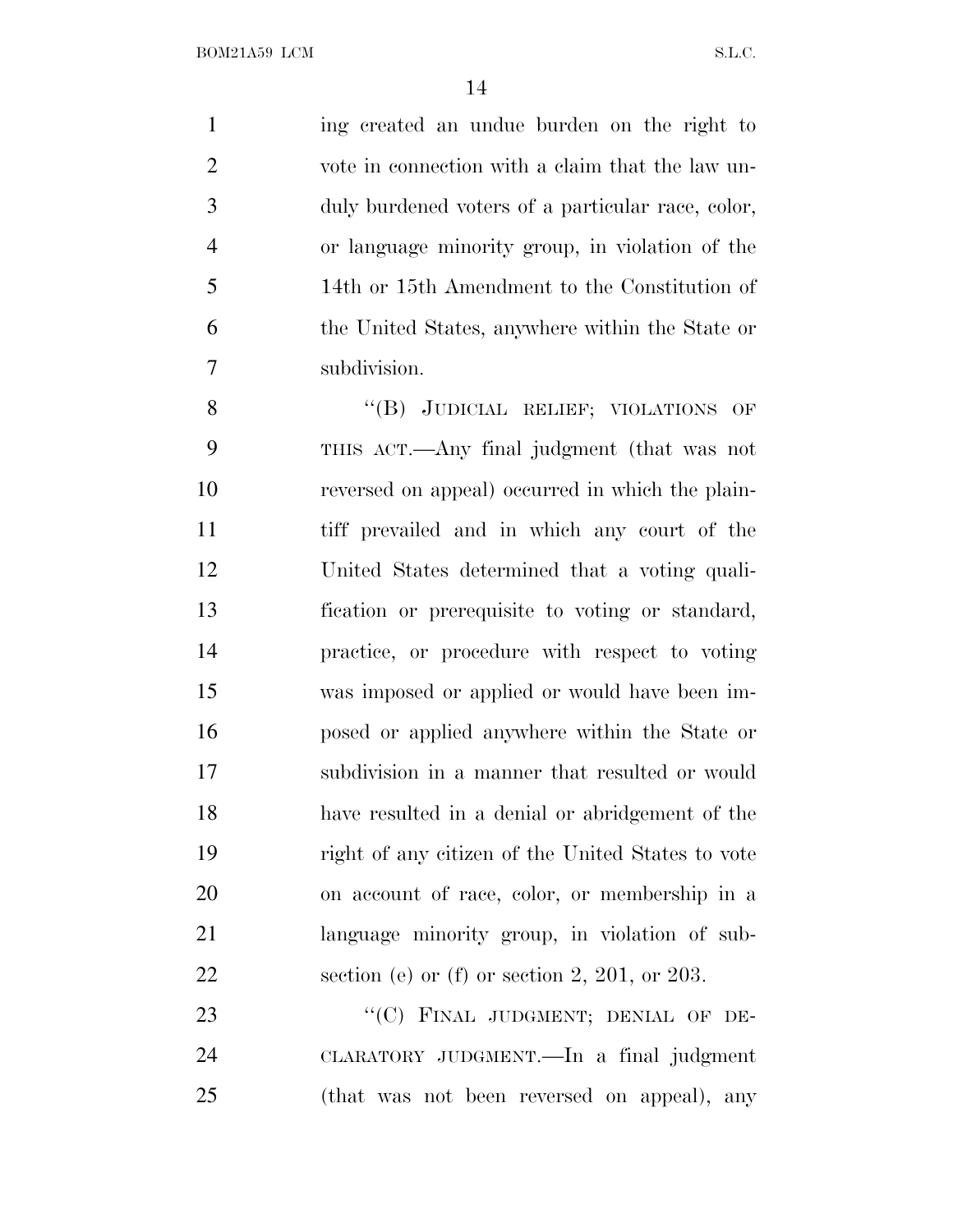ing created an undue burden on the right to vote in connection with a claim that the law unduly burdened voters of a particular race, color, or language minority group, in violation of the 14th or 15th Amendment to the Constitution of the United States, anywhere within the State or subdivision.

"(B) JUDICIAL RELIEF; VIOLATIONS OF THIS ACT.—Any final judgment (that was not reversed on appeal) occurred in which the plaintiff prevailed and in which any court of the United States determined that a voting qualification or prerequisite to voting or standard, practice, or procedure with respect to voting was imposed or applied or would have been imposed or applied anywhere within the State or subdivision in a manner that resulted or would have resulted in a denial or abridgement of the right of any citizen of the United States to vote on account of race, color, or membership in a language minority group, in violation of subsection (e) or (f) or section 2, 201, or 203.

"(C) FINAL JUDGMENT; DENIAL OF DECLARATORY JUDGMENT.—In a final judgment (that was not been reversed on appeal), any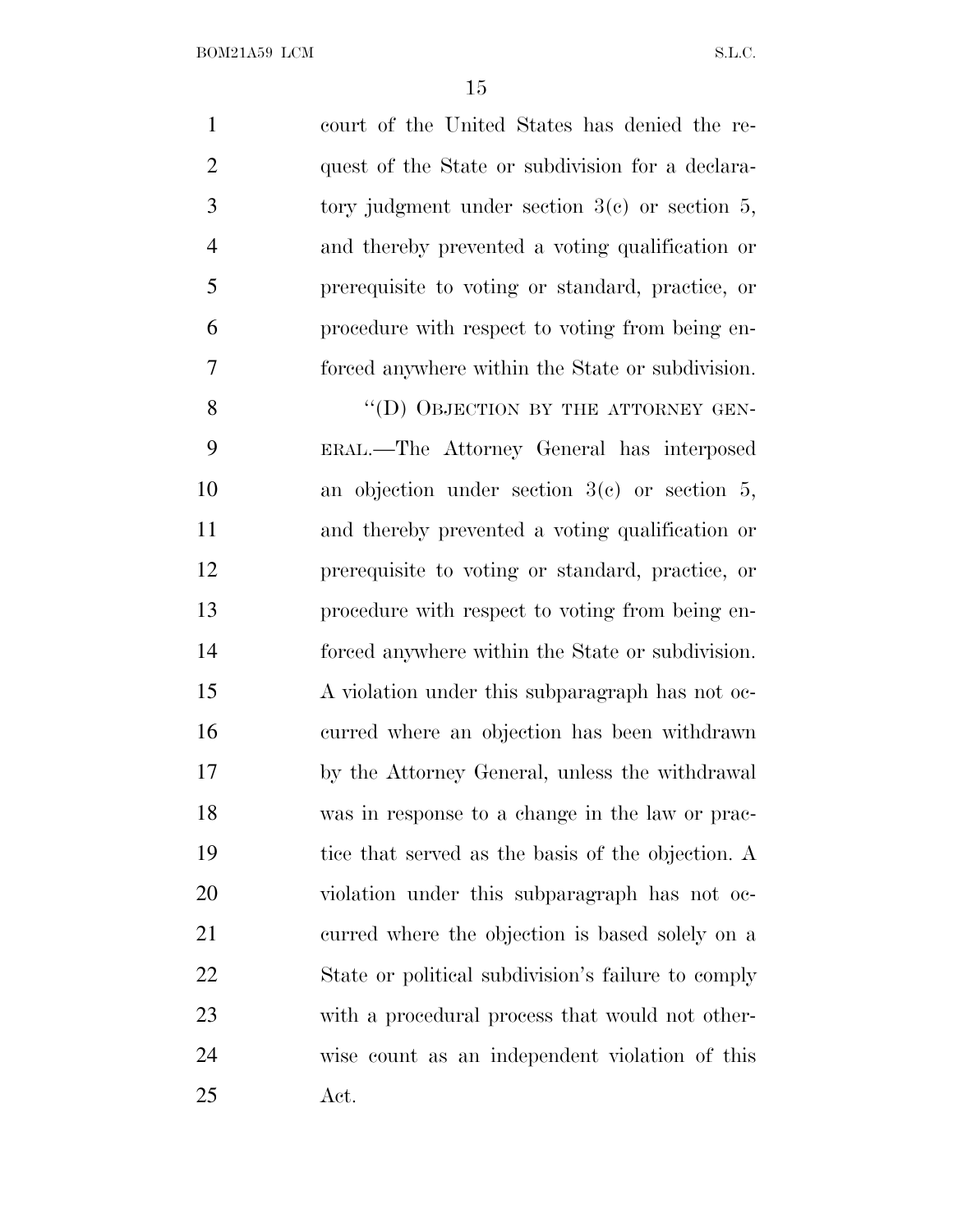court of the United States has denied the request of the State or subdivision for a declaratory judgment under section 3(c) or section 5, and thereby prevented a voting qualification or prerequisite to voting or standard, practice, or procedure with respect to voting from being enforced anywhere within the State or subdivision.

"(D) OBJECTION BY THE ATTORNEY GENERAL.—The Attorney General has interposed an objection under section 3(c) or section 5, and thereby prevented a voting qualification or prerequisite to voting or standard, practice, or procedure with respect to voting from being enforced anywhere within the State or subdivision. A violation under this subparagraph has not occurred where an objection has been withdrawn by the Attorney General, unless the withdrawal was in response to a change in the law or practice that served as the basis of the objection. A violation under this subparagraph has not occurred where the objection is based solely on a State or political subdivision's failure to comply with a procedural process that would not otherwise count as an independent violation of this Act.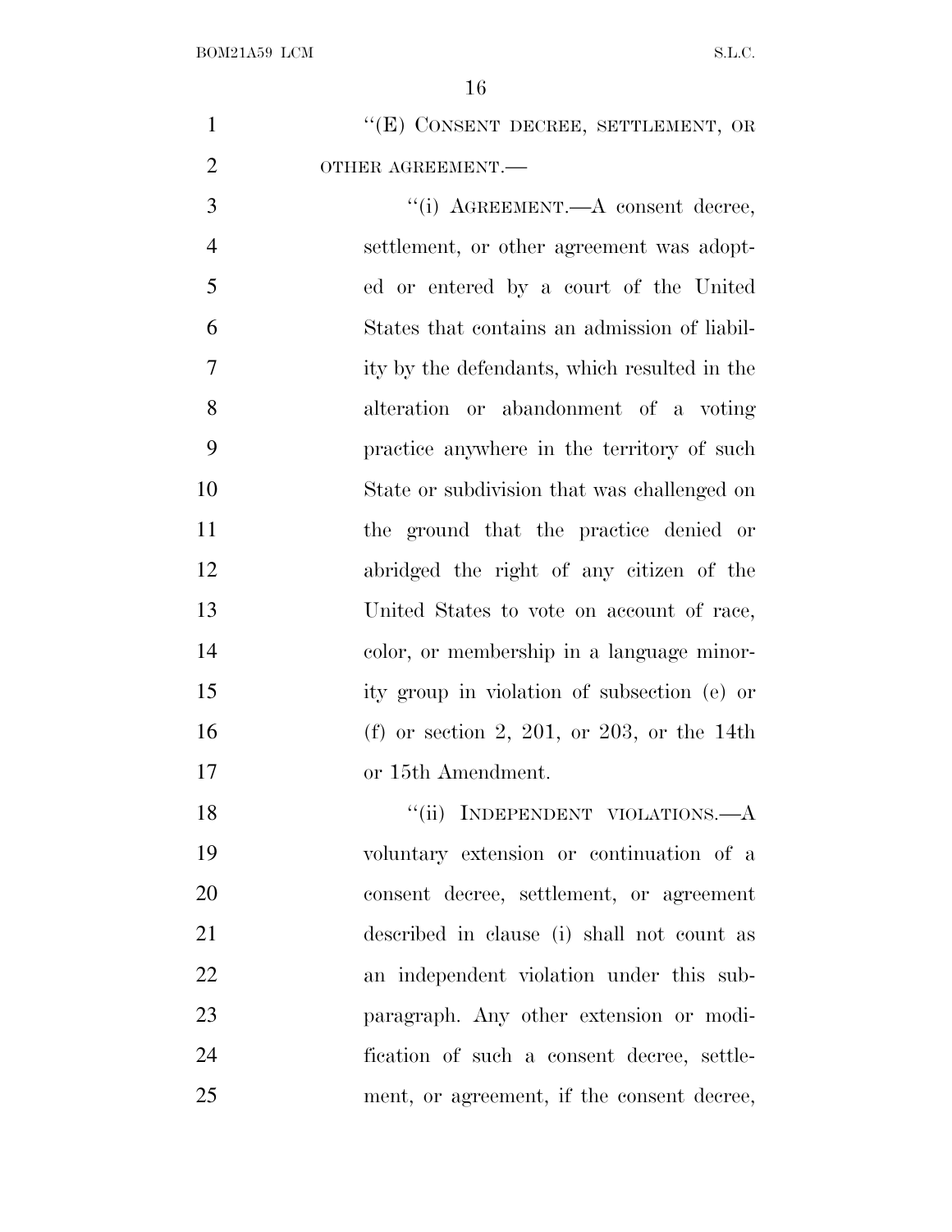"(E) CONSENT DECREE, SETTLEMENT, OR OTHER AGREEMENT.—

"(i) AGREEMENT.—A consent decree, settlement, or other agreement was adopted or entered by a court of the United States that contains an admission of liability by the defendants, which resulted in the alteration or abandonment of a voting practice anywhere in the territory of such State or subdivision that was challenged on the ground that the practice denied or abridged the right of any citizen of the United States to vote on account of race, color, or membership in a language minority group in violation of subsection (e) or (f) or section 2, 201, or 203, or the 14th or 15th Amendment.

"(ii) INDEPENDENT VIOLATIONS.—A voluntary extension or continuation of a consent decree, settlement, or agreement described in clause (i) shall not count as an independent violation under this subparagraph. Any other extension or modification of such a consent decree, settlement, or agreement, if the consent decree,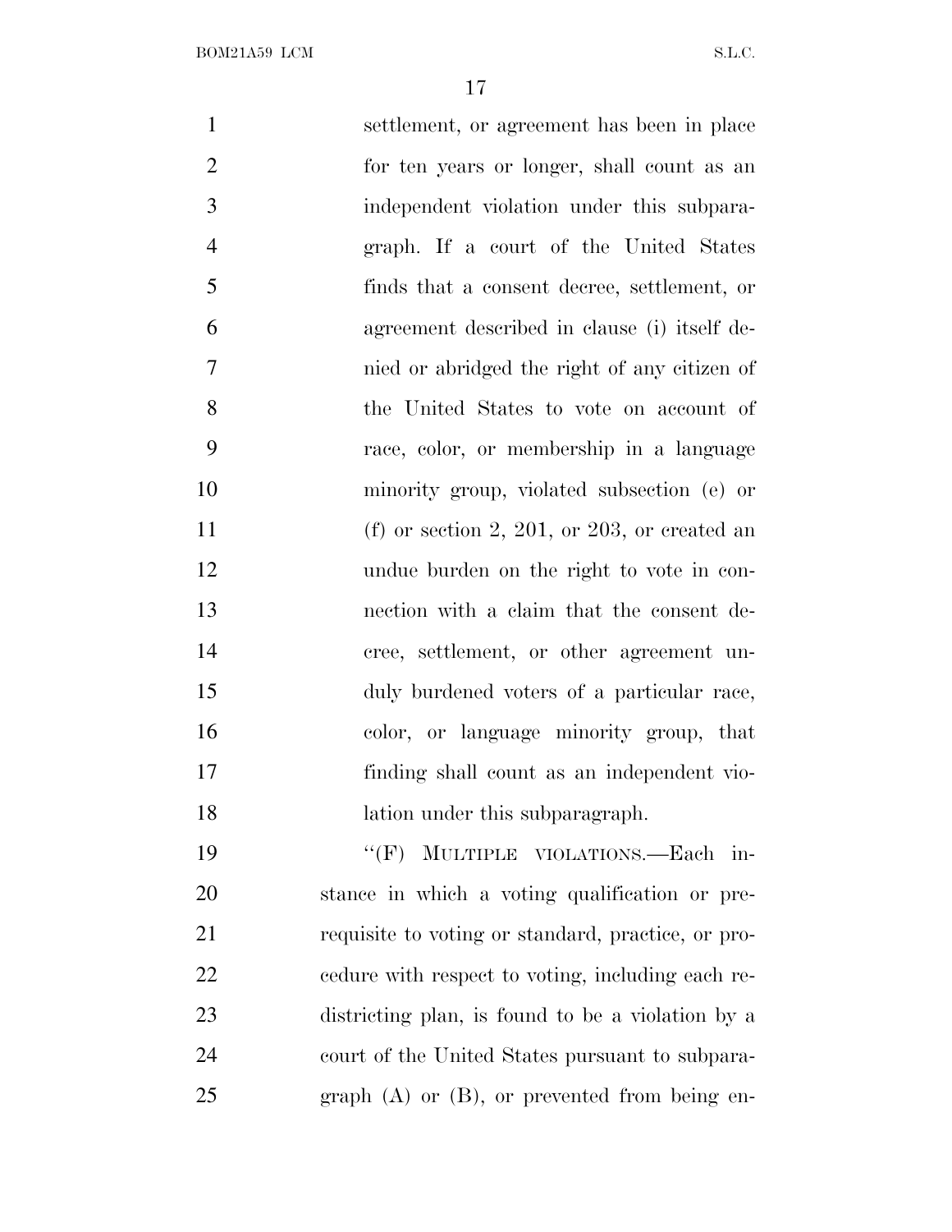settlement, or agreement has been in place for ten years or longer, shall count as an independent violation under this subparagraph. If a court of the United States finds that a consent decree, settlement, or agreement described in clause (i) itself denied or abridged the right of any citizen of the United States to vote on account of race, color, or membership in a language minority group, violated subsection (e) or (f) or section 2, 201, or 203, or created an undue burden on the right to vote in connection with a claim that the consent decree, settlement, or other agreement unduly burdened voters of a particular race, color, or language minority group, that finding shall count as an independent violation under this subparagraph.

"(F) MULTIPLE VIOLATIONS.—Each instance in which a voting qualification or prerequisite to voting or standard, practice, or procedure with respect to voting, including each redistricting plan, is found to be a violation by a court of the United States pursuant to subparagraph (A) or (B), or prevented from being en-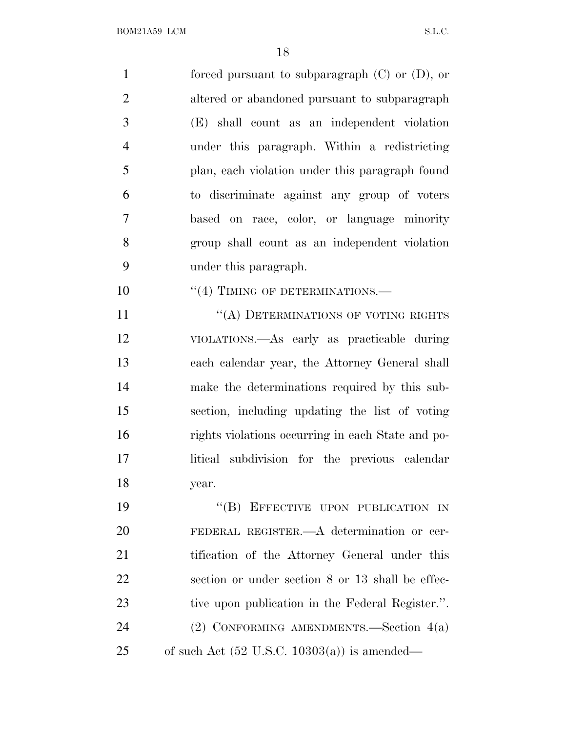forced pursuant to subparagraph (C) or (D), or altered or abandoned pursuant to subparagraph (E) shall count as an independent violation under this paragraph. Within a redistricting plan, each violation under this paragraph found to discriminate against any group of voters based on race, color, or language minority group shall count as an independent violation under this paragraph.

"(4) TIMING OF DETERMINATIONS.—

"(A) DETERMINATIONS OF VOTING RIGHTS VIOLATIONS.—As early as practicable during each calendar year, the Attorney General shall make the determinations required by this subsection, including updating the list of voting rights violations occurring in each State and political subdivision for the previous calendar year.

"(B) EFFECTIVE UPON PUBLICATION IN FEDERAL REGISTER.—A determination or certification of the Attorney General under this section or under section 8 or 13 shall be effective upon publication in the Federal Register.".

(2) CONFORMING AMENDMENTS.—Section 4(a) of such Act (52 U.S.C. 10303(a)) is amended—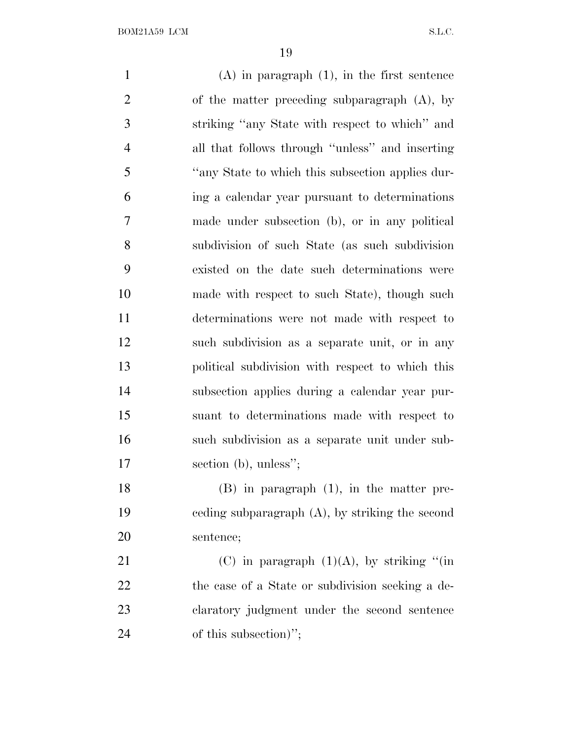(A) in paragraph (1), in the first sentence of the matter preceding subparagraph (A), by striking ''any State with respect to which'' and all that follows through ''unless'' and inserting ''any State to which this subsection applies during a calendar year pursuant to determinations made under subsection (b), or in any political subdivision of such State (as such subdivision existed on the date such determinations were made with respect to such State), though such determinations were not made with respect to such subdivision as a separate unit, or in any political subdivision with respect to which this subsection applies during a calendar year pursuant to determinations made with respect to such subdivision as a separate unit under subsection (b), unless'';

(B) in paragraph (1), in the matter preceding subparagraph (A), by striking the second sentence;

(C) in paragraph (1)(A), by striking ''(in the case of a State or subdivision seeking a declaratory judgment under the second sentence of this subsection)'';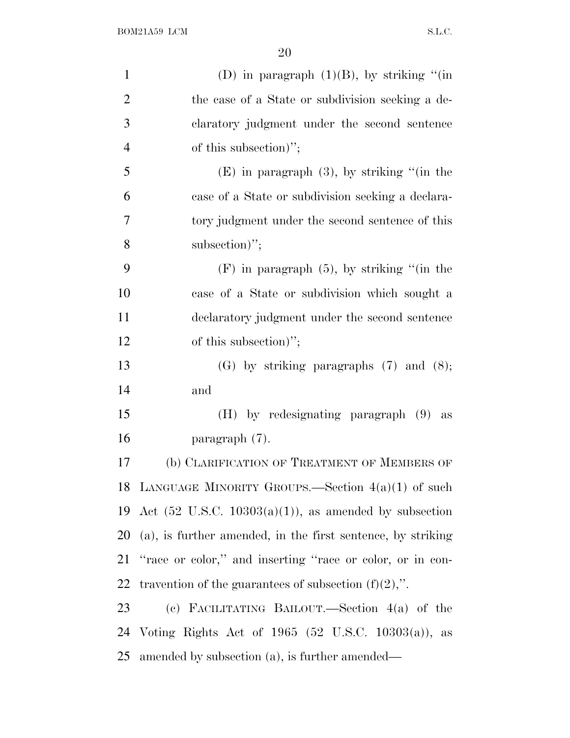(D) in paragraph (1)(B), by striking "(in the case of a State or subdivision seeking a declaratory judgment under the second sentence of this subsection)";

(E) in paragraph (3), by striking "(in the case of a State or subdivision seeking a declaratory judgment under the second sentence of this subsection)";

(F) in paragraph (5), by striking "(in the case of a State or subdivision which sought a declaratory judgment under the second sentence of this subsection)";

(G) by striking paragraphs (7) and (8); and

(H) by redesignating paragraph (9) as paragraph (7).

(b) CLARIFICATION OF TREATMENT OF MEMBERS OF LANGUAGE MINORITY GROUPS.—Section 4(a)(1) of such Act (52 U.S.C. 10303(a)(1)), as amended by subsection (a), is further amended, in the first sentence, by striking "race or color," and inserting "race or color, or in contravention of the guarantees of subsection (f)(2),".

(c) FACILITATING BAILOUT.—Section 4(a) of the Voting Rights Act of 1965 (52 U.S.C. 10303(a)), as amended by subsection (a), is further amended—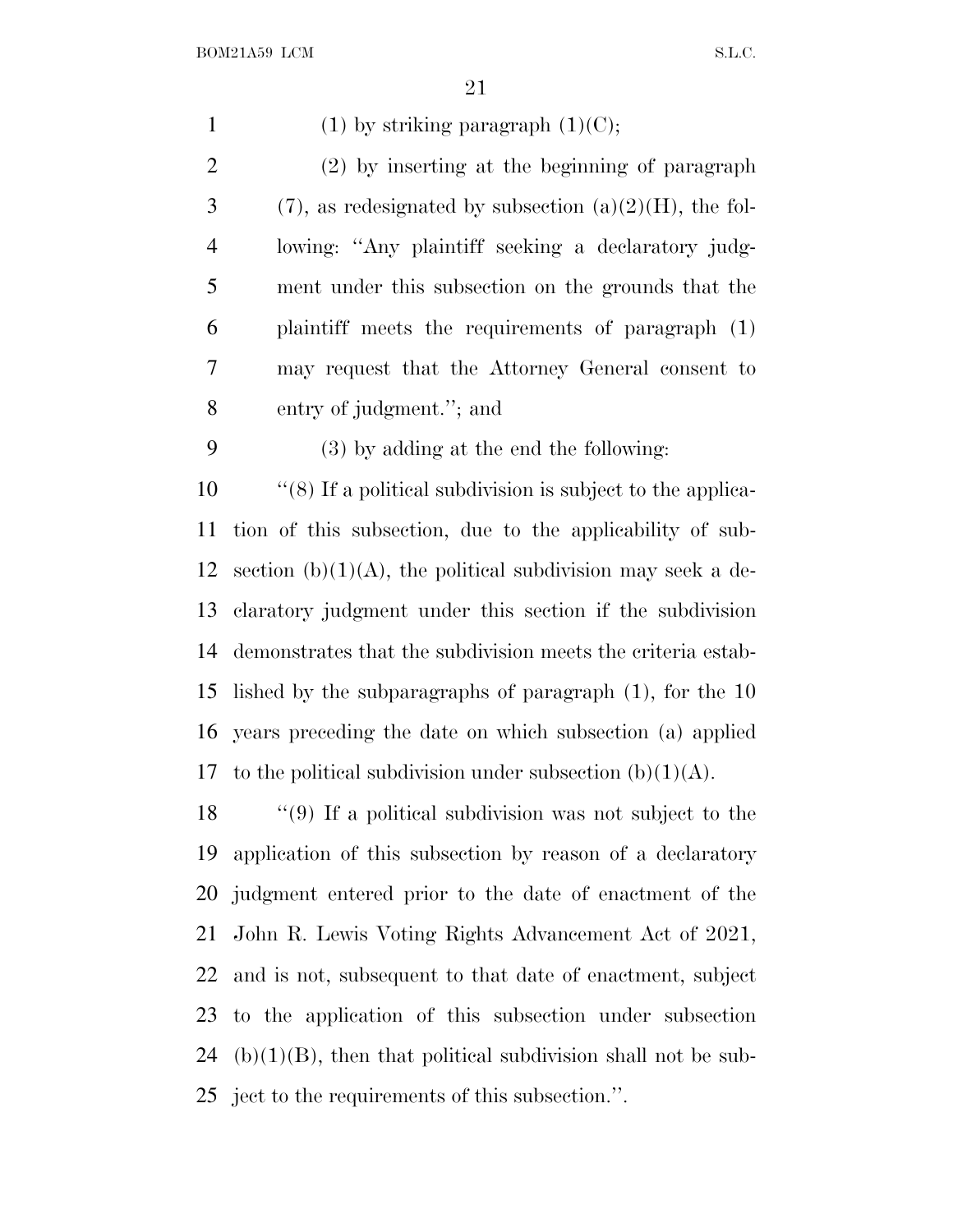(1) by striking paragraph (1)(C);

(2) by inserting at the beginning of paragraph (7), as redesignated by subsection (a)(2)(H), the following: "Any plaintiff seeking a declaratory judgment under this subsection on the grounds that the plaintiff meets the requirements of paragraph (1) may request that the Attorney General consent to entry of judgment."; and

(3) by adding at the end the following:

"(8) If a political subdivision is subject to the application of this subsection, due to the applicability of subsection (b)(1)(A), the political subdivision may seek a declaratory judgment under this section if the subdivision demonstrates that the subdivision meets the criteria established by the subparagraphs of paragraph (1), for the 10 years preceding the date on which subsection (a) applied to the political subdivision under subsection (b)(1)(A).

"(9) If a political subdivision was not subject to the application of this subsection by reason of a declaratory judgment entered prior to the date of enactment of the John R. Lewis Voting Rights Advancement Act of 2021, and is not, subsequent to that date of enactment, subject to the application of this subsection under subsection (b)(1)(B), then that political subdivision shall not be subject to the requirements of this subsection.".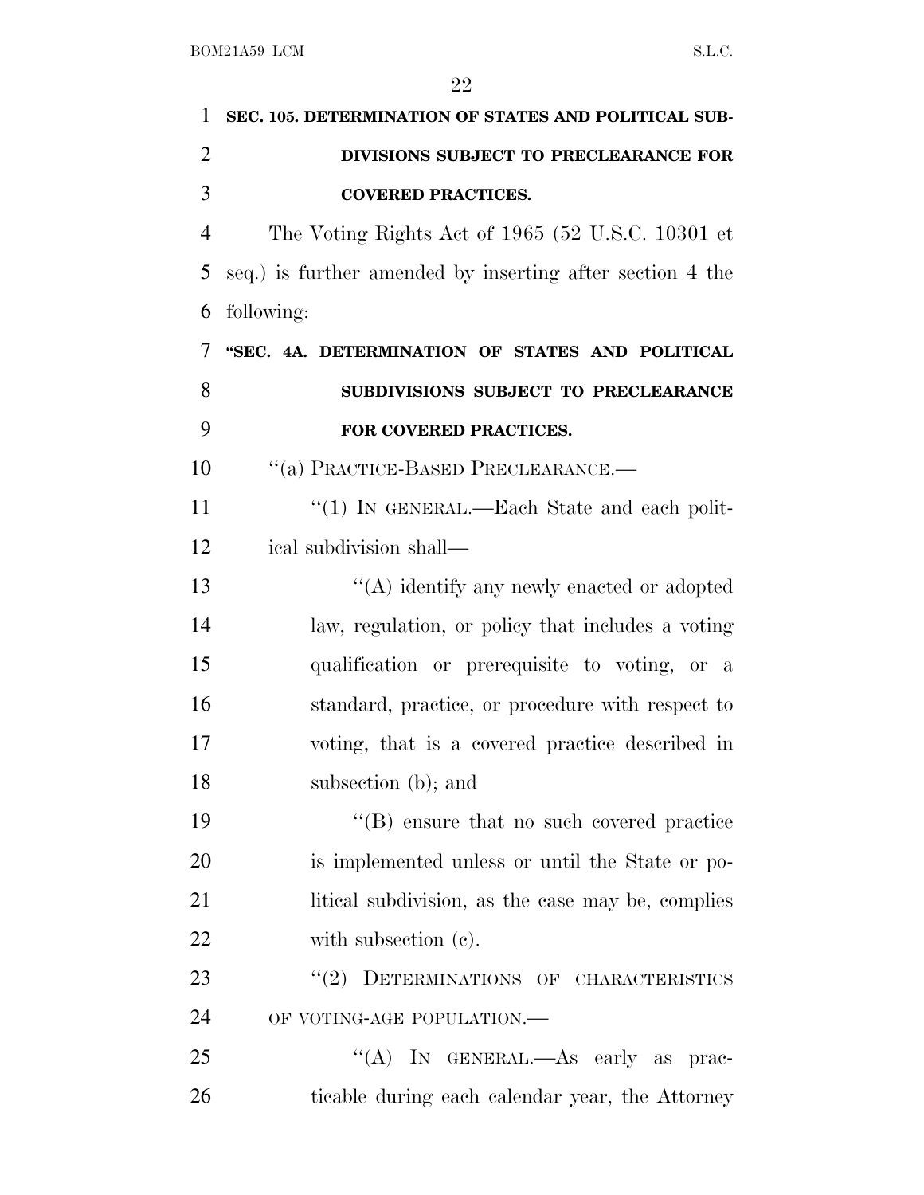**SEC. 105. DETERMINATION OF STATES AND POLITICAL SUBDIVISIONS SUBJECT TO PRECLEARANCE FOR COVERED PRACTICES.**

The Voting Rights Act of 1965 (52 U.S.C. 10301 et seq.) is further amended by inserting after section 4 the following:

**"SEC. 4A. DETERMINATION OF STATES AND POLITICAL SUBDIVISIONS SUBJECT TO PRECLEARANCE FOR COVERED PRACTICES.**

"(a) PRACTICE-BASED PRECLEARANCE.—

"(1) IN GENERAL.—Each State and each political subdivision shall—

"(A) identify any newly enacted or adopted law, regulation, or policy that includes a voting qualification or prerequisite to voting, or a standard, practice, or procedure with respect to voting, that is a covered practice described in subsection (b); and

"(B) ensure that no such covered practice is implemented unless or until the State or political subdivision, as the case may be, complies with subsection (c).

"(2) DETERMINATIONS OF CHARACTERISTICS OF VOTING-AGE POPULATION.—

"(A) IN GENERAL.—As early as practicable during each calendar year, the Attorney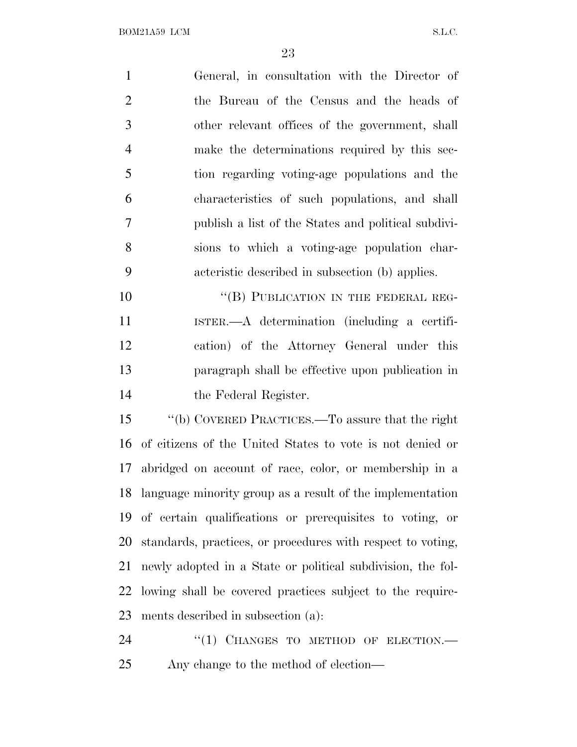General, in consultation with the Director of the Bureau of the Census and the heads of other relevant offices of the government, shall make the determinations required by this section regarding voting-age populations and the characteristics of such populations, and shall publish a list of the States and political subdivisions to which a voting-age population characteristic described in subsection (b) applies.

"(B) PUBLICATION IN THE FEDERAL REGISTER.—A determination (including a certification) of the Attorney General under this paragraph shall be effective upon publication in the Federal Register.

"(b) COVERED PRACTICES.—To assure that the right of citizens of the United States to vote is not denied or abridged on account of race, color, or membership in a language minority group as a result of the implementation of certain qualifications or prerequisites to voting, or standards, practices, or procedures with respect to voting, newly adopted in a State or political subdivision, the following shall be covered practices subject to the requirements described in subsection (a):

"(1) CHANGES TO METHOD OF ELECTION.—Any change to the method of election—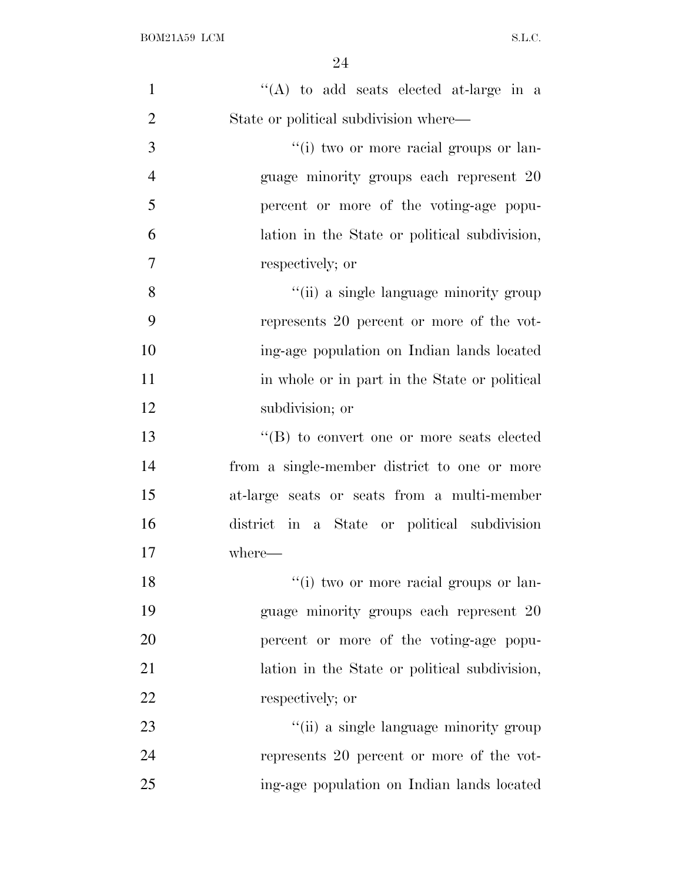"(A) to add seats elected at-large in a State or political subdivision where—

"(i) two or more racial groups or language minority groups each represent 20 percent or more of the voting-age population in the State or political subdivision, respectively; or

"(ii) a single language minority group represents 20 percent or more of the voting-age population on Indian lands located in whole or in part in the State or political subdivision; or

"(B) to convert one or more seats elected from a single-member district to one or more at-large seats or seats from a multi-member district in a State or political subdivision where—

"(i) two or more racial groups or language minority groups each represent 20 percent or more of the voting-age population in the State or political subdivision, respectively; or

"(ii) a single language minority group represents 20 percent or more of the voting-age population on Indian lands located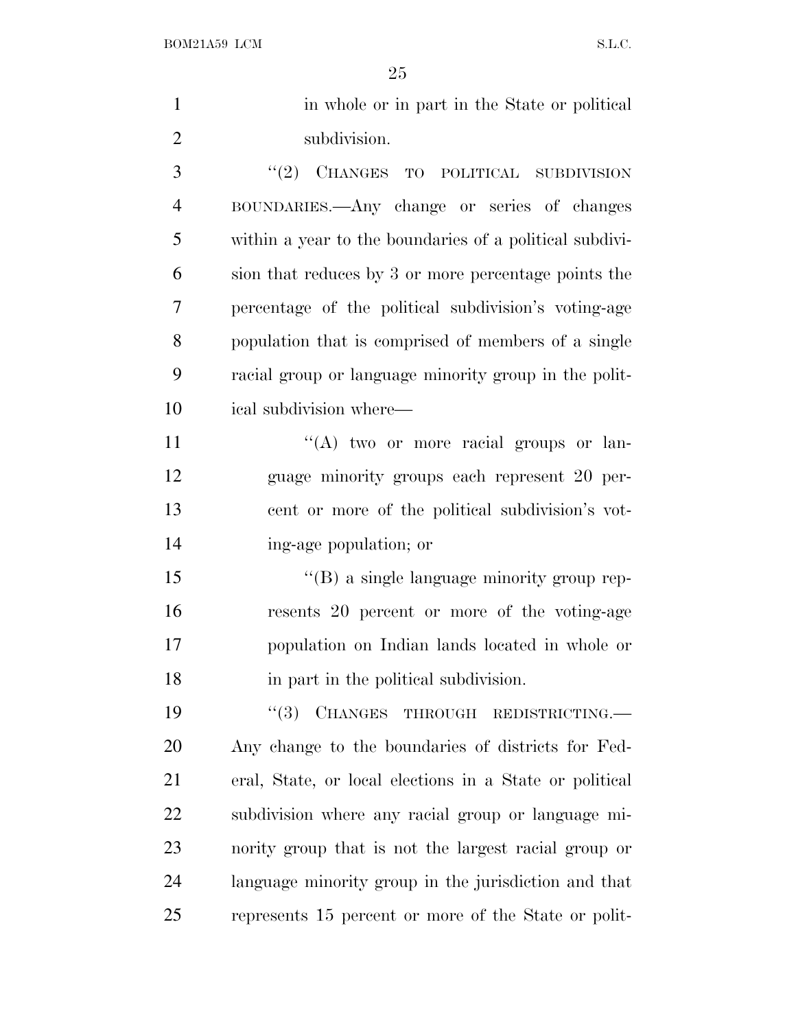in whole or in part in the State or political subdivision.

"(2) CHANGES TO POLITICAL SUBDIVISION BOUNDARIES.—Any change or series of changes within a year to the boundaries of a political subdivision that reduces by 3 or more percentage points the percentage of the political subdivision's voting-age population that is comprised of members of a single racial group or language minority group in the political subdivision where—

"(A) two or more racial groups or language minority groups each represent 20 percent or more of the political subdivision's voting-age population; or

"(B) a single language minority group represents 20 percent or more of the voting-age population on Indian lands located in whole or in part in the political subdivision.

"(3) CHANGES THROUGH REDISTRICTING.—Any change to the boundaries of districts for Federal, State, or local elections in a State or political subdivision where any racial group or language minority group that is not the largest racial group or language minority group in the jurisdiction and that represents 15 percent or more of the State or polit-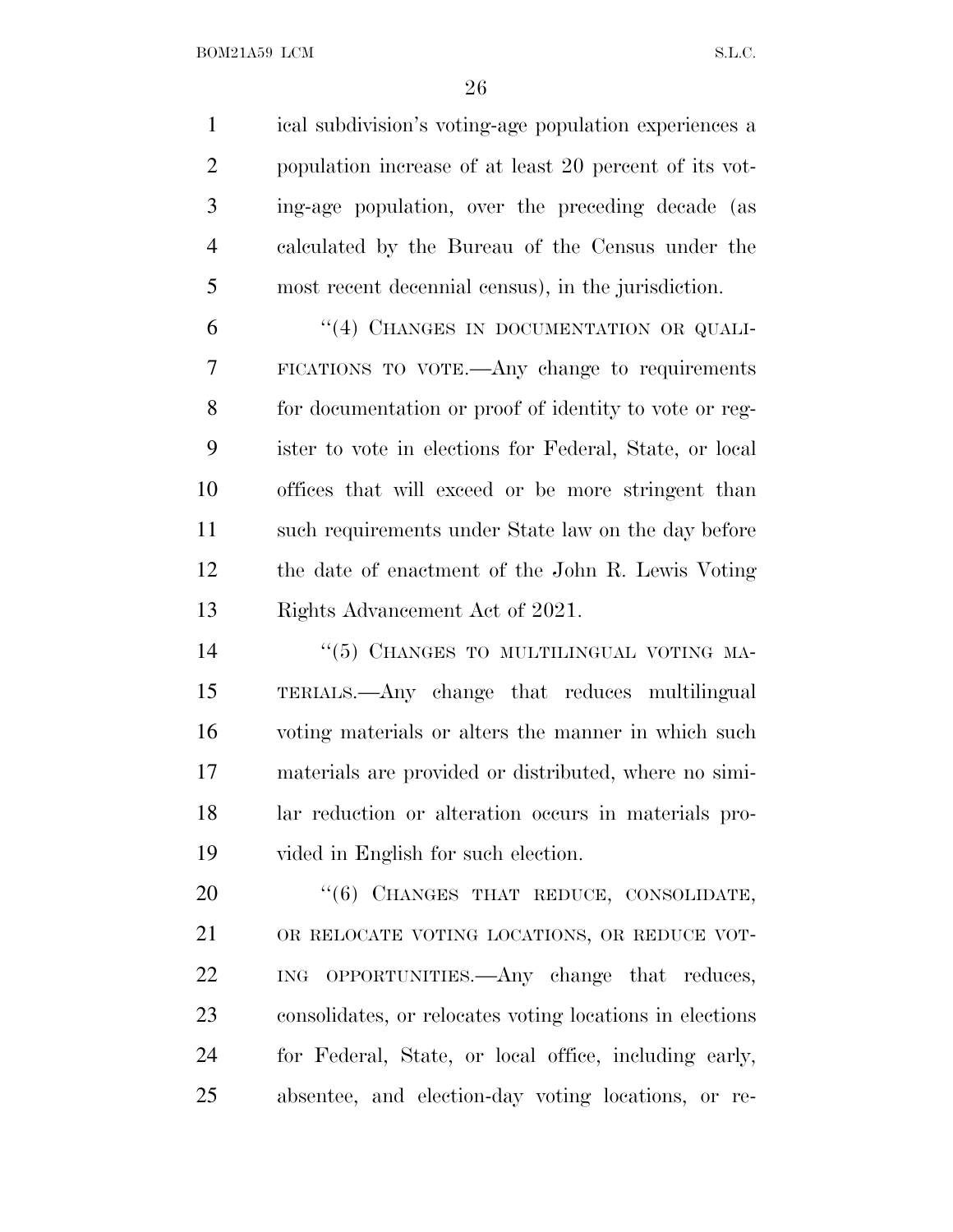ical subdivision's voting-age population experiences a population increase of at least 20 percent of its voting-age population, over the preceding decade (as calculated by the Bureau of the Census under the most recent decennial census), in the jurisdiction.

"(4) CHANGES IN DOCUMENTATION OR QUALIFICATIONS TO VOTE.—Any change to requirements for documentation or proof of identity to vote or register to vote in elections for Federal, State, or local offices that will exceed or be more stringent than such requirements under State law on the day before the date of enactment of the John R. Lewis Voting Rights Advancement Act of 2021.

"(5) CHANGES TO MULTILINGUAL VOTING MATERIALS.—Any change that reduces multilingual voting materials or alters the manner in which such materials are provided or distributed, where no similar reduction or alteration occurs in materials provided in English for such election.

"(6) CHANGES THAT REDUCE, CONSOLIDATE, OR RELOCATE VOTING LOCATIONS, OR REDUCE VOTING OPPORTUNITIES.—Any change that reduces, consolidates, or relocates voting locations in elections for Federal, State, or local office, including early, absentee, and election-day voting locations, or re-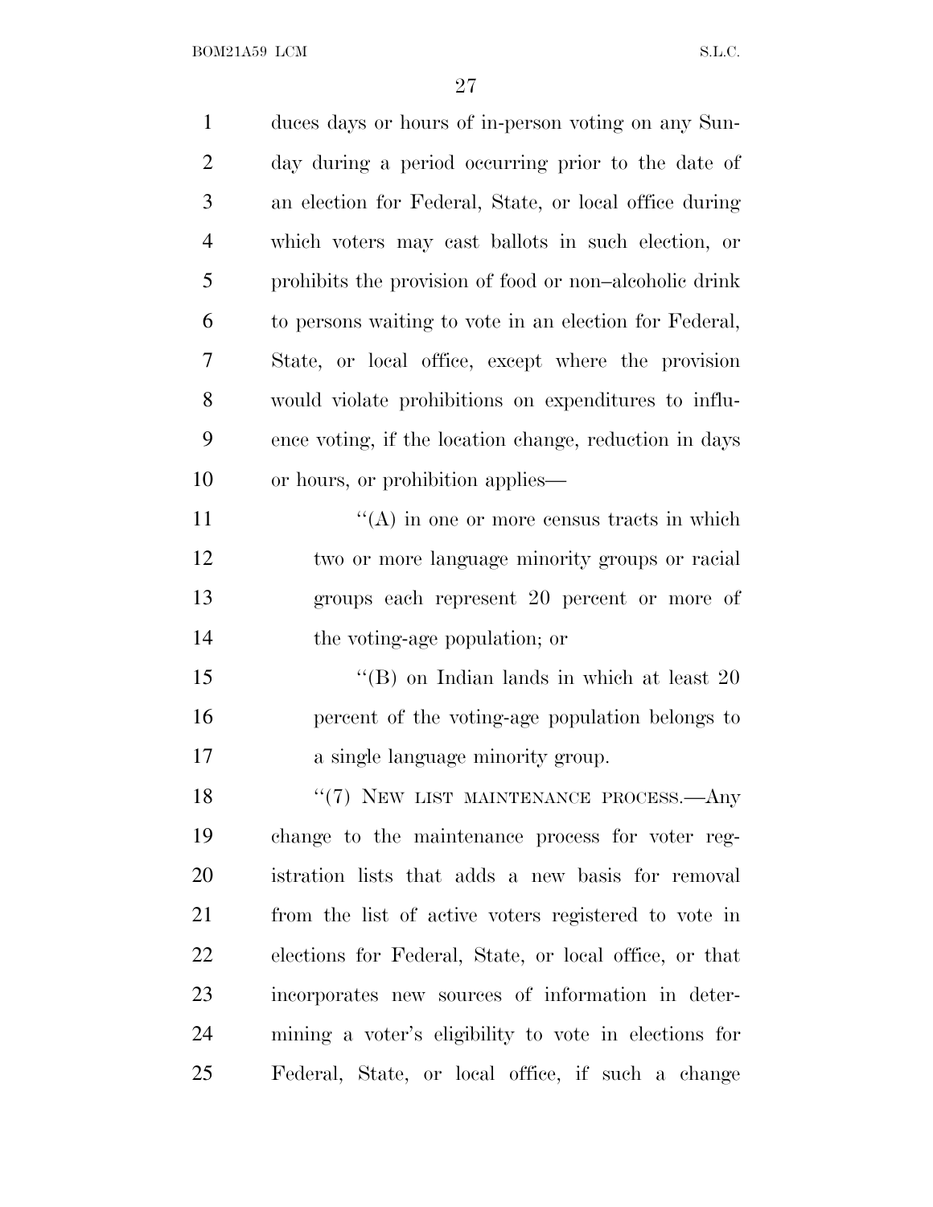duces days or hours of in-person voting on any Sunday during a period occurring prior to the date of an election for Federal, State, or local office during which voters may cast ballots in such election, or prohibits the provision of food or non–alcoholic drink to persons waiting to vote in an election for Federal, State, or local office, except where the provision would violate prohibitions on expenditures to influence voting, if the location change, reduction in days or hours, or prohibition applies—

"(A) in one or more census tracts in which two or more language minority groups or racial groups each represent 20 percent or more of the voting-age population; or

"(B) on Indian lands in which at least 20 percent of the voting-age population belongs to a single language minority group.

"(7) NEW LIST MAINTENANCE PROCESS.—Any change to the maintenance process for voter registration lists that adds a new basis for removal from the list of active voters registered to vote in elections for Federal, State, or local office, or that incorporates new sources of information in determining a voter's eligibility to vote in elections for Federal, State, or local office, if such a change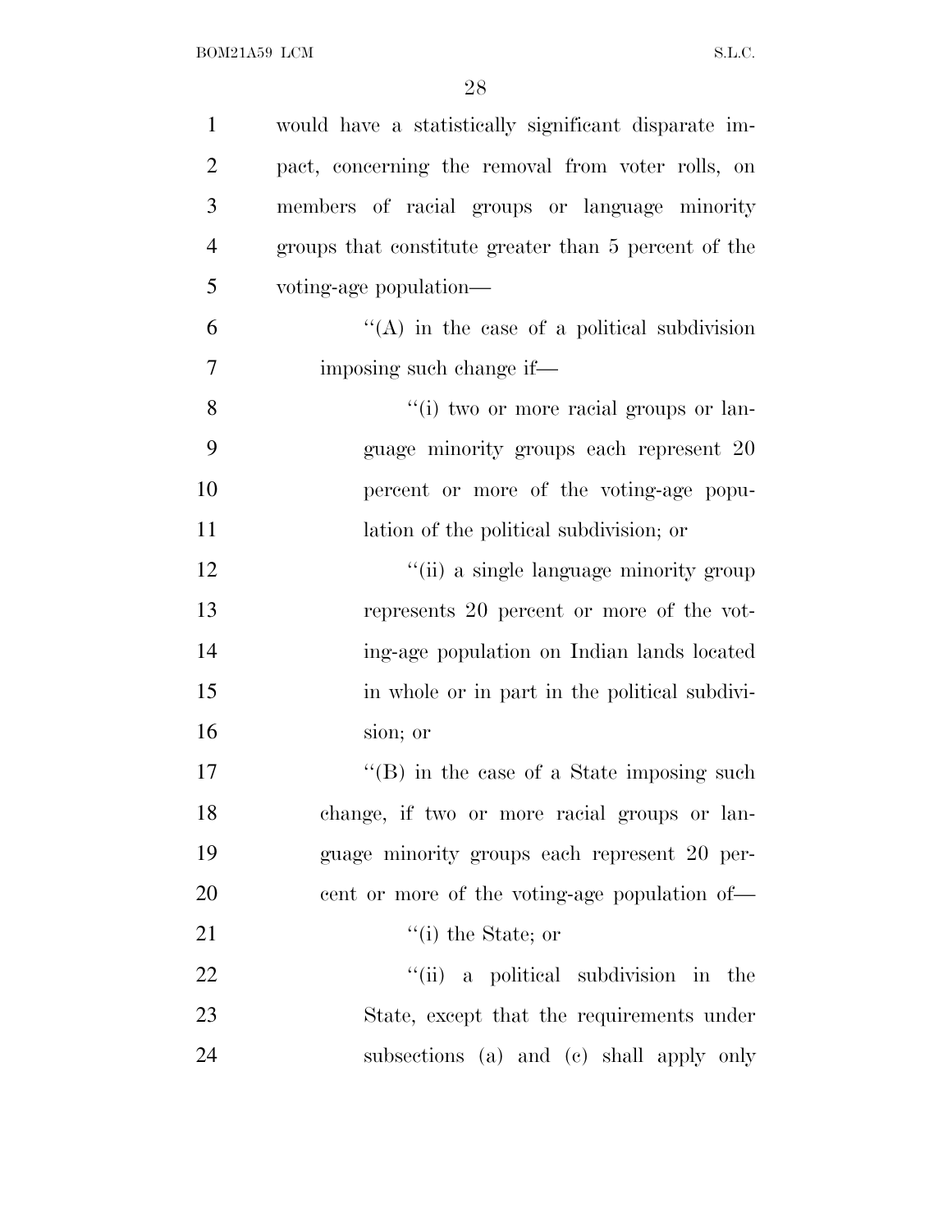would have a statistically significant disparate impact, concerning the removal from voter rolls, on members of racial groups or language minority groups that constitute greater than 5 percent of the voting-age population—

''(A) in the case of a political subdivision imposing such change if—

''(i) two or more racial groups or language minority groups each represent 20 percent or more of the voting-age population of the political subdivision; or

''(ii) a single language minority group represents 20 percent or more of the voting-age population on Indian lands located in whole or in part in the political subdivision; or

''(B) in the case of a State imposing such change, if two or more racial groups or language minority groups each represent 20 percent or more of the voting-age population of—

''(i) the State; or

''(ii) a political subdivision in the State, except that the requirements under subsections (a) and (c) shall apply only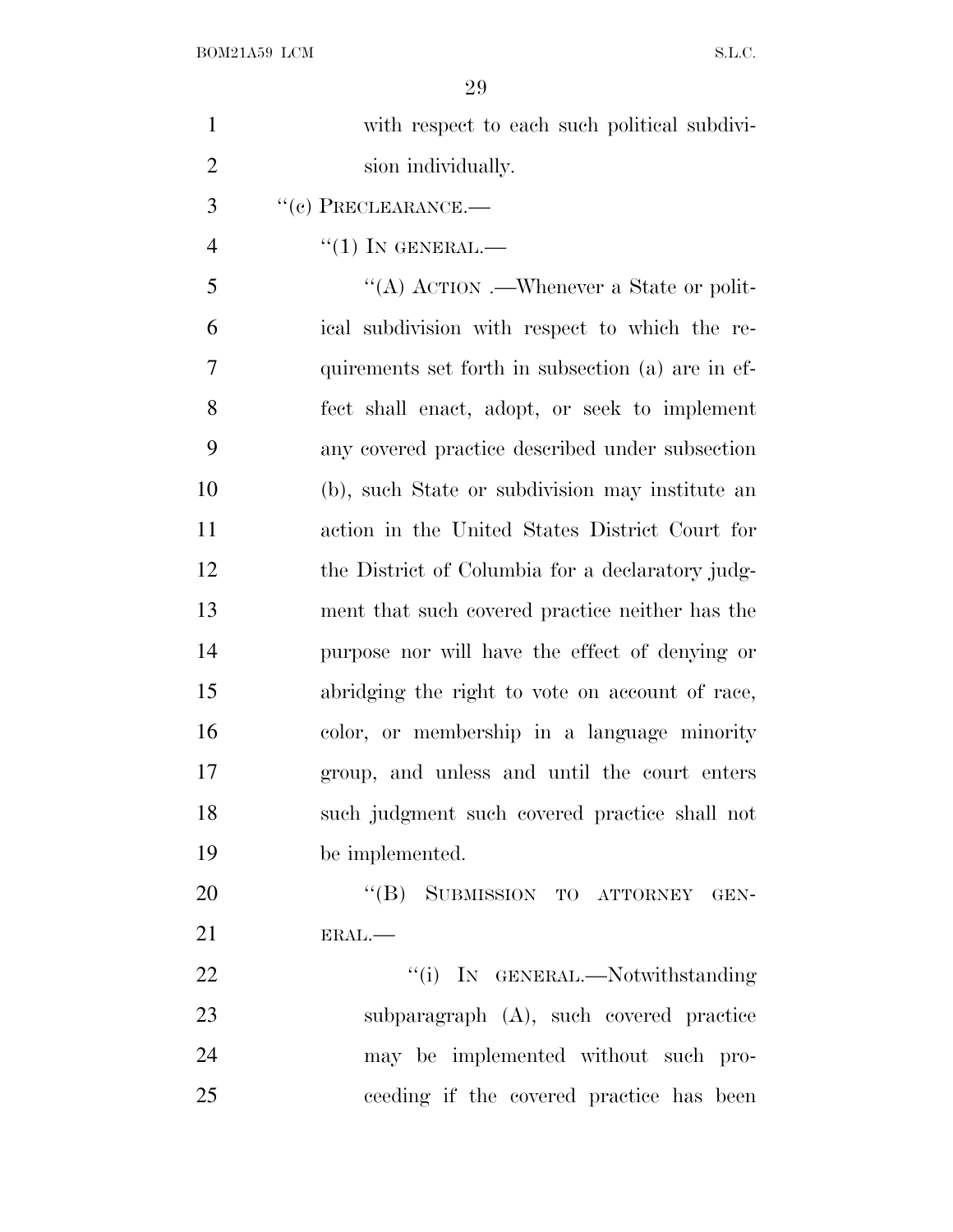with respect to each such political subdivision individually.

"(c) PRECLEARANCE.—

"(1) IN GENERAL.—

"(A) ACTION .—Whenever a State or political subdivision with respect to which the requirements set forth in subsection (a) are in effect shall enact, adopt, or seek to implement any covered practice described under subsection (b), such State or subdivision may institute an action in the United States District Court for the District of Columbia for a declaratory judgment that such covered practice neither has the purpose nor will have the effect of denying or abridging the right to vote on account of race, color, or membership in a language minority group, and unless and until the court enters such judgment such covered practice shall not be implemented.

"(B) SUBMISSION TO ATTORNEY GENERAL.—

"(i) IN GENERAL.—Notwithstanding subparagraph (A), such covered practice may be implemented without such proceeding if the covered practice has been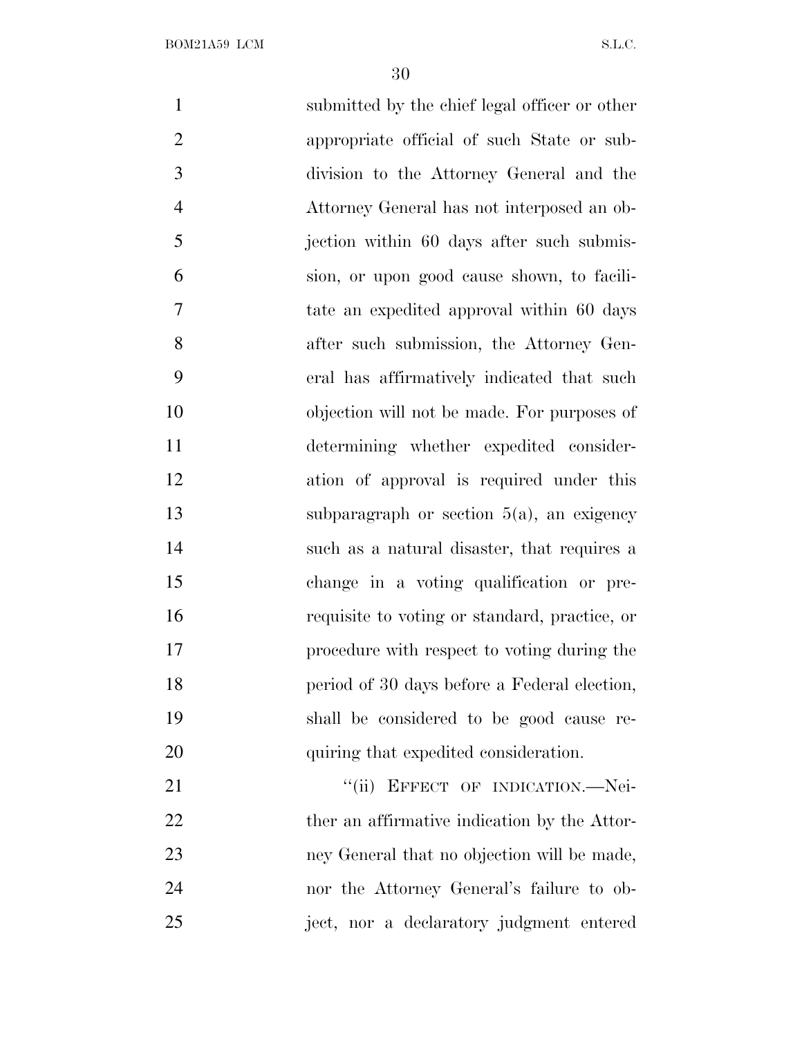submitted by the chief legal officer or other appropriate official of such State or subdivision to the Attorney General and the Attorney General has not interposed an objection within 60 days after such submission, or upon good cause shown, to facilitate an expedited approval within 60 days after such submission, the Attorney General has affirmatively indicated that such objection will not be made. For purposes of determining whether expedited consideration of approval is required under this subparagraph or section 5(a), an exigency such as a natural disaster, that requires a change in a voting qualification or prerequisite to voting or standard, practice, or procedure with respect to voting during the period of 30 days before a Federal election, shall be considered to be good cause requiring that expedited consideration.

"(ii) EFFECT OF INDICATION.—Neither an affirmative indication by the Attorney General that no objection will be made, nor the Attorney General's failure to object, nor a declaratory judgment entered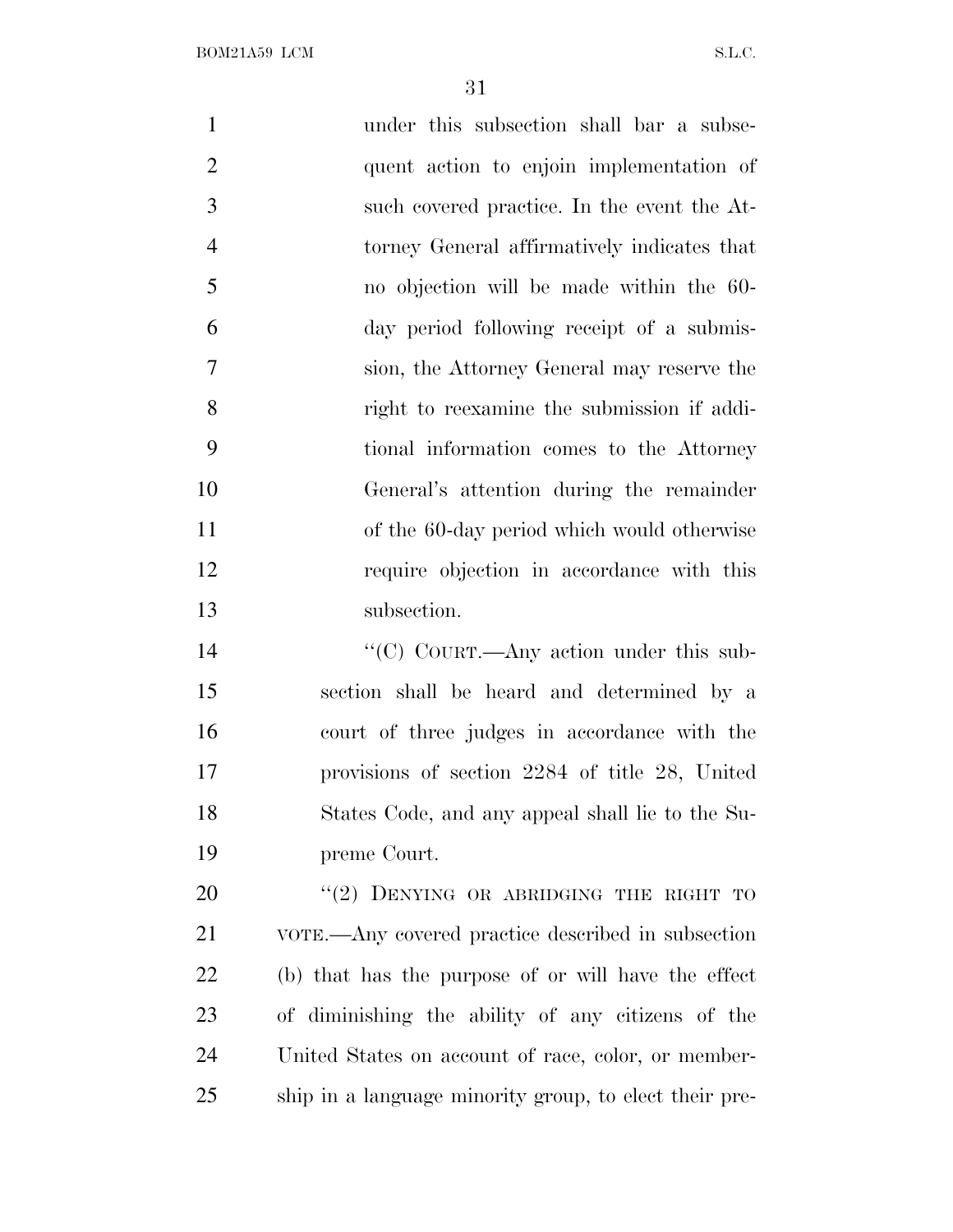under this subsection shall bar a subsequent action to enjoin implementation of such covered practice. In the event the Attorney General affirmatively indicates that no objection will be made within the 60-day period following receipt of a submission, the Attorney General may reserve the right to reexamine the submission if additional information comes to the Attorney General's attention during the remainder of the 60-day period which would otherwise require objection in accordance with this subsection.

"(C) COURT.—Any action under this subsection shall be heard and determined by a court of three judges in accordance with the provisions of section 2284 of title 28, United States Code, and any appeal shall lie to the Supreme Court.

"(2) DENYING OR ABRIDGING THE RIGHT TO VOTE.—Any covered practice described in subsection (b) that has the purpose of or will have the effect of diminishing the ability of any citizens of the United States on account of race, color, or membership in a language minority group, to elect their pre-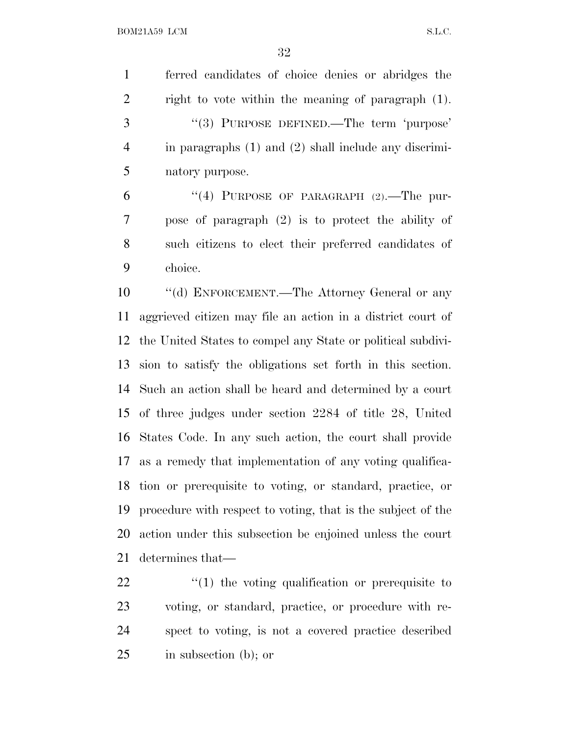ferred candidates of choice denies or abridges the right to vote within the meaning of paragraph (1).

"(3) PURPOSE DEFINED.—The term 'purpose' in paragraphs (1) and (2) shall include any discriminatory purpose.

"(4) PURPOSE OF PARAGRAPH (2).—The purpose of paragraph (2) is to protect the ability of such citizens to elect their preferred candidates of choice.

"(d) ENFORCEMENT.—The Attorney General or any aggrieved citizen may file an action in a district court of the United States to compel any State or political subdivision to satisfy the obligations set forth in this section. Such an action shall be heard and determined by a court of three judges under section 2284 of title 28, United States Code. In any such action, the court shall provide as a remedy that implementation of any voting qualification or prerequisite to voting, or standard, practice, or procedure with respect to voting, that is the subject of the action under this subsection be enjoined unless the court determines that—

"(1) the voting qualification or prerequisite to voting, or standard, practice, or procedure with respect to voting, is not a covered practice described in subsection (b); or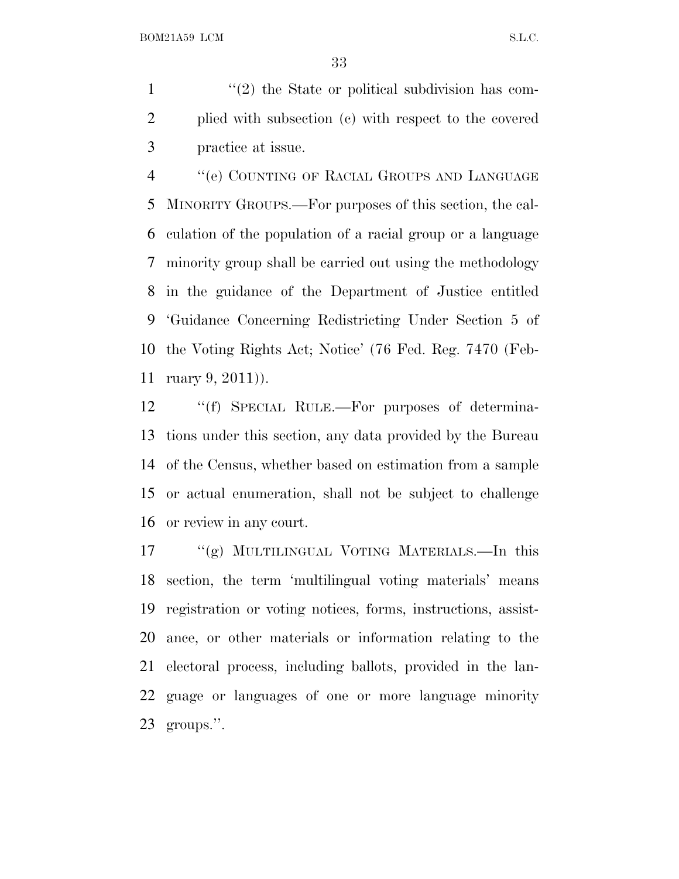''(2) the State or political subdivision has complied with subsection (c) with respect to the covered practice at issue.

''(e) COUNTING OF RACIAL GROUPS AND LANGUAGE MINORITY GROUPS.—For purposes of this section, the calculation of the population of a racial group or a language minority group shall be carried out using the methodology in the guidance of the Department of Justice entitled 'Guidance Concerning Redistricting Under Section 5 of the Voting Rights Act; Notice' (76 Fed. Reg. 7470 (February 9, 2011)).

''(f) SPECIAL RULE.—For purposes of determinations under this section, any data provided by the Bureau of the Census, whether based on estimation from a sample or actual enumeration, shall not be subject to challenge or review in any court.

''(g) MULTILINGUAL VOTING MATERIALS.—In this section, the term 'multilingual voting materials' means registration or voting notices, forms, instructions, assistance, or other materials or information relating to the electoral process, including ballots, provided in the language or languages of one or more language minority groups.''.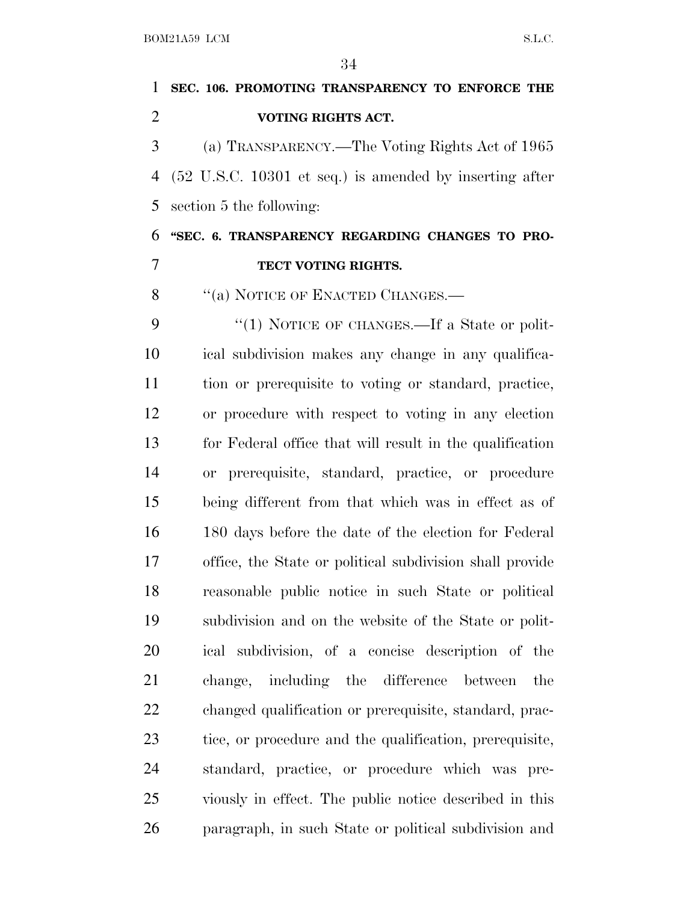**SEC. 106. PROMOTING TRANSPARENCY TO ENFORCE THE VOTING RIGHTS ACT.**

(a) TRANSPARENCY.—The Voting Rights Act of 1965 (52 U.S.C. 10301 et seq.) is amended by inserting after section 5 the following:

**"SEC. 6. TRANSPARENCY REGARDING CHANGES TO PROTECT VOTING RIGHTS.**

"(a) NOTICE OF ENACTED CHANGES.—

"(1) NOTICE OF CHANGES.—If a State or political subdivision makes any change in any qualification or prerequisite to voting or standard, practice, or procedure with respect to voting in any election for Federal office that will result in the qualification or prerequisite, standard, practice, or procedure being different from that which was in effect as of 180 days before the date of the election for Federal office, the State or political subdivision shall provide reasonable public notice in such State or political subdivision and on the website of the State or political subdivision, of a concise description of the change, including the difference between the changed qualification or prerequisite, standard, practice, or procedure and the qualification, prerequisite, standard, practice, or procedure which was previously in effect. The public notice described in this paragraph, in such State or political subdivision and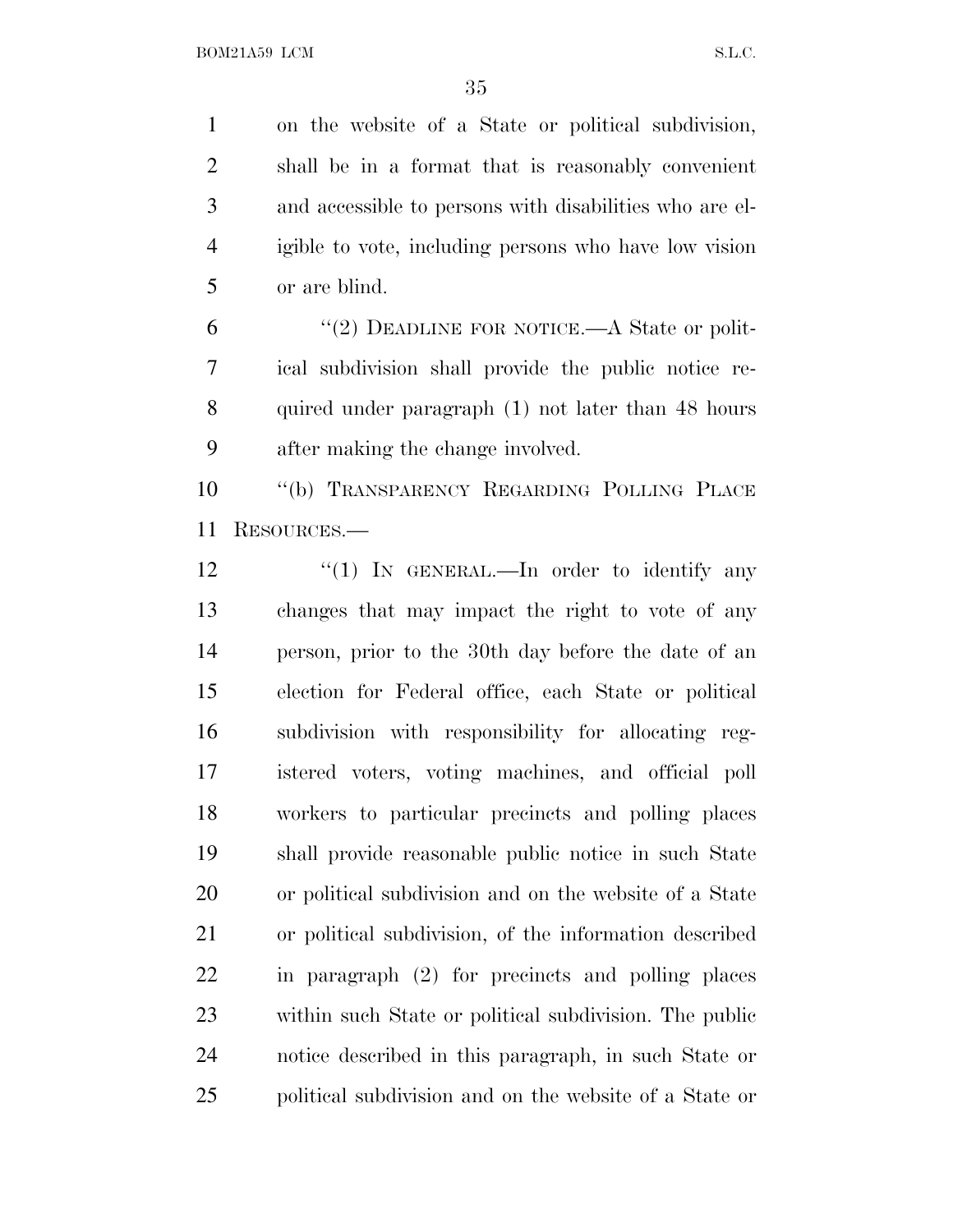on the website of a State or political subdivision, shall be in a format that is reasonably convenient and accessible to persons with disabilities who are eligible to vote, including persons who have low vision or are blind.

"(2) DEADLINE FOR NOTICE.—A State or political subdivision shall provide the public notice required under paragraph (1) not later than 48 hours after making the change involved.

"(b) TRANSPARENCY REGARDING POLLING PLACE RESOURCES.—

"(1) IN GENERAL.—In order to identify any changes that may impact the right to vote of any person, prior to the 30th day before the date of an election for Federal office, each State or political subdivision with responsibility for allocating registered voters, voting machines, and official poll workers to particular precincts and polling places shall provide reasonable public notice in such State or political subdivision and on the website of a State or political subdivision, of the information described in paragraph (2) for precincts and polling places within such State or political subdivision. The public notice described in this paragraph, in such State or political subdivision and on the website of a State or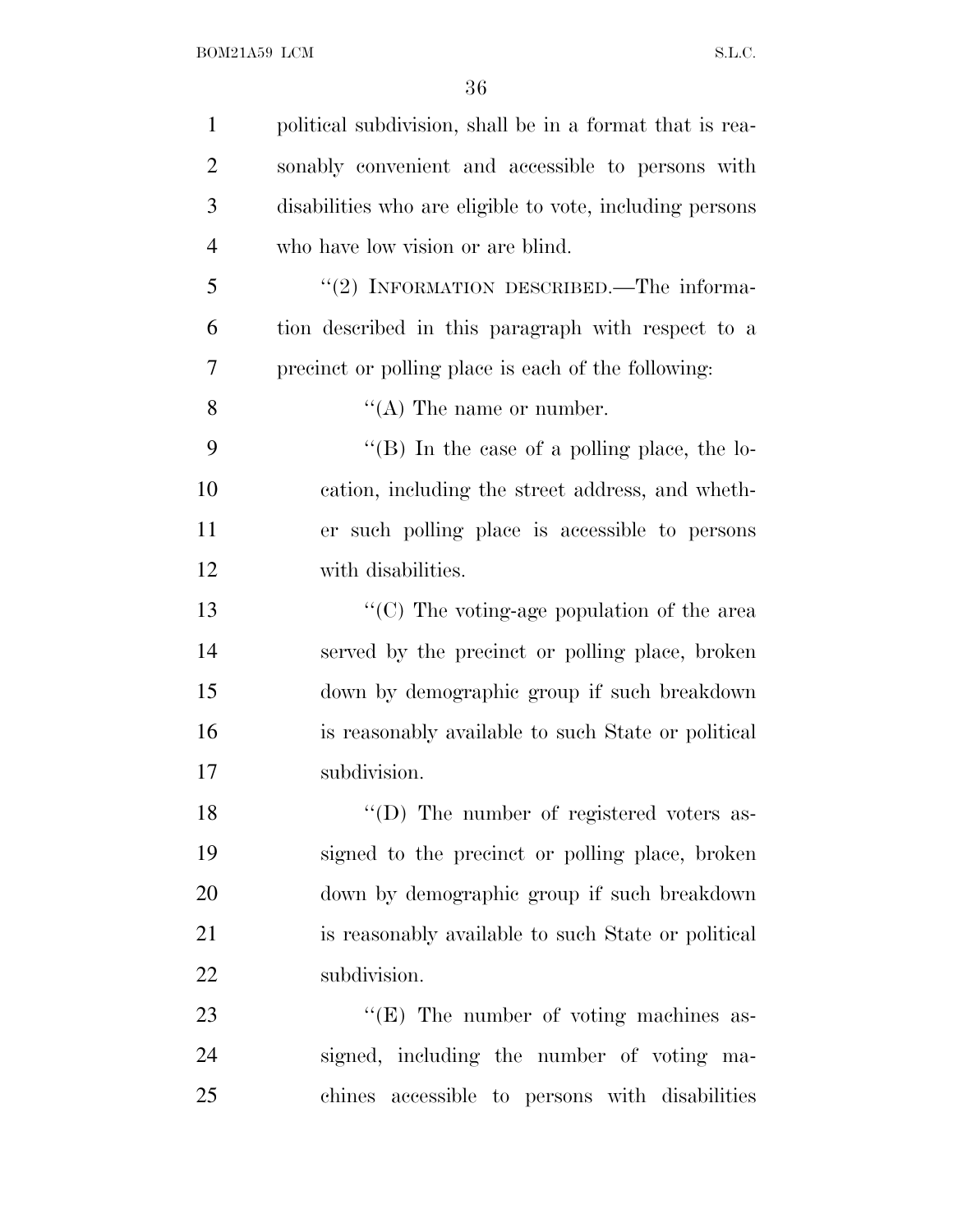political subdivision, shall be in a format that is reasonably convenient and accessible to persons with disabilities who are eligible to vote, including persons who have low vision or are blind.

"(2) INFORMATION DESCRIBED.—The information described in this paragraph with respect to a precinct or polling place is each of the following:

"(A) The name or number.

"(B) In the case of a polling place, the location, including the street address, and whether such polling place is accessible to persons with disabilities.

"(C) The voting-age population of the area served by the precinct or polling place, broken down by demographic group if such breakdown is reasonably available to such State or political subdivision.

"(D) The number of registered voters assigned to the precinct or polling place, broken down by demographic group if such breakdown is reasonably available to such State or political subdivision.

"(E) The number of voting machines assigned, including the number of voting machines accessible to persons with disabilities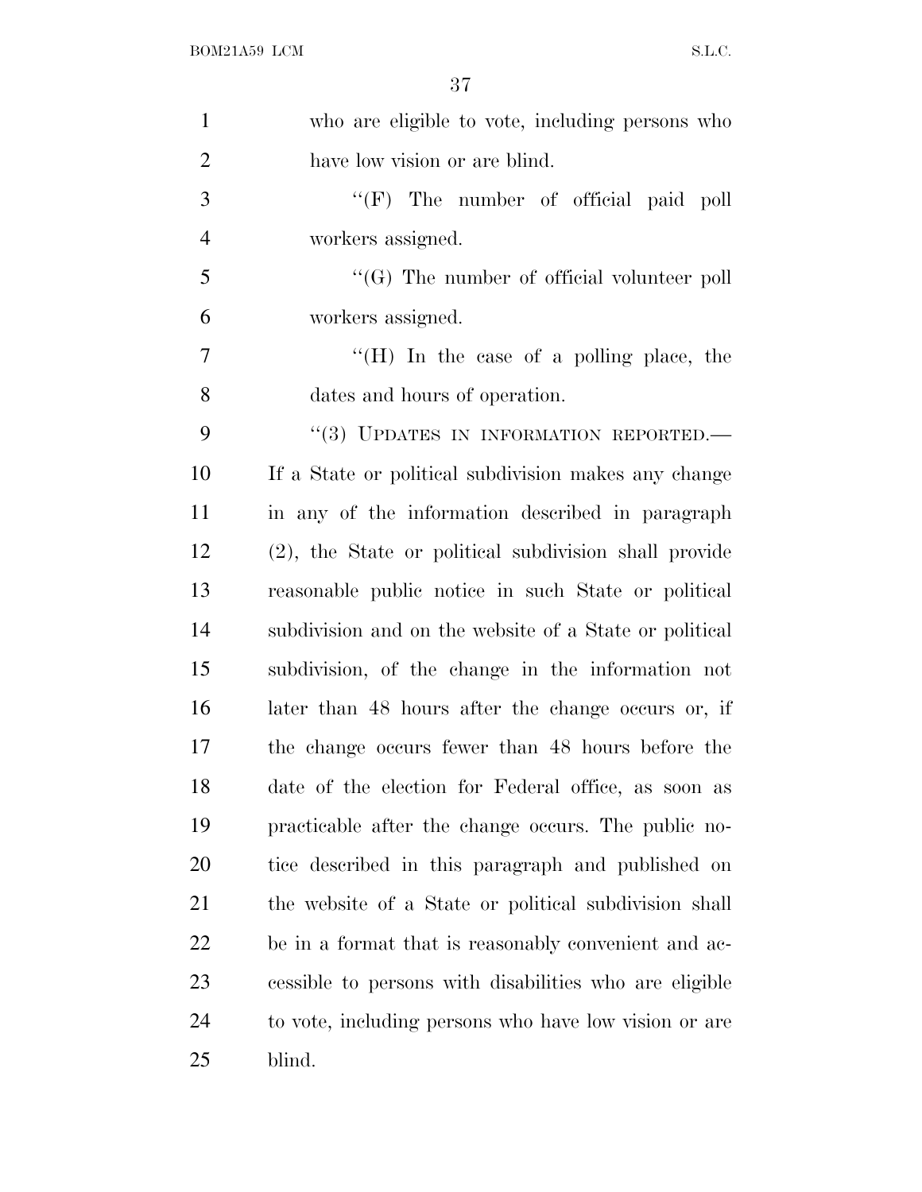who are eligible to vote, including persons who have low vision or are blind.

''(F) The number of official paid poll workers assigned.

''(G) The number of official volunteer poll workers assigned.

''(H) In the case of a polling place, the dates and hours of operation.

''(3) UPDATES IN INFORMATION REPORTED.—If a State or political subdivision makes any change in any of the information described in paragraph (2), the State or political subdivision shall provide reasonable public notice in such State or political subdivision and on the website of a State or political subdivision, of the change in the information not later than 48 hours after the change occurs or, if the change occurs fewer than 48 hours before the date of the election for Federal office, as soon as practicable after the change occurs. The public notice described in this paragraph and published on the website of a State or political subdivision shall be in a format that is reasonably convenient and accessible to persons with disabilities who are eligible to vote, including persons who have low vision or are blind.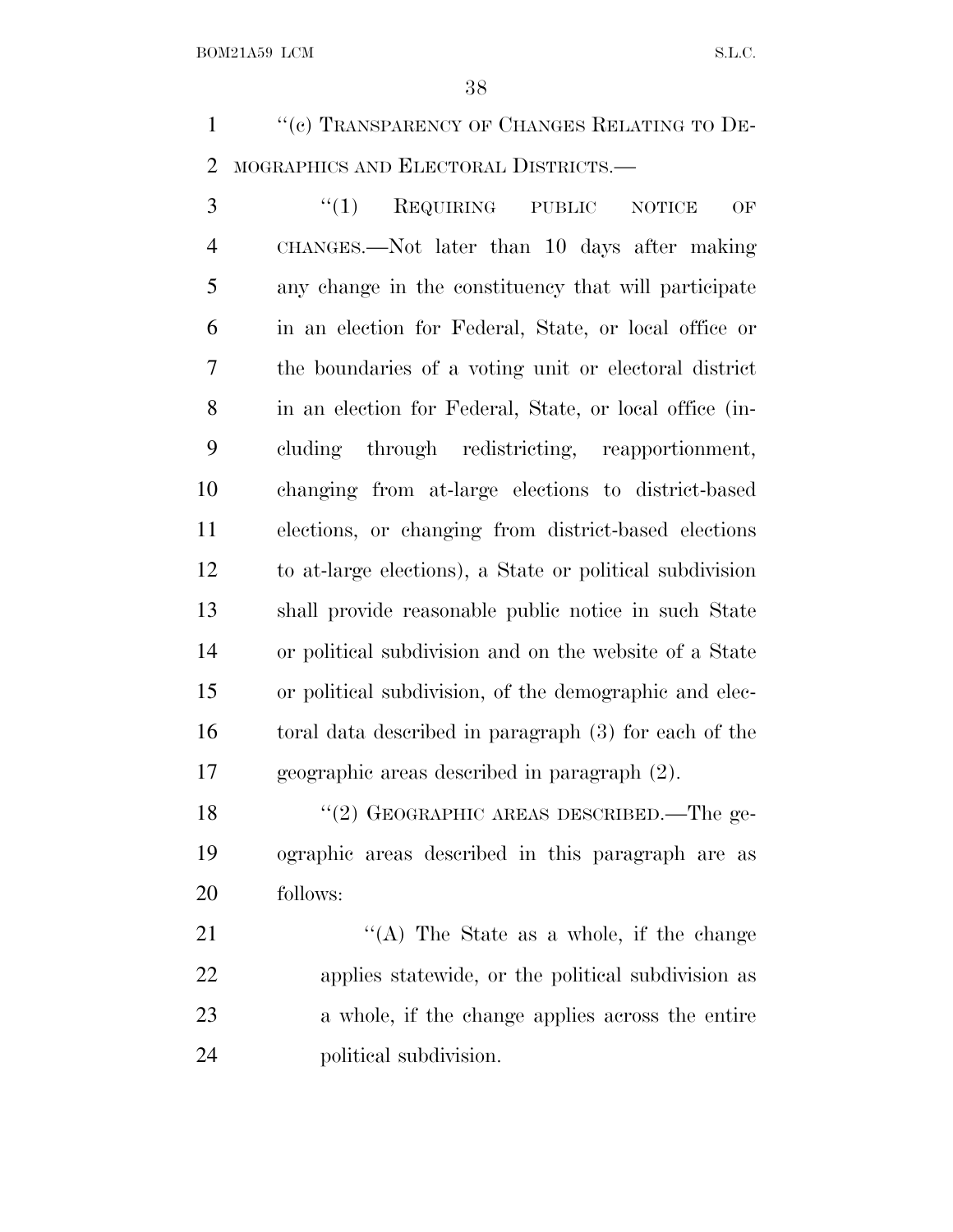"(c) TRANSPARENCY OF CHANGES RELATING TO DEMOGRAPHICS AND ELECTORAL DISTRICTS.—

"(1) REQUIRING PUBLIC NOTICE OF CHANGES.—Not later than 10 days after making any change in the constituency that will participate in an election for Federal, State, or local office or the boundaries of a voting unit or electoral district in an election for Federal, State, or local office (including through redistricting, reapportionment, changing from at-large elections to district-based elections, or changing from district-based elections to at-large elections), a State or political subdivision shall provide reasonable public notice in such State or political subdivision and on the website of a State or political subdivision, of the demographic and electoral data described in paragraph (3) for each of the geographic areas described in paragraph (2).

"(2) GEOGRAPHIC AREAS DESCRIBED.—The geographic areas described in this paragraph are as follows:

"(A) The State as a whole, if the change applies statewide, or the political subdivision as a whole, if the change applies across the entire political subdivision.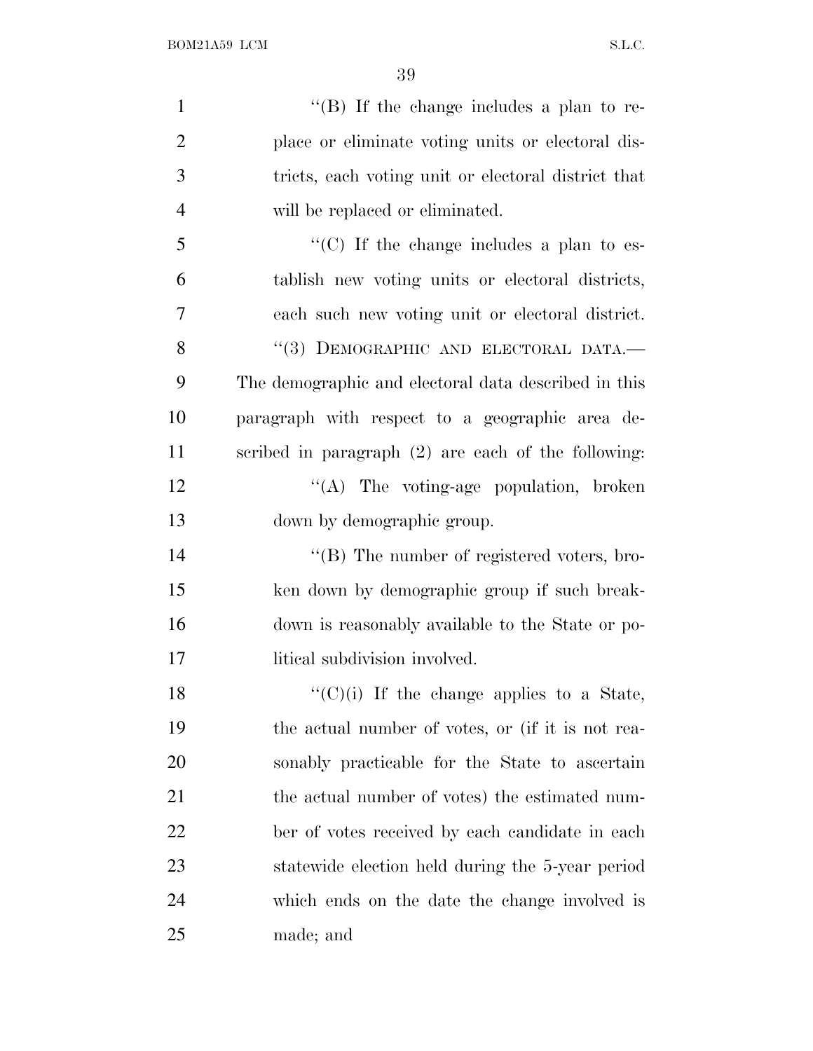''(B) If the change includes a plan to replace or eliminate voting units or electoral districts, each voting unit or electoral district that will be replaced or eliminated.

''(C) If the change includes a plan to establish new voting units or electoral districts, each such new voting unit or electoral district.

''(3) DEMOGRAPHIC AND ELECTORAL DATA.—The demographic and electoral data described in this paragraph with respect to a geographic area described in paragraph (2) are each of the following:

''(A) The voting-age population, broken down by demographic group.

''(B) The number of registered voters, broken down by demographic group if such breakdown is reasonably available to the State or political subdivision involved.

''(C)(i) If the change applies to a State, the actual number of votes, or (if it is not reasonably practicable for the State to ascertain the actual number of votes) the estimated number of votes received by each candidate in each statewide election held during the 5-year period which ends on the date the change involved is made; and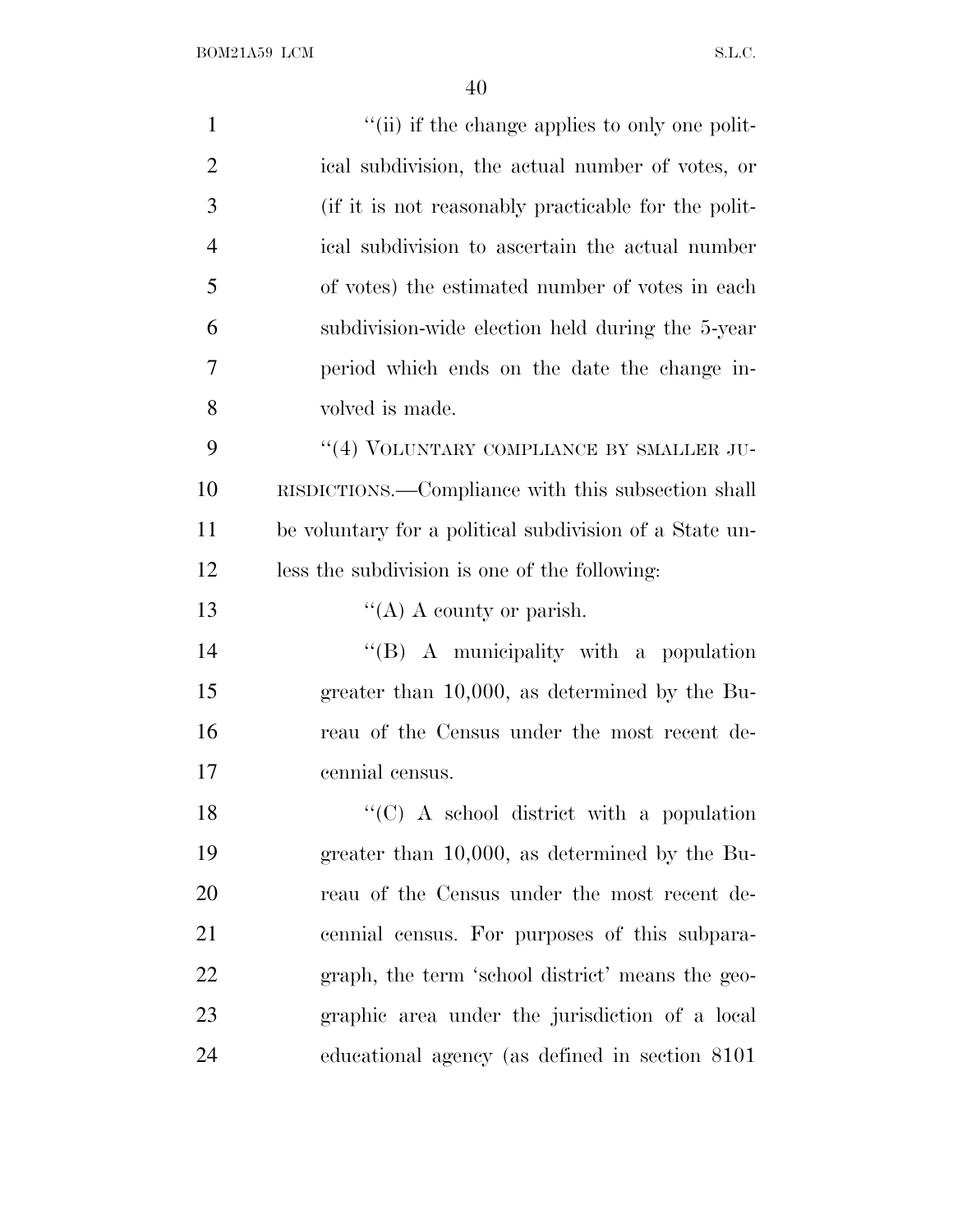''(ii) if the change applies to only one political subdivision, the actual number of votes, or (if it is not reasonably practicable for the political subdivision to ascertain the actual number of votes) the estimated number of votes in each subdivision-wide election held during the 5-year period which ends on the date the change involved is made.

''(4) VOLUNTARY COMPLIANCE BY SMALLER JURISDICTIONS.—Compliance with this subsection shall be voluntary for a political subdivision of a State unless the subdivision is one of the following:

''(A) A county or parish.

''(B) A municipality with a population greater than 10,000, as determined by the Bureau of the Census under the most recent decennial census.

''(C) A school district with a population greater than 10,000, as determined by the Bureau of the Census under the most recent decennial census. For purposes of this subparagraph, the term 'school district' means the geographic area under the jurisdiction of a local educational agency (as defined in section 8101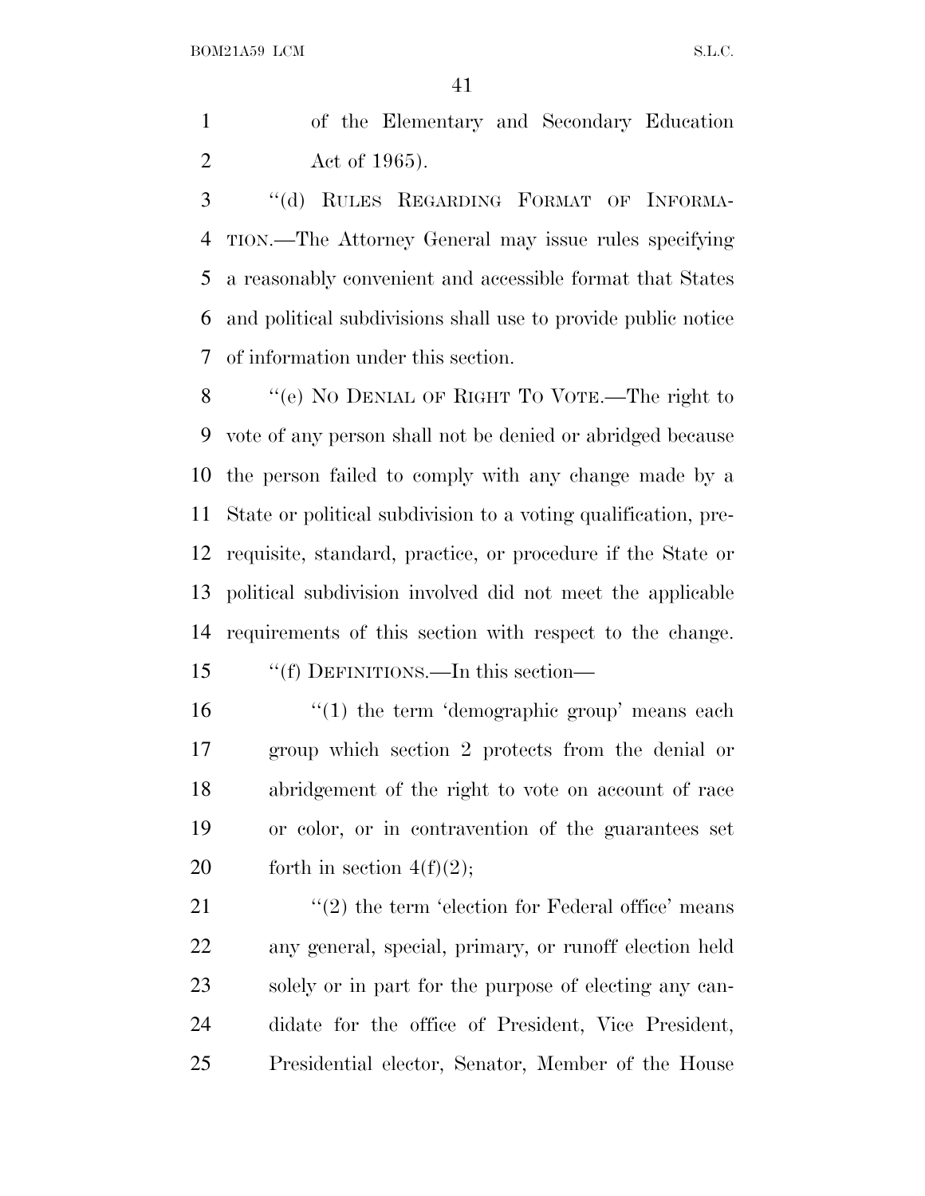of the Elementary and Secondary Education Act of 1965).

''(d) RULES REGARDING FORMAT OF INFORMATION.—The Attorney General may issue rules specifying a reasonably convenient and accessible format that States and political subdivisions shall use to provide public notice of information under this section.

''(e) NO DENIAL OF RIGHT TO VOTE.—The right to vote of any person shall not be denied or abridged because the person failed to comply with any change made by a State or political subdivision to a voting qualification, prerequisite, standard, practice, or procedure if the State or political subdivision involved did not meet the applicable requirements of this section with respect to the change.

''(f) DEFINITIONS.—In this section—

''(1) the term 'demographic group' means each group which section 2 protects from the denial or abridgement of the right to vote on account of race or color, or in contravention of the guarantees set forth in section 4(f)(2);

''(2) the term 'election for Federal office' means any general, special, primary, or runoff election held solely or in part for the purpose of electing any candidate for the office of President, Vice President, Presidential elector, Senator, Member of the House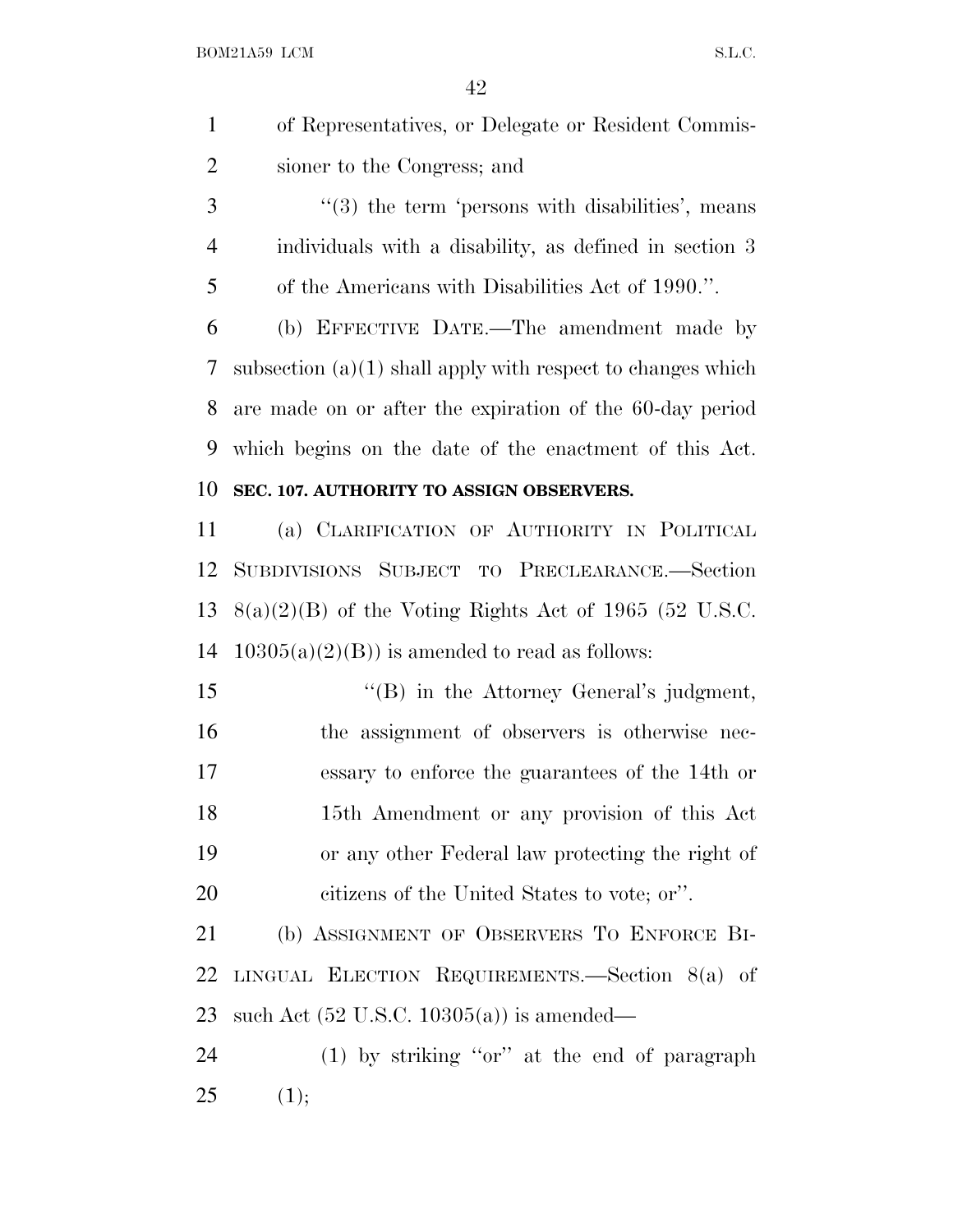of Representatives, or Delegate or Resident Commissioner to the Congress; and

"(3) the term 'persons with disabilities', means individuals with a disability, as defined in section 3 of the Americans with Disabilities Act of 1990.".

(b) EFFECTIVE DATE.—The amendment made by subsection (a)(1) shall apply with respect to changes which are made on or after the expiration of the 60-day period which begins on the date of the enactment of this Act.

**SEC. 107. AUTHORITY TO ASSIGN OBSERVERS.**

(a) CLARIFICATION OF AUTHORITY IN POLITICAL SUBDIVISIONS SUBJECT TO PRECLEARANCE.—Section 8(a)(2)(B) of the Voting Rights Act of 1965 (52 U.S.C. 10305(a)(2)(B)) is amended to read as follows:

"(B) in the Attorney General's judgment, the assignment of observers is otherwise necessary to enforce the guarantees of the 14th or 15th Amendment or any provision of this Act or any other Federal law protecting the right of citizens of the United States to vote; or".

(b) ASSIGNMENT OF OBSERVERS TO ENFORCE BILINGUAL ELECTION REQUIREMENTS.—Section 8(a) of such Act (52 U.S.C. 10305(a)) is amended—

(1) by striking "or" at the end of paragraph (1);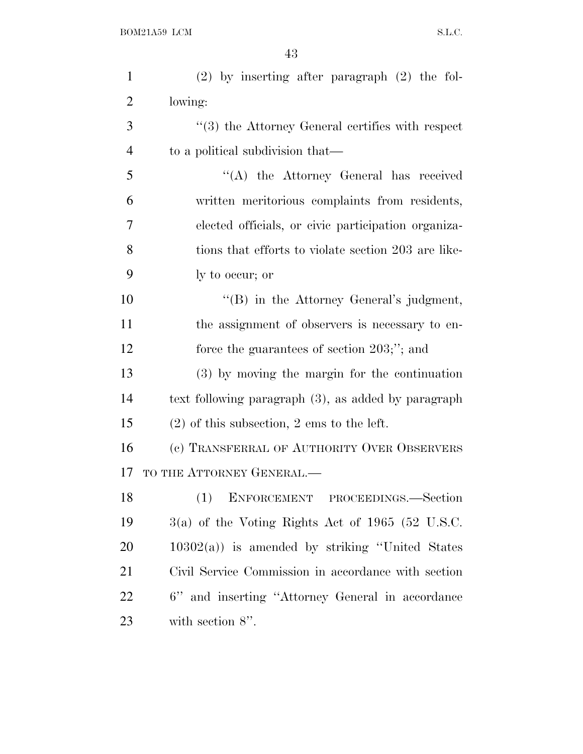(2) by inserting after paragraph (2) the following:

"(3) the Attorney General certifies with respect to a political subdivision that—

"(A) the Attorney General has received written meritorious complaints from residents, elected officials, or civic participation organizations that efforts to violate section 203 are likely to occur; or

"(B) in the Attorney General's judgment, the assignment of observers is necessary to enforce the guarantees of section 203;"; and

(3) by moving the margin for the continuation text following paragraph (3), as added by paragraph (2) of this subsection, 2 ems to the left.

(c) TRANSFERRAL OF AUTHORITY OVER OBSERVERS TO THE ATTORNEY GENERAL.—

(1) ENFORCEMENT PROCEEDINGS.—Section 3(a) of the Voting Rights Act of 1965 (52 U.S.C. 10302(a)) is amended by striking "United States Civil Service Commission in accordance with section 6" and inserting "Attorney General in accordance with section 8".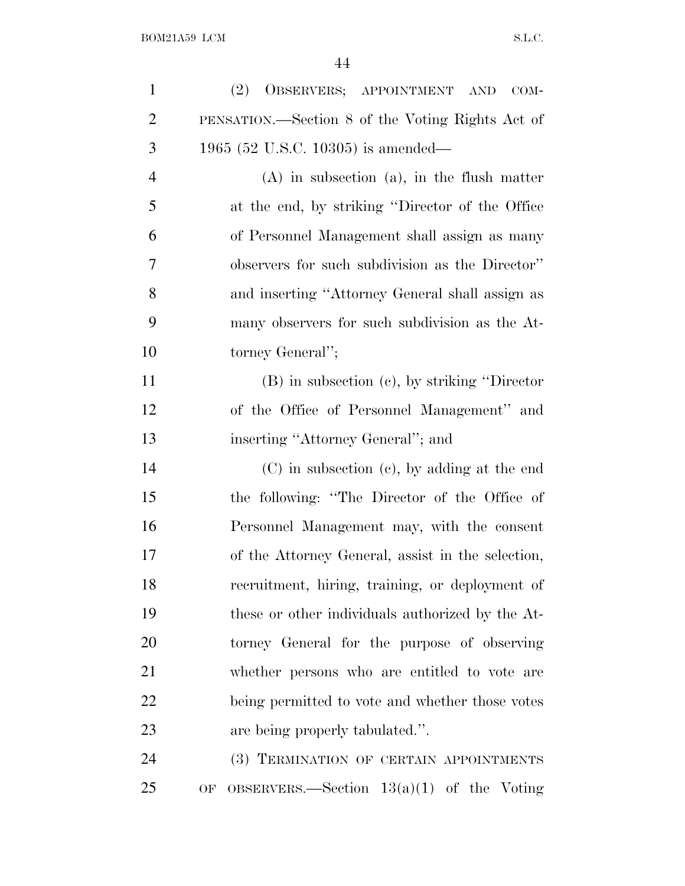(2) OBSERVERS; APPOINTMENT AND COMPENSATION.—Section 8 of the Voting Rights Act of 1965 (52 U.S.C. 10305) is amended—

(A) in subsection (a), in the flush matter at the end, by striking "Director of the Office of Personnel Management shall assign as many observers for such subdivision as the Director" and inserting "Attorney General shall assign as many observers for such subdivision as the Attorney General";

(B) in subsection (c), by striking "Director of the Office of Personnel Management" and inserting "Attorney General"; and

(C) in subsection (c), by adding at the end the following: "The Director of the Office of Personnel Management may, with the consent of the Attorney General, assist in the selection, recruitment, hiring, training, or deployment of these or other individuals authorized by the Attorney General for the purpose of observing whether persons who are entitled to vote are being permitted to vote and whether those votes are being properly tabulated.".

(3) TERMINATION OF CERTAIN APPOINTMENTS OF OBSERVERS.—Section 13(a)(1) of the Voting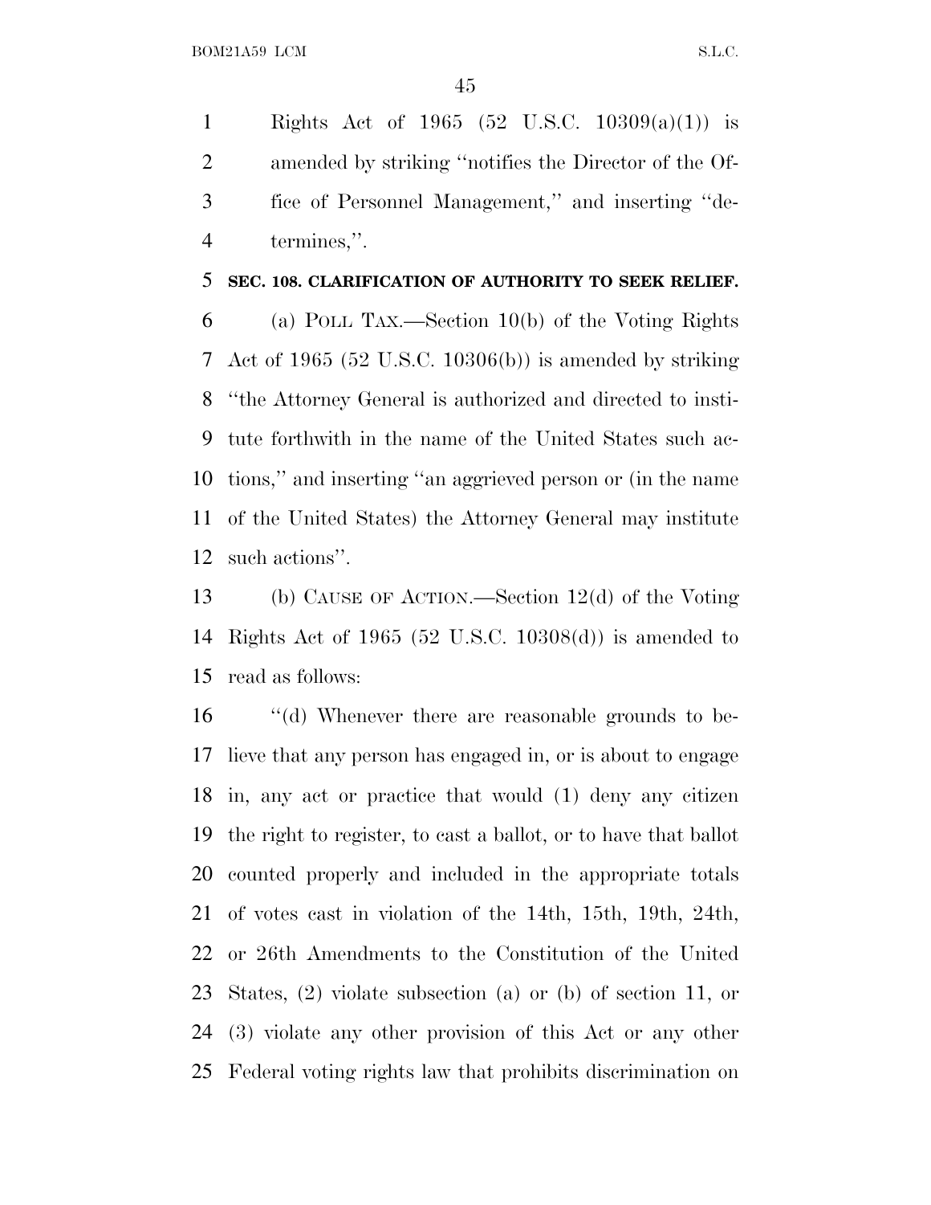Rights Act of 1965 (52 U.S.C. 10309(a)(1)) is amended by striking ''notifies the Director of the Office of Personnel Management,'' and inserting ''determines,''.

**SEC. 108. CLARIFICATION OF AUTHORITY TO SEEK RELIEF.**

(a) POLL TAX.—Section 10(b) of the Voting Rights Act of 1965 (52 U.S.C. 10306(b)) is amended by striking ''the Attorney General is authorized and directed to institute forthwith in the name of the United States such actions,'' and inserting ''an aggrieved person or (in the name of the United States) the Attorney General may institute such actions''.

(b) CAUSE OF ACTION.—Section 12(d) of the Voting Rights Act of 1965 (52 U.S.C. 10308(d)) is amended to read as follows:

''(d) Whenever there are reasonable grounds to believe that any person has engaged in, or is about to engage in, any act or practice that would (1) deny any citizen the right to register, to cast a ballot, or to have that ballot counted properly and included in the appropriate totals of votes cast in violation of the 14th, 15th, 19th, 24th, or 26th Amendments to the Constitution of the United States, (2) violate subsection (a) or (b) of section 11, or (3) violate any other provision of this Act or any other Federal voting rights law that prohibits discrimination on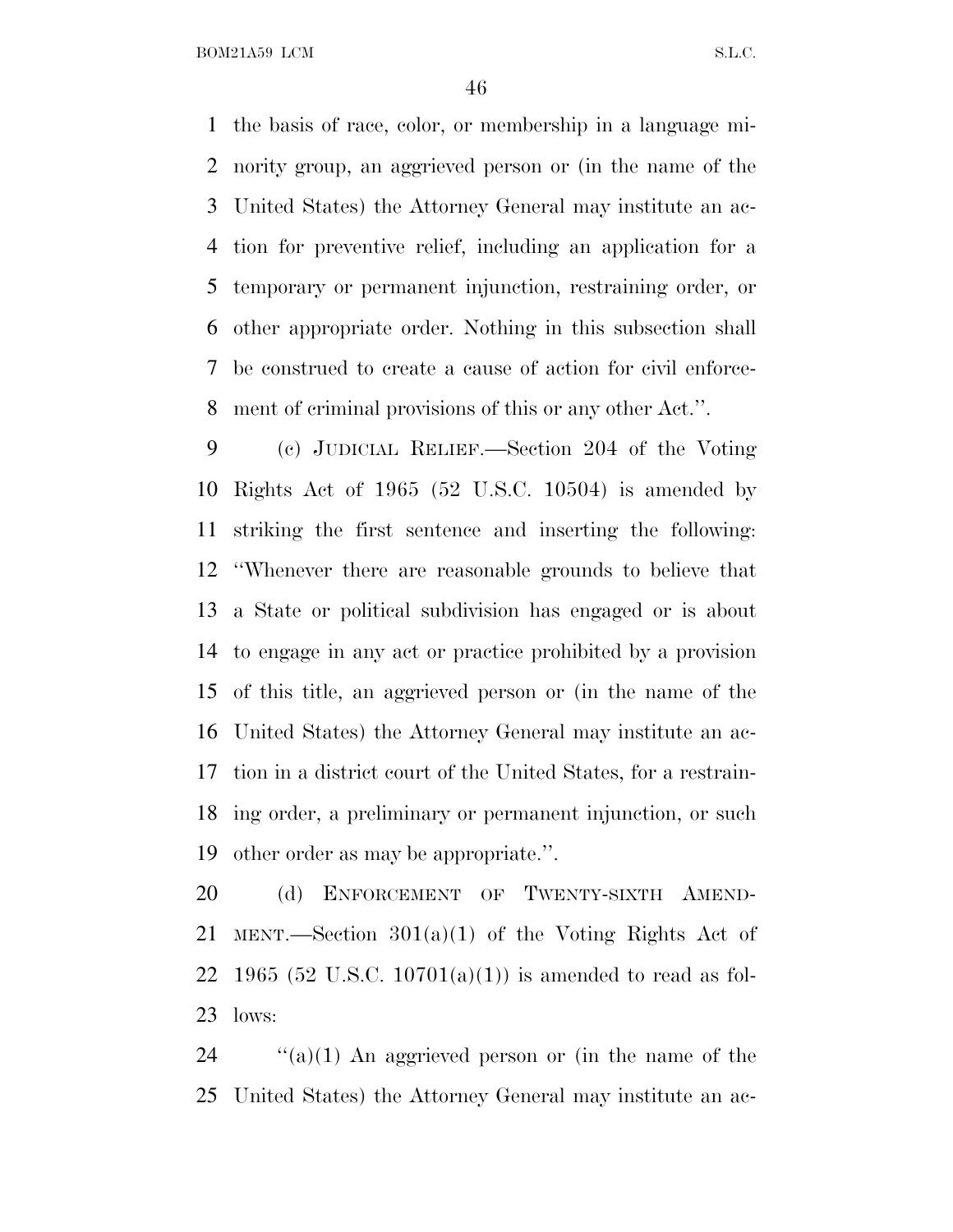the basis of race, color, or membership in a language minority group, an aggrieved person or (in the name of the United States) the Attorney General may institute an action for preventive relief, including an application for a temporary or permanent injunction, restraining order, or other appropriate order. Nothing in this subsection shall be construed to create a cause of action for civil enforcement of criminal provisions of this or any other Act.''.

(c) JUDICIAL RELIEF.—Section 204 of the Voting Rights Act of 1965 (52 U.S.C. 10504) is amended by striking the first sentence and inserting the following: ''Whenever there are reasonable grounds to believe that a State or political subdivision has engaged or is about to engage in any act or practice prohibited by a provision of this title, an aggrieved person or (in the name of the United States) the Attorney General may institute an action in a district court of the United States, for a restraining order, a preliminary or permanent injunction, or such other order as may be appropriate.''.

(d) ENFORCEMENT OF TWENTY-SIXTH AMENDMENT.—Section 301(a)(1) of the Voting Rights Act of 1965 (52 U.S.C. 10701(a)(1)) is amended to read as follows:

''(a)(1) An aggrieved person or (in the name of the United States) the Attorney General may institute an ac-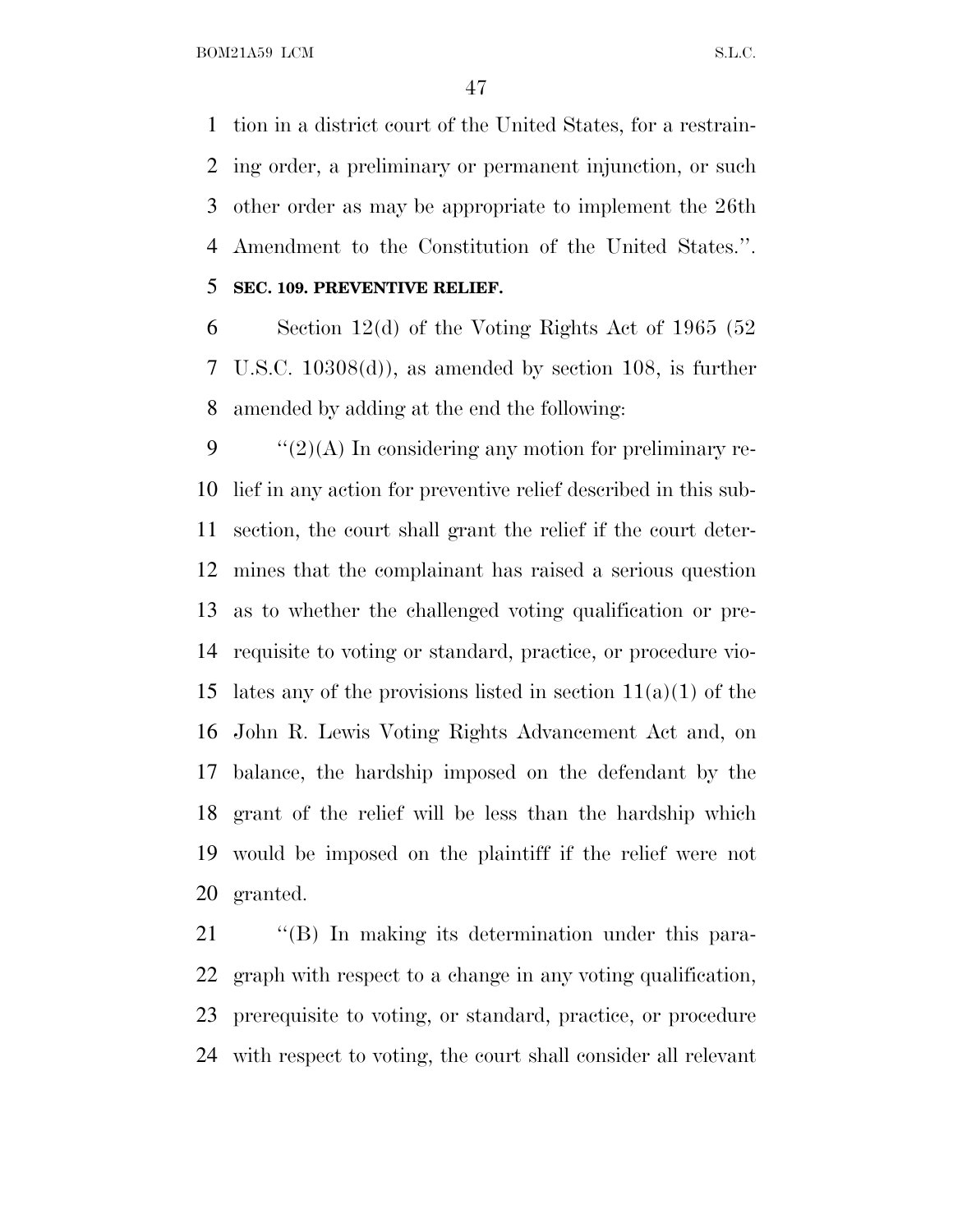tion in a district court of the United States, for a restraining order, a preliminary or permanent injunction, or such other order as may be appropriate to implement the 26th Amendment to the Constitution of the United States.''.

**SEC. 109. PREVENTIVE RELIEF.**

Section 12(d) of the Voting Rights Act of 1965 (52 U.S.C. 10308(d)), as amended by section 108, is further amended by adding at the end the following:

''(2)(A) In considering any motion for preliminary relief in any action for preventive relief described in this subsection, the court shall grant the relief if the court determines that the complainant has raised a serious question as to whether the challenged voting qualification or prerequisite to voting or standard, practice, or procedure violates any of the provisions listed in section 11(a)(1) of the John R. Lewis Voting Rights Advancement Act and, on balance, the hardship imposed on the defendant by the grant of the relief will be less than the hardship which would be imposed on the plaintiff if the relief were not granted.

''(B) In making its determination under this paragraph with respect to a change in any voting qualification, prerequisite to voting, or standard, practice, or procedure with respect to voting, the court shall consider all relevant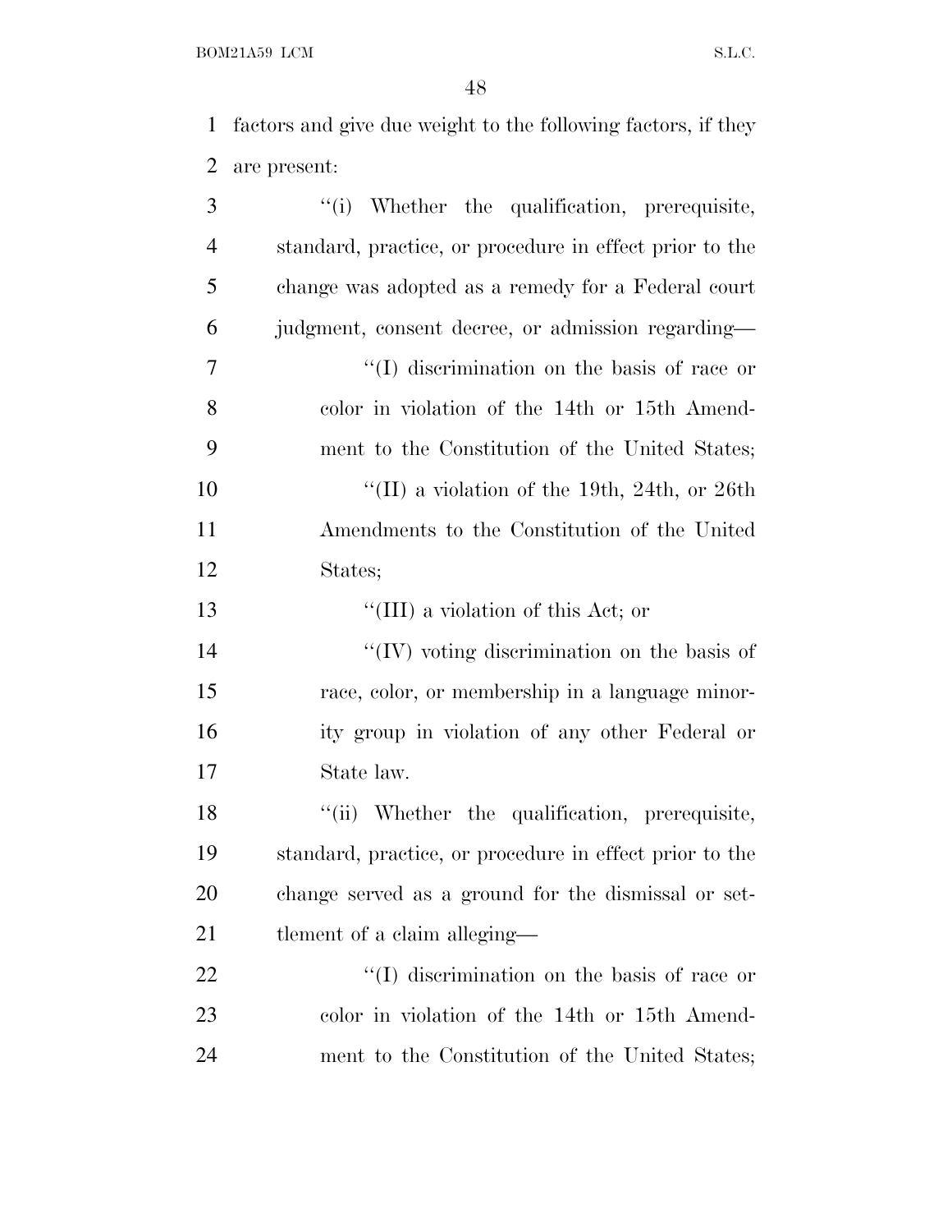factors and give due weight to the following factors, if they are present:

''(i) Whether the qualification, prerequisite, standard, practice, or procedure in effect prior to the change was adopted as a remedy for a Federal court judgment, consent decree, or admission regarding—

''(I) discrimination on the basis of race or color in violation of the 14th or 15th Amendment to the Constitution of the United States;

''(II) a violation of the 19th, 24th, or 26th Amendments to the Constitution of the United States;

''(III) a violation of this Act; or

''(IV) voting discrimination on the basis of race, color, or membership in a language minority group in violation of any other Federal or State law.

''(ii) Whether the qualification, prerequisite, standard, practice, or procedure in effect prior to the change served as a ground for the dismissal or settlement of a claim alleging—

''(I) discrimination on the basis of race or color in violation of the 14th or 15th Amendment to the Constitution of the United States;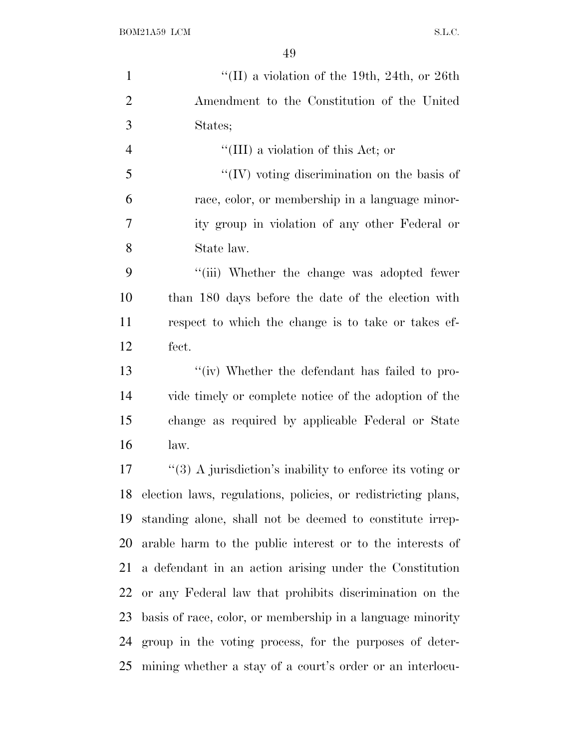"(II) a violation of the 19th, 24th, or 26th Amendment to the Constitution of the United States;

"(III) a violation of this Act; or

"(IV) voting discrimination on the basis of race, color, or membership in a language minority group in violation of any other Federal or State law.

"(iii) Whether the change was adopted fewer than 180 days before the date of the election with respect to which the change is to take or takes effect.

"(iv) Whether the defendant has failed to provide timely or complete notice of the adoption of the change as required by applicable Federal or State law.

"(3) A jurisdiction's inability to enforce its voting or election laws, regulations, policies, or redistricting plans, standing alone, shall not be deemed to constitute irreparable harm to the public interest or to the interests of a defendant in an action arising under the Constitution or any Federal law that prohibits discrimination on the basis of race, color, or membership in a language minority group in the voting process, for the purposes of determining whether a stay of a court's order or an interlocu-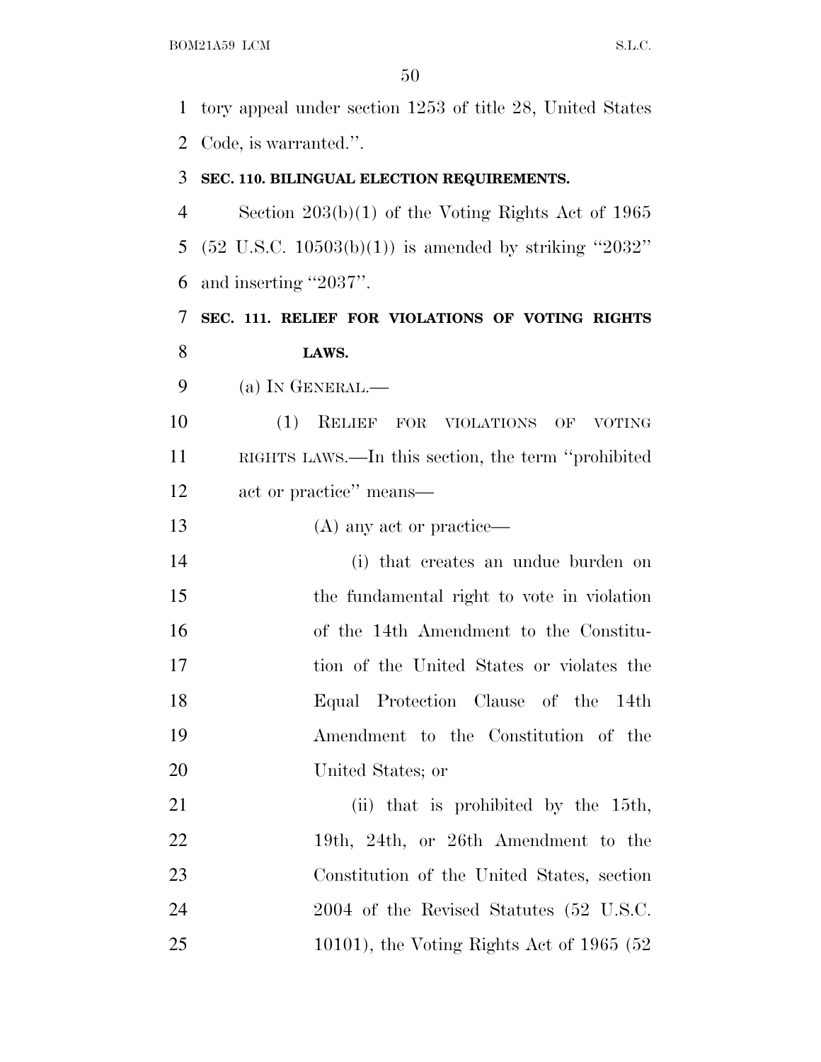tory appeal under section 1253 of title 28, United States Code, is warranted.''.

**SEC. 110. BILINGUAL ELECTION REQUIREMENTS.**

Section 203(b)(1) of the Voting Rights Act of 1965 (52 U.S.C. 10503(b)(1)) is amended by striking ''2032'' and inserting ''2037''.

**SEC. 111. RELIEF FOR VIOLATIONS OF VOTING RIGHTS LAWS.**

(a) IN GENERAL.—

(1) RELIEF FOR VIOLATIONS OF VOTING RIGHTS LAWS.—In this section, the term ''prohibited act or practice'' means—

(A) any act or practice—

(i) that creates an undue burden on the fundamental right to vote in violation of the 14th Amendment to the Constitution of the United States or violates the Equal Protection Clause of the 14th Amendment to the Constitution of the United States; or

(ii) that is prohibited by the 15th, 19th, 24th, or 26th Amendment to the Constitution of the United States, section 2004 of the Revised Statutes (52 U.S.C. 10101), the Voting Rights Act of 1965 (52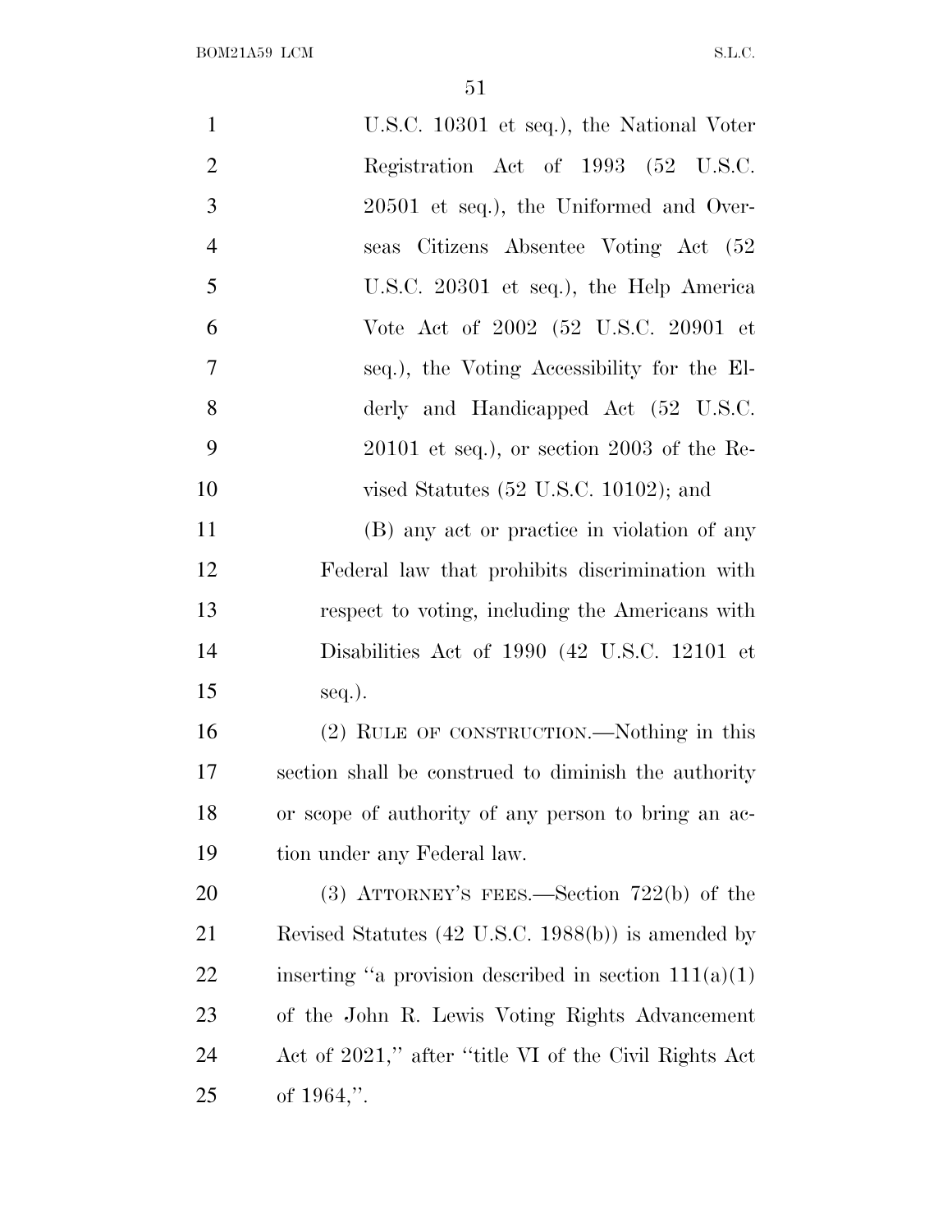U.S.C. 10301 et seq.), the National Voter Registration Act of 1993 (52 U.S.C. 20501 et seq.), the Uniformed and Overseas Citizens Absentee Voting Act (52 U.S.C. 20301 et seq.), the Help America Vote Act of 2002 (52 U.S.C. 20901 et seq.), the Voting Accessibility for the Elderly and Handicapped Act (52 U.S.C. 20101 et seq.), or section 2003 of the Revised Statutes (52 U.S.C. 10102); and

(B) any act or practice in violation of any Federal law that prohibits discrimination with respect to voting, including the Americans with Disabilities Act of 1990 (42 U.S.C. 12101 et seq.).

(2) RULE OF CONSTRUCTION.—Nothing in this section shall be construed to diminish the authority or scope of authority of any person to bring an action under any Federal law.

(3) ATTORNEY'S FEES.—Section 722(b) of the Revised Statutes (42 U.S.C. 1988(b)) is amended by inserting "a provision described in section 111(a)(1) of the John R. Lewis Voting Rights Advancement Act of 2021," after "title VI of the Civil Rights Act of 1964,".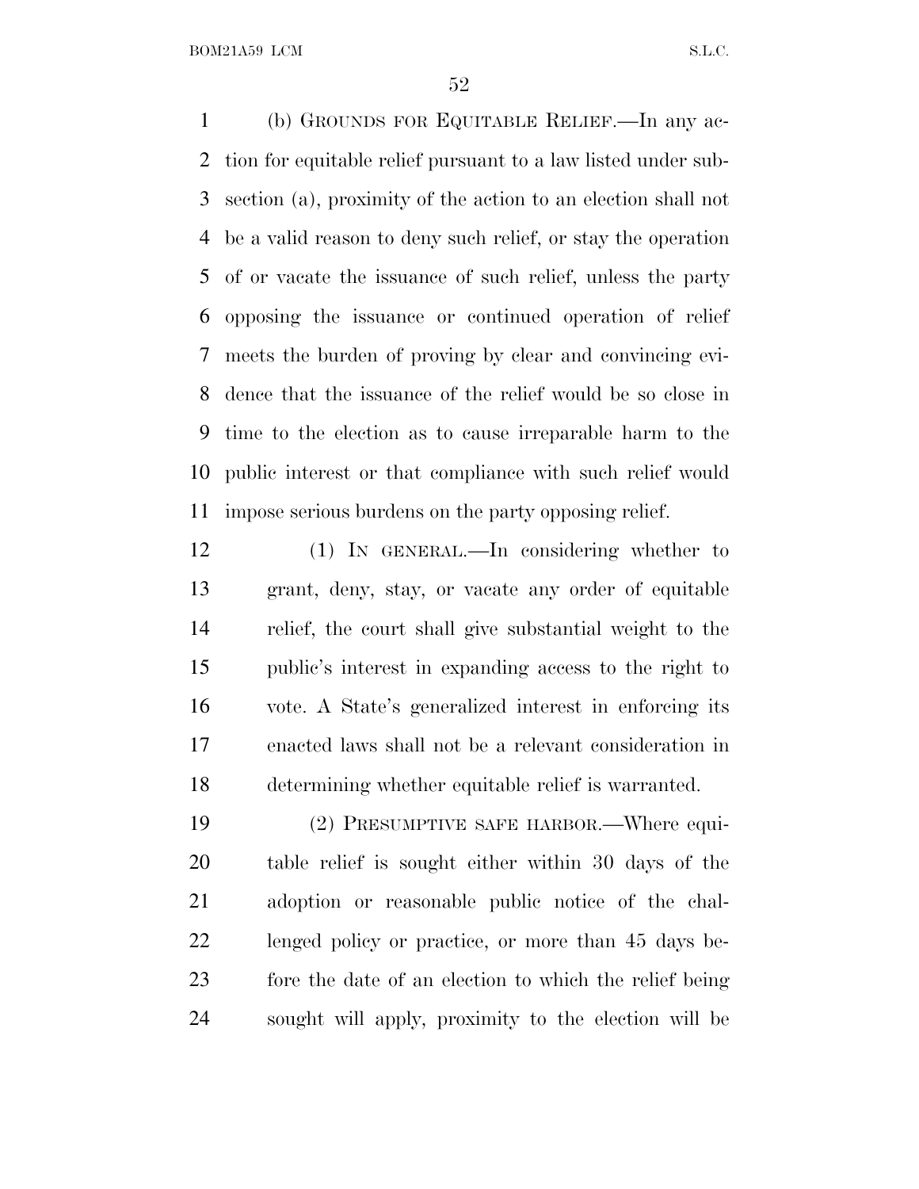(b) GROUNDS FOR EQUITABLE RELIEF.—In any action for equitable relief pursuant to a law listed under subsection (a), proximity of the action to an election shall not be a valid reason to deny such relief, or stay the operation of or vacate the issuance of such relief, unless the party opposing the issuance or continued operation of relief meets the burden of proving by clear and convincing evidence that the issuance of the relief would be so close in time to the election as to cause irreparable harm to the public interest or that compliance with such relief would impose serious burdens on the party opposing relief.

(1) IN GENERAL.—In considering whether to grant, deny, stay, or vacate any order of equitable relief, the court shall give substantial weight to the public's interest in expanding access to the right to vote. A State's generalized interest in enforcing its enacted laws shall not be a relevant consideration in determining whether equitable relief is warranted.

(2) PRESUMPTIVE SAFE HARBOR.—Where equitable relief is sought either within 30 days of the adoption or reasonable public notice of the challenged policy or practice, or more than 45 days before the date of an election to which the relief being sought will apply, proximity to the election will be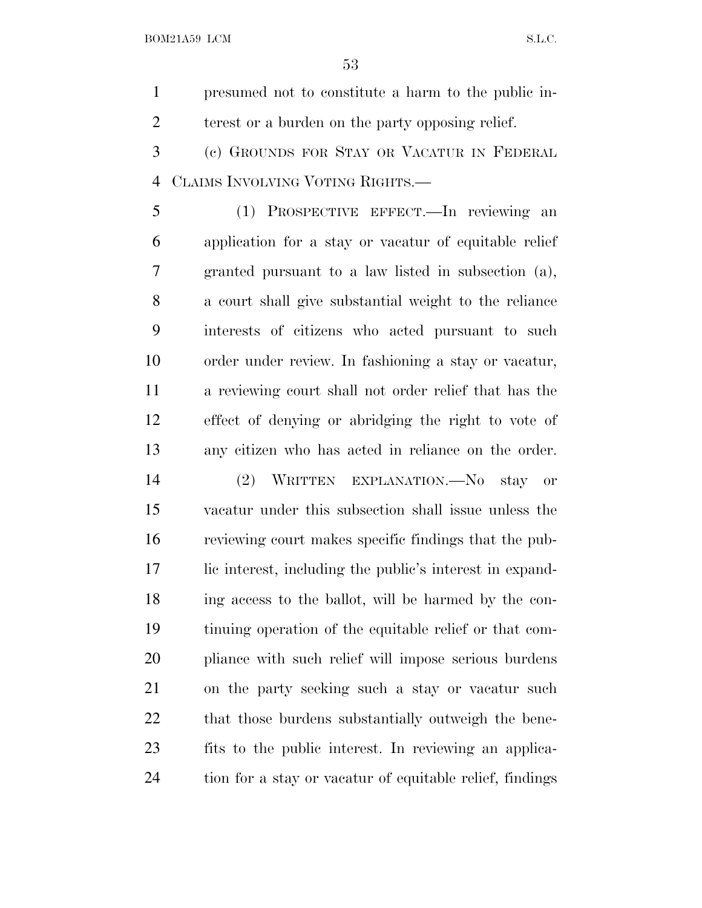presumed not to constitute a harm to the public interest or a burden on the party opposing relief.

(c) GROUNDS FOR STAY OR VACATUR IN FEDERAL CLAIMS INVOLVING VOTING RIGHTS.—

(1) PROSPECTIVE EFFECT.—In reviewing an application for a stay or vacatur of equitable relief granted pursuant to a law listed in subsection (a), a court shall give substantial weight to the reliance interests of citizens who acted pursuant to such order under review. In fashioning a stay or vacatur, a reviewing court shall not order relief that has the effect of denying or abridging the right to vote of any citizen who has acted in reliance on the order.

(2) WRITTEN EXPLANATION.—No stay or vacatur under this subsection shall issue unless the reviewing court makes specific findings that the public interest, including the public's interest in expanding access to the ballot, will be harmed by the continuing operation of the equitable relief or that compliance with such relief will impose serious burdens on the party seeking such a stay or vacatur such that those burdens substantially outweigh the benefits to the public interest. In reviewing an application for a stay or vacatur of equitable relief, findings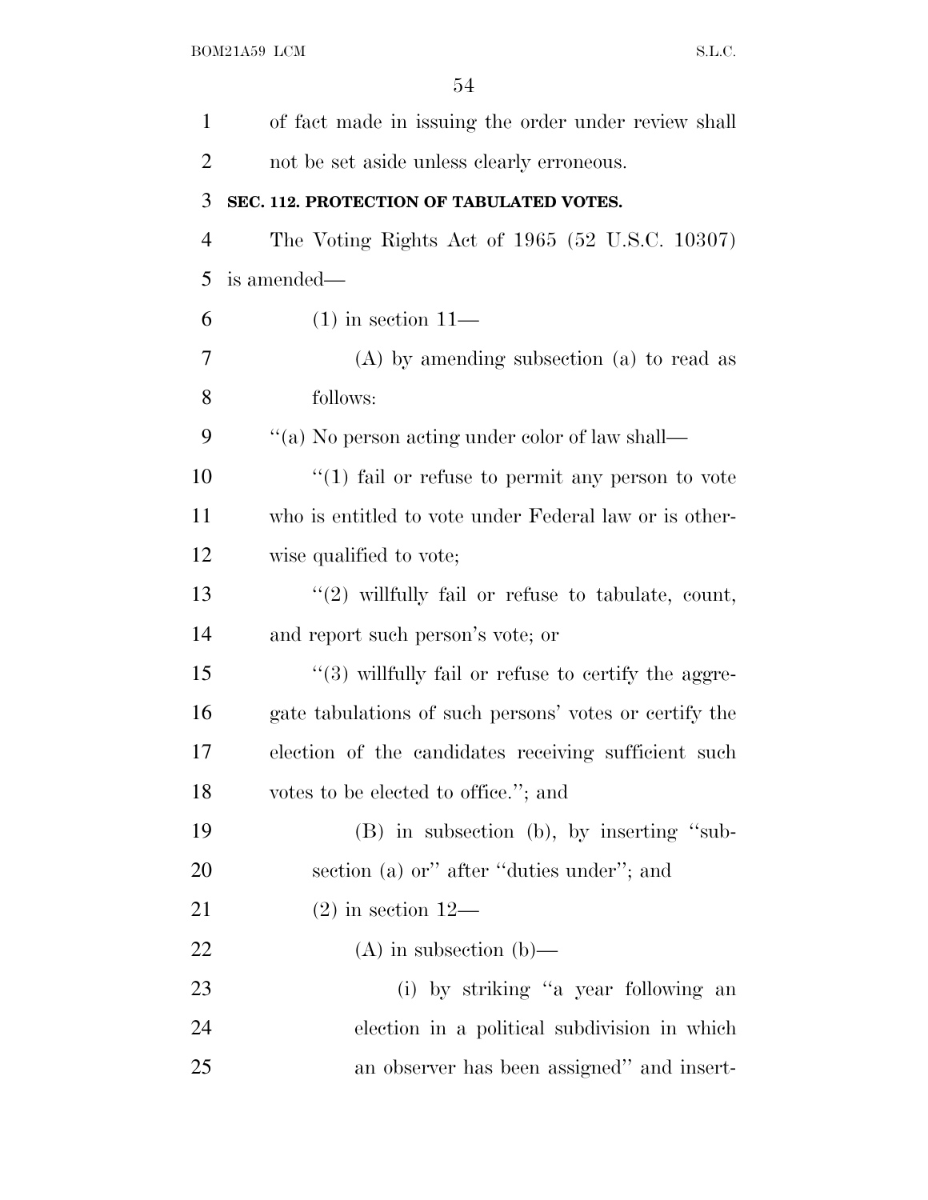of fact made in issuing the order under review shall not be set aside unless clearly erroneous.

**SEC. 112. PROTECTION OF TABULATED VOTES.**

The Voting Rights Act of 1965 (52 U.S.C. 10307) is amended—

(1) in section 11—

(A) by amending subsection (a) to read as follows:

"(a) No person acting under color of law shall—

"(1) fail or refuse to permit any person to vote who is entitled to vote under Federal law or is otherwise qualified to vote;

"(2) willfully fail or refuse to tabulate, count, and report such person's vote; or

"(3) willfully fail or refuse to certify the aggregate tabulations of such persons' votes or certify the election of the candidates receiving sufficient such votes to be elected to office."; and

(B) in subsection (b), by inserting "subsection (a) or" after "duties under"; and

(2) in section 12—

(A) in subsection (b)—

(i) by striking "a year following an election in a political subdivision in which an observer has been assigned" and insert-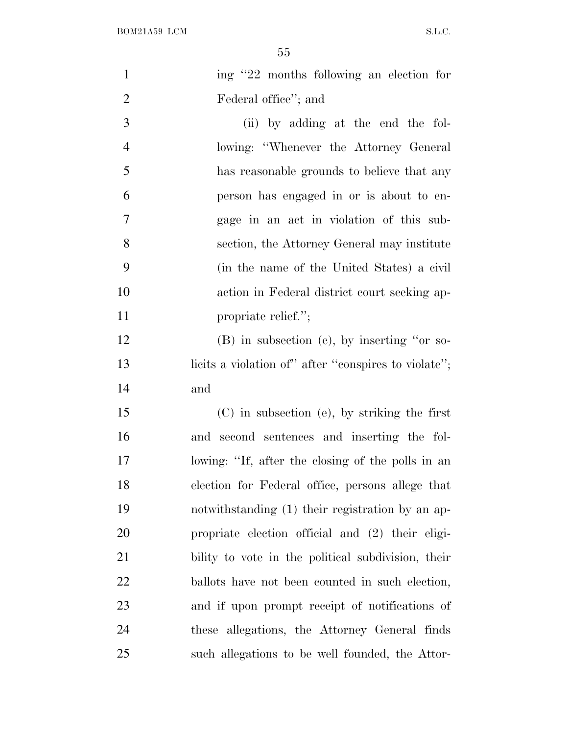ing "22 months following an election for Federal office"; and

(ii) by adding at the end the following: "Whenever the Attorney General has reasonable grounds to believe that any person has engaged in or is about to engage in an act in violation of this subsection, the Attorney General may institute (in the name of the United States) a civil action in Federal district court seeking appropriate relief.";

(B) in subsection (c), by inserting "or solicits a violation of" after "conspires to violate"; and

(C) in subsection (e), by striking the first and second sentences and inserting the following: "If, after the closing of the polls in an election for Federal office, persons allege that notwithstanding (1) their registration by an appropriate election official and (2) their eligibility to vote in the political subdivision, their ballots have not been counted in such election, and if upon prompt receipt of notifications of these allegations, the Attorney General finds such allegations to be well founded, the Attor-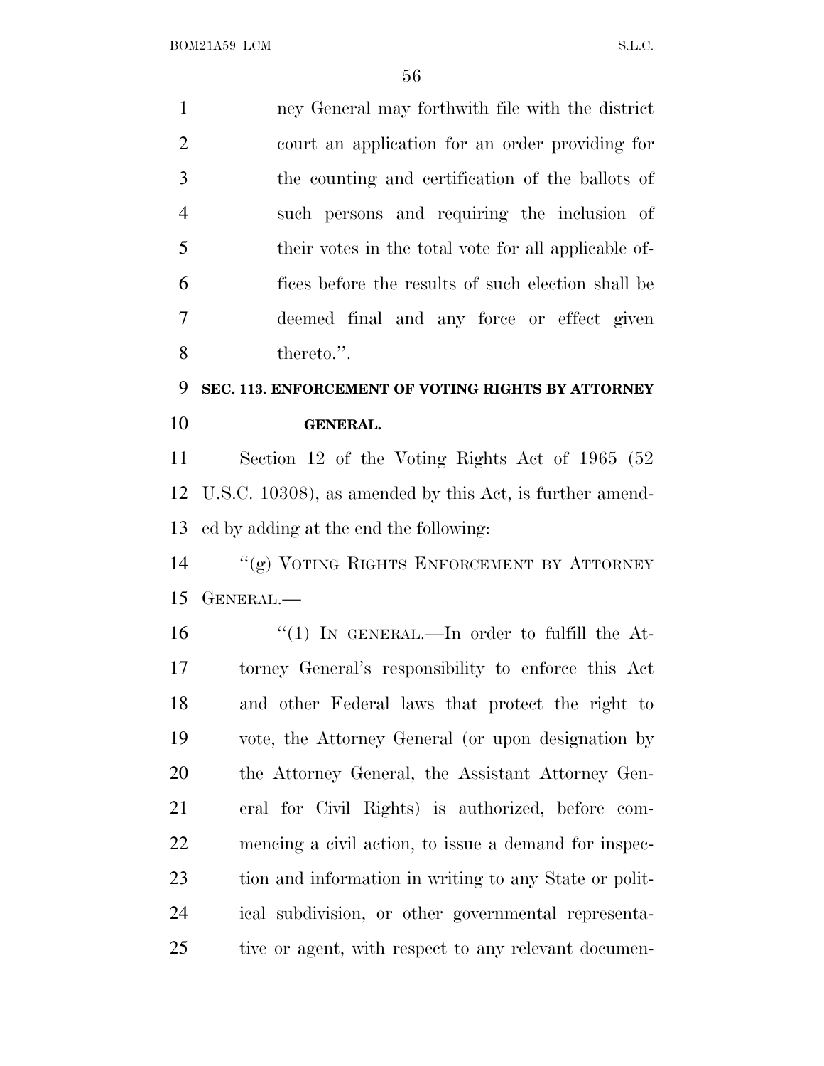ney General may forthwith file with the district court an application for an order providing for the counting and certification of the ballots of such persons and requiring the inclusion of their votes in the total vote for all applicable offices before the results of such election shall be deemed final and any force or effect given thereto.''.

**SEC. 113. ENFORCEMENT OF VOTING RIGHTS BY ATTORNEY GENERAL.**

Section 12 of the Voting Rights Act of 1965 (52 U.S.C. 10308), as amended by this Act, is further amended by adding at the end the following:

''(g) VOTING RIGHTS ENFORCEMENT BY ATTORNEY GENERAL.—

''(1) IN GENERAL.—In order to fulfill the Attorney General's responsibility to enforce this Act and other Federal laws that protect the right to vote, the Attorney General (or upon designation by the Attorney General, the Assistant Attorney General for Civil Rights) is authorized, before commencing a civil action, to issue a demand for inspection and information in writing to any State or political subdivision, or other governmental representative or agent, with respect to any relevant documen-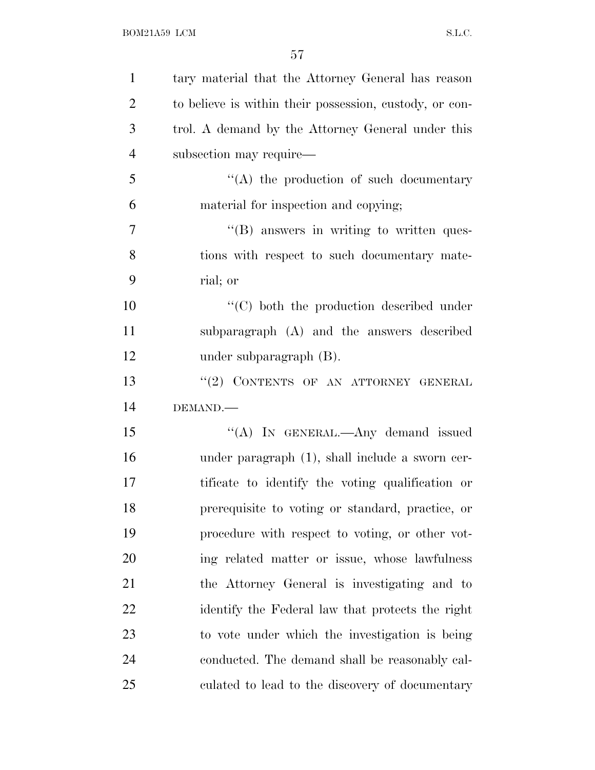tary material that the Attorney General has reason to believe is within their possession, custody, or control. A demand by the Attorney General under this subsection may require—

"(A) the production of such documentary material for inspection and copying;

"(B) answers in writing to written questions with respect to such documentary material; or

"(C) both the production described under subparagraph (A) and the answers described under subparagraph (B).

"(2) CONTENTS OF AN ATTORNEY GENERAL DEMAND.—

"(A) IN GENERAL.—Any demand issued under paragraph (1), shall include a sworn certificate to identify the voting qualification or prerequisite to voting or standard, practice, or procedure with respect to voting, or other voting related matter or issue, whose lawfulness the Attorney General is investigating and to identify the Federal law that protects the right to vote under which the investigation is being conducted. The demand shall be reasonably calculated to lead to the discovery of documentary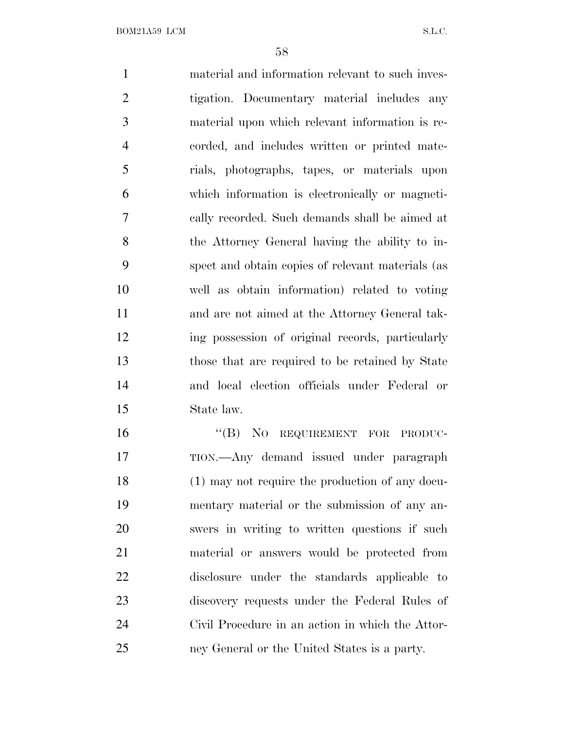material and information relevant to such investigation. Documentary material includes any material upon which relevant information is recorded, and includes written or printed materials, photographs, tapes, or materials upon which information is electronically or magnetically recorded. Such demands shall be aimed at the Attorney General having the ability to inspect and obtain copies of relevant materials (as well as obtain information) related to voting and are not aimed at the Attorney General taking possession of original records, particularly those that are required to be retained by State and local election officials under Federal or State law.

"(B) NO REQUIREMENT FOR PRODUCTION.—Any demand issued under paragraph (1) may not require the production of any documentary material or the submission of any answers in writing to written questions if such material or answers would be protected from disclosure under the standards applicable to discovery requests under the Federal Rules of Civil Procedure in an action in which the Attorney General or the United States is a party.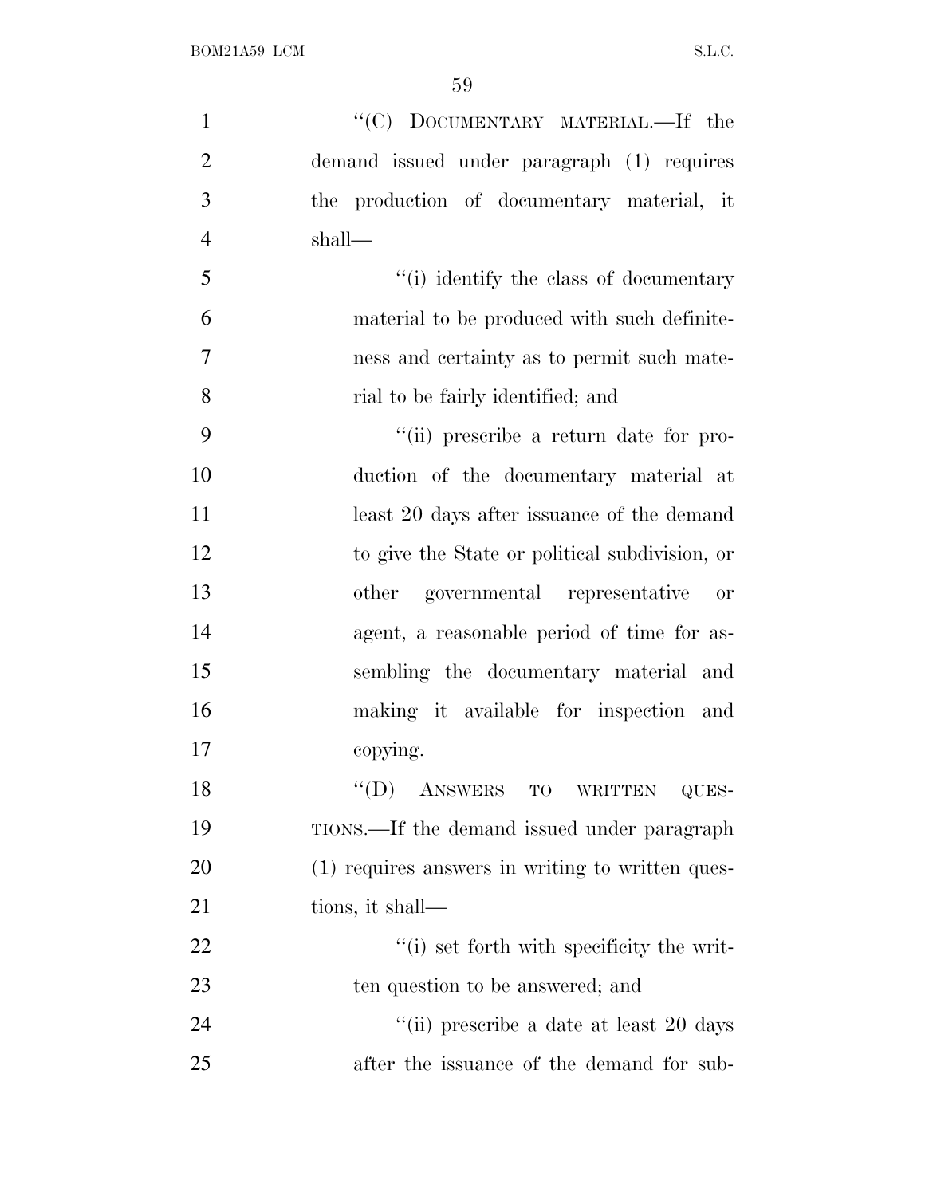"(C) DOCUMENTARY MATERIAL.—If the demand issued under paragraph (1) requires the production of documentary material, it shall—

"(i) identify the class of documentary material to be produced with such definiteness and certainty as to permit such material to be fairly identified; and

"(ii) prescribe a return date for production of the documentary material at least 20 days after issuance of the demand to give the State or political subdivision, or other governmental representative or agent, a reasonable period of time for assembling the documentary material and making it available for inspection and copying.

"(D) ANSWERS TO WRITTEN QUESTIONS.—If the demand issued under paragraph (1) requires answers in writing to written questions, it shall—

"(i) set forth with specificity the written question to be answered; and

"(ii) prescribe a date at least 20 days after the issuance of the demand for sub-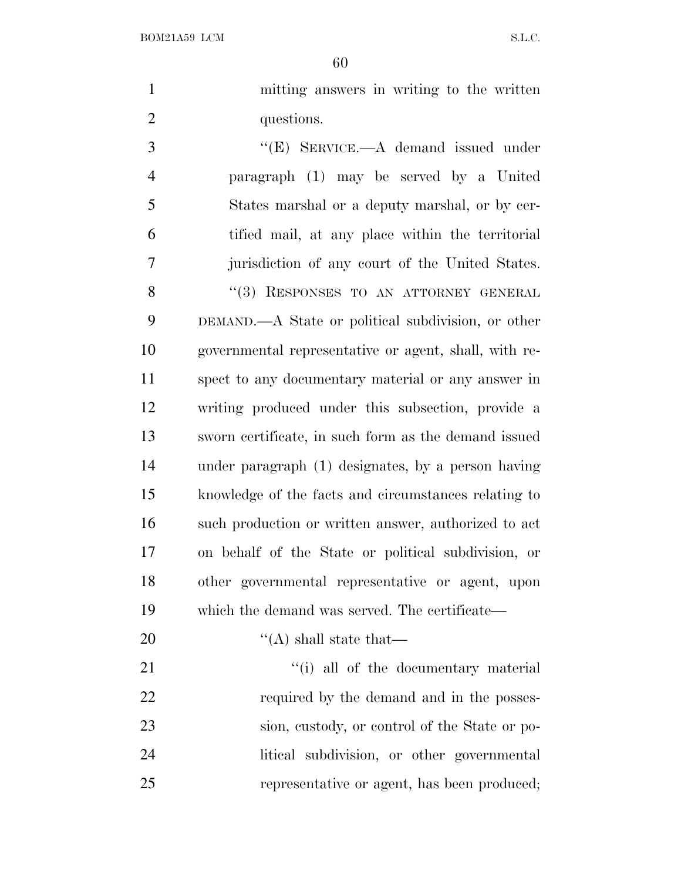mitting answers in writing to the written questions.

''(E) SERVICE.—A demand issued under paragraph (1) may be served by a United States marshal or a deputy marshal, or by certified mail, at any place within the territorial jurisdiction of any court of the United States.

''(3) RESPONSES TO AN ATTORNEY GENERAL DEMAND.—A State or political subdivision, or other governmental representative or agent, shall, with respect to any documentary material or any answer in writing produced under this subsection, provide a sworn certificate, in such form as the demand issued under paragraph (1) designates, by a person having knowledge of the facts and circumstances relating to such production or written answer, authorized to act on behalf of the State or political subdivision, or other governmental representative or agent, upon which the demand was served. The certificate—

''(A) shall state that—

''(i) all of the documentary material required by the demand and in the possession, custody, or control of the State or political subdivision, or other governmental representative or agent, has been produced;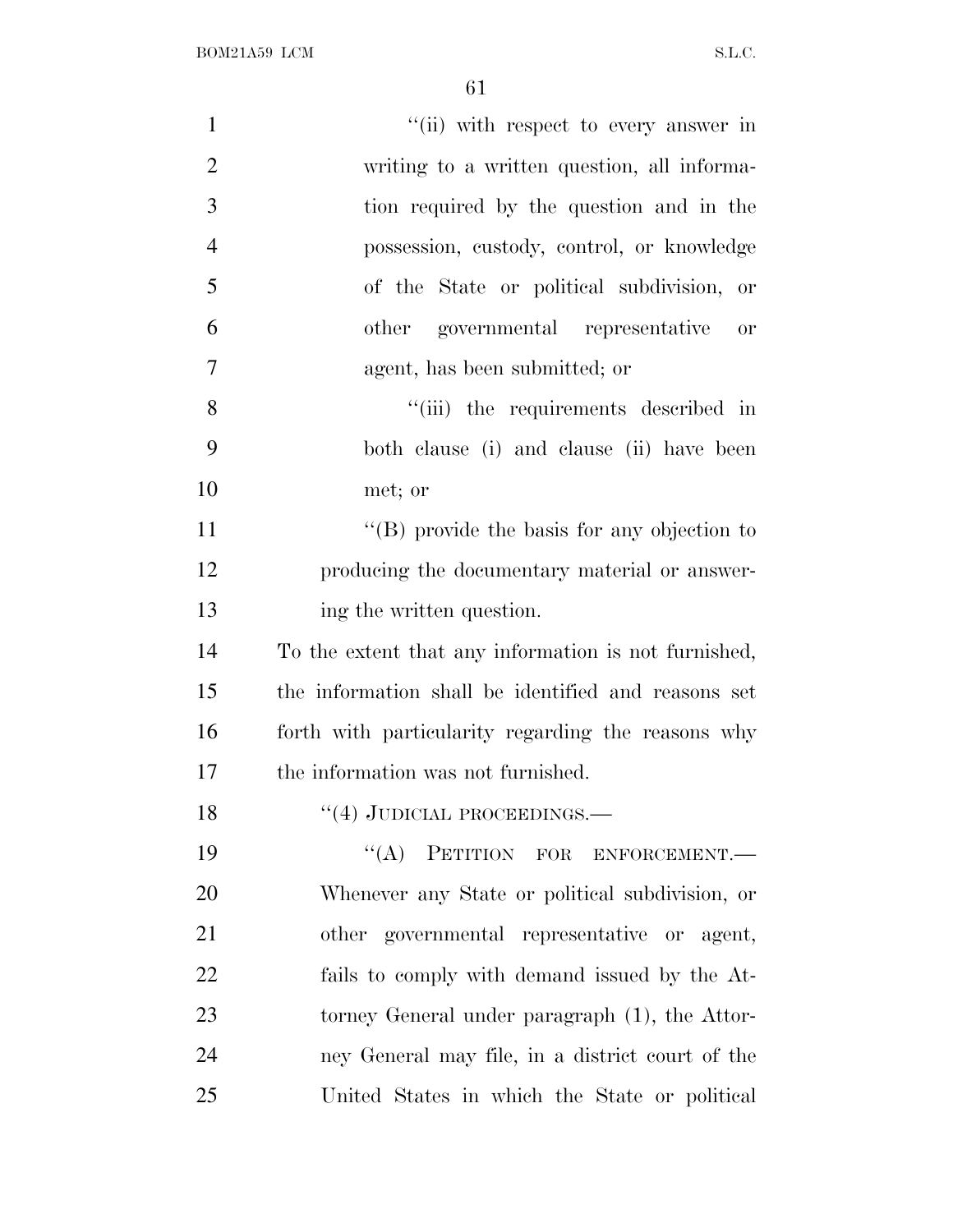''(ii) with respect to every answer in writing to a written question, all information required by the question and in the possession, custody, control, or knowledge of the State or political subdivision, or other governmental representative or agent, has been submitted; or

''(iii) the requirements described in both clause (i) and clause (ii) have been met; or

''(B) provide the basis for any objection to producing the documentary material or answering the written question.

To the extent that any information is not furnished, the information shall be identified and reasons set forth with particularity regarding the reasons why the information was not furnished.

''(4) JUDICIAL PROCEEDINGS.—

''(A) PETITION FOR ENFORCEMENT.— Whenever any State or political subdivision, or other governmental representative or agent, fails to comply with demand issued by the Attorney General under paragraph (1), the Attorney General may file, in a district court of the United States in which the State or political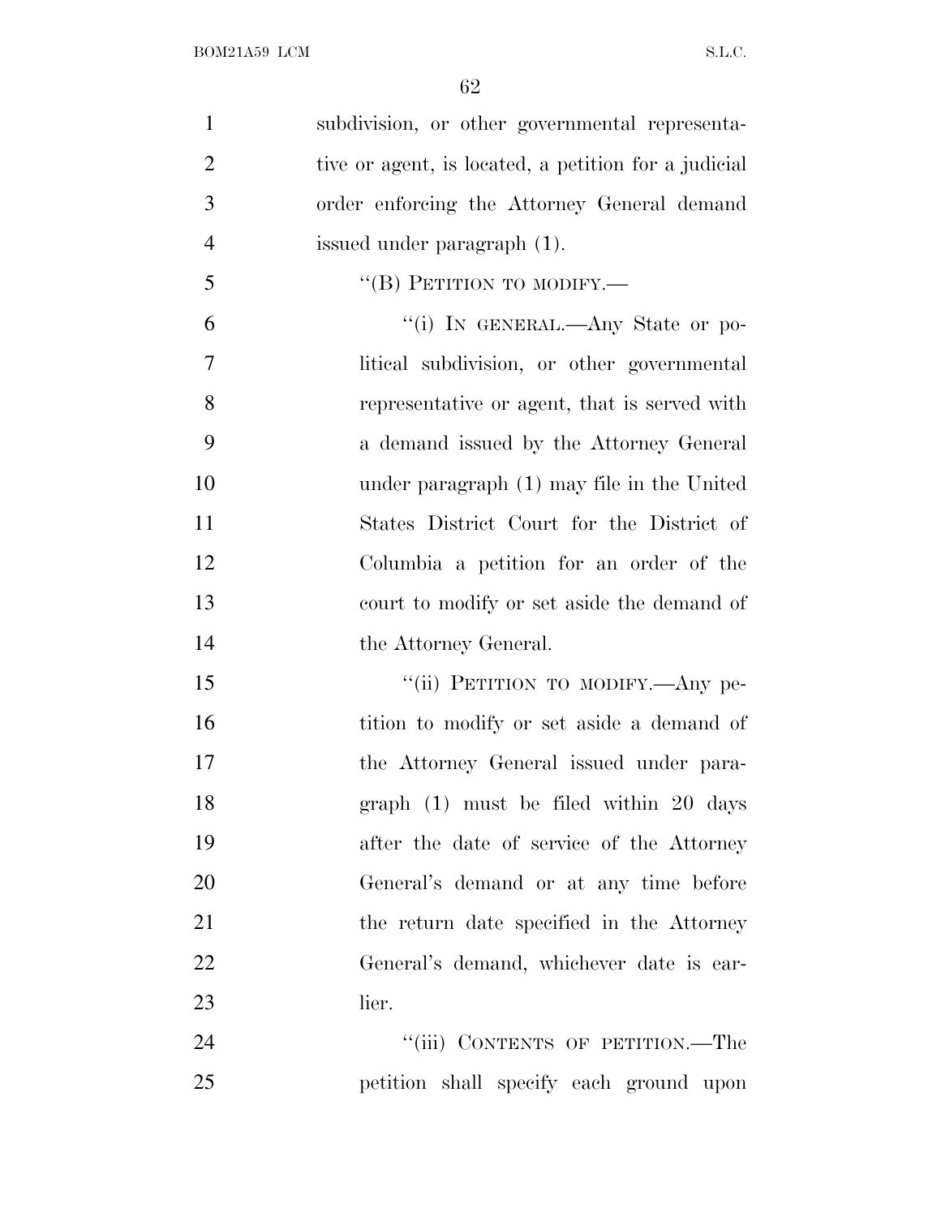subdivision, or other governmental representative or agent, is located, a petition for a judicial order enforcing the Attorney General demand issued under paragraph (1).

"(B) PETITION TO MODIFY.—

"(i) IN GENERAL.—Any State or political subdivision, or other governmental representative or agent, that is served with a demand issued by the Attorney General under paragraph (1) may file in the United States District Court for the District of Columbia a petition for an order of the court to modify or set aside the demand of the Attorney General.

"(ii) PETITION TO MODIFY.—Any petition to modify or set aside a demand of the Attorney General issued under paragraph (1) must be filed within 20 days after the date of service of the Attorney General's demand or at any time before the return date specified in the Attorney General's demand, whichever date is earlier.

"(iii) CONTENTS OF PETITION.—The petition shall specify each ground upon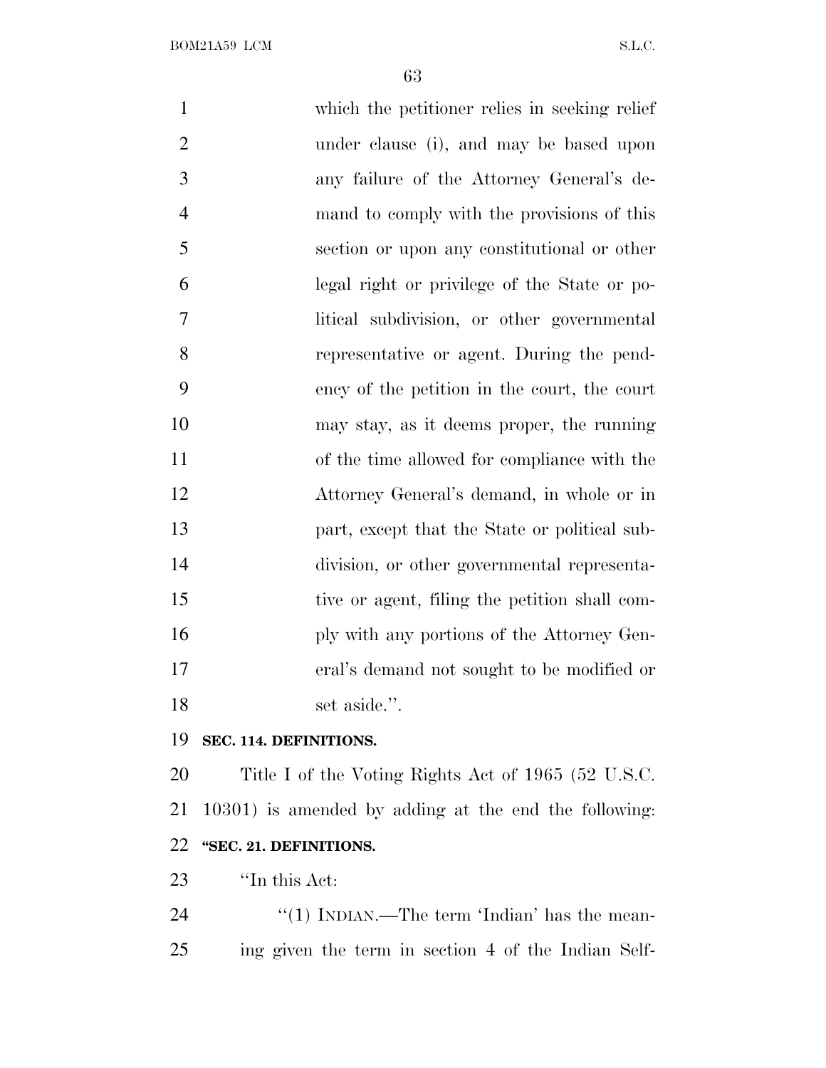which the petitioner relies in seeking relief under clause (i), and may be based upon any failure of the Attorney General's demand to comply with the provisions of this section or upon any constitutional or other legal right or privilege of the State or political subdivision, or other governmental representative or agent. During the pendency of the petition in the court, the court may stay, as it deems proper, the running of the time allowed for compliance with the Attorney General's demand, in whole or in part, except that the State or political subdivision, or other governmental representative or agent, filing the petition shall comply with any portions of the Attorney General's demand not sought to be modified or set aside.''.

**SEC. 114. DEFINITIONS.**

Title I of the Voting Rights Act of 1965 (52 U.S.C. 10301) is amended by adding at the end the following:

**"SEC. 21. DEFINITIONS.**

''In this Act:

''(1) INDIAN.—The term 'Indian' has the meaning given the term in section 4 of the Indian Self-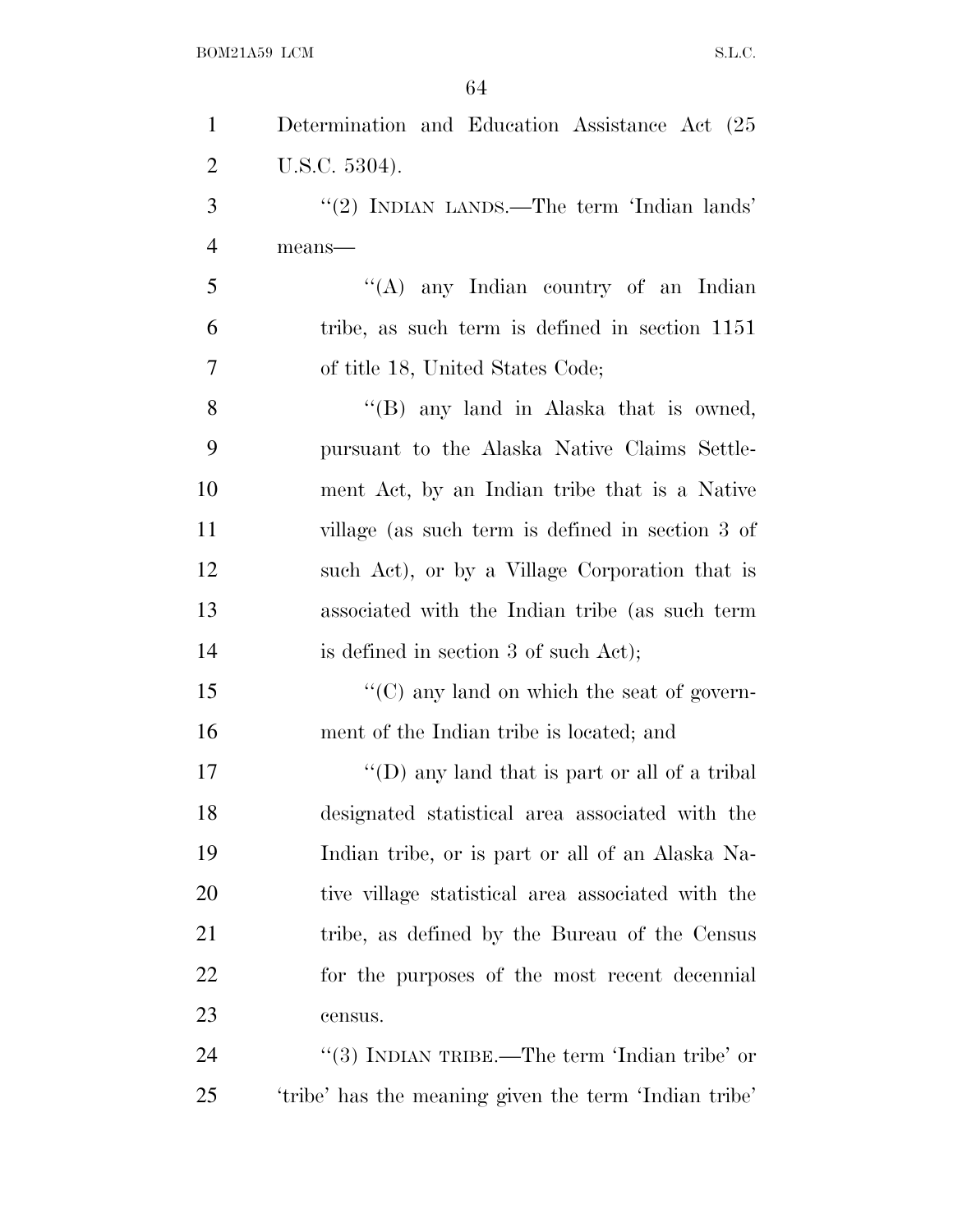Determination and Education Assistance Act (25 U.S.C. 5304).

''(2) INDIAN LANDS.—The term 'Indian lands' means—

''(A) any Indian country of an Indian tribe, as such term is defined in section 1151 of title 18, United States Code;

''(B) any land in Alaska that is owned, pursuant to the Alaska Native Claims Settlement Act, by an Indian tribe that is a Native village (as such term is defined in section 3 of such Act), or by a Village Corporation that is associated with the Indian tribe (as such term is defined in section 3 of such Act);

''(C) any land on which the seat of government of the Indian tribe is located; and

''(D) any land that is part or all of a tribal designated statistical area associated with the Indian tribe, or is part or all of an Alaska Native village statistical area associated with the tribe, as defined by the Bureau of the Census for the purposes of the most recent decennial census.

''(3) INDIAN TRIBE.—The term 'Indian tribe' or 'tribe' has the meaning given the term 'Indian tribe'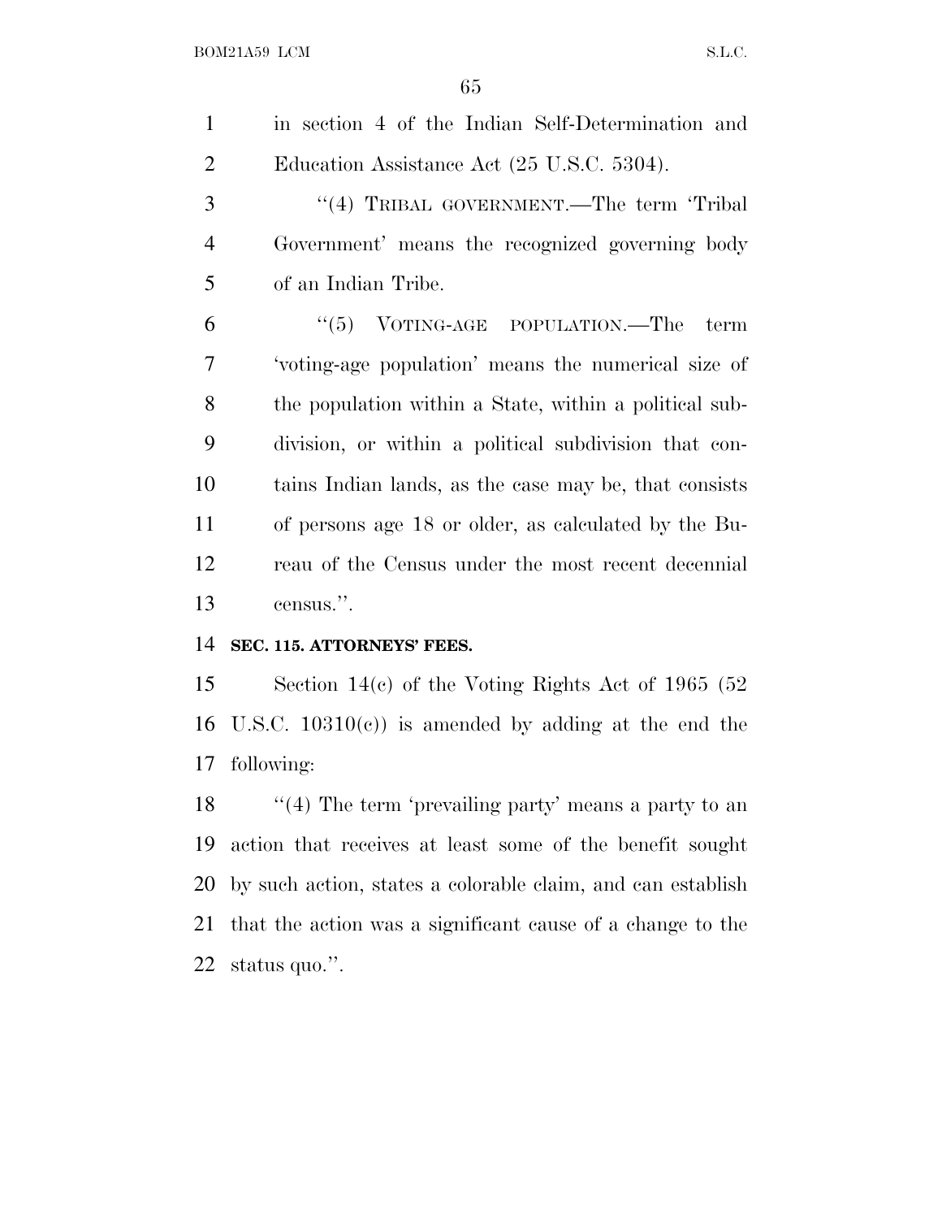in section 4 of the Indian Self-Determination and Education Assistance Act (25 U.S.C. 5304).

"(4) TRIBAL GOVERNMENT.—The term 'Tribal Government' means the recognized governing body of an Indian Tribe.

"(5) VOTING-AGE POPULATION.—The term 'voting-age population' means the numerical size of the population within a State, within a political subdivision, or within a political subdivision that contains Indian lands, as the case may be, that consists of persons age 18 or older, as calculated by the Bureau of the Census under the most recent decennial census.".

**SEC. 115. ATTORNEYS' FEES.**

Section 14(c) of the Voting Rights Act of 1965 (52 U.S.C. 10310(c)) is amended by adding at the end the following:

"(4) The term 'prevailing party' means a party to an action that receives at least some of the benefit sought by such action, states a colorable claim, and can establish that the action was a significant cause of a change to the status quo.".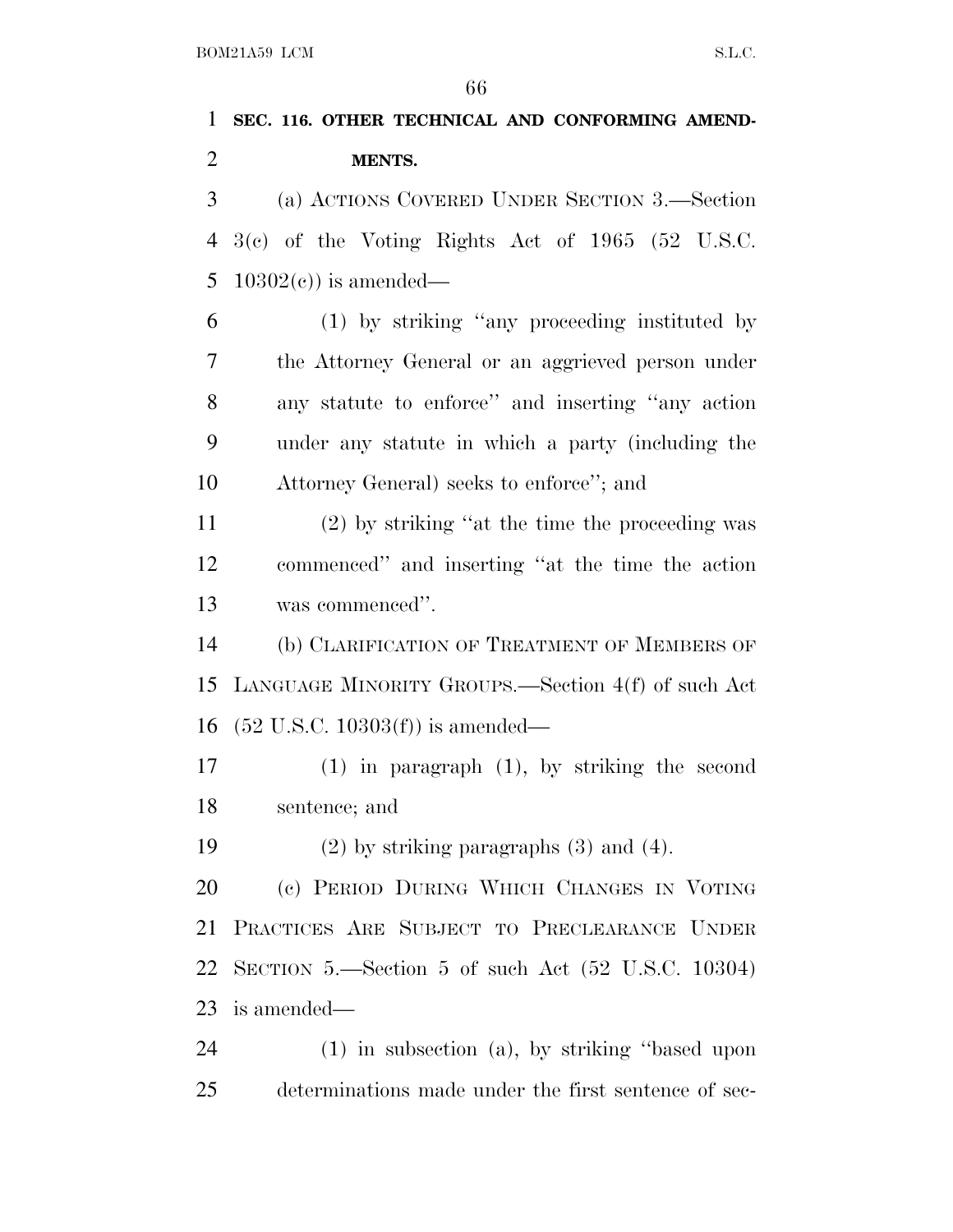**SEC. 116. OTHER TECHNICAL AND CONFORMING AMENDMENTS.**

(a) ACTIONS COVERED UNDER SECTION 3.—Section 3(c) of the Voting Rights Act of 1965 (52 U.S.C. 10302(c)) is amended—

(1) by striking "any proceeding instituted by the Attorney General or an aggrieved person under any statute to enforce" and inserting "any action under any statute in which a party (including the Attorney General) seeks to enforce"; and

(2) by striking "at the time the proceeding was commenced" and inserting "at the time the action was commenced".

(b) CLARIFICATION OF TREATMENT OF MEMBERS OF LANGUAGE MINORITY GROUPS.—Section 4(f) of such Act (52 U.S.C. 10303(f)) is amended—

(1) in paragraph (1), by striking the second sentence; and

(2) by striking paragraphs (3) and (4).

(c) PERIOD DURING WHICH CHANGES IN VOTING PRACTICES ARE SUBJECT TO PRECLEARANCE UNDER SECTION 5.—Section 5 of such Act (52 U.S.C. 10304) is amended—

(1) in subsection (a), by striking "based upon determinations made under the first sentence of sec-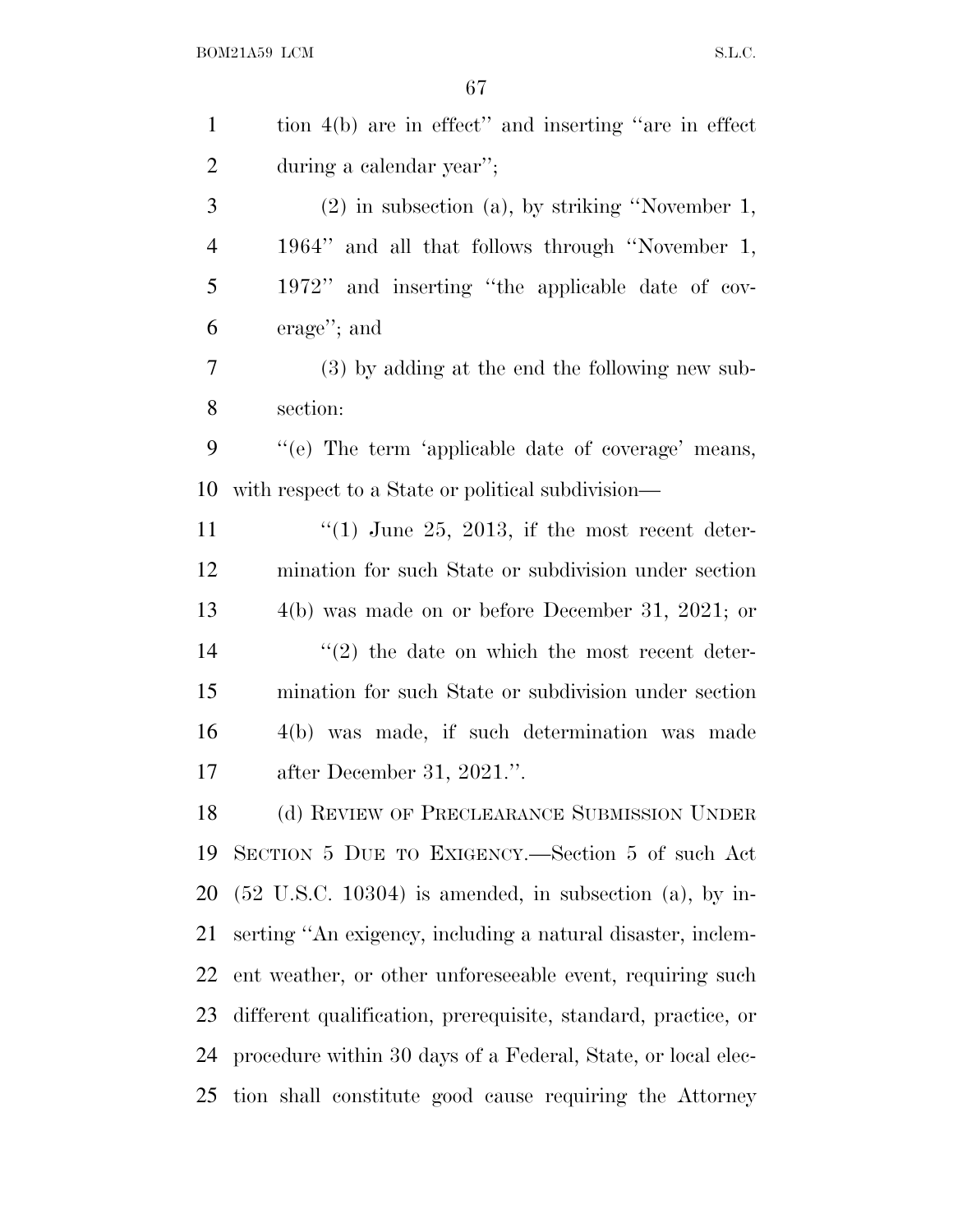tion 4(b) are in effect'' and inserting ''are in effect during a calendar year'';

(2) in subsection (a), by striking ''November 1, 1964'' and all that follows through ''November 1, 1972'' and inserting ''the applicable date of coverage''; and

(3) by adding at the end the following new subsection:

''(e) The term 'applicable date of coverage' means, with respect to a State or political subdivision—

''(1) June 25, 2013, if the most recent determination for such State or subdivision under section 4(b) was made on or before December 31, 2021; or

''(2) the date on which the most recent determination for such State or subdivision under section 4(b) was made, if such determination was made after December 31, 2021.''.

(d) REVIEW OF PRECLEARANCE SUBMISSION UNDER SECTION 5 DUE TO EXIGENCY.—Section 5 of such Act (52 U.S.C. 10304) is amended, in subsection (a), by inserting ''An exigency, including a natural disaster, inclement weather, or other unforeseeable event, requiring such different qualification, prerequisite, standard, practice, or procedure within 30 days of a Federal, State, or local election shall constitute good cause requiring the Attorney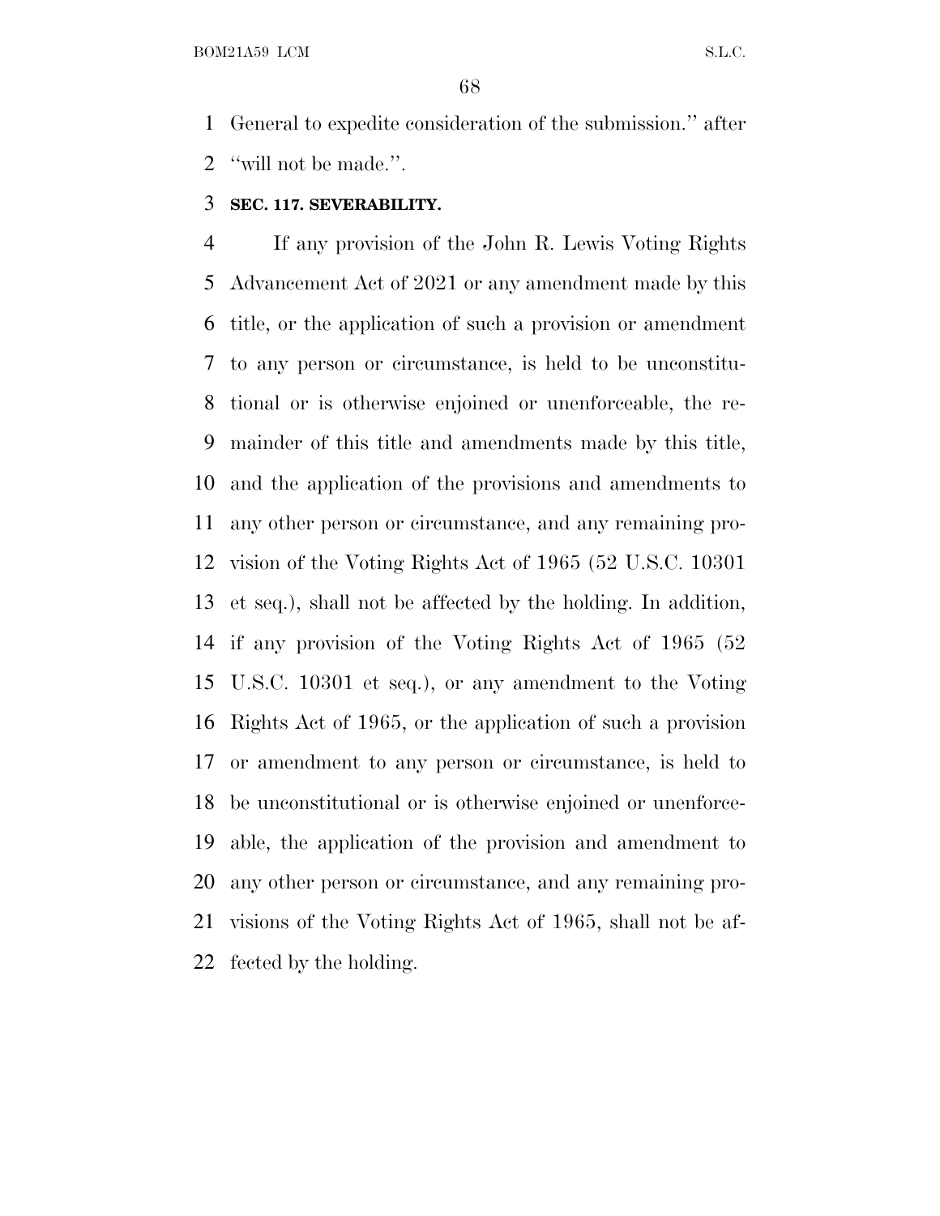General to expedite consideration of the submission.'' after ''will not be made.''.

**SEC. 117. SEVERABILITY.**

If any provision of the John R. Lewis Voting Rights Advancement Act of 2021 or any amendment made by this title, or the application of such a provision or amendment to any person or circumstance, is held to be unconstitutional or is otherwise enjoined or unenforceable, the remainder of this title and amendments made by this title, and the application of the provisions and amendments to any other person or circumstance, and any remaining provision of the Voting Rights Act of 1965 (52 U.S.C. 10301 et seq.), shall not be affected by the holding. In addition, if any provision of the Voting Rights Act of 1965 (52 U.S.C. 10301 et seq.), or any amendment to the Voting Rights Act of 1965, or the application of such a provision or amendment to any person or circumstance, is held to be unconstitutional or is otherwise enjoined or unenforceable, the application of the provision and amendment to any other person or circumstance, and any remaining provisions of the Voting Rights Act of 1965, shall not be affected by the holding.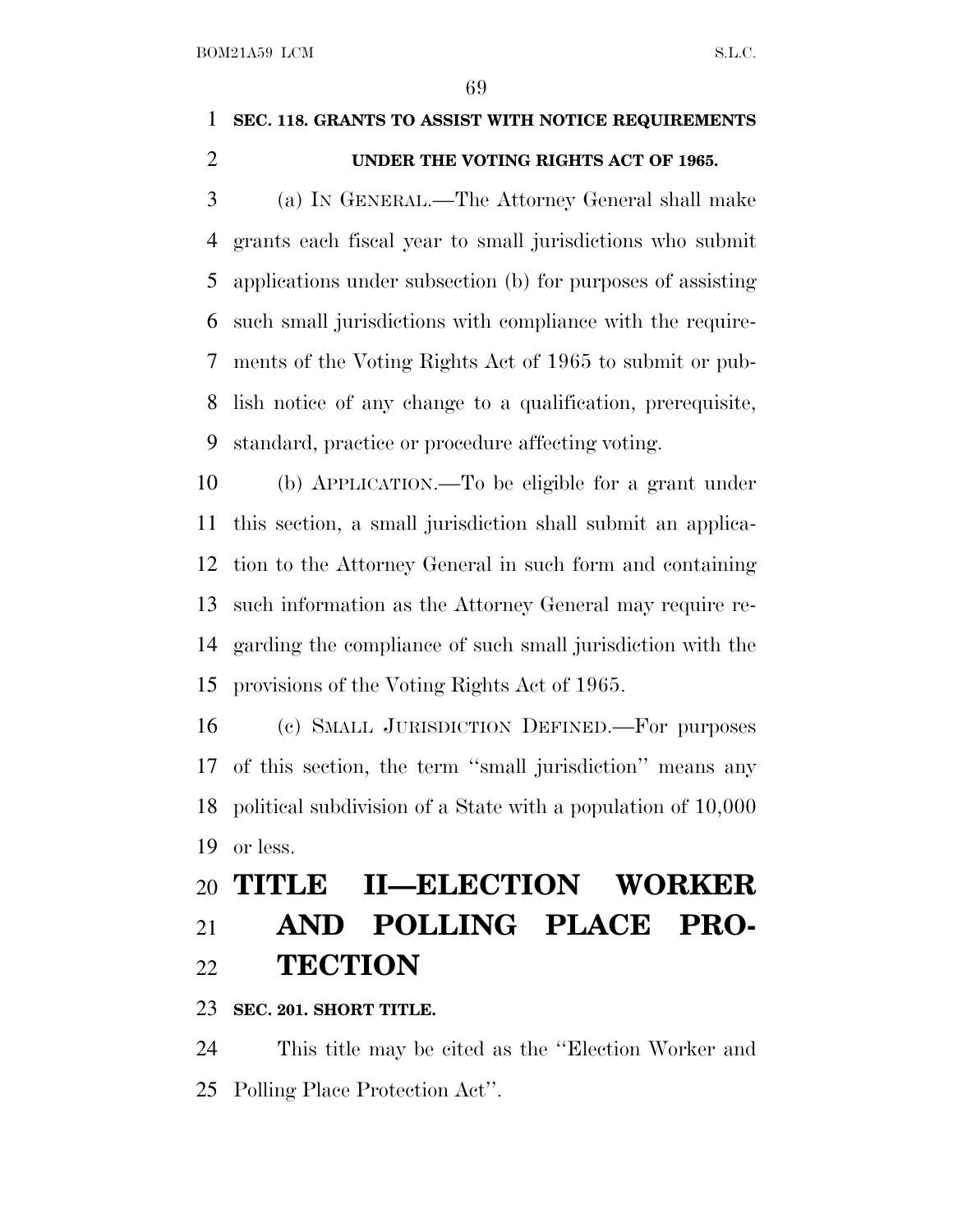**SEC. 118. GRANTS TO ASSIST WITH NOTICE REQUIREMENTS UNDER THE VOTING RIGHTS ACT OF 1965.**

(a) IN GENERAL.—The Attorney General shall make grants each fiscal year to small jurisdictions who submit applications under subsection (b) for purposes of assisting such small jurisdictions with compliance with the requirements of the Voting Rights Act of 1965 to submit or publish notice of any change to a qualification, prerequisite, standard, practice or procedure affecting voting.

(b) APPLICATION.—To be eligible for a grant under this section, a small jurisdiction shall submit an application to the Attorney General in such form and containing such information as the Attorney General may require regarding the compliance of such small jurisdiction with the provisions of the Voting Rights Act of 1965.

(c) SMALL JURISDICTION DEFINED.—For purposes of this section, the term ''small jurisdiction'' means any political subdivision of a State with a population of 10,000 or less.

# TITLE II—ELECTION WORKER AND POLLING PLACE PROTECTION

**SEC. 201. SHORT TITLE.**

This title may be cited as the ''Election Worker and Polling Place Protection Act''.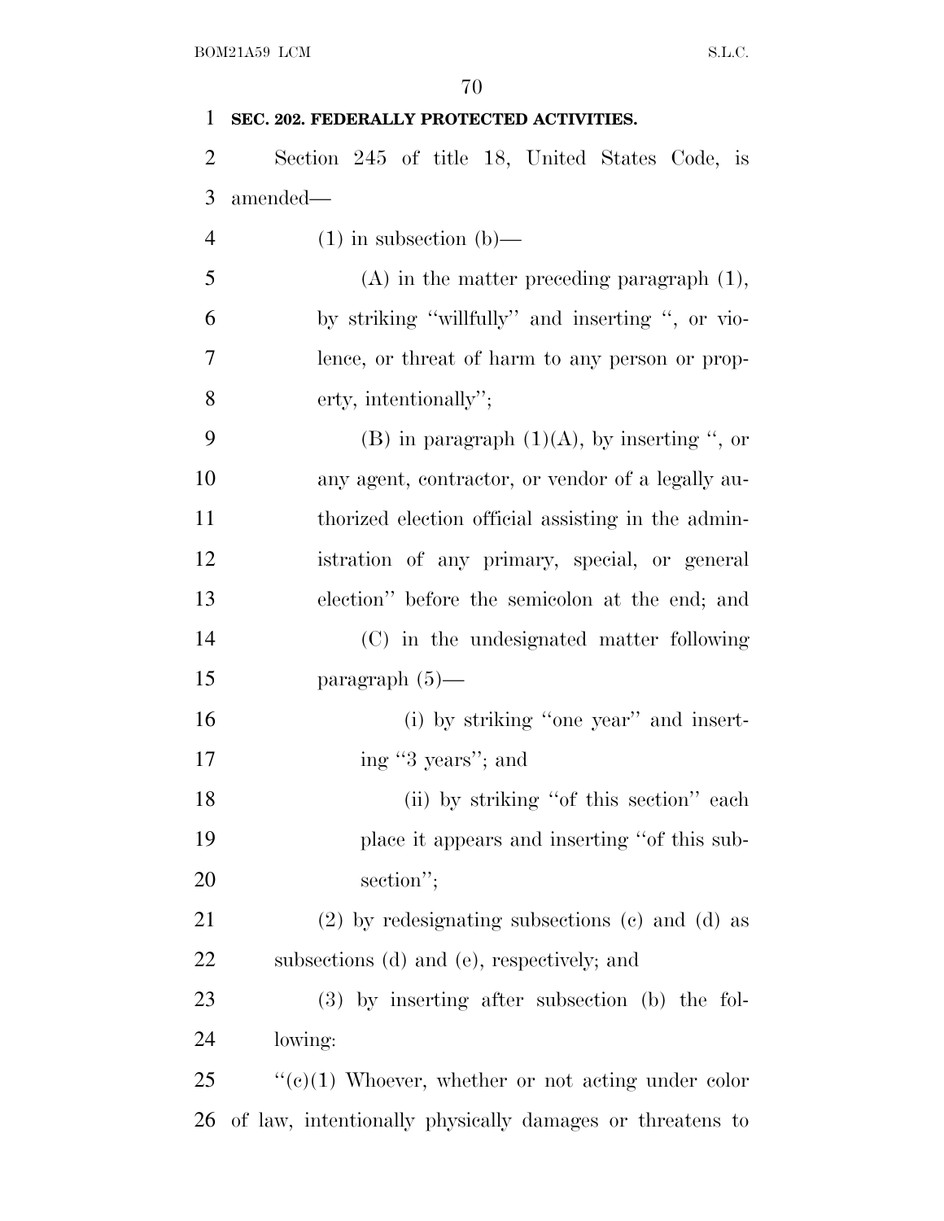**SEC. 202. FEDERALLY PROTECTED ACTIVITIES.**

Section 245 of title 18, United States Code, is amended—

(1) in subsection (b)—

(A) in the matter preceding paragraph (1), by striking "willfully" and inserting ", or violence, or threat of harm to any person or property, intentionally";

(B) in paragraph (1)(A), by inserting ", or any agent, contractor, or vendor of a legally authorized election official assisting in the administration of any primary, special, or general election" before the semicolon at the end; and

(C) in the undesignated matter following paragraph (5)—

(i) by striking "one year" and inserting "3 years"; and

(ii) by striking "of this section" each place it appears and inserting "of this subsection";

(2) by redesignating subsections (c) and (d) as subsections (d) and (e), respectively; and

(3) by inserting after subsection (b) the following:

"(c)(1) Whoever, whether or not acting under color of law, intentionally physically damages or threatens to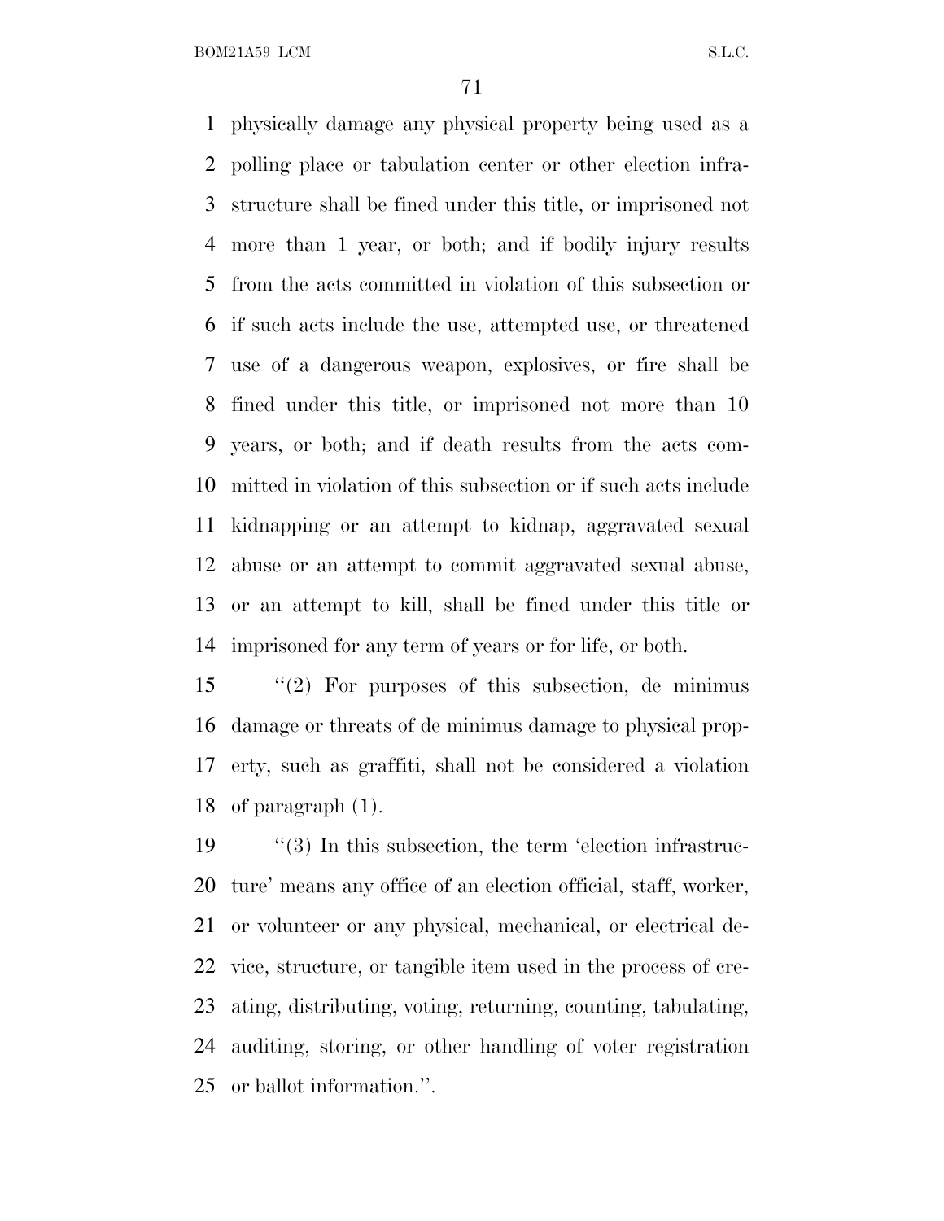physically damage any physical property being used as a polling place or tabulation center or other election infrastructure shall be fined under this title, or imprisoned not more than 1 year, or both; and if bodily injury results from the acts committed in violation of this subsection or if such acts include the use, attempted use, or threatened use of a dangerous weapon, explosives, or fire shall be fined under this title, or imprisoned not more than 10 years, or both; and if death results from the acts committed in violation of this subsection or if such acts include kidnapping or an attempt to kidnap, aggravated sexual abuse or an attempt to commit aggravated sexual abuse, or an attempt to kill, shall be fined under this title or imprisoned for any term of years or for life, or both.

''(2) For purposes of this subsection, de minimus damage or threats of de minimus damage to physical property, such as graffiti, shall not be considered a violation of paragraph (1).

''(3) In this subsection, the term 'election infrastructure' means any office of an election official, staff, worker, or volunteer or any physical, mechanical, or electrical device, structure, or tangible item used in the process of creating, distributing, voting, returning, counting, tabulating, auditing, storing, or other handling of voter registration or ballot information.''.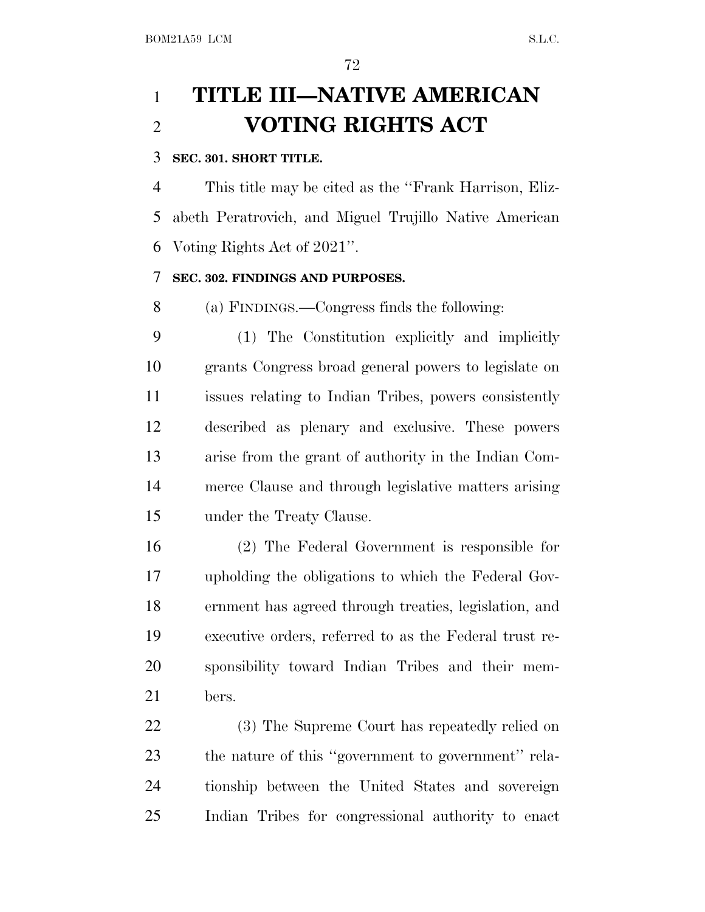# TITLE III—NATIVE AMERICAN VOTING RIGHTS ACT

### SEC. 301. SHORT TITLE.

This title may be cited as the "Frank Harrison, Elizabeth Peratrovich, and Miguel Trujillo Native American Voting Rights Act of 2021".

### SEC. 302. FINDINGS AND PURPOSES.

(a) FINDINGS.—Congress finds the following:

(1) The Constitution explicitly and implicitly grants Congress broad general powers to legislate on issues relating to Indian Tribes, powers consistently described as plenary and exclusive. These powers arise from the grant of authority in the Indian Commerce Clause and through legislative matters arising under the Treaty Clause.

(2) The Federal Government is responsible for upholding the obligations to which the Federal Government has agreed through treaties, legislation, and executive orders, referred to as the Federal trust responsibility toward Indian Tribes and their members.

(3) The Supreme Court has repeatedly relied on the nature of this "government to government" relationship between the United States and sovereign Indian Tribes for congressional authority to enact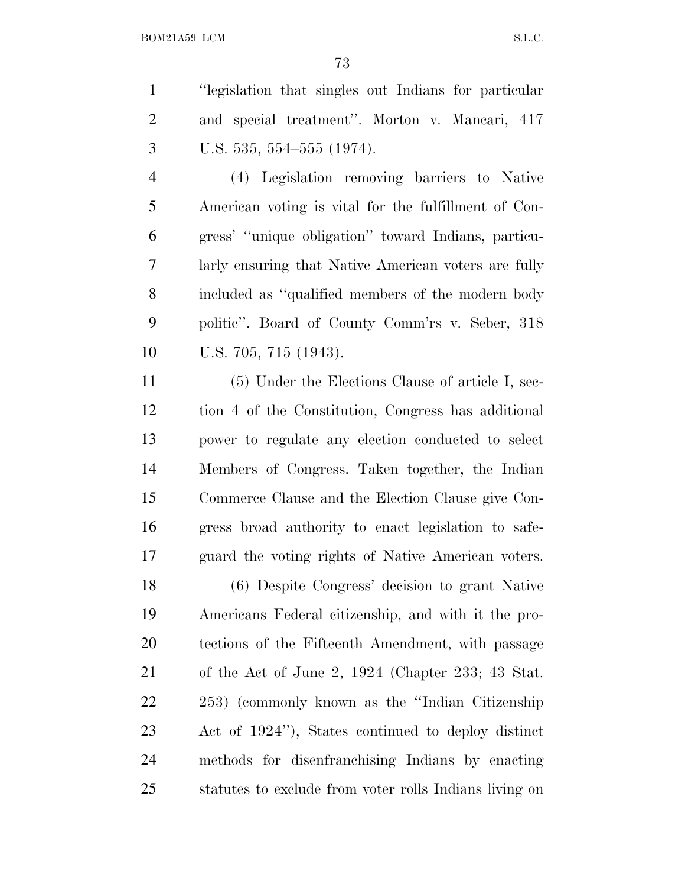"legislation that singles out Indians for particular and special treatment". Morton v. Mancari, 417 U.S. 535, 554–555 (1974).

(4) Legislation removing barriers to Native American voting is vital for the fulfillment of Congress' "unique obligation" toward Indians, particularly ensuring that Native American voters are fully included as "qualified members of the modern body politic". Board of County Comm'rs v. Seber, 318 U.S. 705, 715 (1943).

(5) Under the Elections Clause of article I, section 4 of the Constitution, Congress has additional power to regulate any election conducted to select Members of Congress. Taken together, the Indian Commerce Clause and the Election Clause give Congress broad authority to enact legislation to safeguard the voting rights of Native American voters.

(6) Despite Congress' decision to grant Native Americans Federal citizenship, and with it the protections of the Fifteenth Amendment, with passage of the Act of June 2, 1924 (Chapter 233; 43 Stat. 253) (commonly known as the "Indian Citizenship Act of 1924"), States continued to deploy distinct methods for disenfranchising Indians by enacting statutes to exclude from voter rolls Indians living on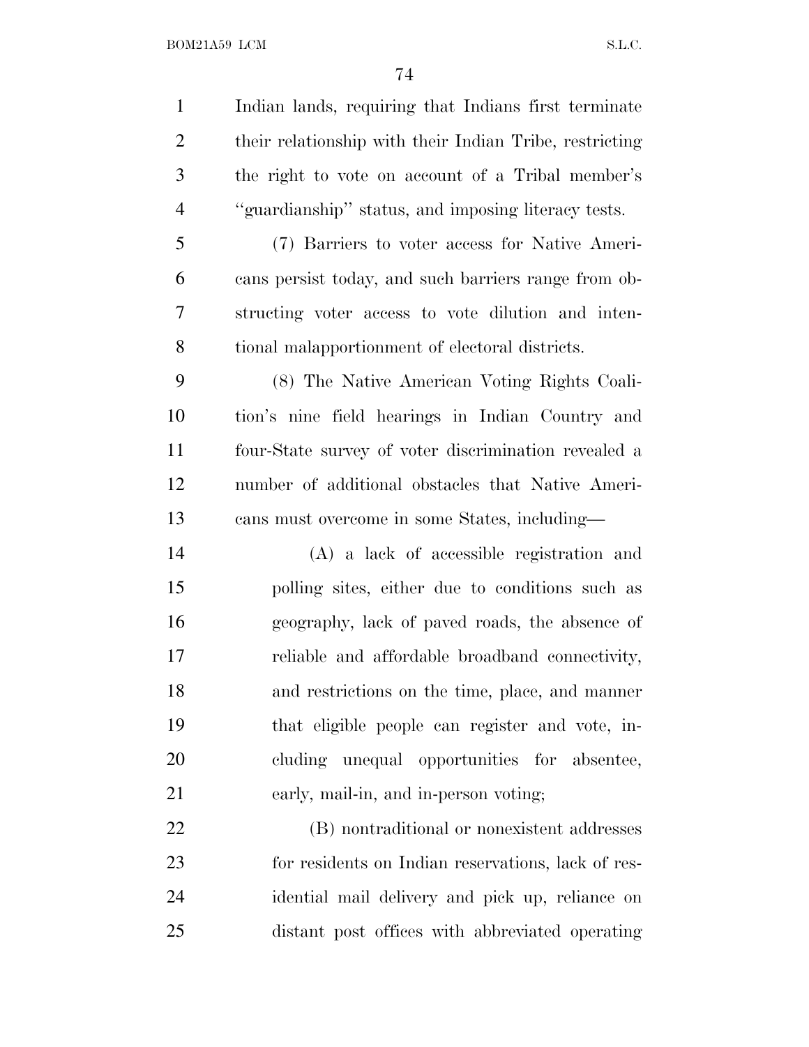Indian lands, requiring that Indians first terminate their relationship with their Indian Tribe, restricting the right to vote on account of a Tribal member's "guardianship" status, and imposing literacy tests.

(7) Barriers to voter access for Native Americans persist today, and such barriers range from obstructing voter access to vote dilution and intentional malapportionment of electoral districts.

(8) The Native American Voting Rights Coalition's nine field hearings in Indian Country and four-State survey of voter discrimination revealed a number of additional obstacles that Native Americans must overcome in some States, including—

(A) a lack of accessible registration and polling sites, either due to conditions such as geography, lack of paved roads, the absence of reliable and affordable broadband connectivity, and restrictions on the time, place, and manner that eligible people can register and vote, including unequal opportunities for absentee, early, mail-in, and in-person voting;

(B) nontraditional or nonexistent addresses for residents on Indian reservations, lack of residential mail delivery and pick up, reliance on distant post offices with abbreviated operating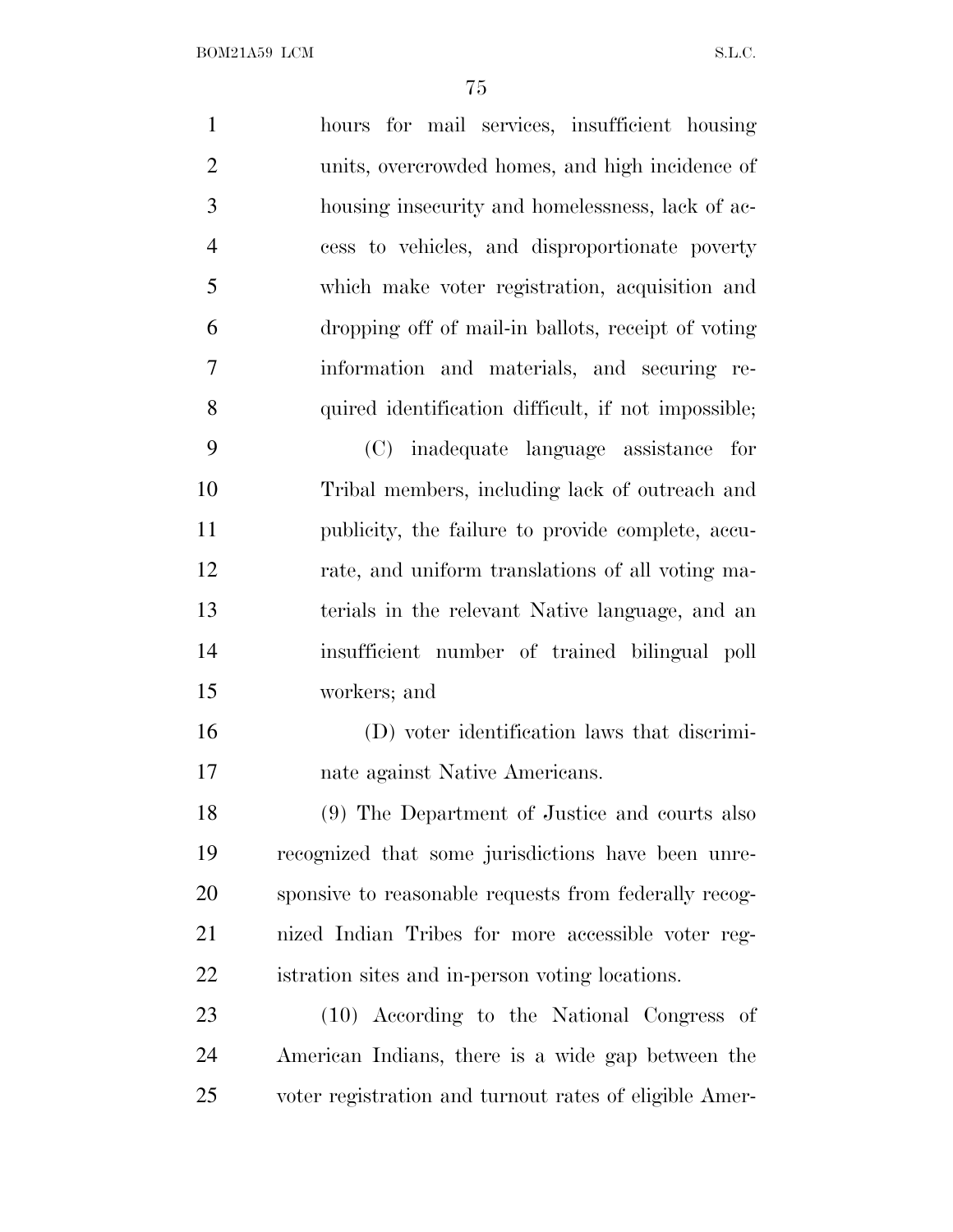hours for mail services, insufficient housing units, overcrowded homes, and high incidence of housing insecurity and homelessness, lack of access to vehicles, and disproportionate poverty which make voter registration, acquisition and dropping off of mail-in ballots, receipt of voting information and materials, and securing required identification difficult, if not impossible;

(C) inadequate language assistance for Tribal members, including lack of outreach and publicity, the failure to provide complete, accurate, and uniform translations of all voting materials in the relevant Native language, and an insufficient number of trained bilingual poll workers; and

(D) voter identification laws that discriminate against Native Americans.

(9) The Department of Justice and courts also recognized that some jurisdictions have been unresponsive to reasonable requests from federally recognized Indian Tribes for more accessible voter registration sites and in-person voting locations.

(10) According to the National Congress of American Indians, there is a wide gap between the voter registration and turnout rates of eligible Amer-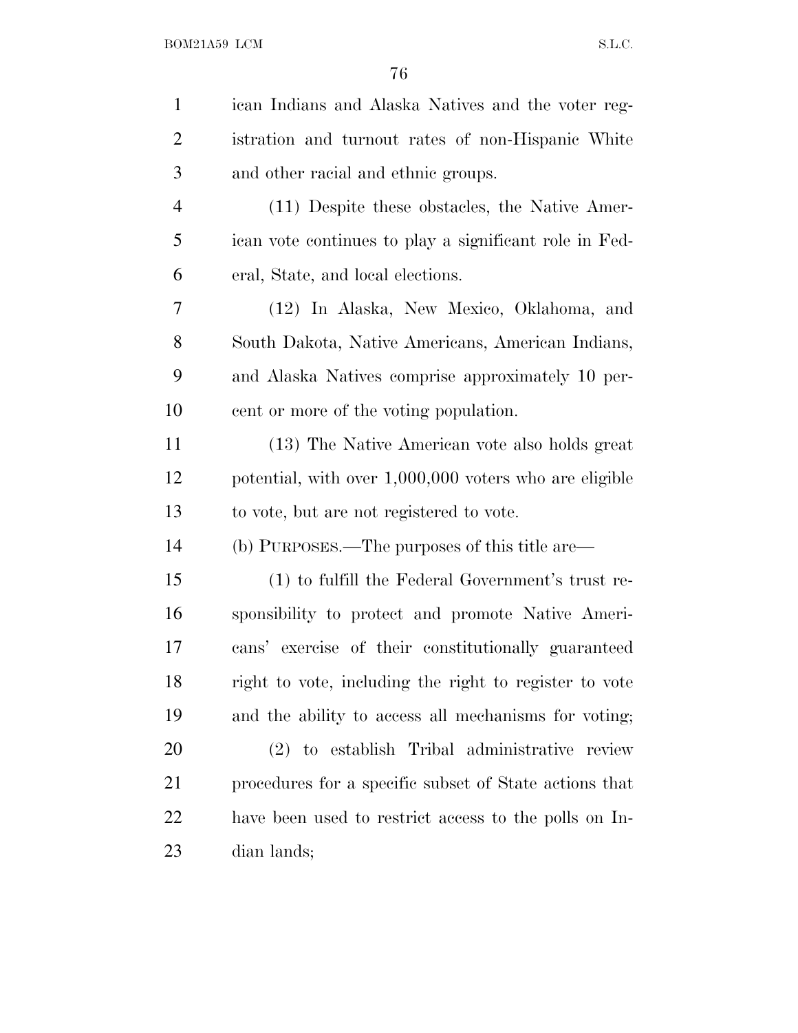ican Indians and Alaska Natives and the voter registration and turnout rates of non-Hispanic White and other racial and ethnic groups.

(11) Despite these obstacles, the Native American vote continues to play a significant role in Federal, State, and local elections.

(12) In Alaska, New Mexico, Oklahoma, and South Dakota, Native Americans, American Indians, and Alaska Natives comprise approximately 10 percent or more of the voting population.

(13) The Native American vote also holds great potential, with over 1,000,000 voters who are eligible to vote, but are not registered to vote.

(b) PURPOSES.—The purposes of this title are—

(1) to fulfill the Federal Government's trust responsibility to protect and promote Native Americans' exercise of their constitutionally guaranteed right to vote, including the right to register to vote and the ability to access all mechanisms for voting;

(2) to establish Tribal administrative review procedures for a specific subset of State actions that have been used to restrict access to the polls on Indian lands;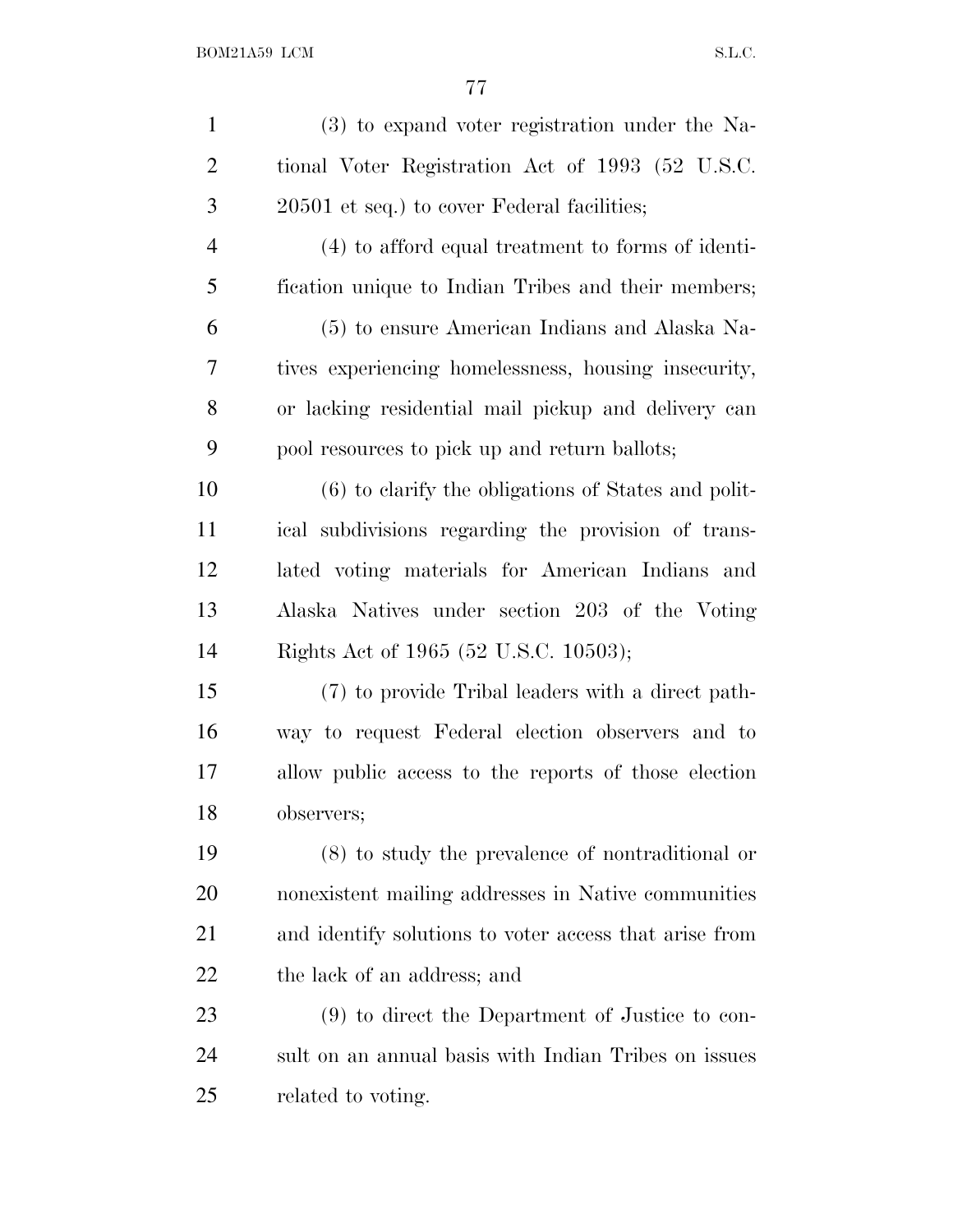(3) to expand voter registration under the National Voter Registration Act of 1993 (52 U.S.C. 20501 et seq.) to cover Federal facilities;

(4) to afford equal treatment to forms of identification unique to Indian Tribes and their members;

(5) to ensure American Indians and Alaska Natives experiencing homelessness, housing insecurity, or lacking residential mail pickup and delivery can pool resources to pick up and return ballots;

(6) to clarify the obligations of States and political subdivisions regarding the provision of translated voting materials for American Indians and Alaska Natives under section 203 of the Voting Rights Act of 1965 (52 U.S.C. 10503);

(7) to provide Tribal leaders with a direct pathway to request Federal election observers and to allow public access to the reports of those election observers;

(8) to study the prevalence of nontraditional or nonexistent mailing addresses in Native communities and identify solutions to voter access that arise from the lack of an address; and

(9) to direct the Department of Justice to consult on an annual basis with Indian Tribes on issues related to voting.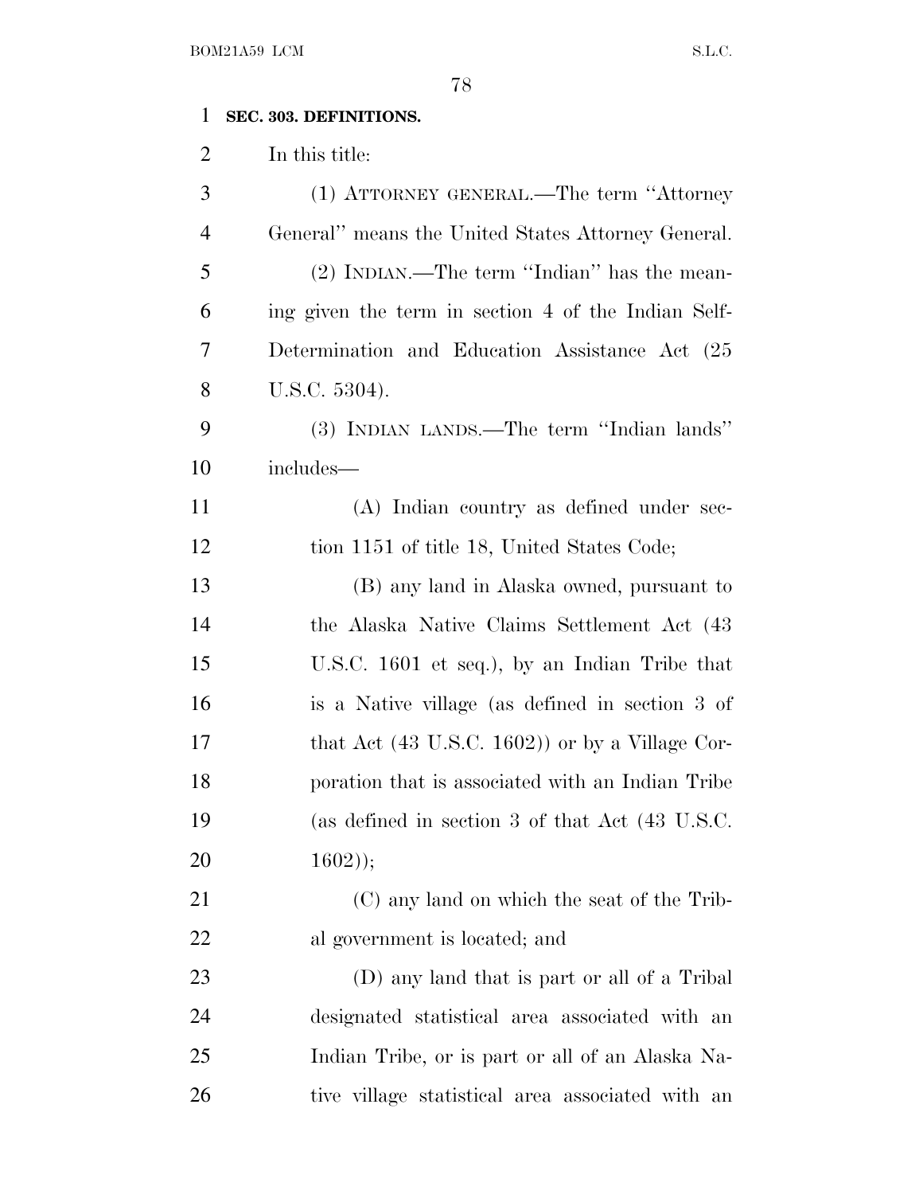**SEC. 303. DEFINITIONS.**

In this title:

(1) ATTORNEY GENERAL.—The term ''Attorney General'' means the United States Attorney General.

(2) INDIAN.—The term ''Indian'' has the meaning given the term in section 4 of the Indian Self-Determination and Education Assistance Act (25 U.S.C. 5304).

(3) INDIAN LANDS.—The term ''Indian lands'' includes—

(A) Indian country as defined under section 1151 of title 18, United States Code;

(B) any land in Alaska owned, pursuant to the Alaska Native Claims Settlement Act (43 U.S.C. 1601 et seq.), by an Indian Tribe that is a Native village (as defined in section 3 of that Act (43 U.S.C. 1602)) or by a Village Corporation that is associated with an Indian Tribe (as defined in section 3 of that Act (43 U.S.C. 1602));

(C) any land on which the seat of the Tribal government is located; and

(D) any land that is part or all of a Tribal designated statistical area associated with an Indian Tribe, or is part or all of an Alaska Native village statistical area associated with an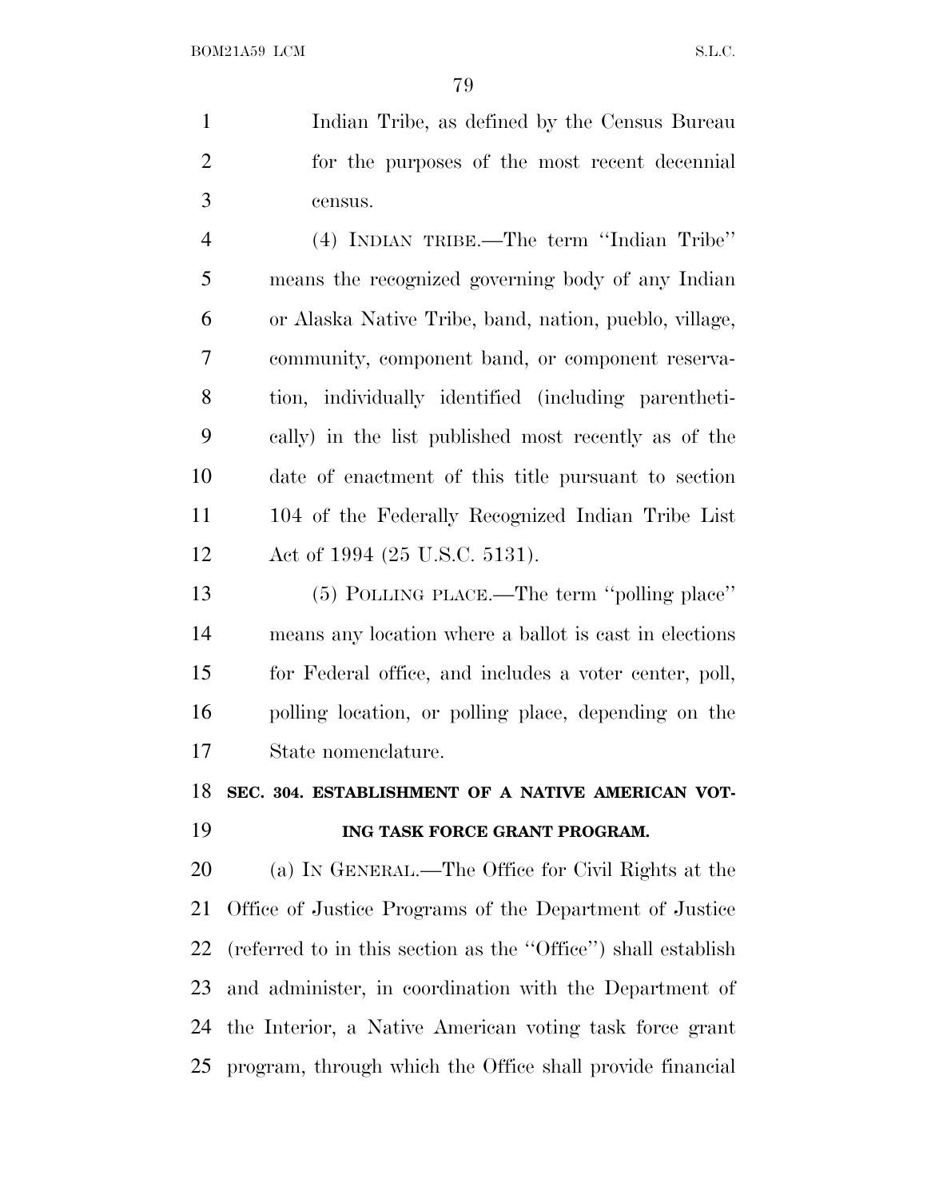Indian Tribe, as defined by the Census Bureau for the purposes of the most recent decennial census.

(4) INDIAN TRIBE.—The term ''Indian Tribe'' means the recognized governing body of any Indian or Alaska Native Tribe, band, nation, pueblo, village, community, component band, or component reservation, individually identified (including parenthetically) in the list published most recently as of the date of enactment of this title pursuant to section 104 of the Federally Recognized Indian Tribe List Act of 1994 (25 U.S.C. 5131).

(5) POLLING PLACE.—The term ''polling place'' means any location where a ballot is cast in elections for Federal office, and includes a voter center, poll, polling location, or polling place, depending on the State nomenclature.

**SEC. 304. ESTABLISHMENT OF A NATIVE AMERICAN VOTING TASK FORCE GRANT PROGRAM.**

(a) IN GENERAL.—The Office for Civil Rights at the Office of Justice Programs of the Department of Justice (referred to in this section as the ''Office'') shall establish and administer, in coordination with the Department of the Interior, a Native American voting task force grant program, through which the Office shall provide financial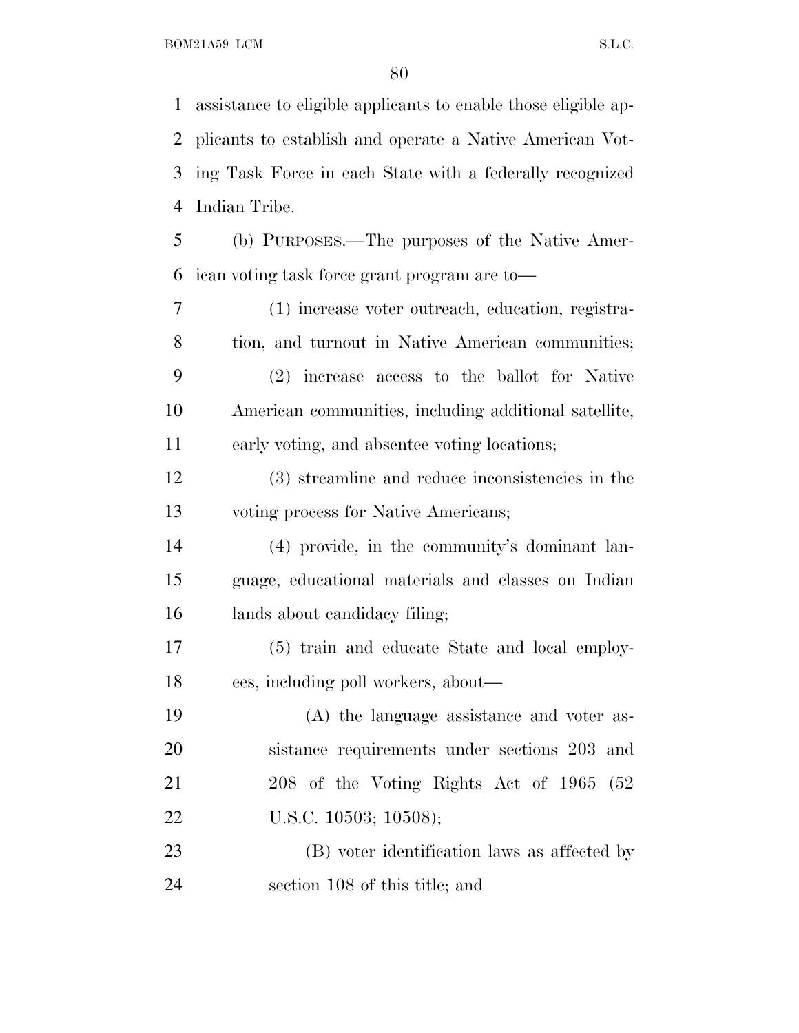assistance to eligible applicants to enable those eligible applicants to establish and operate a Native American Voting Task Force in each State with a federally recognized Indian Tribe.

(b) PURPOSES.—The purposes of the Native American voting task force grant program are to—

(1) increase voter outreach, education, registration, and turnout in Native American communities;

(2) increase access to the ballot for Native American communities, including additional satellite, early voting, and absentee voting locations;

(3) streamline and reduce inconsistencies in the voting process for Native Americans;

(4) provide, in the community's dominant language, educational materials and classes on Indian lands about candidacy filing;

(5) train and educate State and local employees, including poll workers, about—

(A) the language assistance and voter assistance requirements under sections 203 and 208 of the Voting Rights Act of 1965 (52 U.S.C. 10503; 10508);

(B) voter identification laws as affected by section 108 of this title; and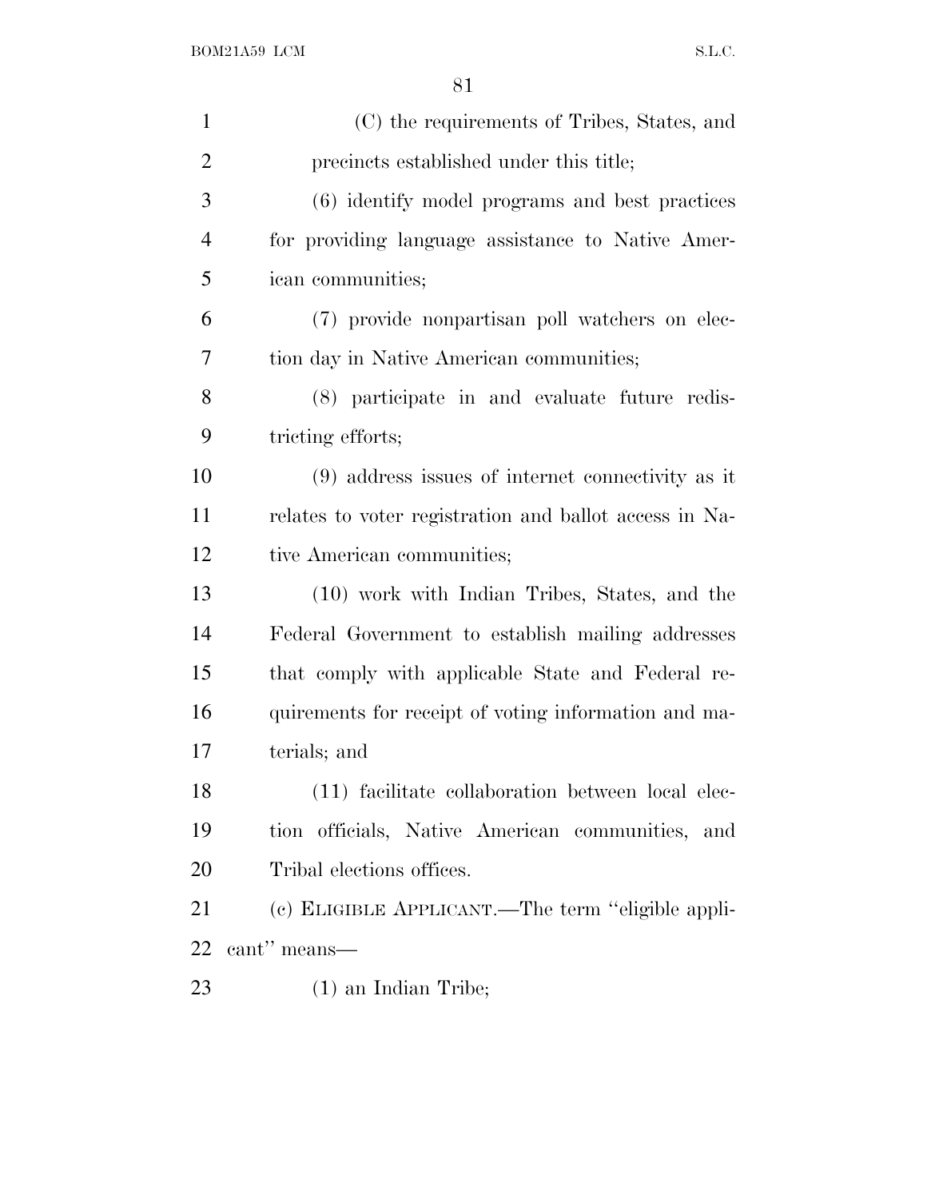(C) the requirements of Tribes, States, and precincts established under this title;

(6) identify model programs and best practices for providing language assistance to Native American communities;

(7) provide nonpartisan poll watchers on election day in Native American communities;

(8) participate in and evaluate future redistricting efforts;

(9) address issues of internet connectivity as it relates to voter registration and ballot access in Native American communities;

(10) work with Indian Tribes, States, and the Federal Government to establish mailing addresses that comply with applicable State and Federal requirements for receipt of voting information and materials; and

(11) facilitate collaboration between local election officials, Native American communities, and Tribal elections offices.

(c) ELIGIBLE APPLICANT.—The term "eligible applicant" means—

(1) an Indian Tribe;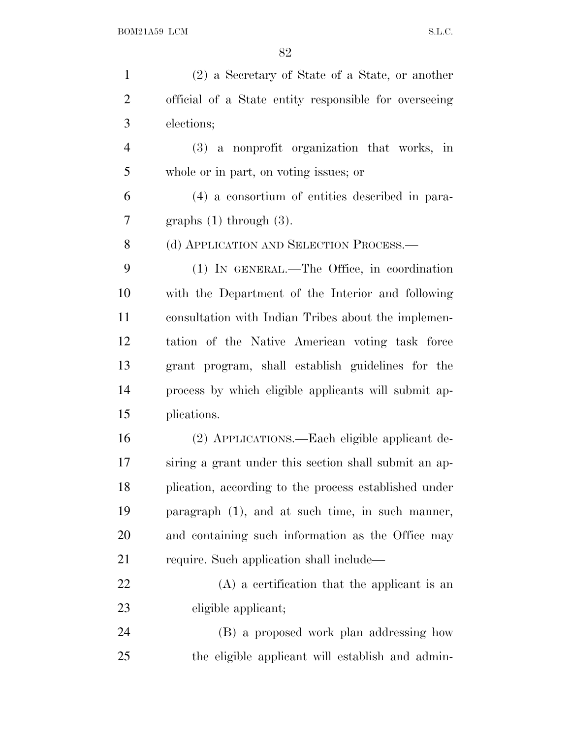(2) a Secretary of State of a State, or another official of a State entity responsible for overseeing elections;

(3) a nonprofit organization that works, in whole or in part, on voting issues; or

(4) a consortium of entities described in paragraphs (1) through (3).

(d) APPLICATION AND SELECTION PROCESS.—

(1) IN GENERAL.—The Office, in coordination with the Department of the Interior and following consultation with Indian Tribes about the implementation of the Native American voting task force grant program, shall establish guidelines for the process by which eligible applicants will submit applications.

(2) APPLICATIONS.—Each eligible applicant desiring a grant under this section shall submit an application, according to the process established under paragraph (1), and at such time, in such manner, and containing such information as the Office may require. Such application shall include—

(A) a certification that the applicant is an eligible applicant;

(B) a proposed work plan addressing how the eligible applicant will establish and admin-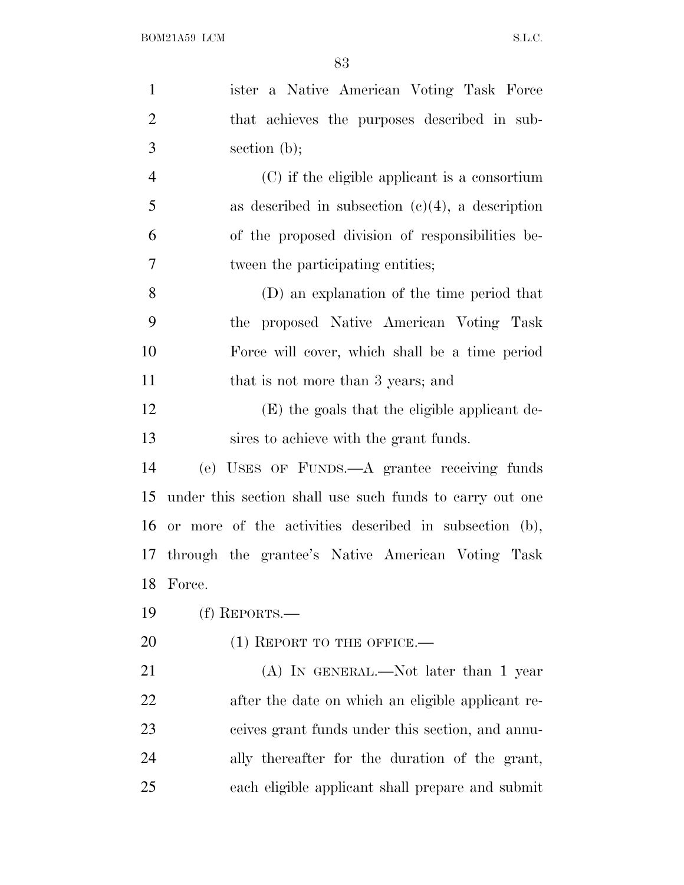ister a Native American Voting Task Force that achieves the purposes described in subsection (b);

(C) if the eligible applicant is a consortium as described in subsection (c)(4), a description of the proposed division of responsibilities between the participating entities;

(D) an explanation of the time period that the proposed Native American Voting Task Force will cover, which shall be a time period that is not more than 3 years; and

(E) the goals that the eligible applicant desires to achieve with the grant funds.

(e) USES OF FUNDS.—A grantee receiving funds under this section shall use such funds to carry out one or more of the activities described in subsection (b), through the grantee's Native American Voting Task Force.

(f) REPORTS.—

(1) REPORT TO THE OFFICE.—

(A) IN GENERAL.—Not later than 1 year after the date on which an eligible applicant receives grant funds under this section, and annually thereafter for the duration of the grant, each eligible applicant shall prepare and submit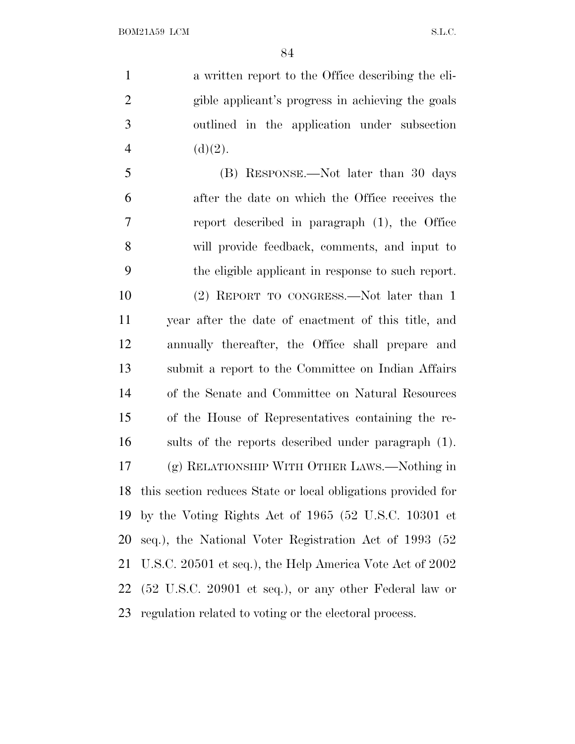a written report to the Office describing the eligible applicant's progress in achieving the goals outlined in the application under subsection (d)(2).

(B) RESPONSE.—Not later than 30 days after the date on which the Office receives the report described in paragraph (1), the Office will provide feedback, comments, and input to the eligible applicant in response to such report.

(2) REPORT TO CONGRESS.—Not later than 1 year after the date of enactment of this title, and annually thereafter, the Office shall prepare and submit a report to the Committee on Indian Affairs of the Senate and Committee on Natural Resources of the House of Representatives containing the results of the reports described under paragraph (1).

(g) RELATIONSHIP WITH OTHER LAWS.—Nothing in this section reduces State or local obligations provided for by the Voting Rights Act of 1965 (52 U.S.C. 10301 et seq.), the National Voter Registration Act of 1993 (52 U.S.C. 20501 et seq.), the Help America Vote Act of 2002 (52 U.S.C. 20901 et seq.), or any other Federal law or regulation related to voting or the electoral process.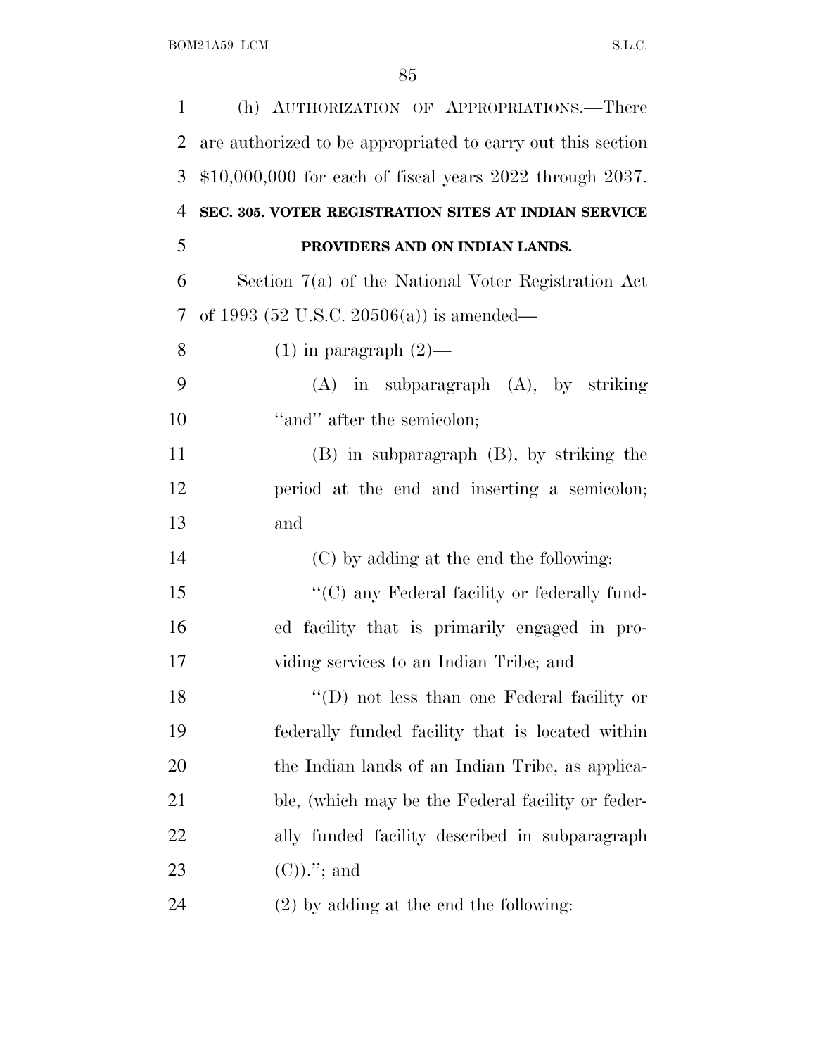(h) AUTHORIZATION OF APPROPRIATIONS.—There are authorized to be appropriated to carry out this section $10,000,000 for each of fiscal years 2022 through 2037.

**SEC. 305. VOTER REGISTRATION SITES AT INDIAN SERVICE PROVIDERS AND ON INDIAN LANDS.**

Section 7(a) of the National Voter Registration Act of 1993 (52 U.S.C. 20506(a)) is amended—

(1) in paragraph (2)—

(A) in subparagraph (A), by striking "and" after the semicolon;

(B) in subparagraph (B), by striking the period at the end and inserting a semicolon; and

(C) by adding at the end the following:

"(C) any Federal facility or federally funded facility that is primarily engaged in providing services to an Indian Tribe; and

"(D) not less than one Federal facility or federally funded facility that is located within the Indian lands of an Indian Tribe, as applicable, (which may be the Federal facility or federally funded facility described in subparagraph (C))."; and

(2) by adding at the end the following: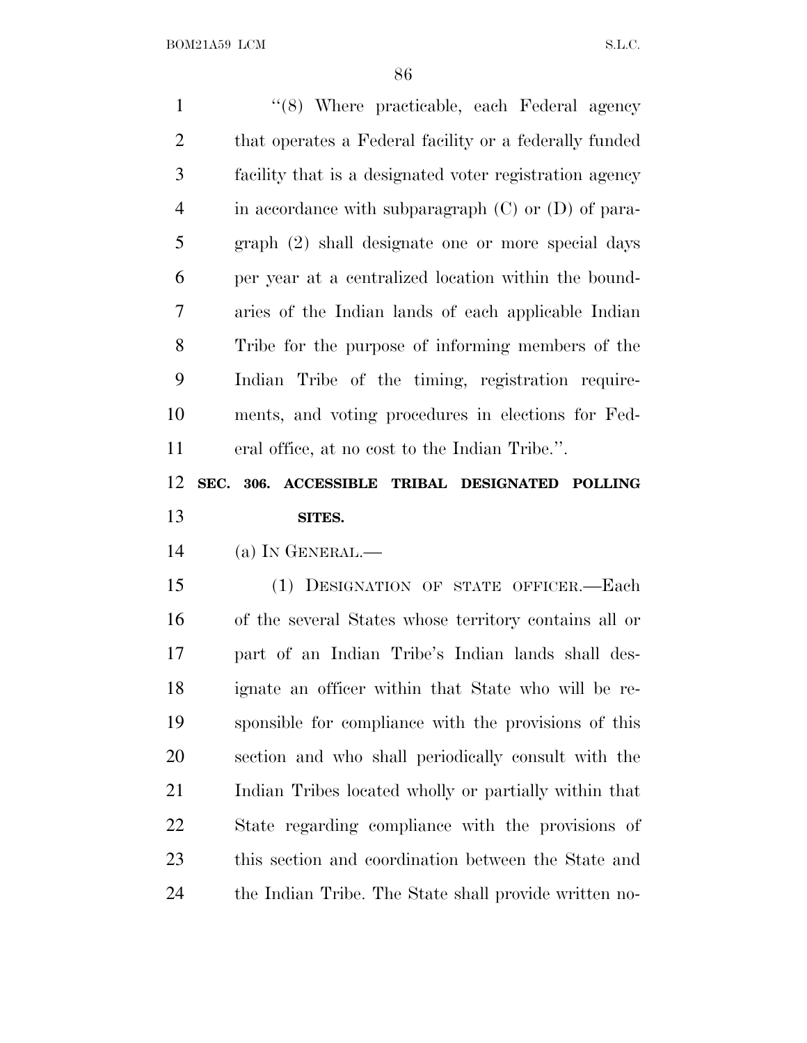"(8) Where practicable, each Federal agency that operates a Federal facility or a federally funded facility that is a designated voter registration agency in accordance with subparagraph (C) or (D) of paragraph (2) shall designate one or more special days per year at a centralized location within the boundaries of the Indian lands of each applicable Indian Tribe for the purpose of informing members of the Indian Tribe of the timing, registration requirements, and voting procedures in elections for Federal office, at no cost to the Indian Tribe.".

**SEC. 306. ACCESSIBLE TRIBAL DESIGNATED POLLING SITES.**

(a) IN GENERAL.—

(1) DESIGNATION OF STATE OFFICER.—Each of the several States whose territory contains all or part of an Indian Tribe's Indian lands shall designate an officer within that State who will be responsible for compliance with the provisions of this section and who shall periodically consult with the Indian Tribes located wholly or partially within that State regarding compliance with the provisions of this section and coordination between the State and the Indian Tribe. The State shall provide written no-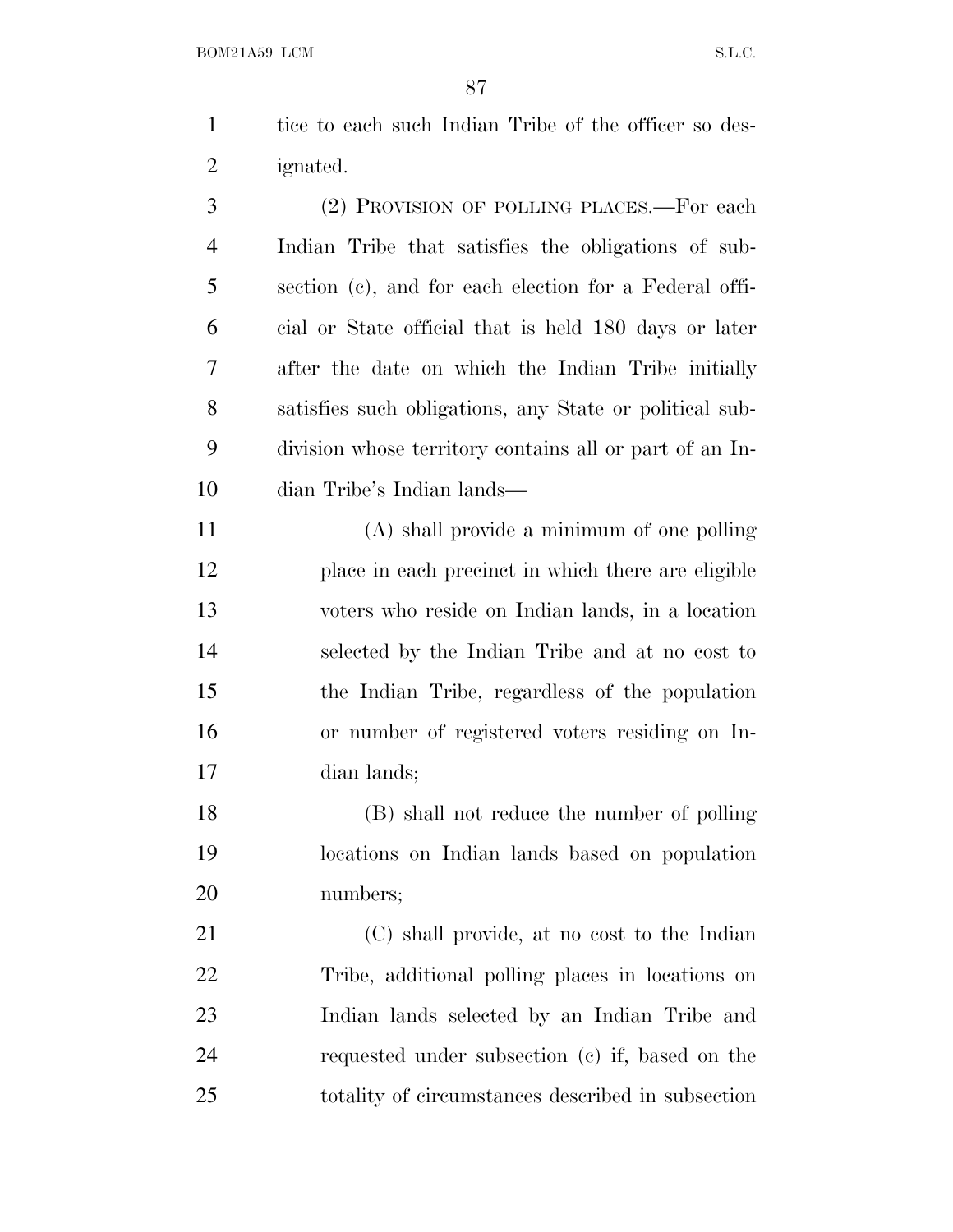tice to each such Indian Tribe of the officer so designated.

(2) PROVISION OF POLLING PLACES.—For each Indian Tribe that satisfies the obligations of subsection (c), and for each election for a Federal official or State official that is held 180 days or later after the date on which the Indian Tribe initially satisfies such obligations, any State or political subdivision whose territory contains all or part of an Indian Tribe's Indian lands—

(A) shall provide a minimum of one polling place in each precinct in which there are eligible voters who reside on Indian lands, in a location selected by the Indian Tribe and at no cost to the Indian Tribe, regardless of the population or number of registered voters residing on Indian lands;

(B) shall not reduce the number of polling locations on Indian lands based on population numbers;

(C) shall provide, at no cost to the Indian Tribe, additional polling places in locations on Indian lands selected by an Indian Tribe and requested under subsection (c) if, based on the totality of circumstances described in subsection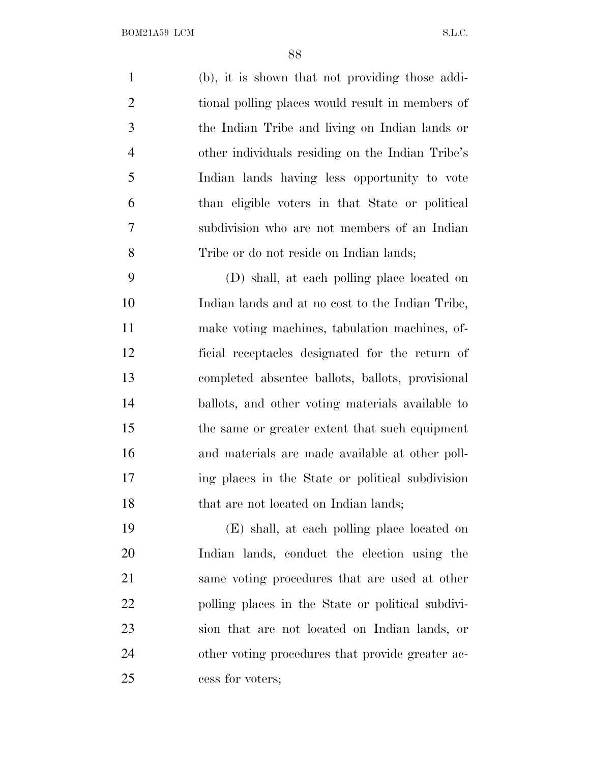(b), it is shown that not providing those additional polling places would result in members of the Indian Tribe and living on Indian lands or other individuals residing on the Indian Tribe's Indian lands having less opportunity to vote than eligible voters in that State or political subdivision who are not members of an Indian Tribe or do not reside on Indian lands;

(D) shall, at each polling place located on Indian lands and at no cost to the Indian Tribe, make voting machines, tabulation machines, official receptacles designated for the return of completed absentee ballots, ballots, provisional ballots, and other voting materials available to the same or greater extent that such equipment and materials are made available at other polling places in the State or political subdivision that are not located on Indian lands;

(E) shall, at each polling place located on Indian lands, conduct the election using the same voting procedures that are used at other polling places in the State or political subdivision that are not located on Indian lands, or other voting procedures that provide greater access for voters;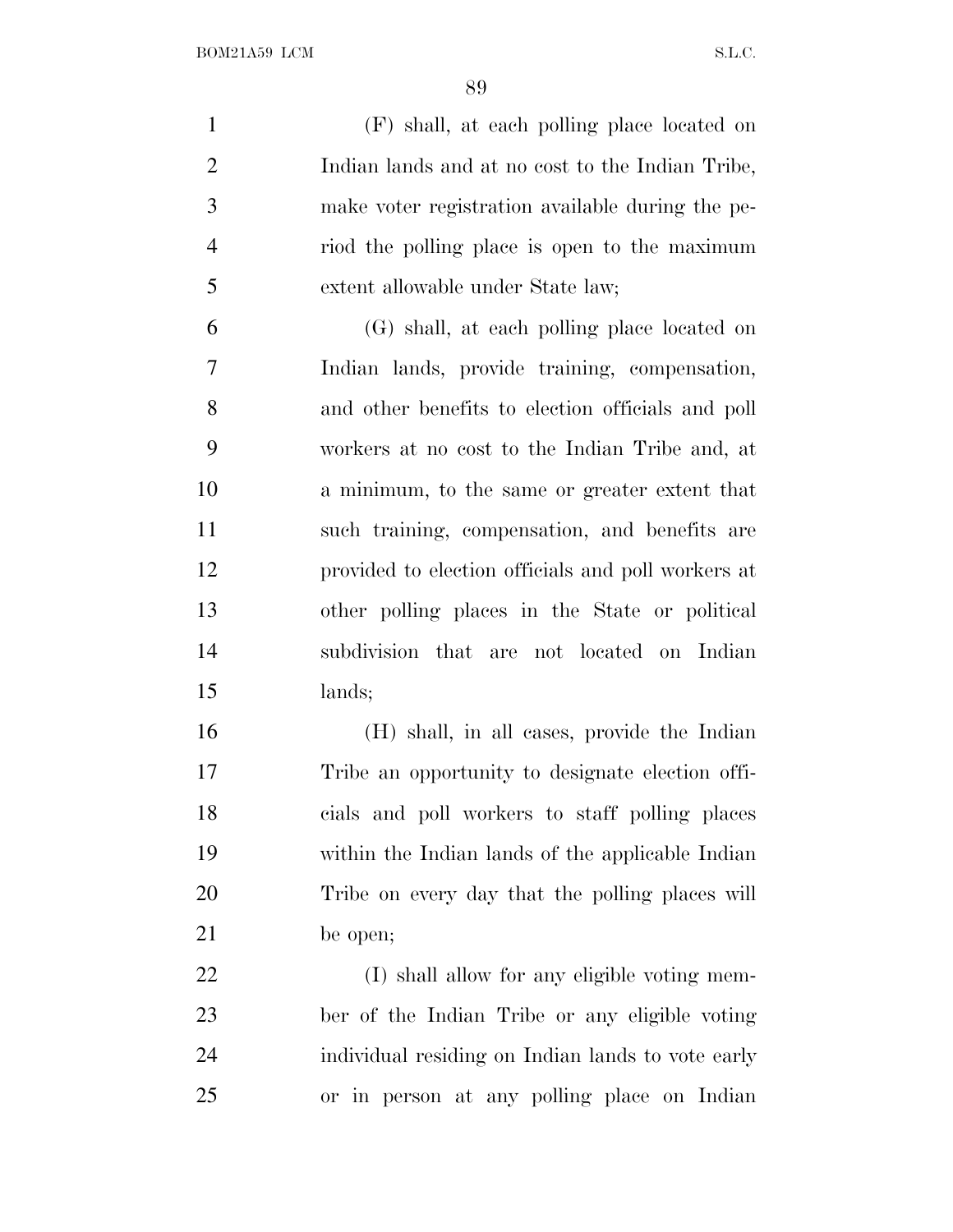(F) shall, at each polling place located on Indian lands and at no cost to the Indian Tribe, make voter registration available during the period the polling place is open to the maximum extent allowable under State law;

(G) shall, at each polling place located on Indian lands, provide training, compensation, and other benefits to election officials and poll workers at no cost to the Indian Tribe and, at a minimum, to the same or greater extent that such training, compensation, and benefits are provided to election officials and poll workers at other polling places in the State or political subdivision that are not located on Indian lands;

(H) shall, in all cases, provide the Indian Tribe an opportunity to designate election officials and poll workers to staff polling places within the Indian lands of the applicable Indian Tribe on every day that the polling places will be open;

(I) shall allow for any eligible voting member of the Indian Tribe or any eligible voting individual residing on Indian lands to vote early or in person at any polling place on Indian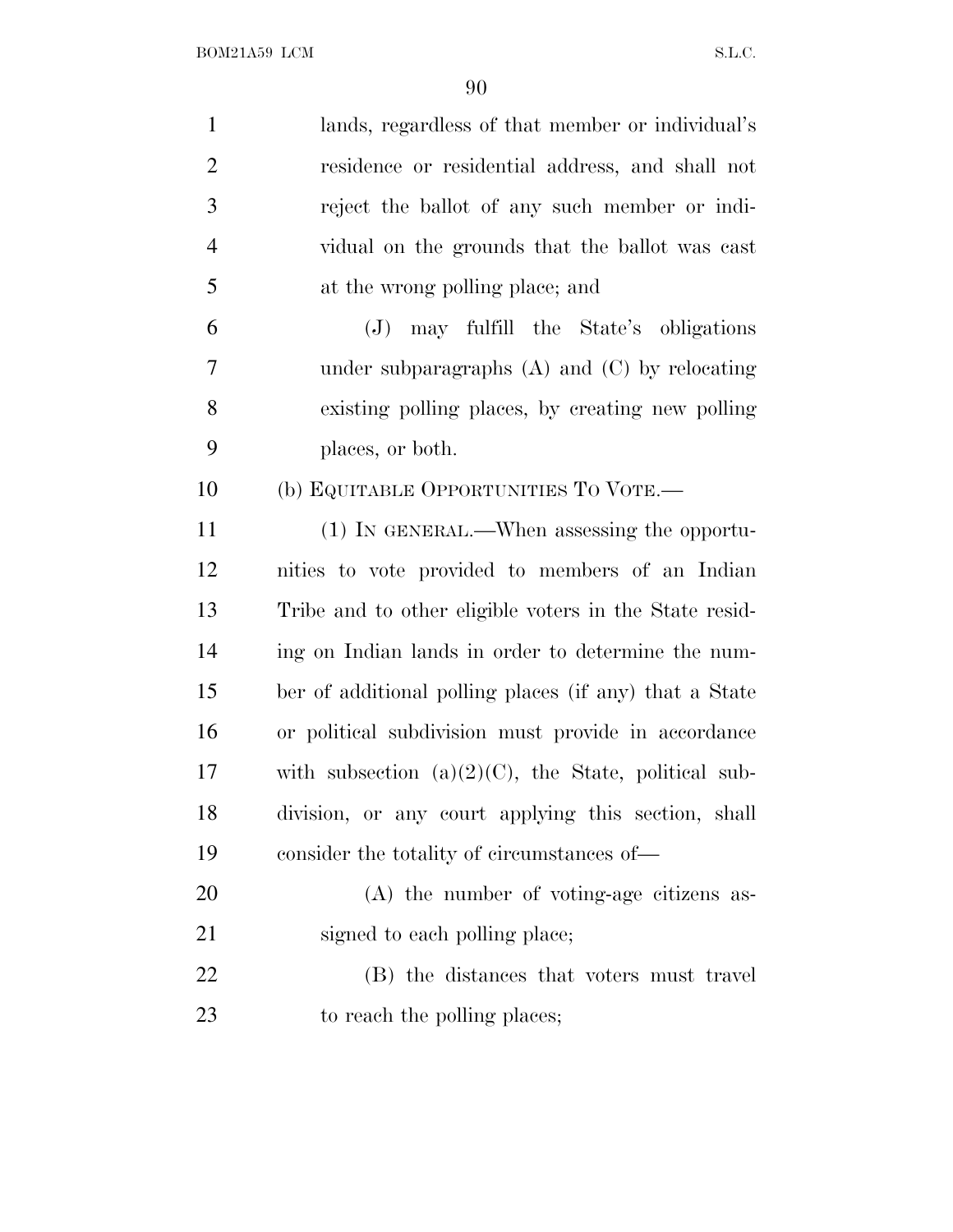lands, regardless of that member or individual's residence or residential address, and shall not reject the ballot of any such member or individual on the grounds that the ballot was cast at the wrong polling place; and

(J) may fulfill the State's obligations under subparagraphs (A) and (C) by relocating existing polling places, by creating new polling places, or both.

(b) EQUITABLE OPPORTUNITIES TO VOTE.—

(1) IN GENERAL.—When assessing the opportunities to vote provided to members of an Indian Tribe and to other eligible voters in the State residing on Indian lands in order to determine the number of additional polling places (if any) that a State or political subdivision must provide in accordance with subsection (a)(2)(C), the State, political subdivision, or any court applying this section, shall consider the totality of circumstances of—

(A) the number of voting-age citizens assigned to each polling place;

(B) the distances that voters must travel to reach the polling places;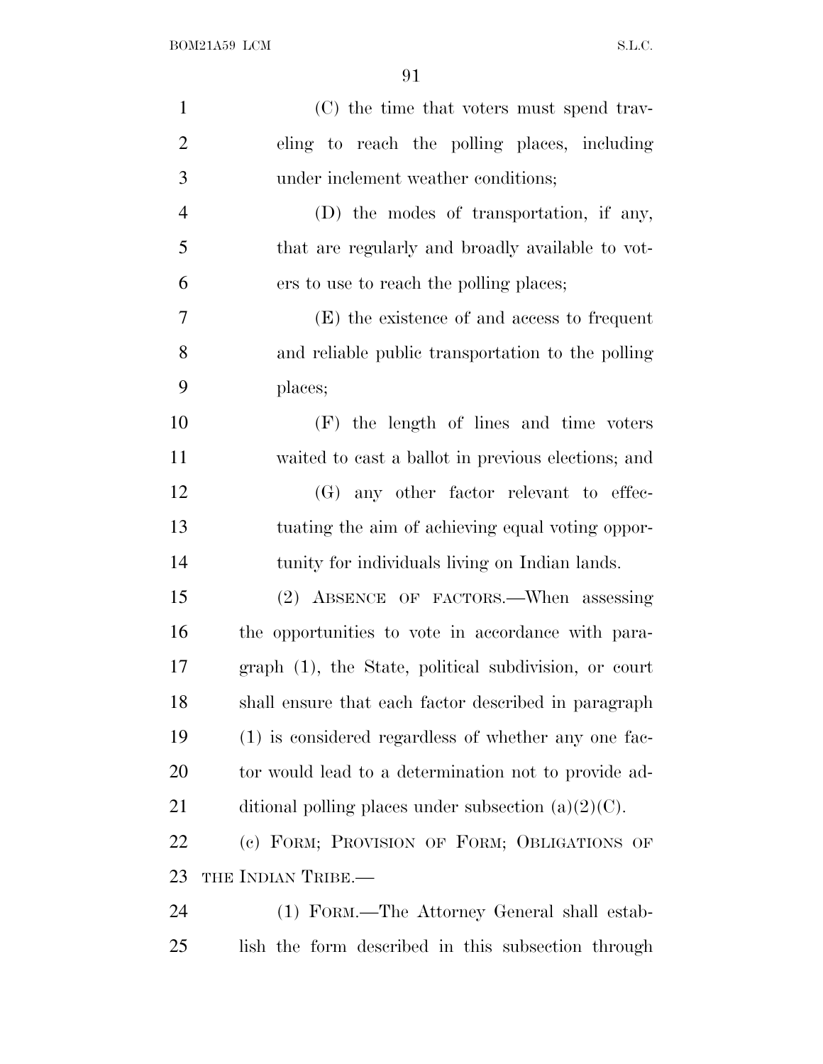(C) the time that voters must spend traveling to reach the polling places, including under inclement weather conditions;

(D) the modes of transportation, if any, that are regularly and broadly available to voters to use to reach the polling places;

(E) the existence of and access to frequent and reliable public transportation to the polling places;

(F) the length of lines and time voters waited to cast a ballot in previous elections; and

(G) any other factor relevant to effectuating the aim of achieving equal voting opportunity for individuals living on Indian lands.

(2) ABSENCE OF FACTORS.—When assessing the opportunities to vote in accordance with paragraph (1), the State, political subdivision, or court shall ensure that each factor described in paragraph (1) is considered regardless of whether any one factor would lead to a determination not to provide additional polling places under subsection (a)(2)(C).

(c) FORM; PROVISION OF FORM; OBLIGATIONS OF THE INDIAN TRIBE.—

(1) FORM.—The Attorney General shall establish the form described in this subsection through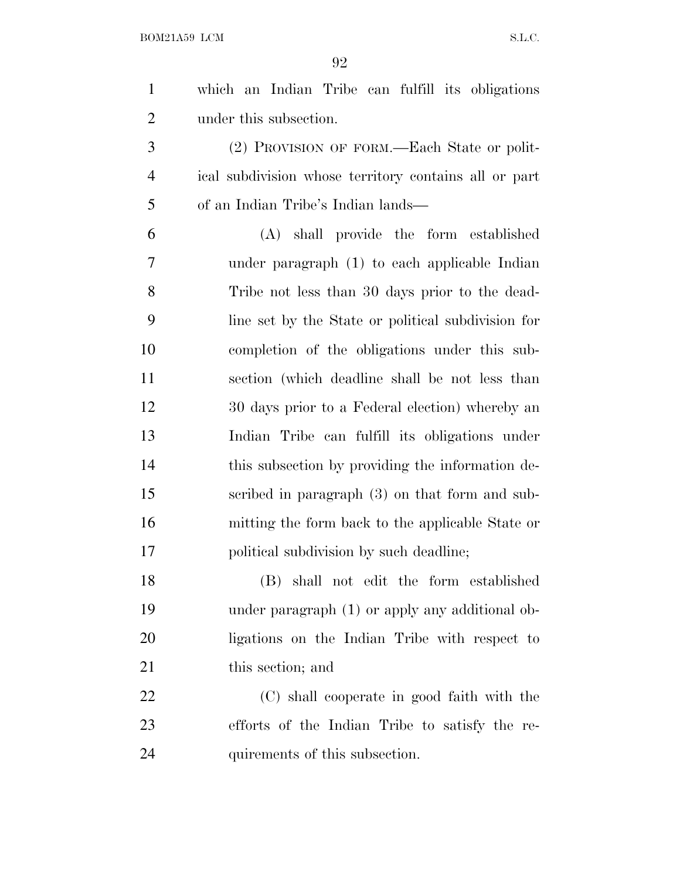which an Indian Tribe can fulfill its obligations under this subsection.

(2) PROVISION OF FORM.—Each State or political subdivision whose territory contains all or part of an Indian Tribe's Indian lands—

(A) shall provide the form established under paragraph (1) to each applicable Indian Tribe not less than 30 days prior to the deadline set by the State or political subdivision for completion of the obligations under this subsection (which deadline shall be not less than 30 days prior to a Federal election) whereby an Indian Tribe can fulfill its obligations under this subsection by providing the information described in paragraph (3) on that form and submitting the form back to the applicable State or political subdivision by such deadline;

(B) shall not edit the form established under paragraph (1) or apply any additional obligations on the Indian Tribe with respect to this section; and

(C) shall cooperate in good faith with the efforts of the Indian Tribe to satisfy the requirements of this subsection.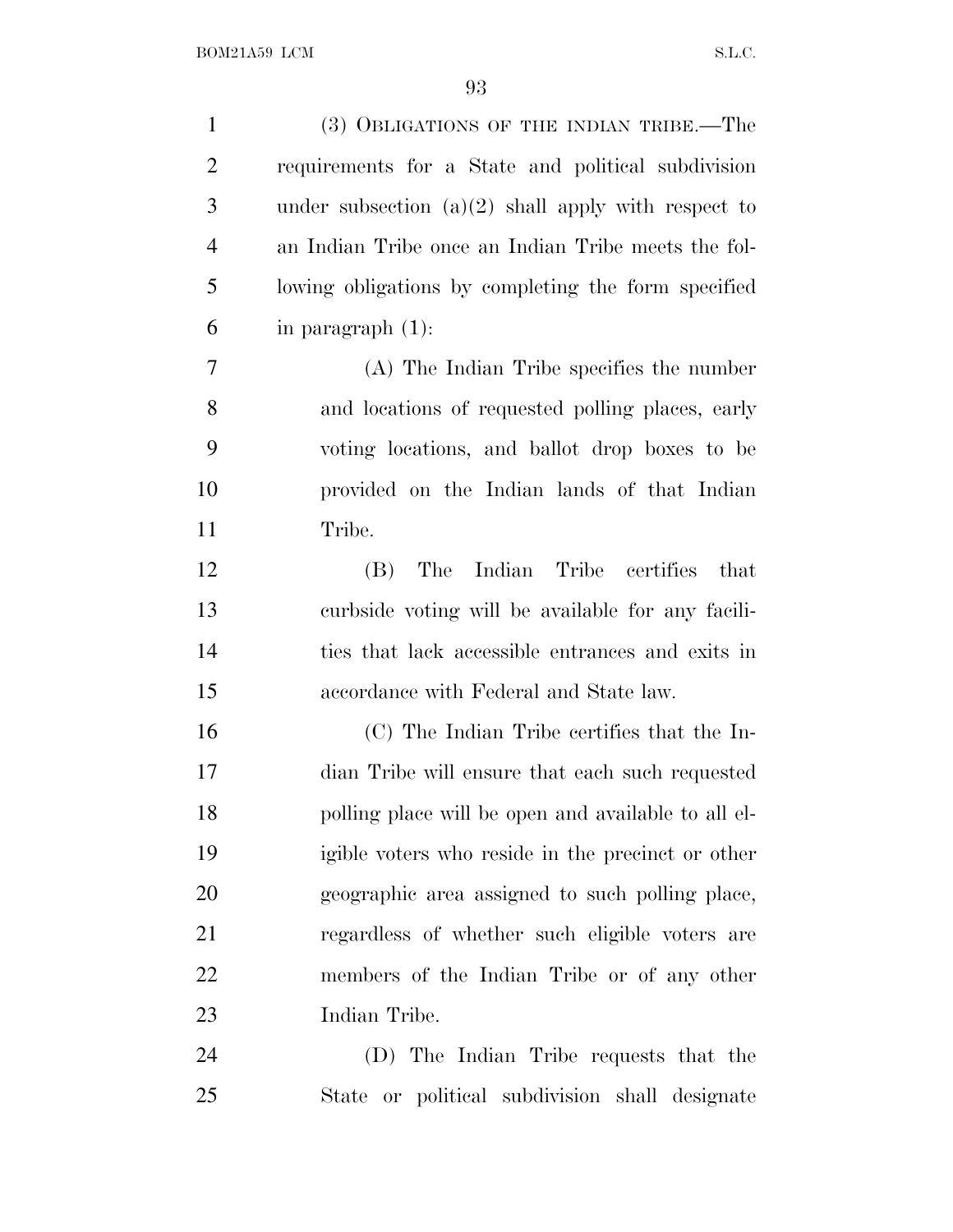(3) OBLIGATIONS OF THE INDIAN TRIBE.—The requirements for a State and political subdivision under subsection (a)(2) shall apply with respect to an Indian Tribe once an Indian Tribe meets the following obligations by completing the form specified in paragraph (1):

(A) The Indian Tribe specifies the number and locations of requested polling places, early voting locations, and ballot drop boxes to be provided on the Indian lands of that Indian Tribe.

(B) The Indian Tribe certifies that curbside voting will be available for any facilities that lack accessible entrances and exits in accordance with Federal and State law.

(C) The Indian Tribe certifies that the Indian Tribe will ensure that each such requested polling place will be open and available to all eligible voters who reside in the precinct or other geographic area assigned to such polling place, regardless of whether such eligible voters are members of the Indian Tribe or of any other Indian Tribe.

(D) The Indian Tribe requests that the State or political subdivision shall designate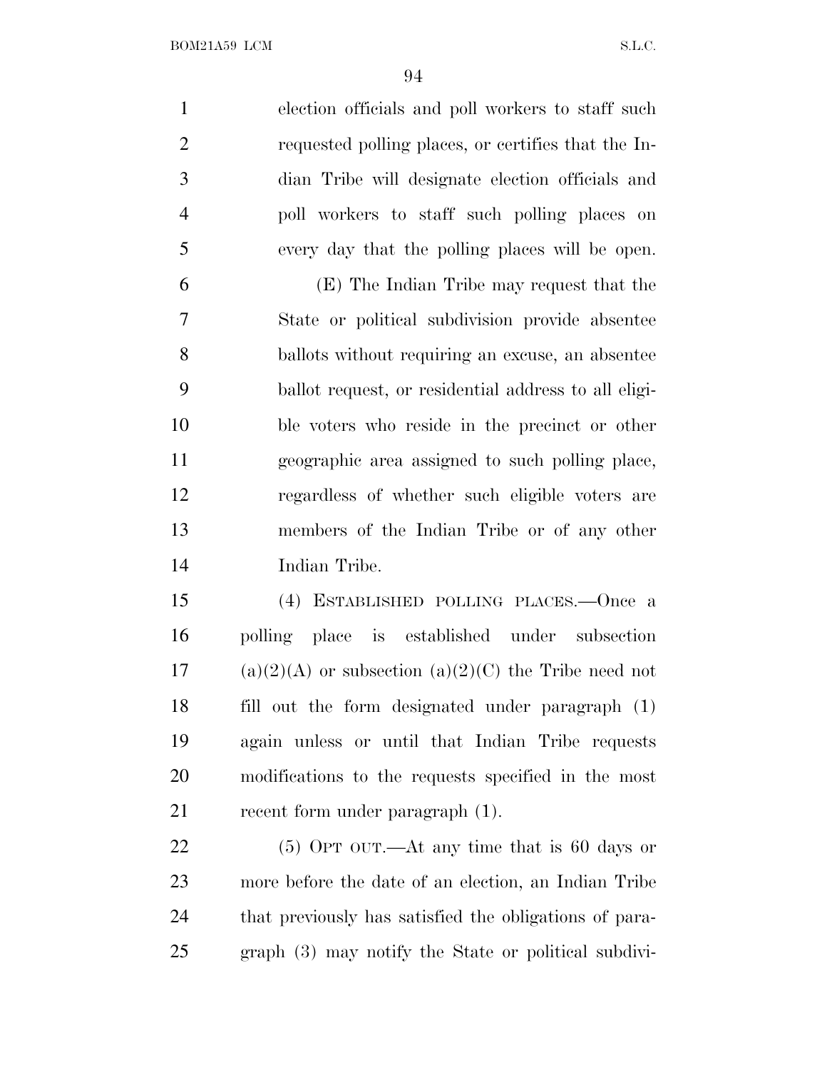election officials and poll workers to staff such requested polling places, or certifies that the Indian Tribe will designate election officials and poll workers to staff such polling places on every day that the polling places will be open.

(E) The Indian Tribe may request that the State or political subdivision provide absentee ballots without requiring an excuse, an absentee ballot request, or residential address to all eligible voters who reside in the precinct or other geographic area assigned to such polling place, regardless of whether such eligible voters are members of the Indian Tribe or of any other Indian Tribe.

(4) ESTABLISHED POLLING PLACES.—Once a polling place is established under subsection (a)(2)(A) or subsection (a)(2)(C) the Tribe need not fill out the form designated under paragraph (1) again unless or until that Indian Tribe requests modifications to the requests specified in the most recent form under paragraph (1).

(5) OPT OUT.—At any time that is 60 days or more before the date of an election, an Indian Tribe that previously has satisfied the obligations of paragraph (3) may notify the State or political subdivi-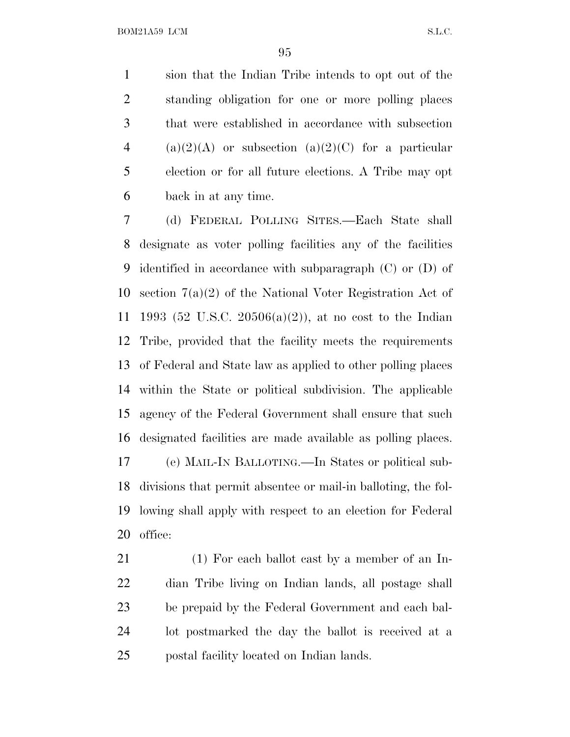sion that the Indian Tribe intends to opt out of the standing obligation for one or more polling places that were established in accordance with subsection (a)(2)(A) or subsection (a)(2)(C) for a particular election or for all future elections. A Tribe may opt back in at any time.

(d) FEDERAL POLLING SITES.—Each State shall designate as voter polling facilities any of the facilities identified in accordance with subparagraph (C) or (D) of section 7(a)(2) of the National Voter Registration Act of 1993 (52 U.S.C. 20506(a)(2)), at no cost to the Indian Tribe, provided that the facility meets the requirements of Federal and State law as applied to other polling places within the State or political subdivision. The applicable agency of the Federal Government shall ensure that such designated facilities are made available as polling places.

(e) MAIL-IN BALLOTING.—In States or political subdivisions that permit absentee or mail-in balloting, the following shall apply with respect to an election for Federal office:

(1) For each ballot cast by a member of an Indian Tribe living on Indian lands, all postage shall be prepaid by the Federal Government and each ballot postmarked the day the ballot is received at a postal facility located on Indian lands.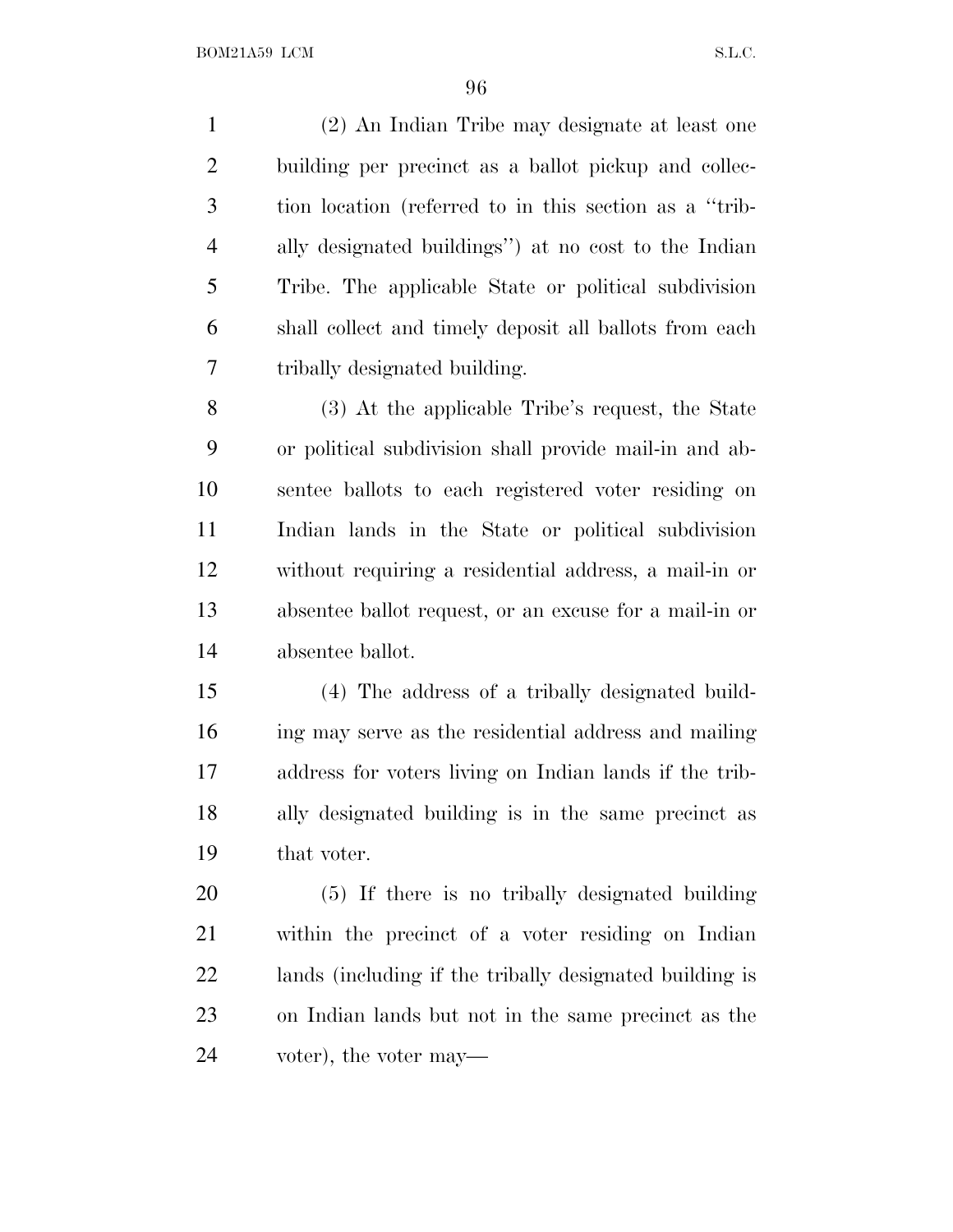(2) An Indian Tribe may designate at least one building per precinct as a ballot pickup and collection location (referred to in this section as a "tribally designated buildings") at no cost to the Indian Tribe. The applicable State or political subdivision shall collect and timely deposit all ballots from each tribally designated building.

(3) At the applicable Tribe's request, the State or political subdivision shall provide mail-in and absentee ballots to each registered voter residing on Indian lands in the State or political subdivision without requiring a residential address, a mail-in or absentee ballot request, or an excuse for a mail-in or absentee ballot.

(4) The address of a tribally designated building may serve as the residential address and mailing address for voters living on Indian lands if the tribally designated building is in the same precinct as that voter.

(5) If there is no tribally designated building within the precinct of a voter residing on Indian lands (including if the tribally designated building is on Indian lands but not in the same precinct as the voter), the voter may—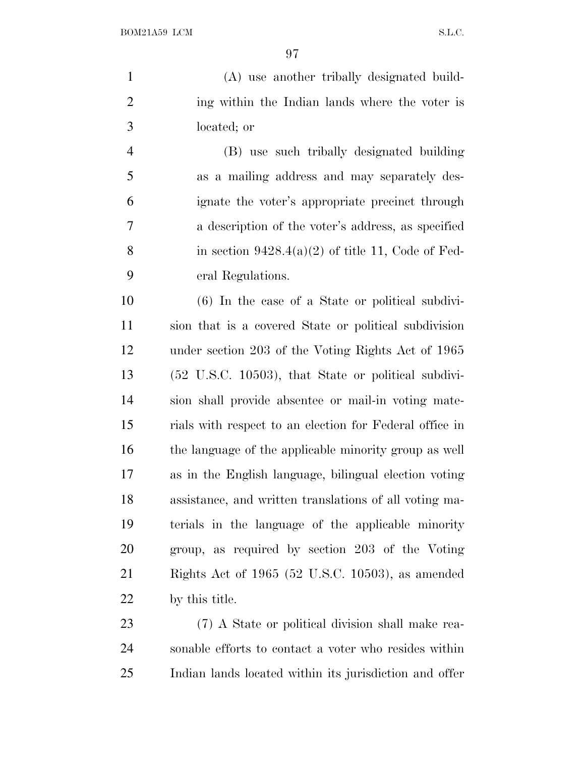(A) use another tribally designated building within the Indian lands where the voter is located; or

(B) use such tribally designated building as a mailing address and may separately designate the voter's appropriate precinct through a description of the voter's address, as specified in section 9428.4(a)(2) of title 11, Code of Federal Regulations.

(6) In the case of a State or political subdivision that is a covered State or political subdivision under section 203 of the Voting Rights Act of 1965 (52 U.S.C. 10503), that State or political subdivision shall provide absentee or mail-in voting materials with respect to an election for Federal office in the language of the applicable minority group as well as in the English language, bilingual election voting assistance, and written translations of all voting materials in the language of the applicable minority group, as required by section 203 of the Voting Rights Act of 1965 (52 U.S.C. 10503), as amended by this title.

(7) A State or political division shall make reasonable efforts to contact a voter who resides within Indian lands located within its jurisdiction and offer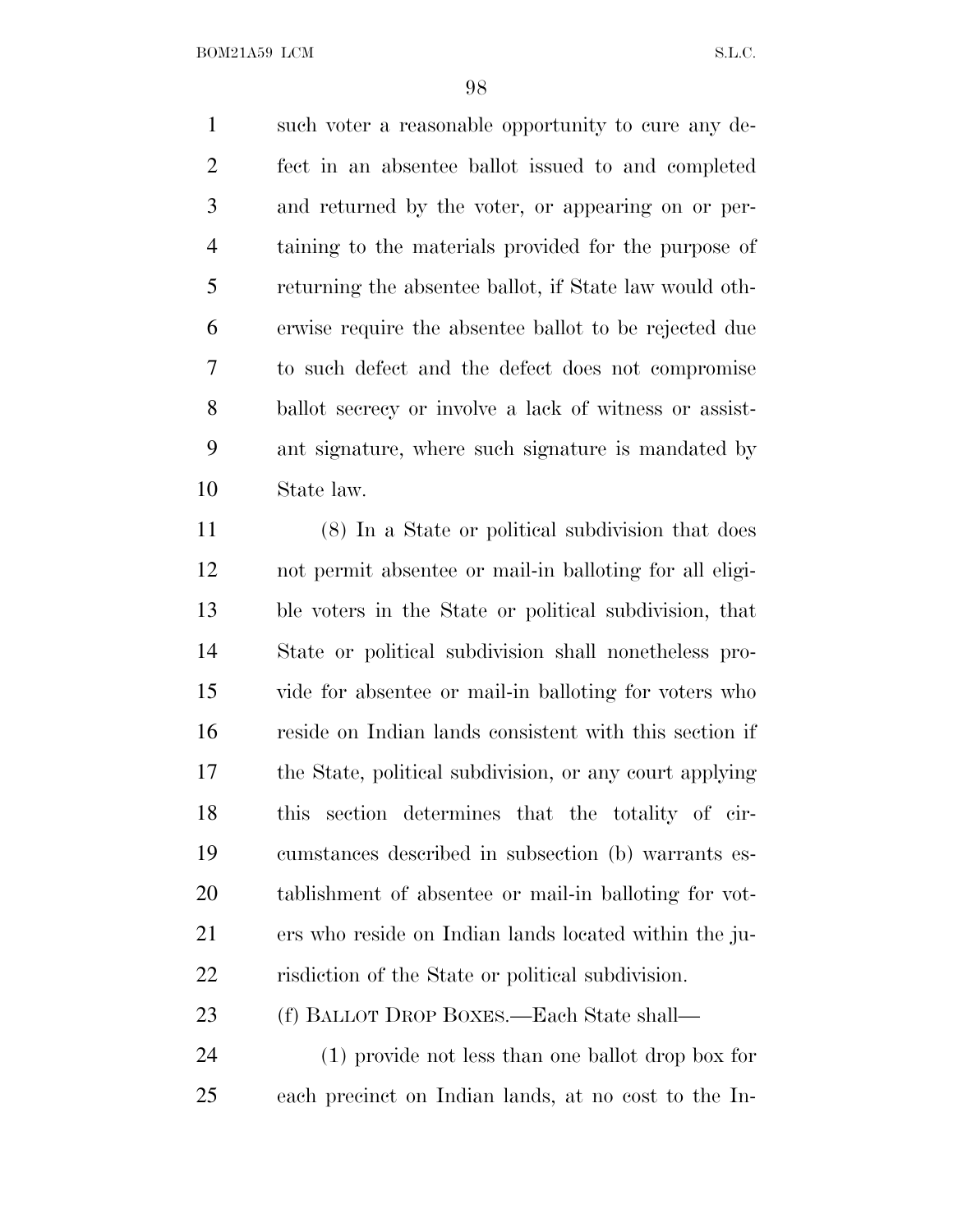such voter a reasonable opportunity to cure any defect in an absentee ballot issued to and completed and returned by the voter, or appearing on or pertaining to the materials provided for the purpose of returning the absentee ballot, if State law would otherwise require the absentee ballot to be rejected due to such defect and the defect does not compromise ballot secrecy or involve a lack of witness or assistant signature, where such signature is mandated by State law.

(8) In a State or political subdivision that does not permit absentee or mail-in balloting for all eligible voters in the State or political subdivision, that State or political subdivision shall nonetheless provide for absentee or mail-in balloting for voters who reside on Indian lands consistent with this section if the State, political subdivision, or any court applying this section determines that the totality of circumstances described in subsection (b) warrants establishment of absentee or mail-in balloting for voters who reside on Indian lands located within the jurisdiction of the State or political subdivision.

(f) BALLOT DROP BOXES.—Each State shall—

(1) provide not less than one ballot drop box for each precinct on Indian lands, at no cost to the In-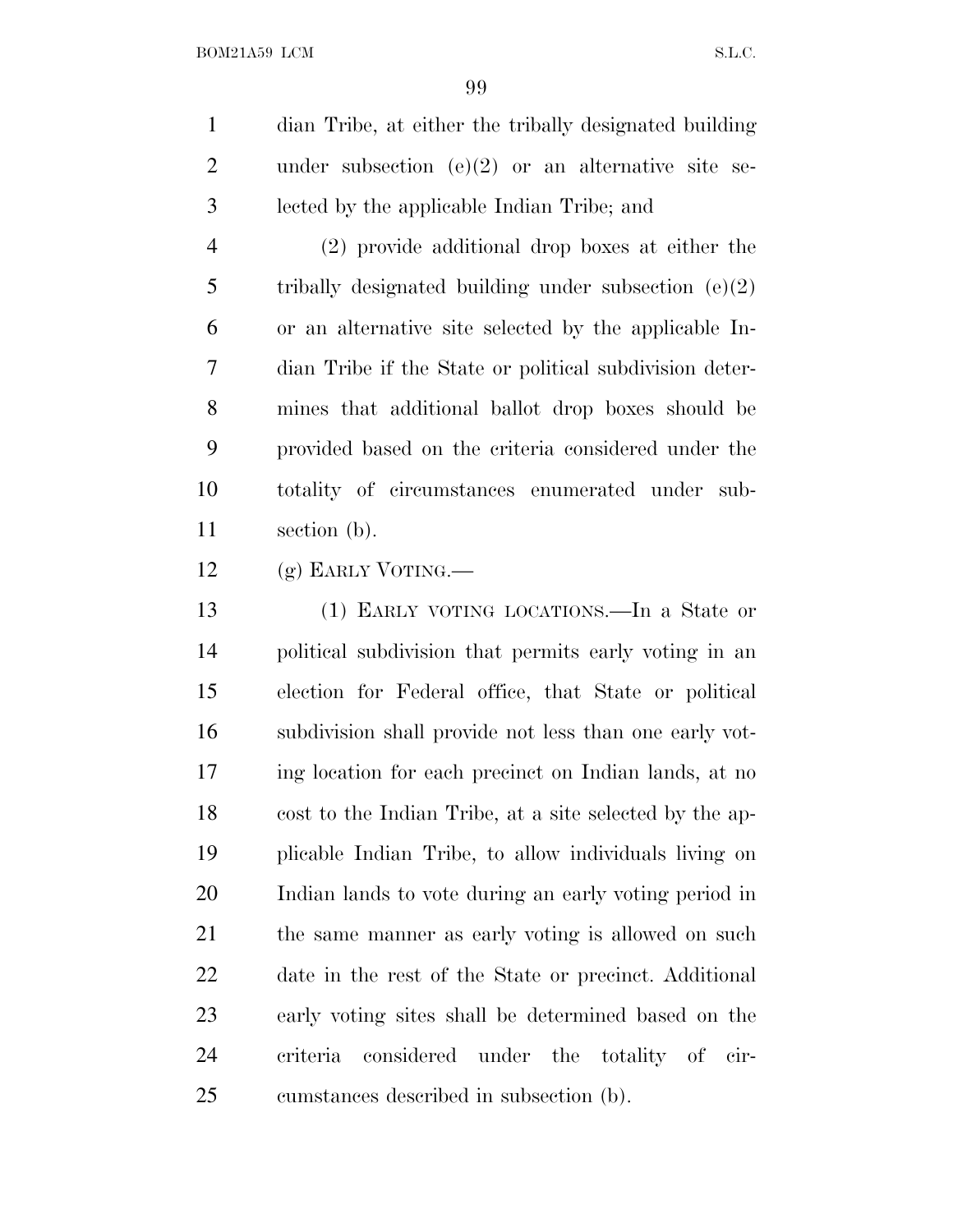dian Tribe, at either the tribally designated building under subsection (e)(2) or an alternative site selected by the applicable Indian Tribe; and

(2) provide additional drop boxes at either the tribally designated building under subsection (e)(2) or an alternative site selected by the applicable Indian Tribe if the State or political subdivision determines that additional ballot drop boxes should be provided based on the criteria considered under the totality of circumstances enumerated under subsection (b).

(g) EARLY VOTING.—

(1) EARLY VOTING LOCATIONS.—In a State or political subdivision that permits early voting in an election for Federal office, that State or political subdivision shall provide not less than one early voting location for each precinct on Indian lands, at no cost to the Indian Tribe, at a site selected by the applicable Indian Tribe, to allow individuals living on Indian lands to vote during an early voting period in the same manner as early voting is allowed on such date in the rest of the State or precinct. Additional early voting sites shall be determined based on the criteria considered under the totality of circumstances described in subsection (b).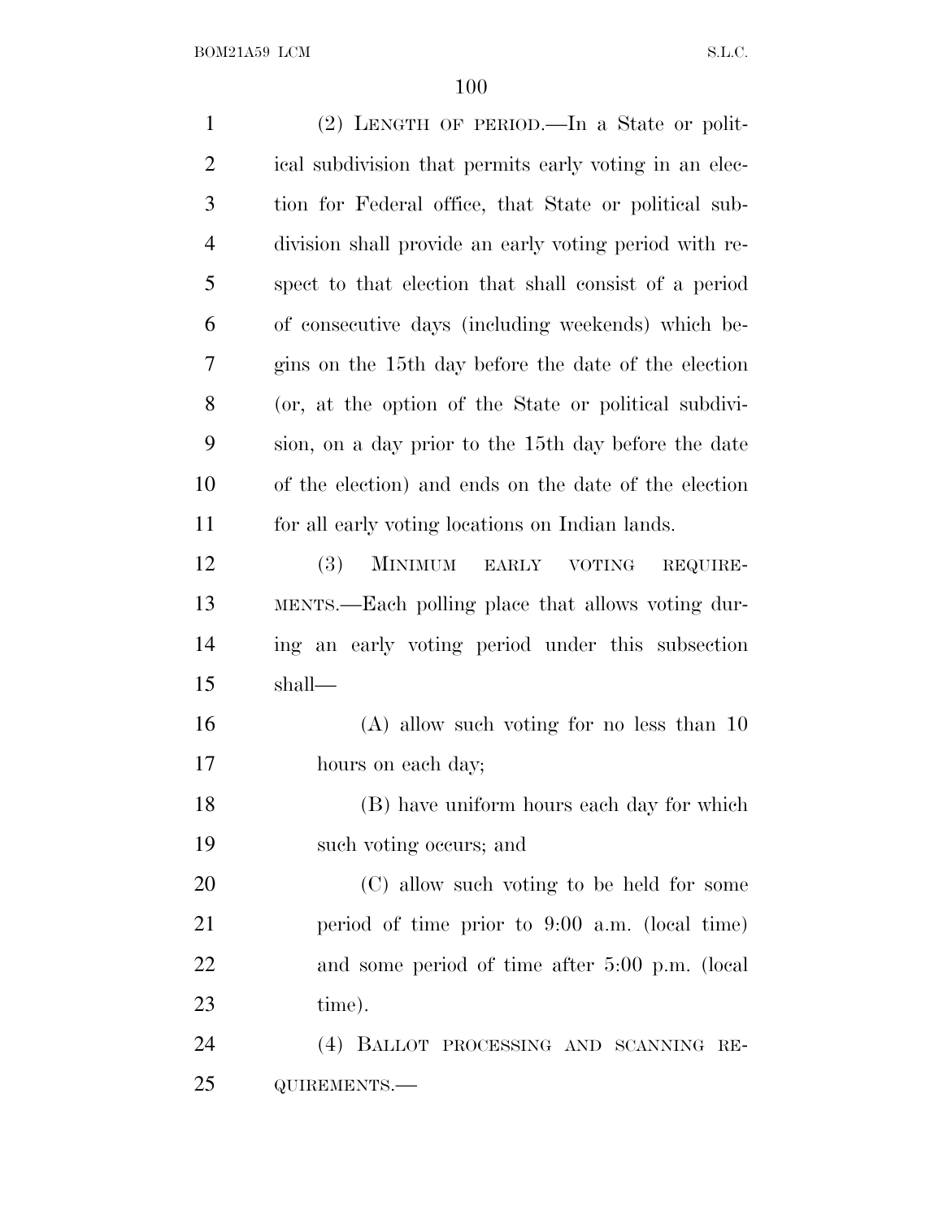(2) Length of period.—In a State or political subdivision that permits early voting in an election for Federal office, that State or political subdivision shall provide an early voting period with respect to that election that shall consist of a period of consecutive days (including weekends) which begins on the 15th day before the date of the election (or, at the option of the State or political subdivision, on a day prior to the 15th day before the date of the election) and ends on the date of the election for all early voting locations on Indian lands.

(3) Minimum early voting requirements.—Each polling place that allows voting during an early voting period under this subsection shall—

(A) allow such voting for no less than 10 hours on each day;

(B) have uniform hours each day for which such voting occurs; and

(C) allow such voting to be held for some period of time prior to 9:00 a.m. (local time) and some period of time after 5:00 p.m. (local time).

(4) Ballot processing and scanning requirements.—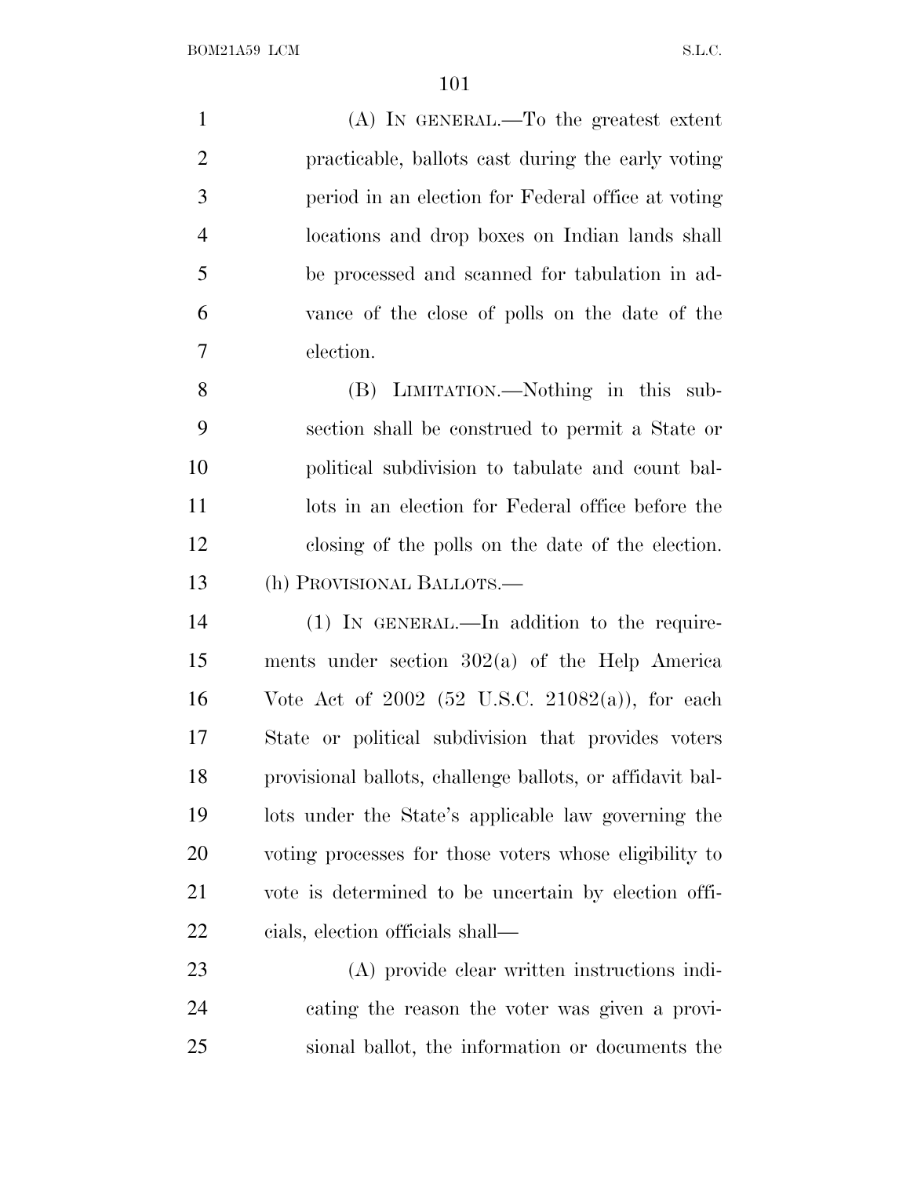(A) IN GENERAL.—To the greatest extent practicable, ballots cast during the early voting period in an election for Federal office at voting locations and drop boxes on Indian lands shall be processed and scanned for tabulation in advance of the close of polls on the date of the election.

(B) LIMITATION.—Nothing in this subsection shall be construed to permit a State or political subdivision to tabulate and count ballots in an election for Federal office before the closing of the polls on the date of the election.

(h) PROVISIONAL BALLOTS.—

(1) IN GENERAL.—In addition to the requirements under section 302(a) of the Help America Vote Act of 2002 (52 U.S.C. 21082(a)), for each State or political subdivision that provides voters provisional ballots, challenge ballots, or affidavit ballots under the State's applicable law governing the voting processes for those voters whose eligibility to vote is determined to be uncertain by election officials, election officials shall—

(A) provide clear written instructions indicating the reason the voter was given a provisional ballot, the information or documents the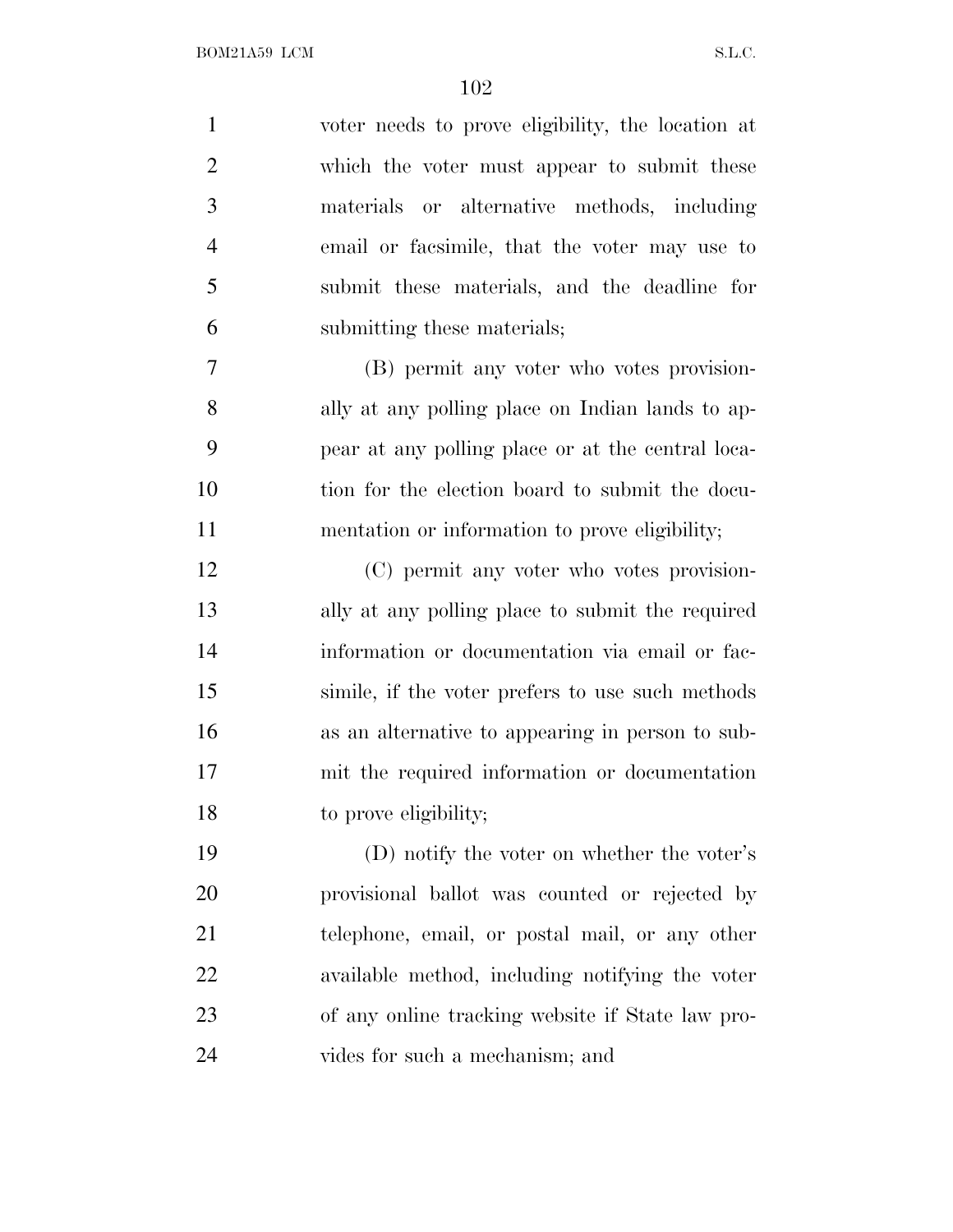voter needs to prove eligibility, the location at which the voter must appear to submit these materials or alternative methods, including email or facsimile, that the voter may use to submit these materials, and the deadline for submitting these materials;

(B) permit any voter who votes provisionally at any polling place on Indian lands to appear at any polling place or at the central location for the election board to submit the documentation or information to prove eligibility;

(C) permit any voter who votes provisionally at any polling place to submit the required information or documentation via email or facsimile, if the voter prefers to use such methods as an alternative to appearing in person to submit the required information or documentation to prove eligibility;

(D) notify the voter on whether the voter's provisional ballot was counted or rejected by telephone, email, or postal mail, or any other available method, including notifying the voter of any online tracking website if State law provides for such a mechanism; and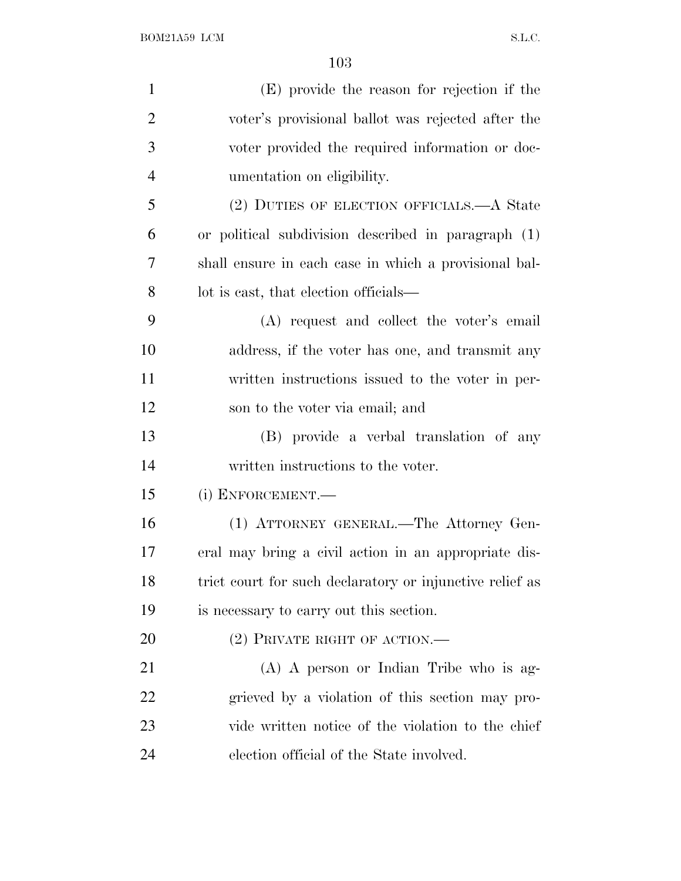(E) provide the reason for rejection if the voter's provisional ballot was rejected after the voter provided the required information or documentation on eligibility.

(2) DUTIES OF ELECTION OFFICIALS.—A State or political subdivision described in paragraph (1) shall ensure in each case in which a provisional ballot is cast, that election officials—

(A) request and collect the voter's email address, if the voter has one, and transmit any written instructions issued to the voter in person to the voter via email; and

(B) provide a verbal translation of any written instructions to the voter.

(i) ENFORCEMENT.—

(1) ATTORNEY GENERAL.—The Attorney General may bring a civil action in an appropriate district court for such declaratory or injunctive relief as is necessary to carry out this section.

(2) PRIVATE RIGHT OF ACTION.—

(A) A person or Indian Tribe who is aggrieved by a violation of this section may provide written notice of the violation to the chief election official of the State involved.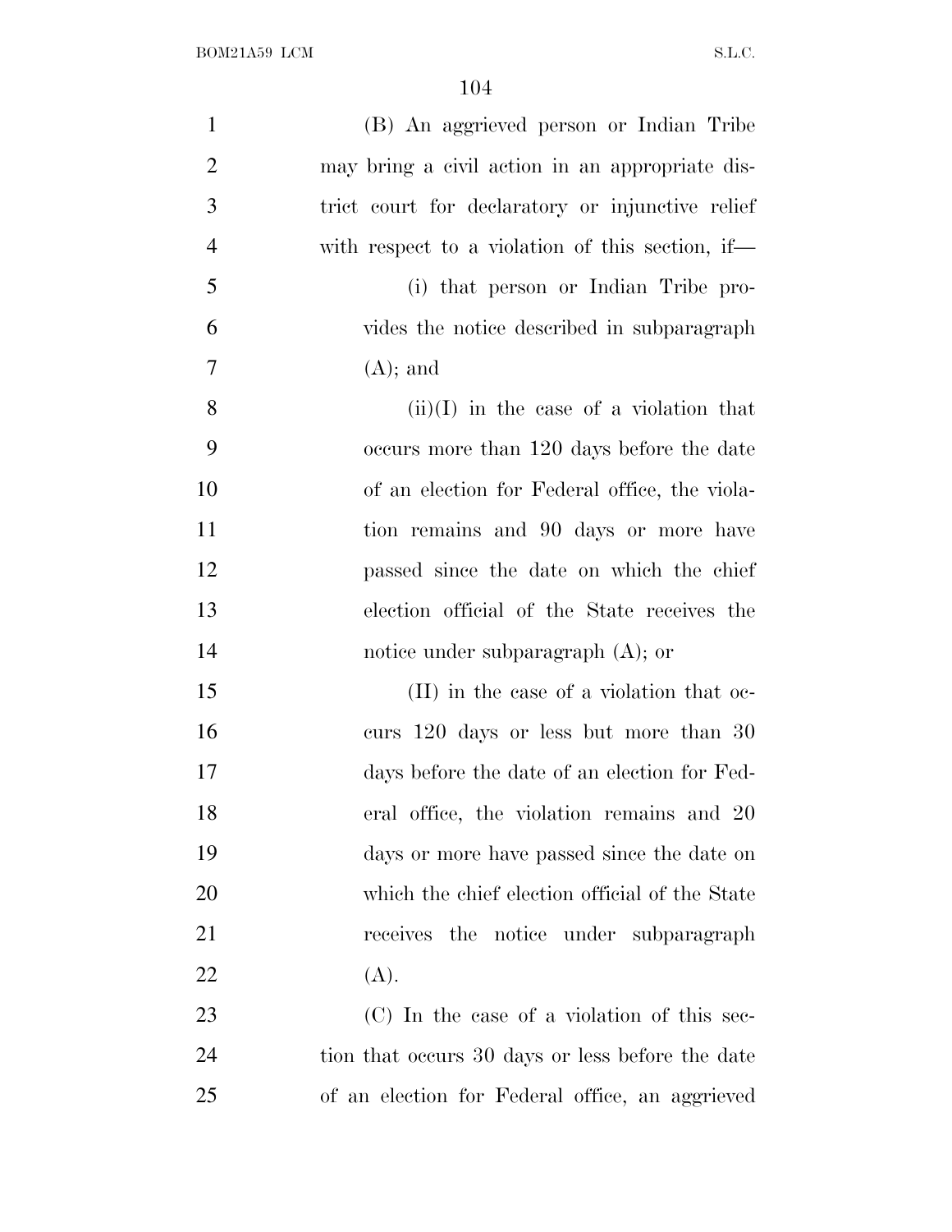(B) An aggrieved person or Indian Tribe may bring a civil action in an appropriate district court for declaratory or injunctive relief with respect to a violation of this section, if—

(i) that person or Indian Tribe provides the notice described in subparagraph (A); and

(ii)(I) in the case of a violation that occurs more than 120 days before the date of an election for Federal office, the violation remains and 90 days or more have passed since the date on which the chief election official of the State receives the notice under subparagraph (A); or

(II) in the case of a violation that occurs 120 days or less but more than 30 days before the date of an election for Federal office, the violation remains and 20 days or more have passed since the date on which the chief election official of the State receives the notice under subparagraph (A).

(C) In the case of a violation of this section that occurs 30 days or less before the date of an election for Federal office, an aggrieved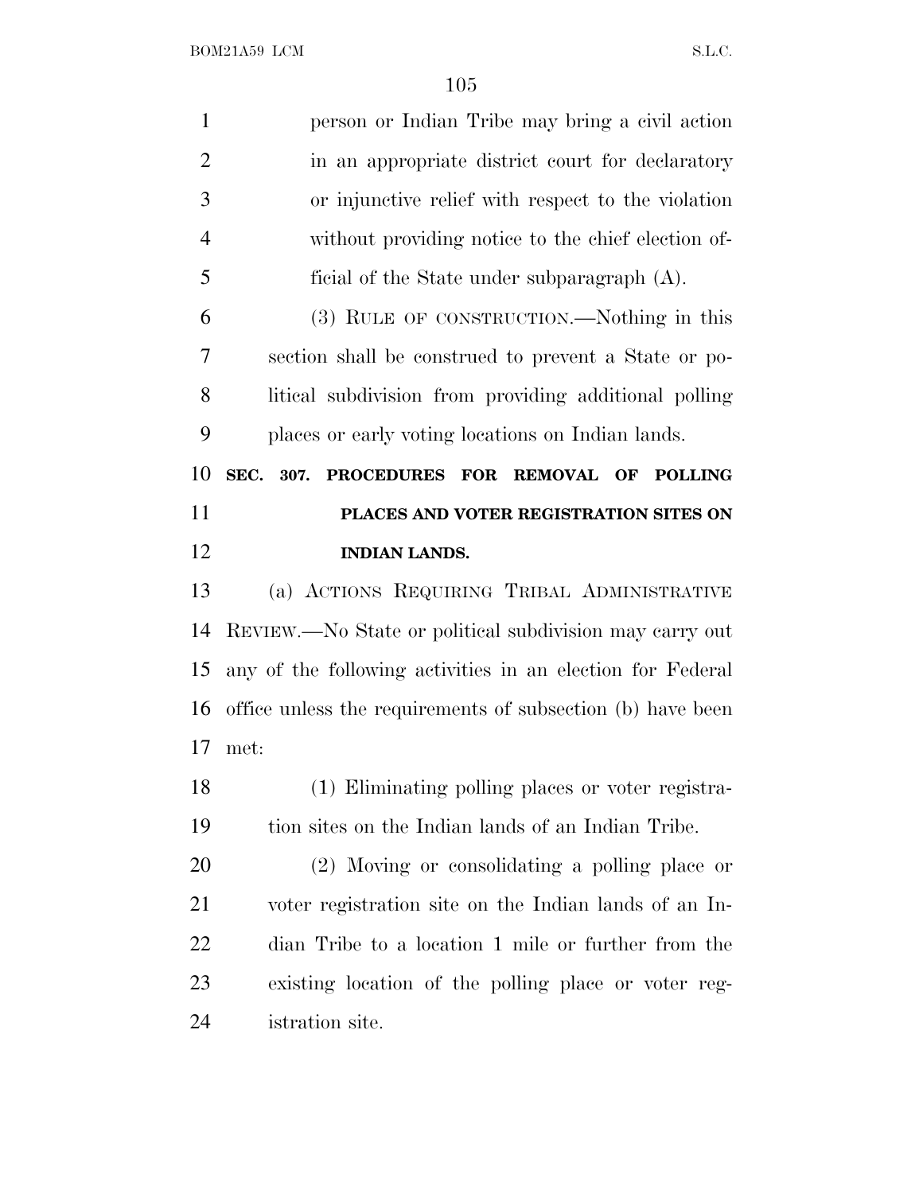person or Indian Tribe may bring a civil action in an appropriate district court for declaratory or injunctive relief with respect to the violation without providing notice to the chief election official of the State under subparagraph (A).

(3) RULE OF CONSTRUCTION.—Nothing in this section shall be construed to prevent a State or political subdivision from providing additional polling places or early voting locations on Indian lands.

**SEC. 307. PROCEDURES FOR REMOVAL OF POLLING PLACES AND VOTER REGISTRATION SITES ON INDIAN LANDS.**

(a) ACTIONS REQUIRING TRIBAL ADMINISTRATIVE REVIEW.—No State or political subdivision may carry out any of the following activities in an election for Federal office unless the requirements of subsection (b) have been met:

(1) Eliminating polling places or voter registration sites on the Indian lands of an Indian Tribe.

(2) Moving or consolidating a polling place or voter registration site on the Indian lands of an Indian Tribe to a location 1 mile or further from the existing location of the polling place or voter registration site.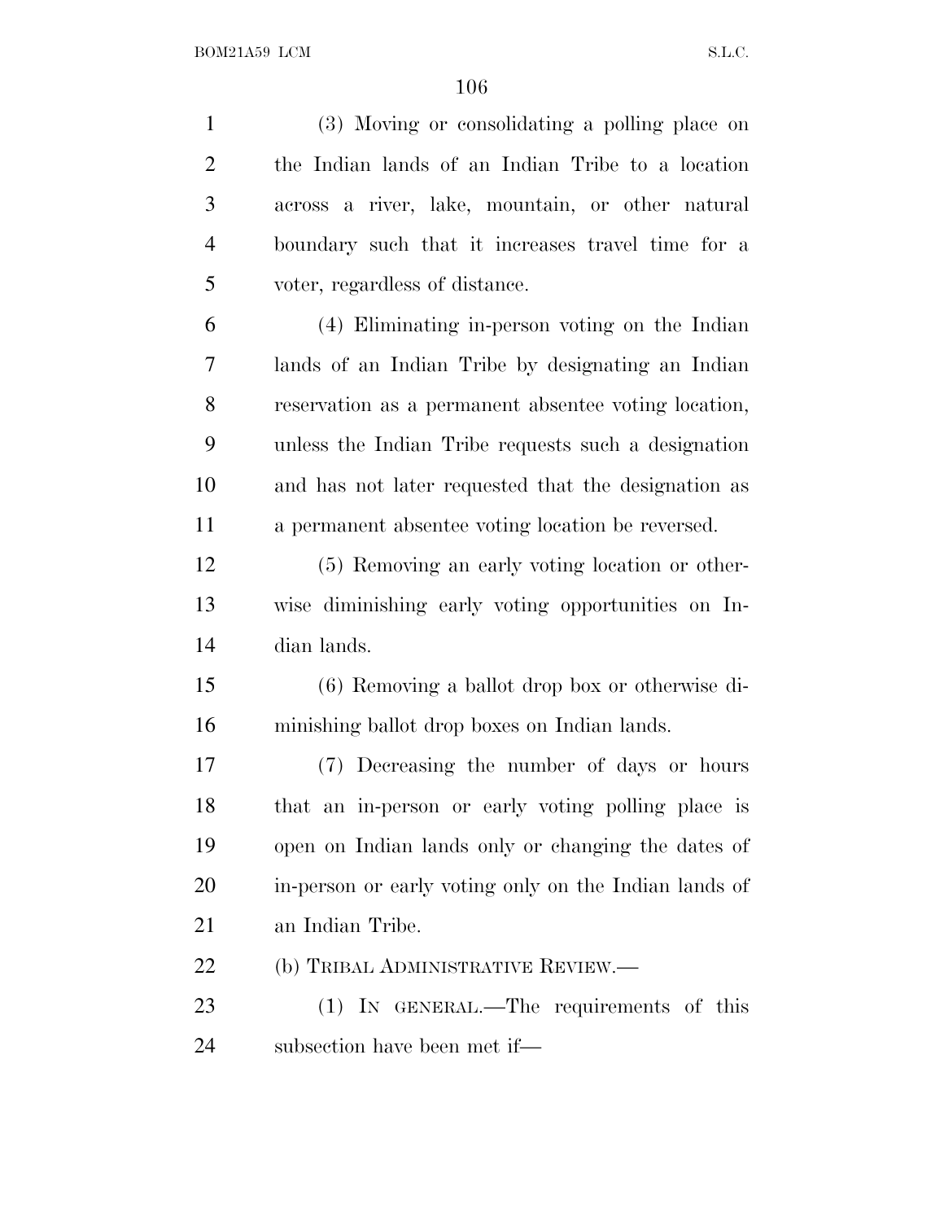(3) Moving or consolidating a polling place on the Indian lands of an Indian Tribe to a location across a river, lake, mountain, or other natural boundary such that it increases travel time for a voter, regardless of distance.

(4) Eliminating in-person voting on the Indian lands of an Indian Tribe by designating an Indian reservation as a permanent absentee voting location, unless the Indian Tribe requests such a designation and has not later requested that the designation as a permanent absentee voting location be reversed.

(5) Removing an early voting location or otherwise diminishing early voting opportunities on Indian lands.

(6) Removing a ballot drop box or otherwise diminishing ballot drop boxes on Indian lands.

(7) Decreasing the number of days or hours that an in-person or early voting polling place is open on Indian lands only or changing the dates of in-person or early voting only on the Indian lands of an Indian Tribe.

(b) TRIBAL ADMINISTRATIVE REVIEW.—

(1) IN GENERAL.—The requirements of this subsection have been met if—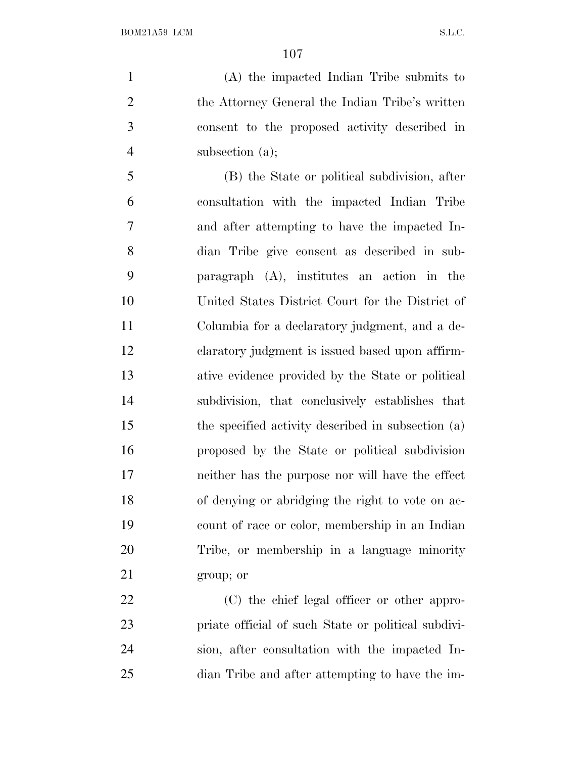(A) the impacted Indian Tribe submits to the Attorney General the Indian Tribe's written consent to the proposed activity described in subsection (a);

(B) the State or political subdivision, after consultation with the impacted Indian Tribe and after attempting to have the impacted Indian Tribe give consent as described in subparagraph (A), institutes an action in the United States District Court for the District of Columbia for a declaratory judgment, and a declaratory judgment is issued based upon affirmative evidence provided by the State or political subdivision, that conclusively establishes that the specified activity described in subsection (a) proposed by the State or political subdivision neither has the purpose nor will have the effect of denying or abridging the right to vote on account of race or color, membership in an Indian Tribe, or membership in a language minority group; or

(C) the chief legal officer or other appropriate official of such State or political subdivision, after consultation with the impacted Indian Tribe and after attempting to have the im-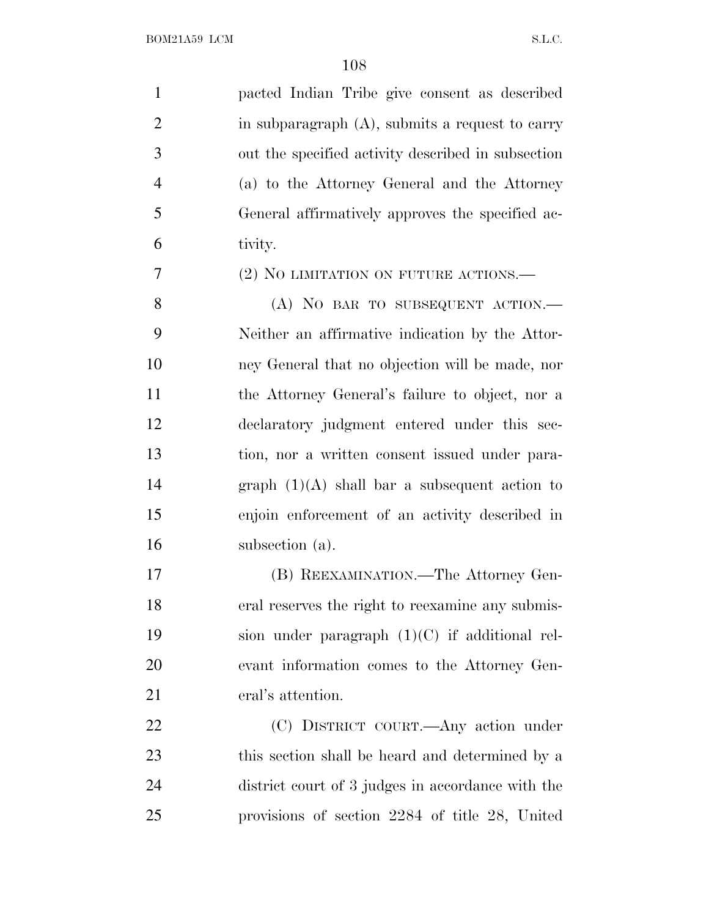pacted Indian Tribe give consent as described in subparagraph (A), submits a request to carry out the specified activity described in subsection (a) to the Attorney General and the Attorney General affirmatively approves the specified activity.

(2) NO LIMITATION ON FUTURE ACTIONS.—

(A) NO BAR TO SUBSEQUENT ACTION.—Neither an affirmative indication by the Attorney General that no objection will be made, nor the Attorney General's failure to object, nor a declaratory judgment entered under this section, nor a written consent issued under paragraph (1)(A) shall bar a subsequent action to enjoin enforcement of an activity described in subsection (a).

(B) REEXAMINATION.—The Attorney General reserves the right to reexamine any submission under paragraph (1)(C) if additional relevant information comes to the Attorney General's attention.

(C) DISTRICT COURT.—Any action under this section shall be heard and determined by a district court of 3 judges in accordance with the provisions of section 2284 of title 28, United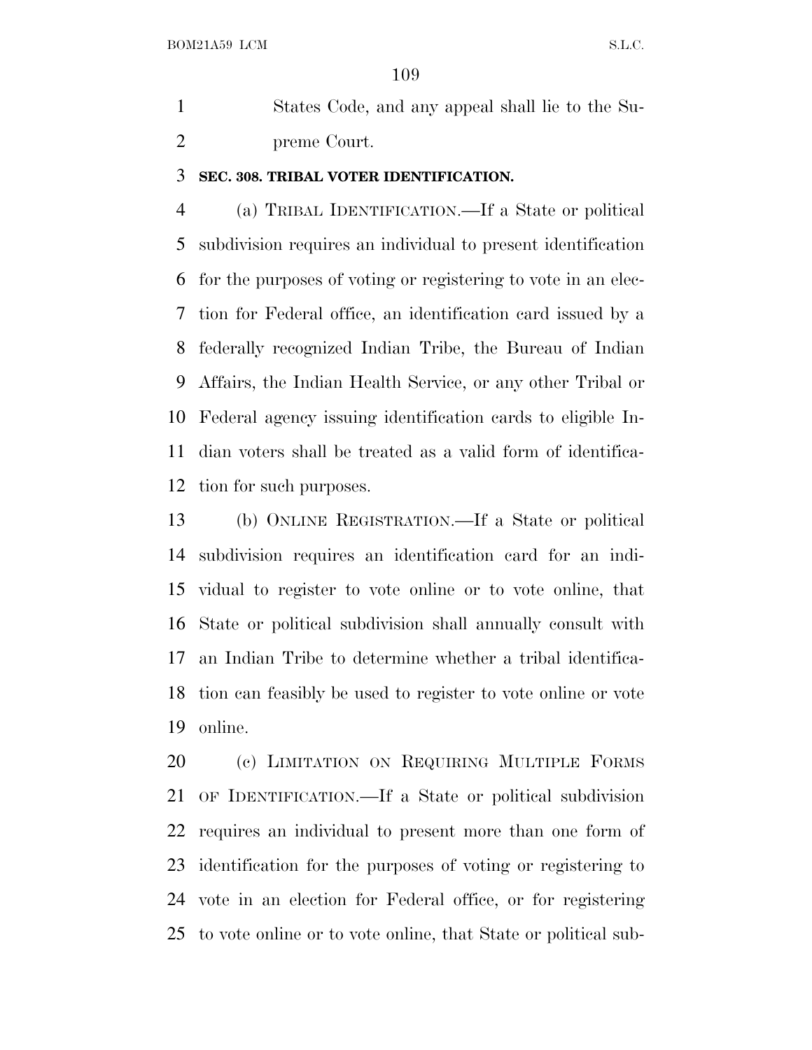States Code, and any appeal shall lie to the Supreme Court.

**SEC. 308. TRIBAL VOTER IDENTIFICATION.**

(a) TRIBAL IDENTIFICATION.—If a State or political subdivision requires an individual to present identification for the purposes of voting or registering to vote in an election for Federal office, an identification card issued by a federally recognized Indian Tribe, the Bureau of Indian Affairs, the Indian Health Service, or any other Tribal or Federal agency issuing identification cards to eligible Indian voters shall be treated as a valid form of identification for such purposes.

(b) ONLINE REGISTRATION.—If a State or political subdivision requires an identification card for an individual to register to vote online or to vote online, that State or political subdivision shall annually consult with an Indian Tribe to determine whether a tribal identification can feasibly be used to register to vote online or vote online.

(c) LIMITATION ON REQUIRING MULTIPLE FORMS OF IDENTIFICATION.—If a State or political subdivision requires an individual to present more than one form of identification for the purposes of voting or registering to vote in an election for Federal office, or for registering to vote online or to vote online, that State or political sub-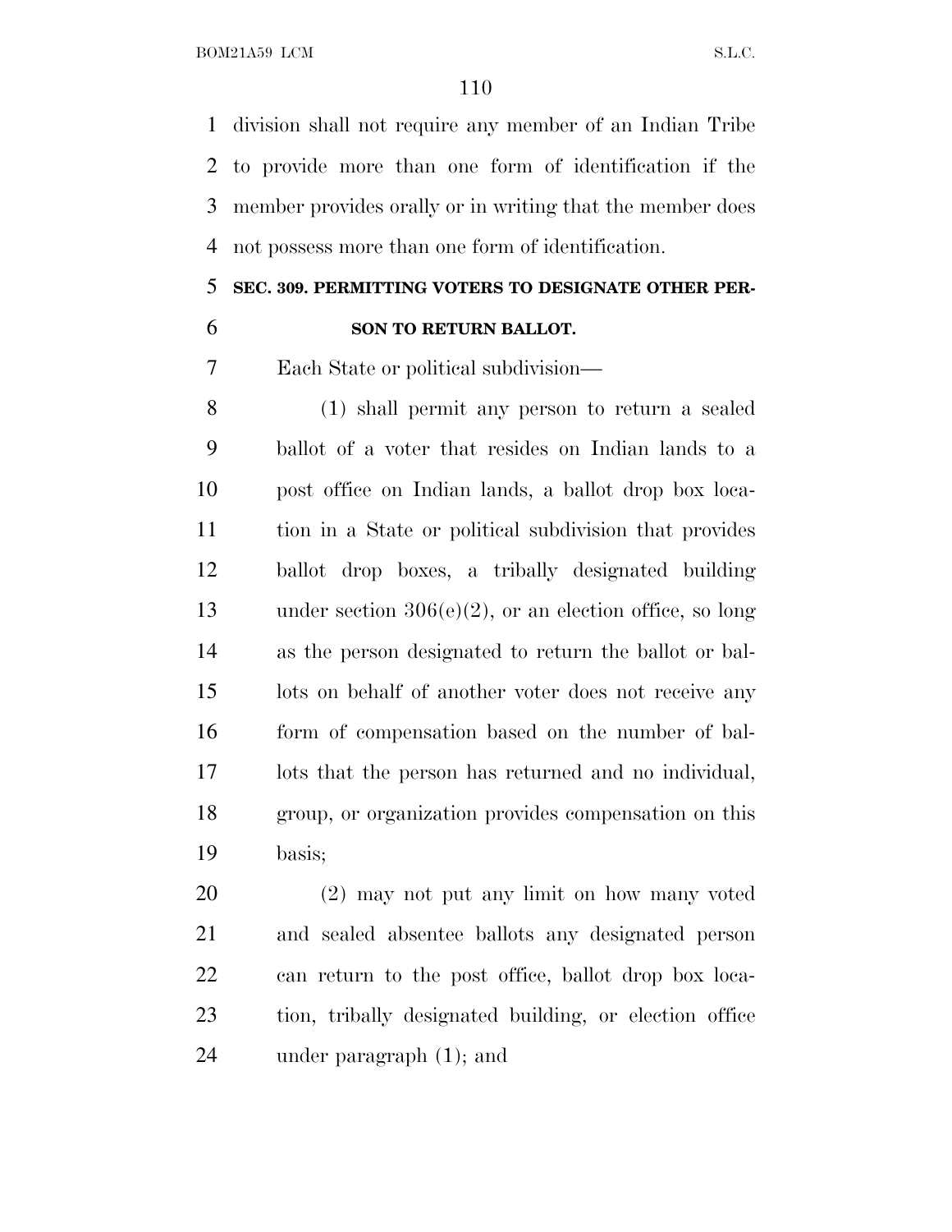division shall not require any member of an Indian Tribe to provide more than one form of identification if the member provides orally or in writing that the member does not possess more than one form of identification.

### SEC. 309. PERMITTING VOTERS TO DESIGNATE OTHER PERSON TO RETURN BALLOT.

Each State or political subdivision—

(1) shall permit any person to return a sealed ballot of a voter that resides on Indian lands to a post office on Indian lands, a ballot drop box location in a State or political subdivision that provides ballot drop boxes, a tribally designated building under section 306(e)(2), or an election office, so long as the person designated to return the ballot or ballots on behalf of another voter does not receive any form of compensation based on the number of ballots that the person has returned and no individual, group, or organization provides compensation on this basis;

(2) may not put any limit on how many voted and sealed absentee ballots any designated person can return to the post office, ballot drop box location, tribally designated building, or election office under paragraph (1); and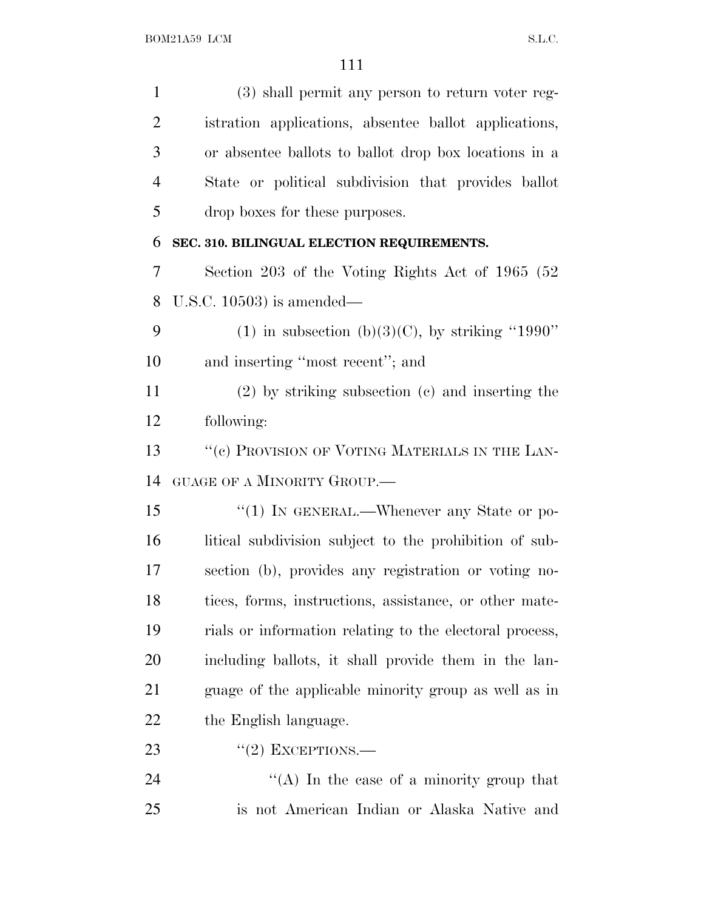(3) shall permit any person to return voter registration applications, absentee ballot applications, or absentee ballots to ballot drop box locations in a State or political subdivision that provides ballot drop boxes for these purposes.

**SEC. 310. BILINGUAL ELECTION REQUIREMENTS.**

Section 203 of the Voting Rights Act of 1965 (52 U.S.C. 10503) is amended—

(1) in subsection (b)(3)(C), by striking "1990" and inserting "most recent"; and

(2) by striking subsection (c) and inserting the following:

"(c) PROVISION OF VOTING MATERIALS IN THE LANGUAGE OF A MINORITY GROUP.—

"(1) IN GENERAL.—Whenever any State or political subdivision subject to the prohibition of subsection (b), provides any registration or voting notices, forms, instructions, assistance, or other materials or information relating to the electoral process, including ballots, it shall provide them in the language of the applicable minority group as well as in the English language.

"(2) EXCEPTIONS.—

"(A) In the case of a minority group that is not American Indian or Alaska Native and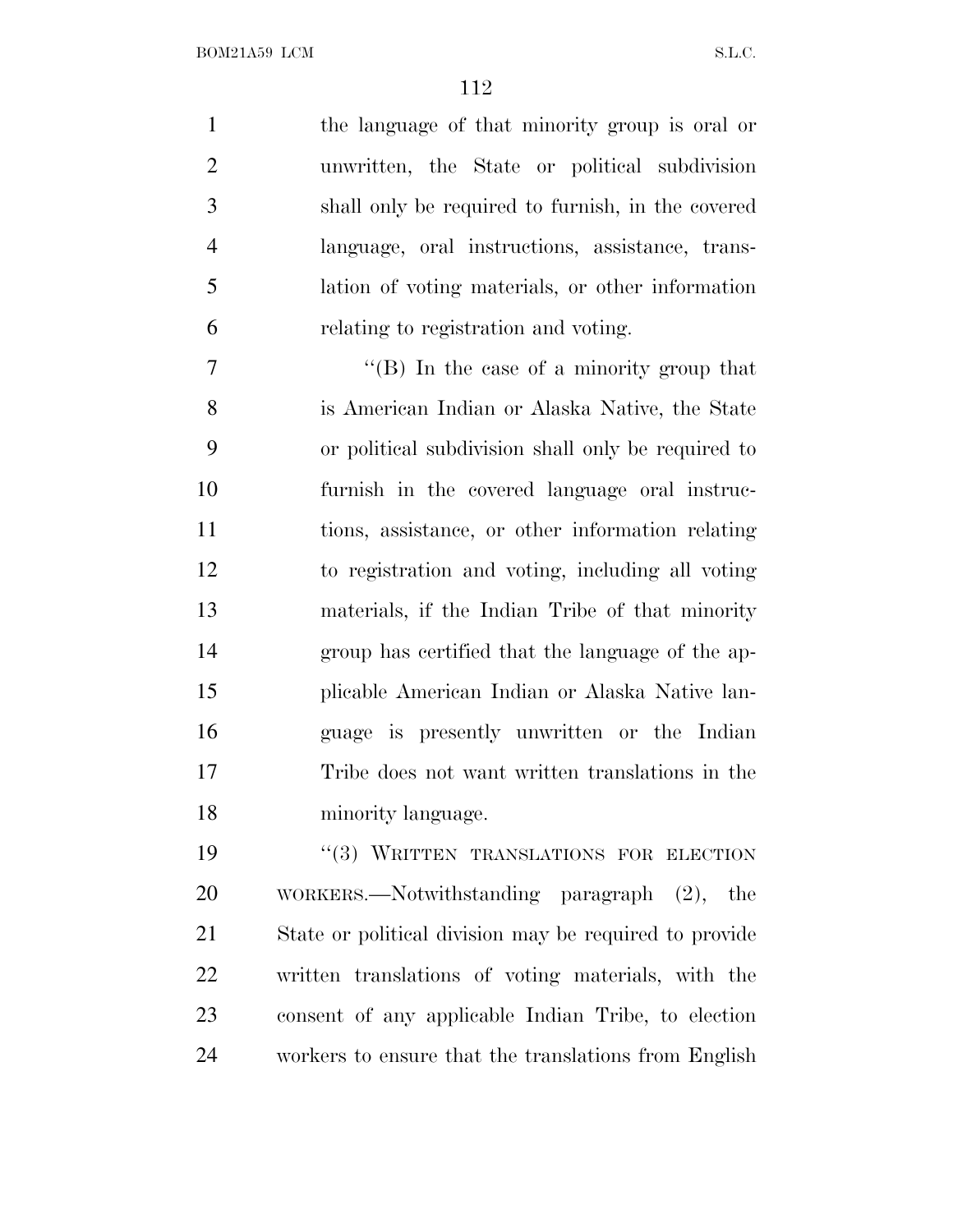the language of that minority group is oral or unwritten, the State or political subdivision shall only be required to furnish, in the covered language, oral instructions, assistance, translation of voting materials, or other information relating to registration and voting.

"(B) In the case of a minority group that is American Indian or Alaska Native, the State or political subdivision shall only be required to furnish in the covered language oral instructions, assistance, or other information relating to registration and voting, including all voting materials, if the Indian Tribe of that minority group has certified that the language of the applicable American Indian or Alaska Native language is presently unwritten or the Indian Tribe does not want written translations in the minority language.

"(3) WRITTEN TRANSLATIONS FOR ELECTION WORKERS.—Notwithstanding paragraph (2), the State or political division may be required to provide written translations of voting materials, with the consent of any applicable Indian Tribe, to election workers to ensure that the translations from English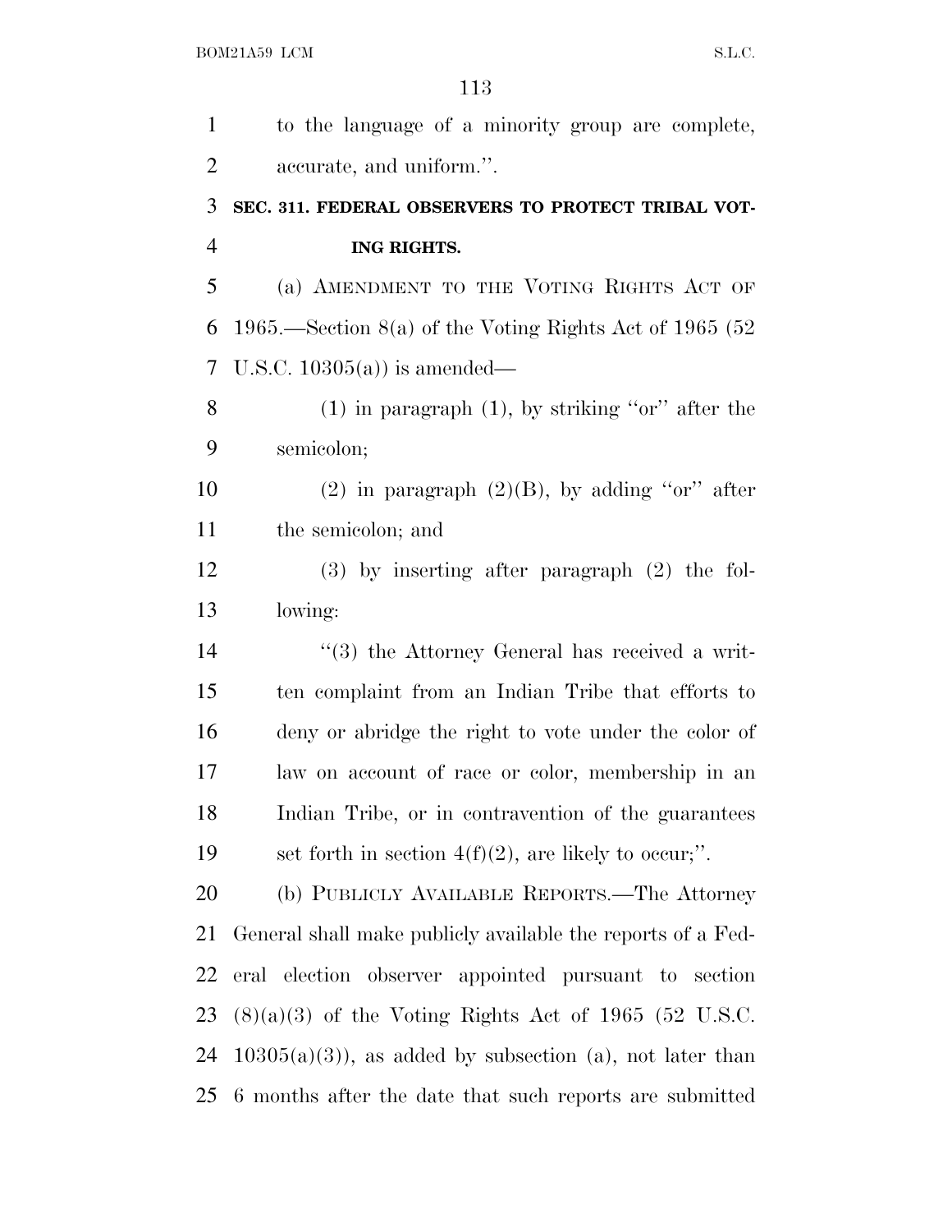to the language of a minority group are complete, accurate, and uniform.''.

**SEC. 311. FEDERAL OBSERVERS TO PROTECT TRIBAL VOTING RIGHTS.**

(a) AMENDMENT TO THE VOTING RIGHTS ACT OF 1965.—Section 8(a) of the Voting Rights Act of 1965 (52 U.S.C. 10305(a)) is amended—

(1) in paragraph (1), by striking ''or'' after the semicolon;

(2) in paragraph (2)(B), by adding ''or'' after the semicolon; and

(3) by inserting after paragraph (2) the following:

''(3) the Attorney General has received a written complaint from an Indian Tribe that efforts to deny or abridge the right to vote under the color of law on account of race or color, membership in an Indian Tribe, or in contravention of the guarantees set forth in section 4(f)(2), are likely to occur;''.

(b) PUBLICLY AVAILABLE REPORTS.—The Attorney General shall make publicly available the reports of a Federal election observer appointed pursuant to section (8)(a)(3) of the Voting Rights Act of 1965 (52 U.S.C. 10305(a)(3)), as added by subsection (a), not later than 6 months after the date that such reports are submitted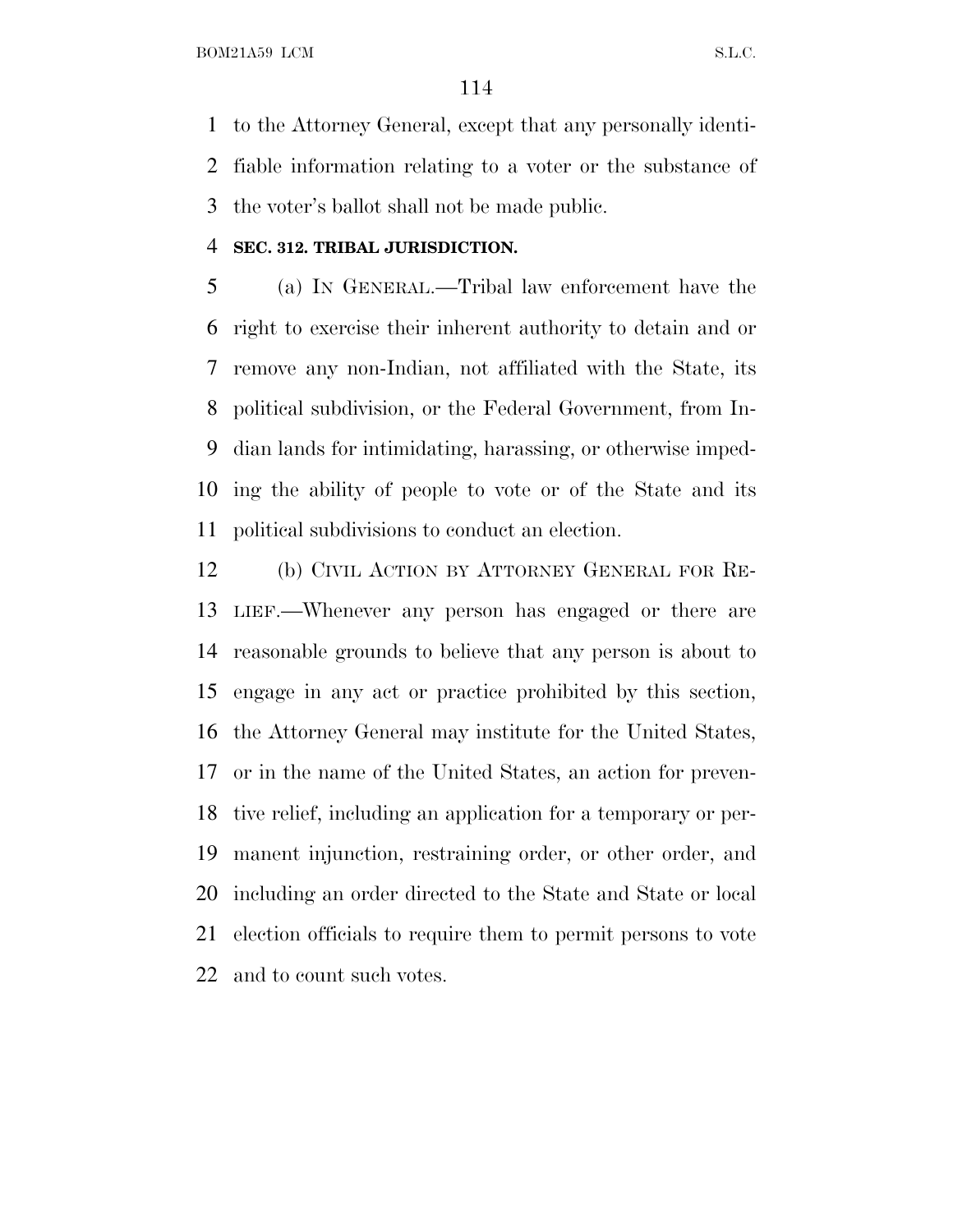to the Attorney General, except that any personally identifiable information relating to a voter or the substance of the voter's ballot shall not be made public.

**SEC. 312. TRIBAL JURISDICTION.**

(a) IN GENERAL.—Tribal law enforcement have the right to exercise their inherent authority to detain and or remove any non-Indian, not affiliated with the State, its political subdivision, or the Federal Government, from Indian lands for intimidating, harassing, or otherwise impeding the ability of people to vote or of the State and its political subdivisions to conduct an election.

(b) CIVIL ACTION BY ATTORNEY GENERAL FOR RELIEF.—Whenever any person has engaged or there are reasonable grounds to believe that any person is about to engage in any act or practice prohibited by this section, the Attorney General may institute for the United States, or in the name of the United States, an action for preventive relief, including an application for a temporary or permanent injunction, restraining order, or other order, and including an order directed to the State and State or local election officials to require them to permit persons to vote and to count such votes.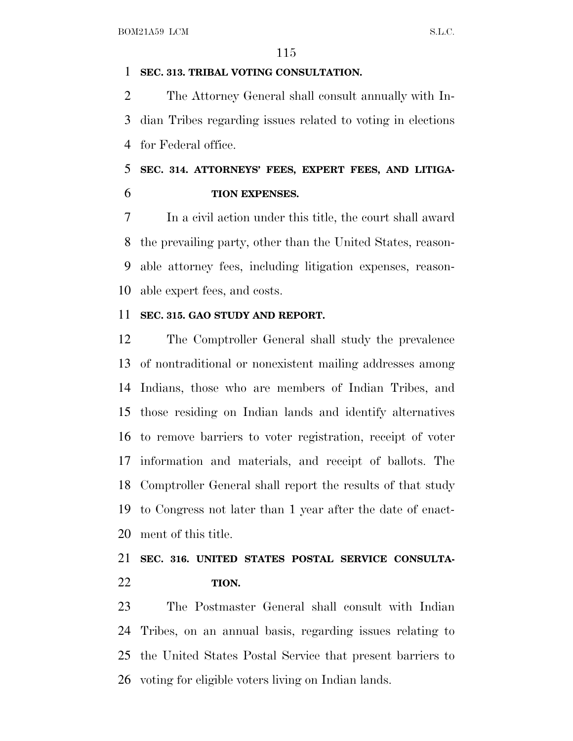**SEC. 313. TRIBAL VOTING CONSULTATION.**

The Attorney General shall consult annually with Indian Tribes regarding issues related to voting in elections for Federal office.

**SEC. 314. ATTORNEYS' FEES, EXPERT FEES, AND LITIGATION EXPENSES.**

In a civil action under this title, the court shall award the prevailing party, other than the United States, reasonable attorney fees, including litigation expenses, reasonable expert fees, and costs.

**SEC. 315. GAO STUDY AND REPORT.**

The Comptroller General shall study the prevalence of nontraditional or nonexistent mailing addresses among Indians, those who are members of Indian Tribes, and those residing on Indian lands and identify alternatives to remove barriers to voter registration, receipt of voter information and materials, and receipt of ballots. The Comptroller General shall report the results of that study to Congress not later than 1 year after the date of enactment of this title.

**SEC. 316. UNITED STATES POSTAL SERVICE CONSULTATION.**

The Postmaster General shall consult with Indian Tribes, on an annual basis, regarding issues relating to the United States Postal Service that present barriers to voting for eligible voters living on Indian lands.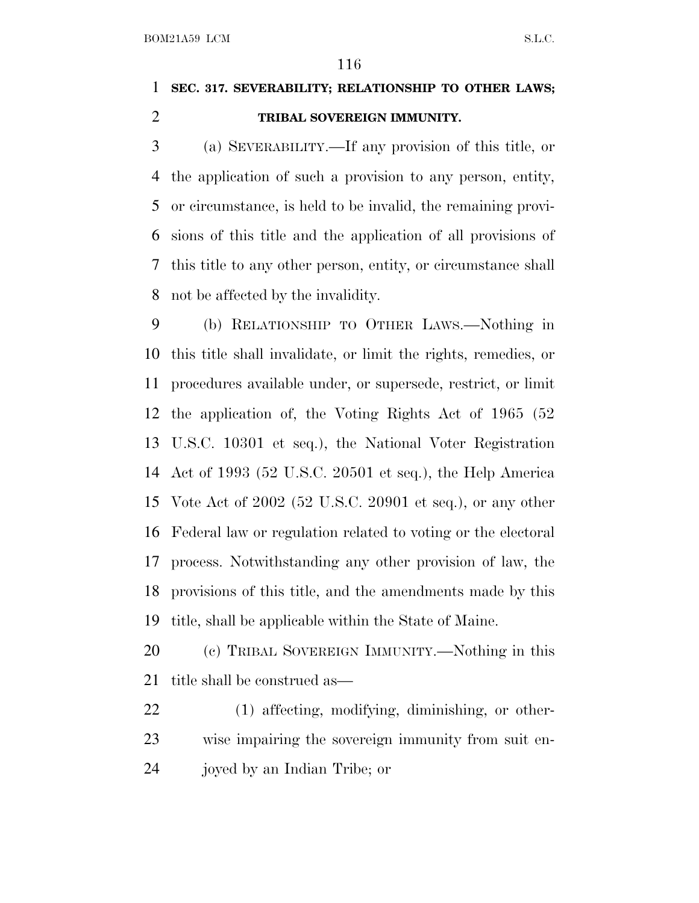## SEC. 317. SEVERABILITY; RELATIONSHIP TO OTHER LAWS; TRIBAL SOVEREIGN IMMUNITY.

(a) SEVERABILITY.—If any provision of this title, or the application of such a provision to any person, entity, or circumstance, is held to be invalid, the remaining provisions of this title and the application of all provisions of this title to any other person, entity, or circumstance shall not be affected by the invalidity.

(b) RELATIONSHIP TO OTHER LAWS.—Nothing in this title shall invalidate, or limit the rights, remedies, or procedures available under, or supersede, restrict, or limit the application of, the Voting Rights Act of 1965 (52 U.S.C. 10301 et seq.), the National Voter Registration Act of 1993 (52 U.S.C. 20501 et seq.), the Help America Vote Act of 2002 (52 U.S.C. 20901 et seq.), or any other Federal law or regulation related to voting or the electoral process. Notwithstanding any other provision of law, the provisions of this title, and the amendments made by this title, shall be applicable within the State of Maine.

(c) TRIBAL SOVEREIGN IMMUNITY.—Nothing in this title shall be construed as—

(1) affecting, modifying, diminishing, or otherwise impairing the sovereign immunity from suit enjoyed by an Indian Tribe; or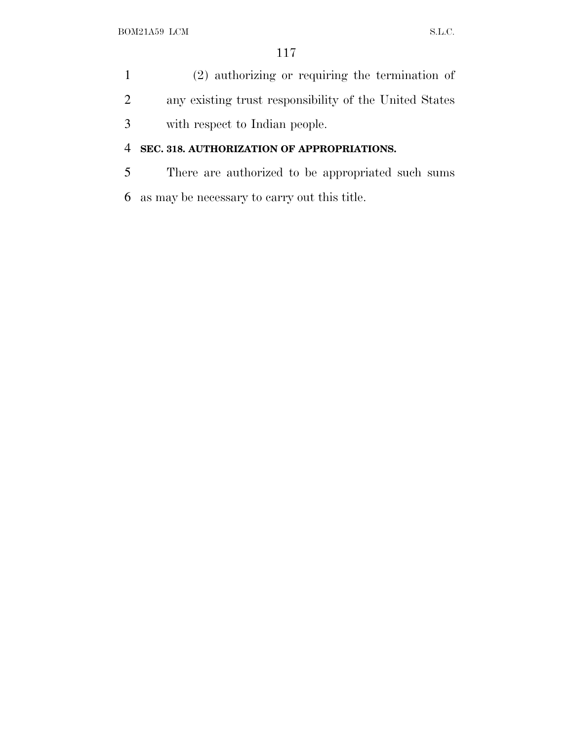(2) authorizing or requiring the termination of any existing trust responsibility of the United States with respect to Indian people.

## SEC. 318. AUTHORIZATION OF APPROPRIATIONS.

There are authorized to be appropriated such sums as may be necessary to carry out this title.